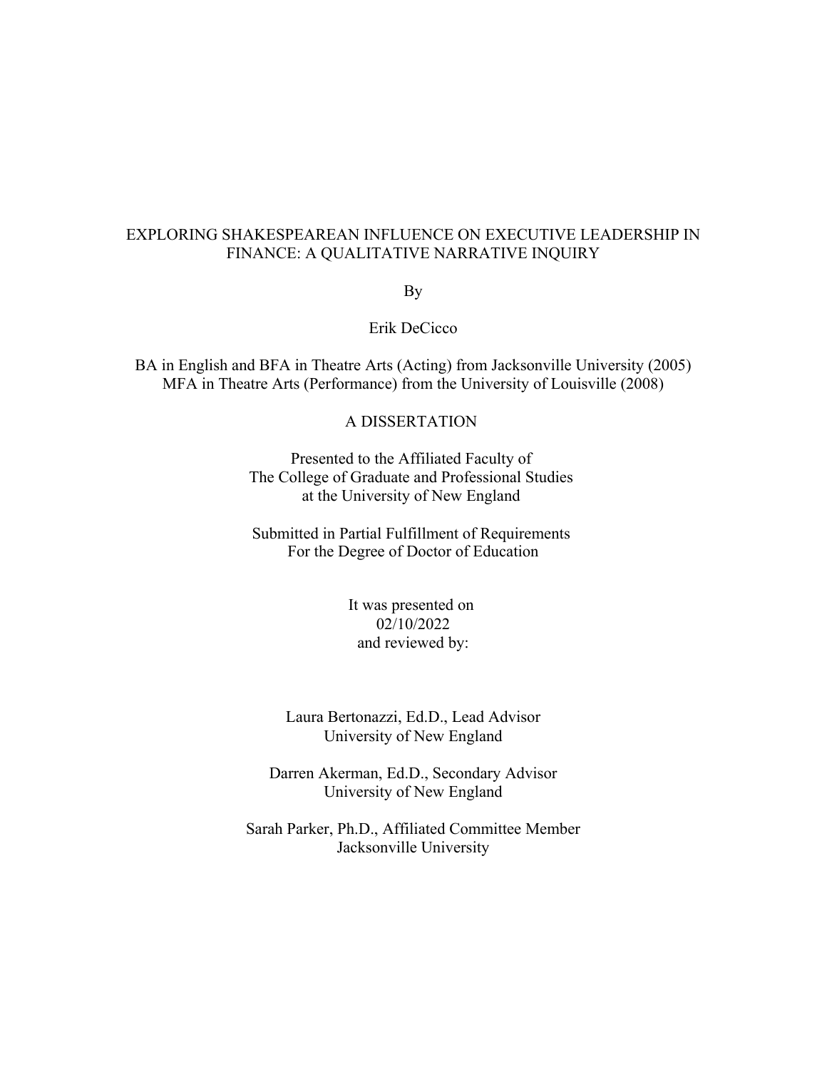# EXPLORING SHAKESPEAREAN INFLUENCE ON EXECUTIVE LEADERSHIP IN FINANCE: A QUALITATIVE NARRATIVE INQUIRY

By

Erik DeCicco

BA in English and BFA in Theatre Arts (Acting) from Jacksonville University (2005)
MFA in Theatre Arts (Performance) from the University of Louisville (2008)

A DISSERTATION

Presented to the Affiliated Faculty of
The College of Graduate and Professional Studies
at the University of New England

Submitted in Partial Fulfillment of Requirements
For the Degree of Doctor of Education

It was presented on
02/10/2022
and reviewed by:

Laura Bertonazzi, Ed.D., Lead Advisor
University of New England

Darren Akerman, Ed.D., Secondary Advisor
University of New England

Sarah Parker, Ph.D., Affiliated Committee Member
Jacksonville University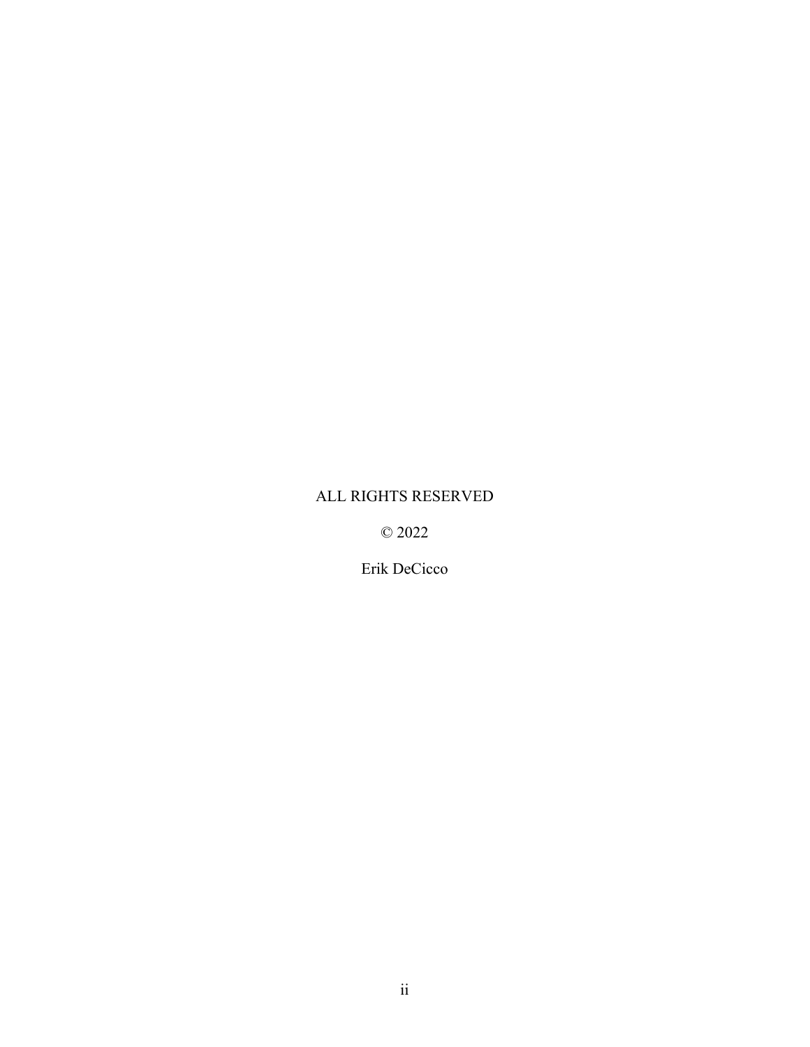ALL RIGHTS RESERVED

© 2022

Erik DeCicco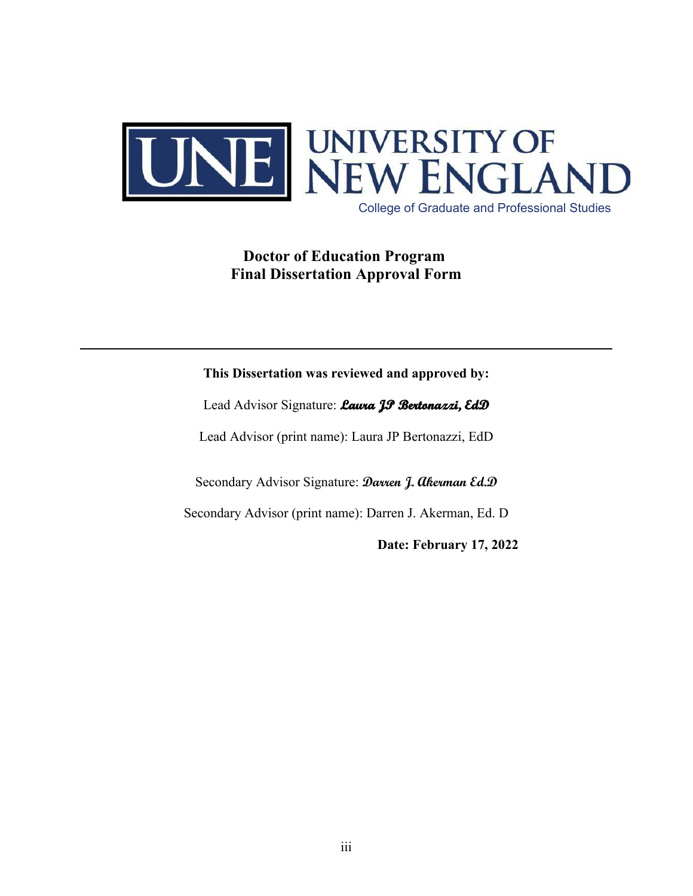UNE UNIVERSITY OF NEW ENGLAND

College of Graduate and Professional Studies

**Doctor of Education Program**
**Final Dissertation Approval Form**

---

**This Dissertation was reviewed and approved by:**

Lead Advisor Signature: ***Laura JP Bertonazzi, EdD***

Lead Advisor (print name): Laura JP Bertonazzi, EdD

Secondary Advisor Signature: ***Darren J. Akerman Ed.D***

Secondary Advisor (print name): Darren J. Akerman, Ed. D

**Date: February 17, 2022**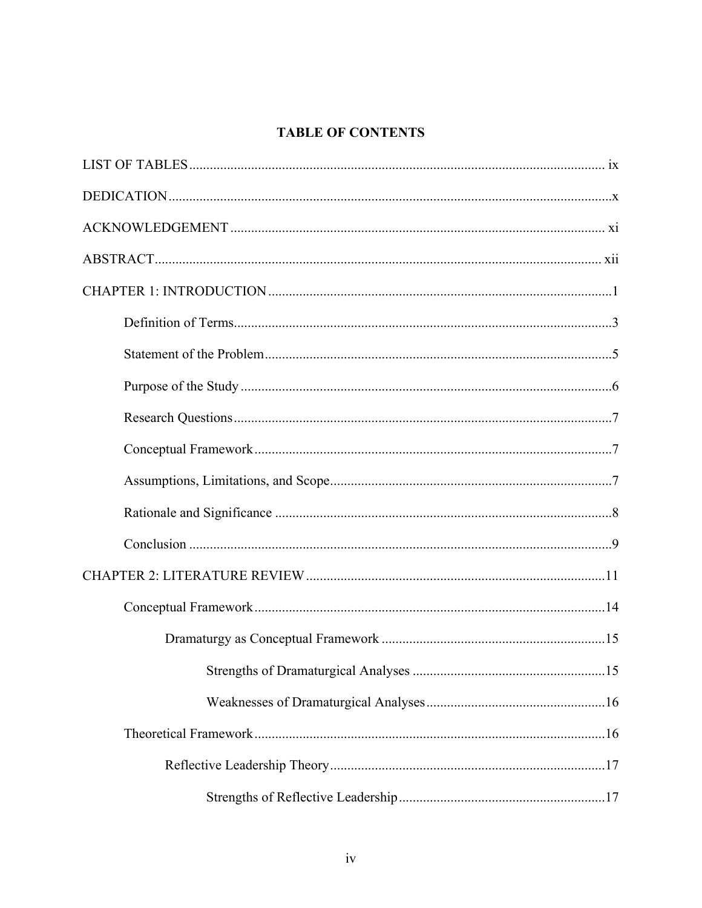# TABLE OF CONTENTS

LIST OF TABLES ........................................................................................................... ix

DEDICATION ..................................................................................................................x

ACKNOWLEDGEMENT ............................................................................................... xi

ABSTRACT .................................................................................................................... xii

CHAPTER 1: INTRODUCTION .......................................................................................1

- Definition of Terms .............................................................................................3
- Statement of the Problem .....................................................................................5
- Purpose of the Study ............................................................................................6
- Research Questions ..............................................................................................7
- Conceptual Framework ........................................................................................7
- Assumptions, Limitations, and Scope ..................................................................7
- Rationale and Significance ..................................................................................8
- Conclusion ...........................................................................................................9

CHAPTER 2: LITERATURE REVIEW ..........................................................................11

- Conceptual Framework .......................................................................................14
  - Dramaturgy as Conceptual Framework ..................................................15
    - Strengths of Dramaturgical Analyses .........................................15
    - Weaknesses of Dramaturgical Analyses .....................................16
- Theoretical Framework .......................................................................................16
  - Reflective Leadership Theory .................................................................17
    - Strengths of Reflective Leadership .............................................17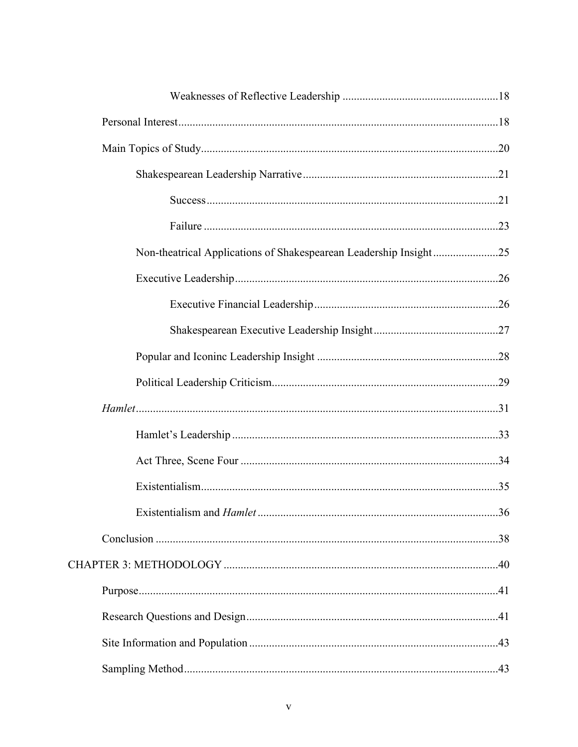Weaknesses of Reflective Leadership ....................................................... 18

Personal Interest ................................................................................................ 18

Main Topics of Study ......................................................................................... 20

Shakespearean Leadership Narrative ..................................................................... 21

Success ..................................................................................................... 21

Failure ....................................................................................................... 23

Non-theatrical Applications of Shakespearean Leadership Insight ....................... 25

Executive Leadership ............................................................................................ 26

Executive Financial Leadership ................................................................. 26

Shakespearean Executive Leadership Insight ............................................ 27

Popular and Iconinc Leadership Insight ............................................................... 28

Political Leadership Criticism ................................................................................ 29

*Hamlet* ................................................................................................................ 31

Hamlet's Leadership ............................................................................................. 33

Act Three, Scene Four ........................................................................................... 34

Existentialism ........................................................................................................ 35

Existentialism and *Hamlet* .................................................................................... 36

Conclusion ........................................................................................................... 38

CHAPTER 3: METHODOLOGY ................................................................................ 40

Purpose ................................................................................................................. 41

Research Questions and Design ........................................................................... 41

Site Information and Population ........................................................................... 43

Sampling Method .................................................................................................. 43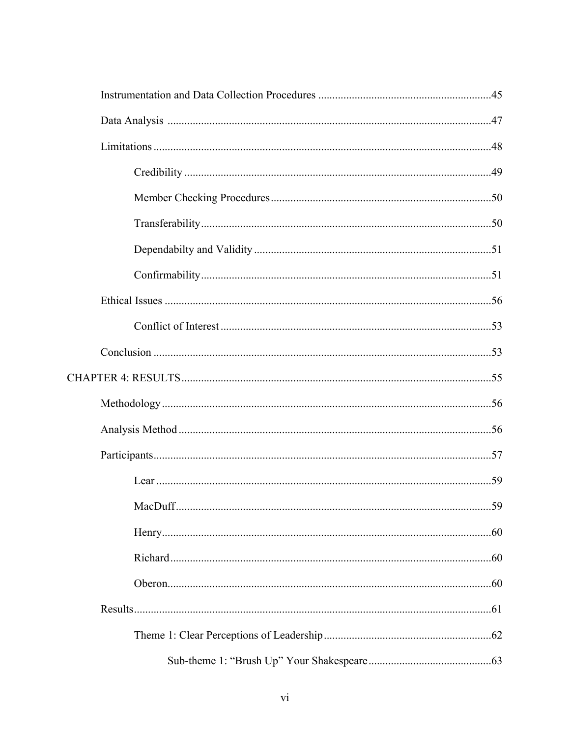Instrumentation and Data Collection Procedures .....45

Data Analysis .....47

Limitations .....48

Credibility .....49

Member Checking Procedures .....50

Transferability .....50

Dependabilty and Validity .....51

Confirmability .....51

Ethical Issues .....56

Conflict of Interest .....53

Conclusion .....53

CHAPTER 4: RESULTS .....55

Methodology .....56

Analysis Method .....56

Participants .....57

Lear .....59

MacDuff .....59

Henry .....60

Richard .....60

Oberon .....60

Results .....61

Theme 1: Clear Perceptions of Leadership .....62

Sub-theme 1: "Brush Up" Your Shakespeare .....63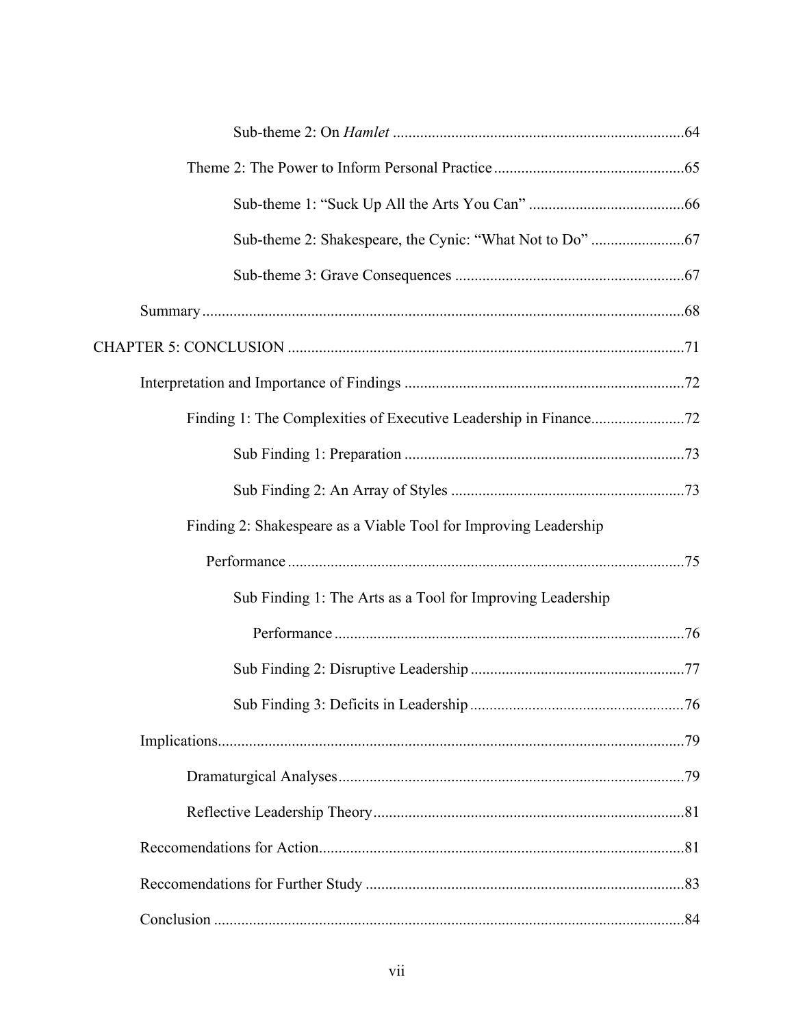Sub-theme 2: On *Hamlet* ..........................................................................64

Theme 2: The Power to Inform Personal Practice ................................................65

Sub-theme 1: “Suck Up All the Arts You Can” ........................................66

Sub-theme 2: Shakespeare, the Cynic: “What Not to Do” ........................67

Sub-theme 3: Grave Consequences ..........................................................67

Summary ..........................................................................................................68

CHAPTER 5: CONCLUSION ....................................................................................71

Interpretation and Importance of Findings .......................................................72

Finding 1: The Complexities of Executive Leadership in Finance........................72

Sub Finding 1: Preparation .......................................................................73

Sub Finding 2: An Array of Styles ...........................................................73

Finding 2: Shakespeare as a Viable Tool for Improving Leadership Performance .....................................................................................................75

Sub Finding 1: The Arts as a Tool for Improving Leadership Performance .........................................................................................76

Sub Finding 2: Disruptive Leadership ......................................................77

Sub Finding 3: Deficits in Leadership ......................................................76

Implications.......................................................................................................79

Dramaturgical Analyses........................................................................................79

Reflective Leadership Theory...............................................................................81

Reccomendations for Action.............................................................................81

Reccomendations for Further Study .................................................................83

Conclusion ........................................................................................................84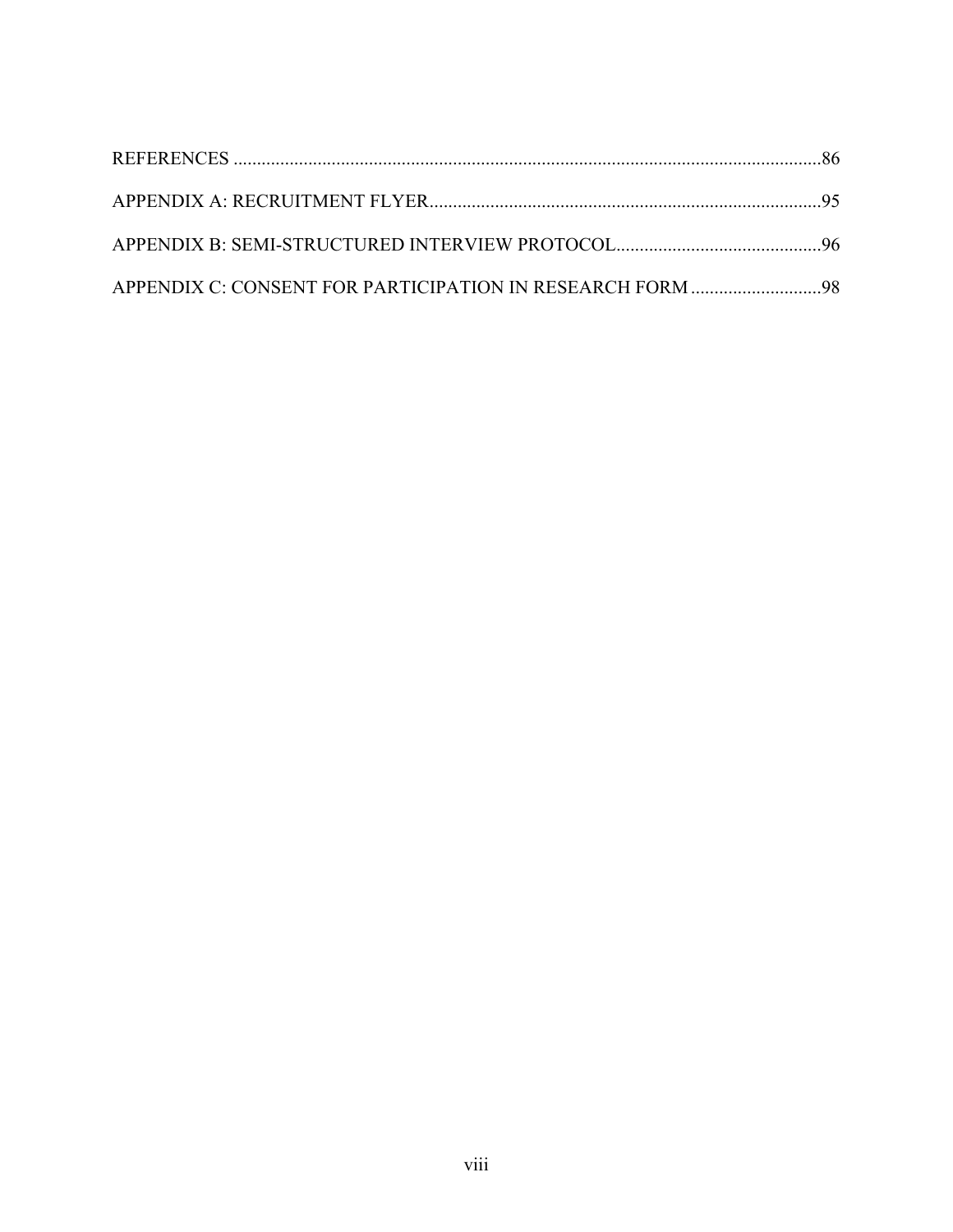REFERENCES ....................................................................................................................86

APPENDIX A: RECRUITMENT FLYER...................................................................................95

APPENDIX B: SEMI-STRUCTURED INTERVIEW PROTOCOL............................................96

APPENDIX C: CONSENT FOR PARTICIPATION IN RESEARCH FORM ............................98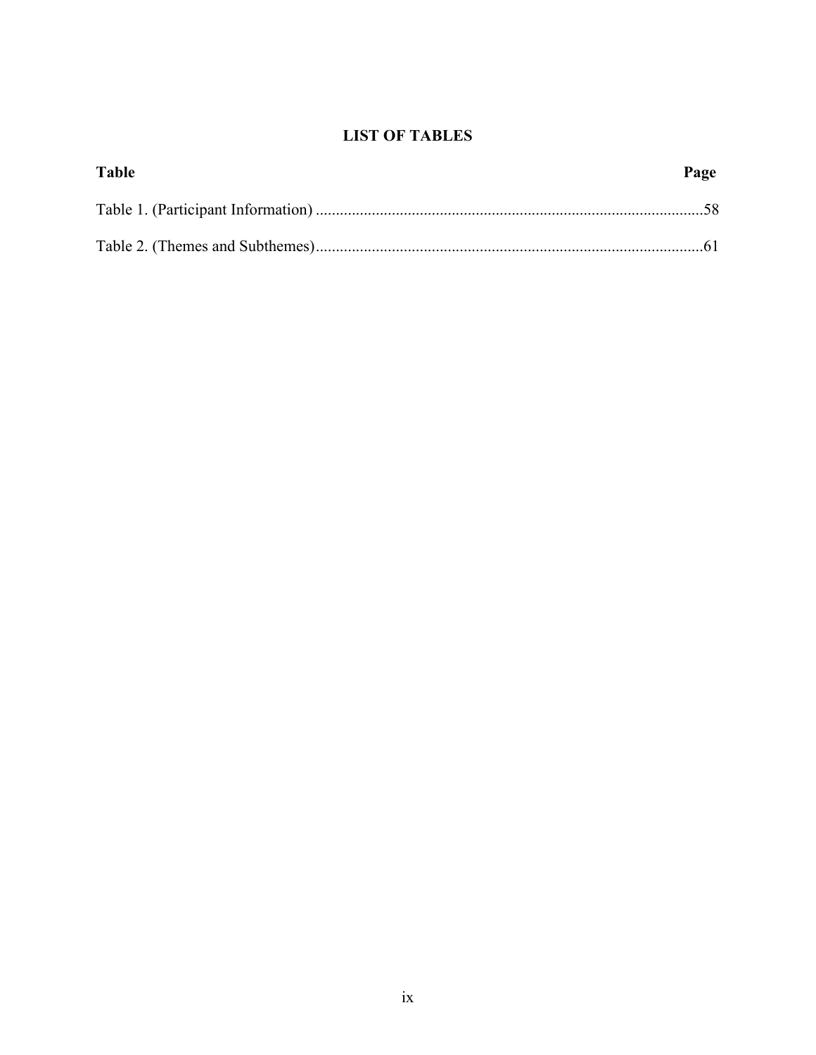# LIST OF TABLES

| Table | Page |
|---|---|
| Table 1. (Participant Information) | 58 |
| Table 2. (Themes and Subthemes) | 61 |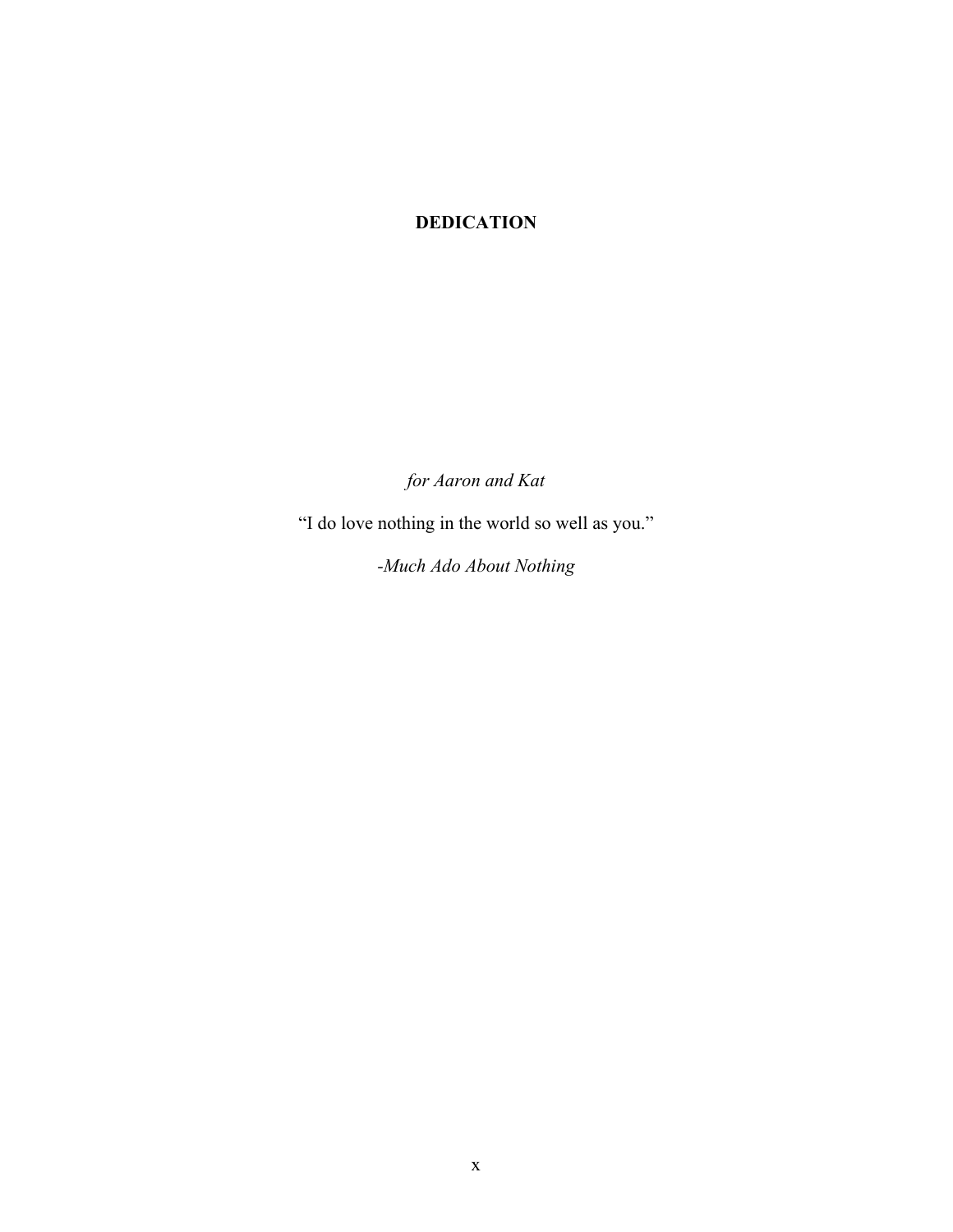# DEDICATION

*for Aaron and Kat*

"I do love nothing in the world so well as you."

-*Much Ado About Nothing*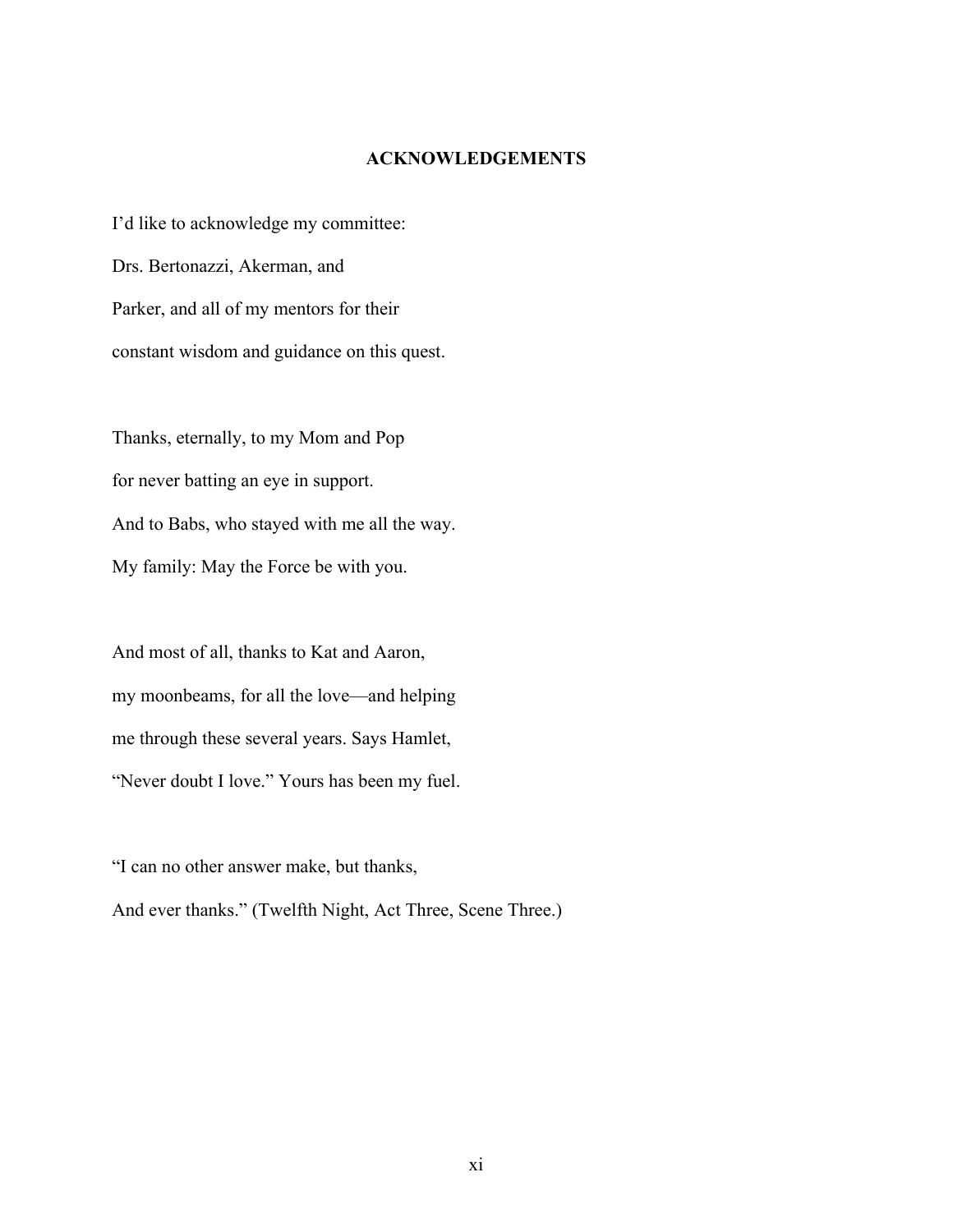## ACKNOWLEDGEMENTS

I'd like to acknowledge my committee:
Drs. Bertonazzi, Akerman, and
Parker, and all of my mentors for their
constant wisdom and guidance on this quest.

Thanks, eternally, to my Mom and Pop
for never batting an eye in support.
And to Babs, who stayed with me all the way.
My family: May the Force be with you.

And most of all, thanks to Kat and Aaron,
my moonbeams, for all the love—and helping
me through these several years. Says Hamlet,
"Never doubt I love." Yours has been my fuel.

"I can no other answer make, but thanks,
And ever thanks." (Twelfth Night, Act Three, Scene Three.)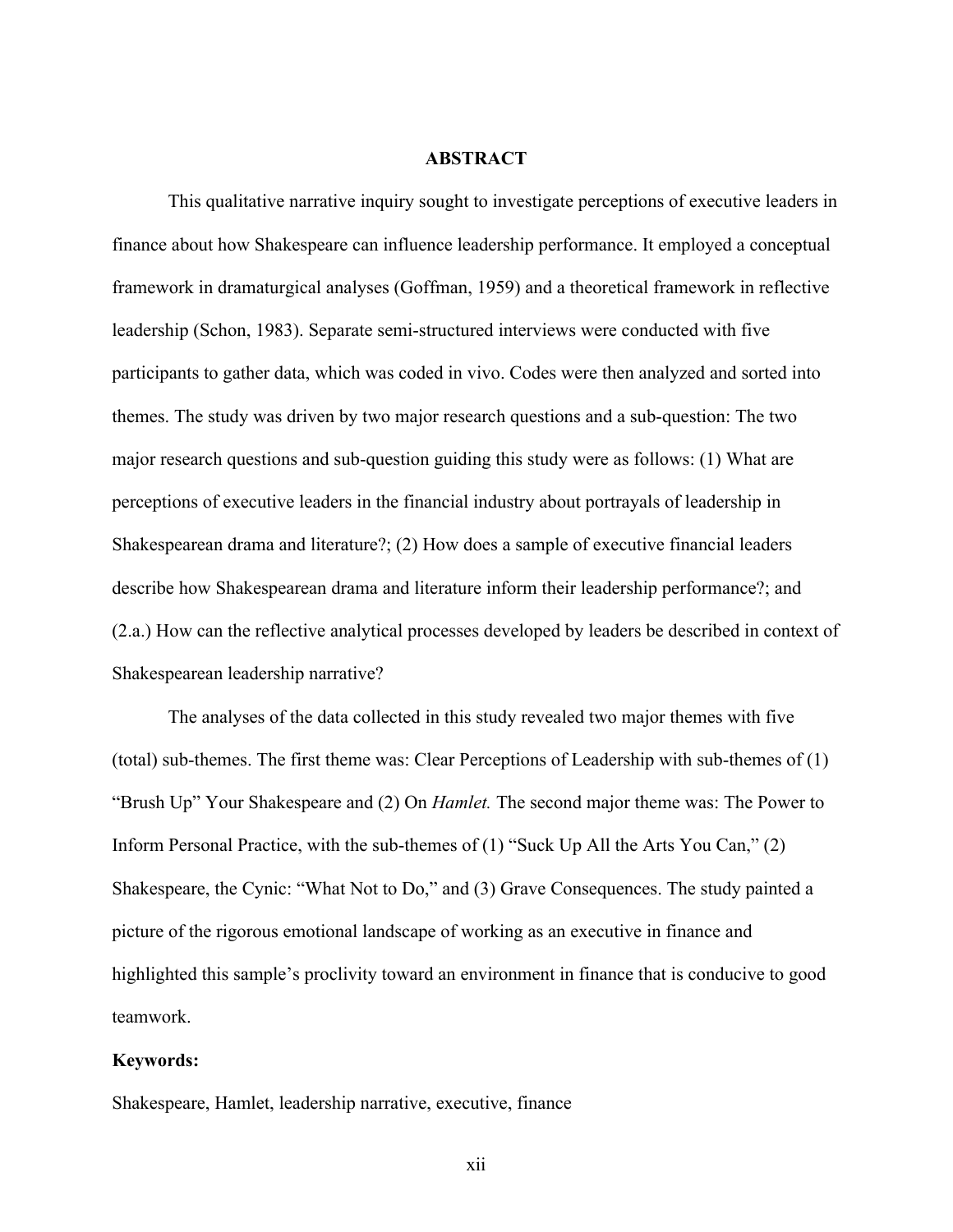# ABSTRACT

This qualitative narrative inquiry sought to investigate perceptions of executive leaders in finance about how Shakespeare can influence leadership performance. It employed a conceptual framework in dramaturgical analyses (Goffman, 1959) and a theoretical framework in reflective leadership (Schon, 1983). Separate semi-structured interviews were conducted with five participants to gather data, which was coded in vivo. Codes were then analyzed and sorted into themes. The study was driven by two major research questions and a sub-question: The two major research questions and sub-question guiding this study were as follows: (1) What are perceptions of executive leaders in the financial industry about portrayals of leadership in Shakespearean drama and literature?; (2) How does a sample of executive financial leaders describe how Shakespearean drama and literature inform their leadership performance?; and (2.a.) How can the reflective analytical processes developed by leaders be described in context of Shakespearean leadership narrative?

The analyses of the data collected in this study revealed two major themes with five (total) sub-themes. The first theme was: Clear Perceptions of Leadership with sub-themes of (1) "Brush Up" Your Shakespeare and (2) On *Hamlet.* The second major theme was: The Power to Inform Personal Practice, with the sub-themes of (1) "Suck Up All the Arts You Can," (2) Shakespeare, the Cynic: "What Not to Do," and (3) Grave Consequences. The study painted a picture of the rigorous emotional landscape of working as an executive in finance and highlighted this sample's proclivity toward an environment in finance that is conducive to good teamwork.

**Keywords:**

Shakespeare, Hamlet, leadership narrative, executive, finance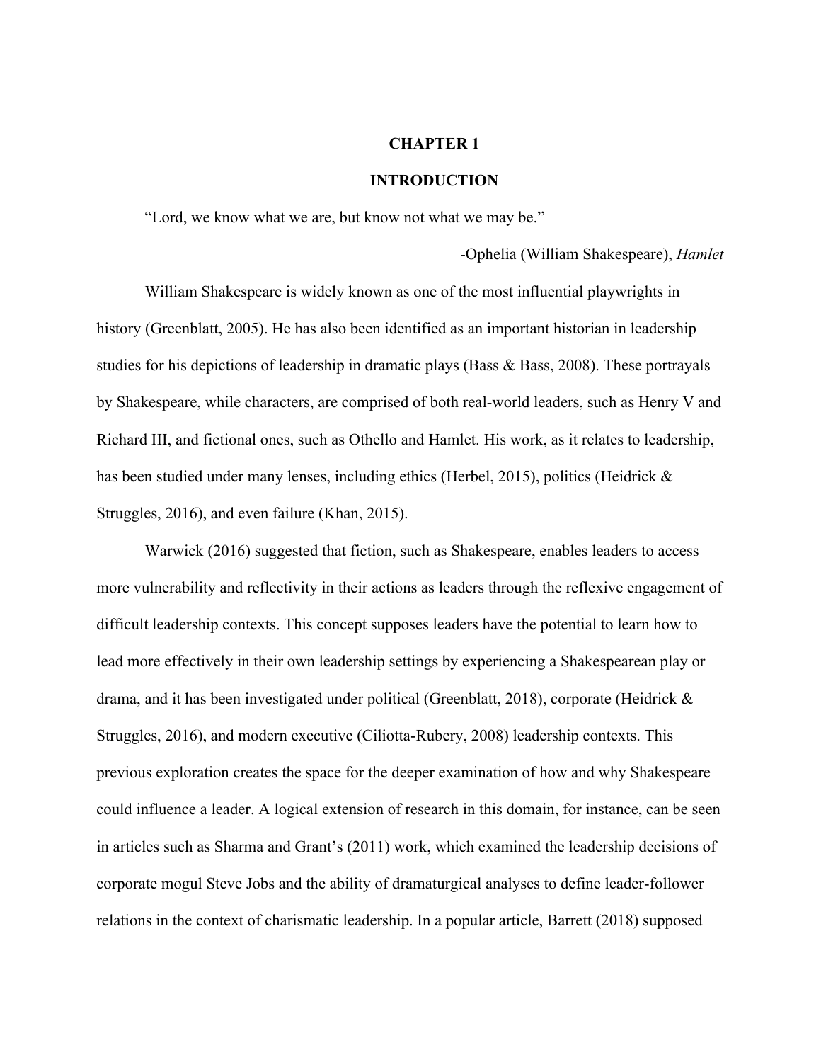# CHAPTER 1

# INTRODUCTION

"Lord, we know what we are, but know not what we may be."

-Ophelia (William Shakespeare), *Hamlet*

William Shakespeare is widely known as one of the most influential playwrights in history (Greenblatt, 2005). He has also been identified as an important historian in leadership studies for his depictions of leadership in dramatic plays (Bass & Bass, 2008). These portrayals by Shakespeare, while characters, are comprised of both real-world leaders, such as Henry V and Richard III, and fictional ones, such as Othello and Hamlet. His work, as it relates to leadership, has been studied under many lenses, including ethics (Herbel, 2015), politics (Heidrick & Struggles, 2016), and even failure (Khan, 2015).

Warwick (2016) suggested that fiction, such as Shakespeare, enables leaders to access more vulnerability and reflectivity in their actions as leaders through the reflexive engagement of difficult leadership contexts. This concept supposes leaders have the potential to learn how to lead more effectively in their own leadership settings by experiencing a Shakespearean play or drama, and it has been investigated under political (Greenblatt, 2018), corporate (Heidrick & Struggles, 2016), and modern executive (Ciliotta-Rubery, 2008) leadership contexts. This previous exploration creates the space for the deeper examination of how and why Shakespeare could influence a leader. A logical extension of research in this domain, for instance, can be seen in articles such as Sharma and Grant's (2011) work, which examined the leadership decisions of corporate mogul Steve Jobs and the ability of dramaturgical analyses to define leader-follower relations in the context of charismatic leadership. In a popular article, Barrett (2018) supposed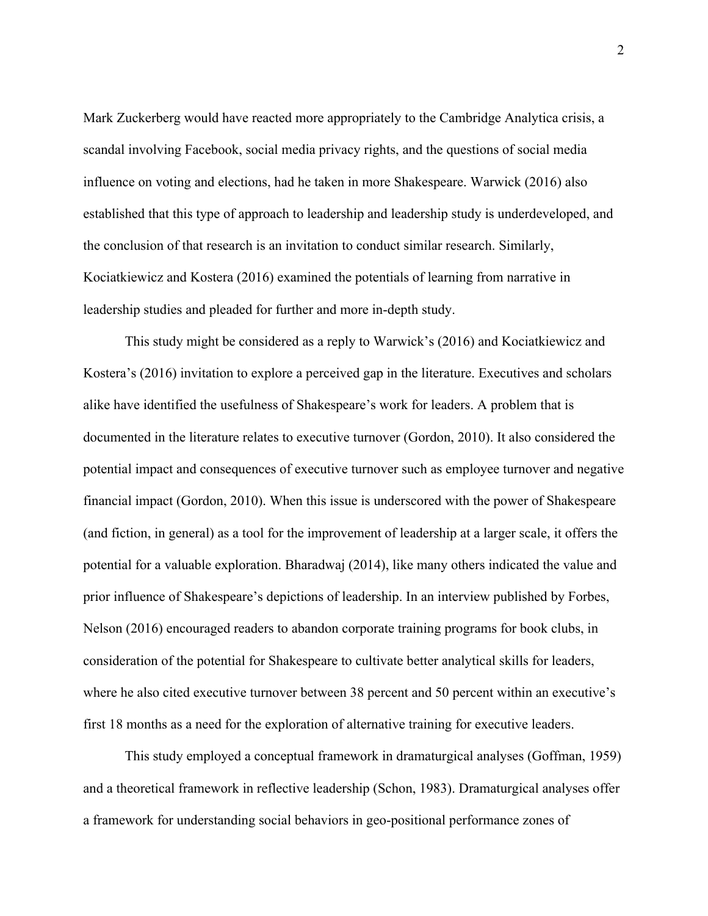Mark Zuckerberg would have reacted more appropriately to the Cambridge Analytica crisis, a scandal involving Facebook, social media privacy rights, and the questions of social media influence on voting and elections, had he taken in more Shakespeare. Warwick (2016) also established that this type of approach to leadership and leadership study is underdeveloped, and the conclusion of that research is an invitation to conduct similar research. Similarly, Kociatkiewicz and Kostera (2016) examined the potentials of learning from narrative in leadership studies and pleaded for further and more in-depth study.

This study might be considered as a reply to Warwick's (2016) and Kociatkiewicz and Kostera's (2016) invitation to explore a perceived gap in the literature. Executives and scholars alike have identified the usefulness of Shakespeare's work for leaders. A problem that is documented in the literature relates to executive turnover (Gordon, 2010). It also considered the potential impact and consequences of executive turnover such as employee turnover and negative financial impact (Gordon, 2010). When this issue is underscored with the power of Shakespeare (and fiction, in general) as a tool for the improvement of leadership at a larger scale, it offers the potential for a valuable exploration. Bharadwaj (2014), like many others indicated the value and prior influence of Shakespeare's depictions of leadership. In an interview published by Forbes, Nelson (2016) encouraged readers to abandon corporate training programs for book clubs, in consideration of the potential for Shakespeare to cultivate better analytical skills for leaders, where he also cited executive turnover between 38 percent and 50 percent within an executive's first 18 months as a need for the exploration of alternative training for executive leaders.

This study employed a conceptual framework in dramaturgical analyses (Goffman, 1959) and a theoretical framework in reflective leadership (Schon, 1983). Dramaturgical analyses offer a framework for understanding social behaviors in geo-positional performance zones of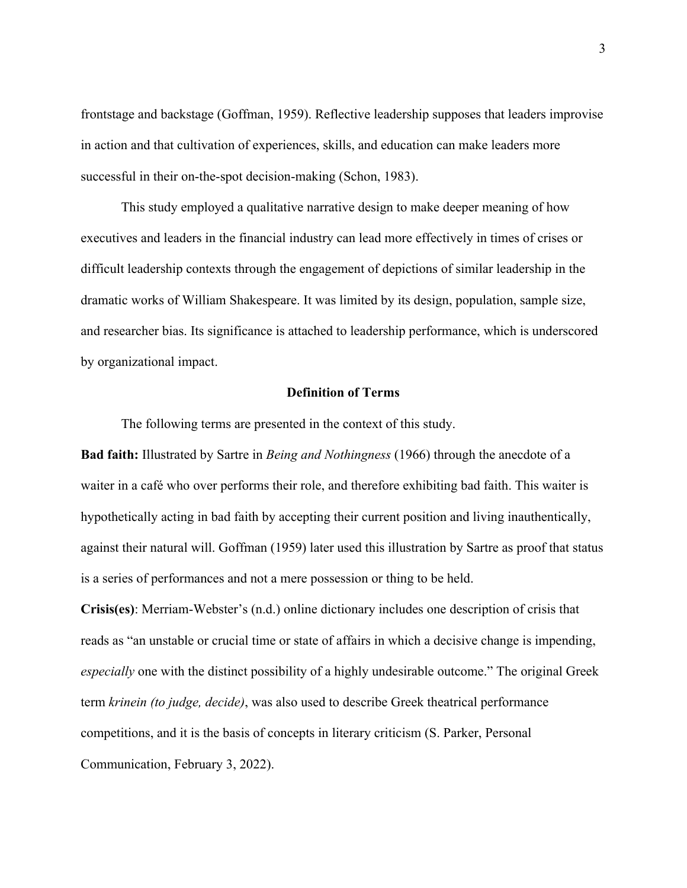frontstage and backstage (Goffman, 1959). Reflective leadership supposes that leaders improvise in action and that cultivation of experiences, skills, and education can make leaders more successful in their on-the-spot decision-making (Schon, 1983).

This study employed a qualitative narrative design to make deeper meaning of how executives and leaders in the financial industry can lead more effectively in times of crises or difficult leadership contexts through the engagement of depictions of similar leadership in the dramatic works of William Shakespeare. It was limited by its design, population, sample size, and researcher bias. Its significance is attached to leadership performance, which is underscored by organizational impact.

## Definition of Terms

The following terms are presented in the context of this study.

**Bad faith:** Illustrated by Sartre in *Being and Nothingness* (1966) through the anecdote of a waiter in a café who over performs their role, and therefore exhibiting bad faith. This waiter is hypothetically acting in bad faith by accepting their current position and living inauthentically, against their natural will. Goffman (1959) later used this illustration by Sartre as proof that status is a series of performances and not a mere possession or thing to be held.

**Crisis(es)**: Merriam-Webster's (n.d.) online dictionary includes one description of crisis that reads as "an unstable or crucial time or state of affairs in which a decisive change is impending, *especially* one with the distinct possibility of a highly undesirable outcome." The original Greek term *krinein (to judge, decide)*, was also used to describe Greek theatrical performance competitions, and it is the basis of concepts in literary criticism (S. Parker, Personal Communication, February 3, 2022).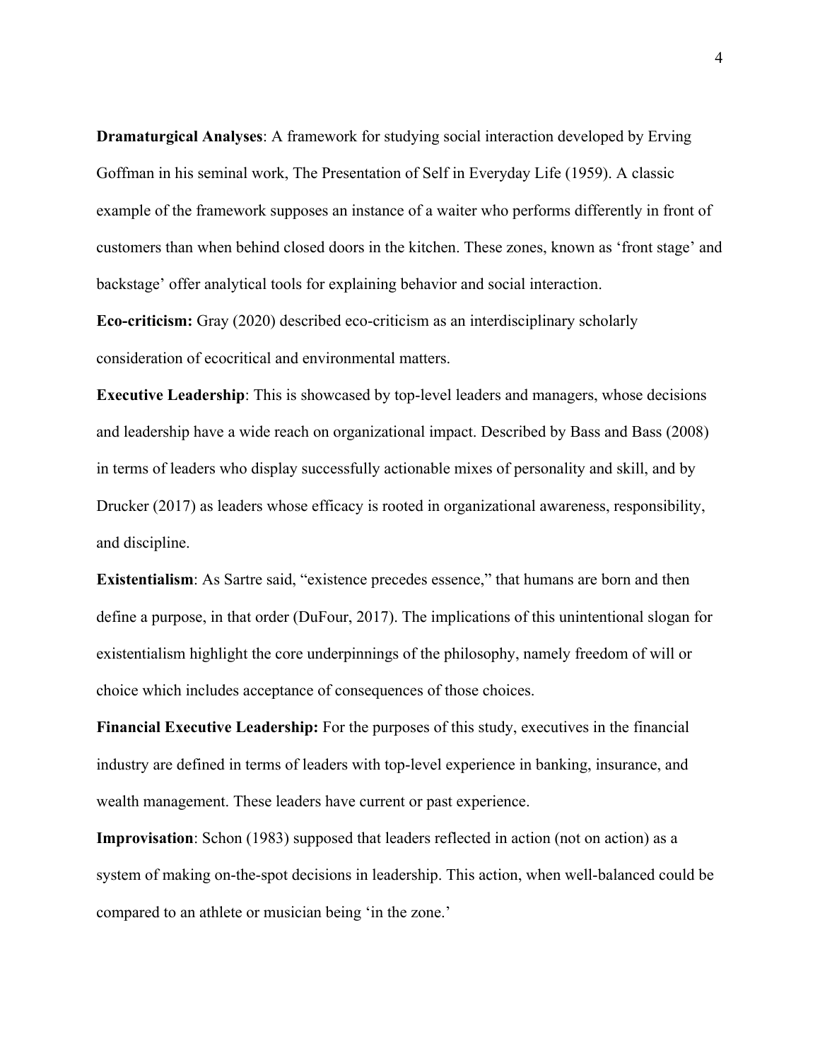**Dramaturgical Analyses**: A framework for studying social interaction developed by Erving Goffman in his seminal work, The Presentation of Self in Everyday Life (1959). A classic example of the framework supposes an instance of a waiter who performs differently in front of customers than when behind closed doors in the kitchen. These zones, known as 'front stage' and backstage' offer analytical tools for explaining behavior and social interaction.

**Eco-criticism:** Gray (2020) described eco-criticism as an interdisciplinary scholarly consideration of ecocritical and environmental matters.

**Executive Leadership**: This is showcased by top-level leaders and managers, whose decisions and leadership have a wide reach on organizational impact. Described by Bass and Bass (2008) in terms of leaders who display successfully actionable mixes of personality and skill, and by Drucker (2017) as leaders whose efficacy is rooted in organizational awareness, responsibility, and discipline.

**Existentialism**: As Sartre said, "existence precedes essence," that humans are born and then define a purpose, in that order (DuFour, 2017). The implications of this unintentional slogan for existentialism highlight the core underpinnings of the philosophy, namely freedom of will or choice which includes acceptance of consequences of those choices.

**Financial Executive Leadership:** For the purposes of this study, executives in the financial industry are defined in terms of leaders with top-level experience in banking, insurance, and wealth management. These leaders have current or past experience.

**Improvisation**: Schon (1983) supposed that leaders reflected in action (not on action) as a system of making on-the-spot decisions in leadership. This action, when well-balanced could be compared to an athlete or musician being 'in the zone.'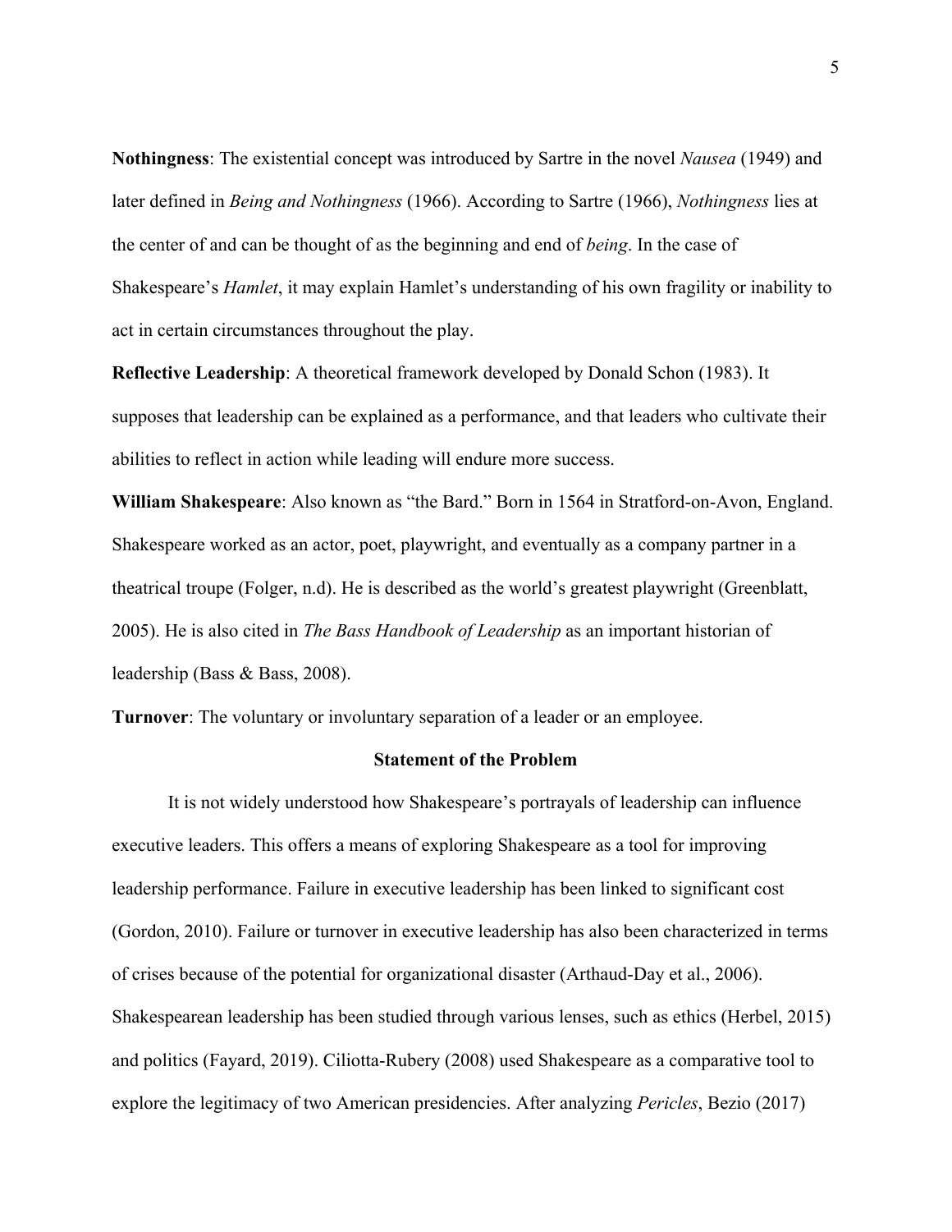**Nothingness**: The existential concept was introduced by Sartre in the novel *Nausea* (1949) and later defined in *Being and Nothingness* (1966). According to Sartre (1966), *Nothingness* lies at the center of and can be thought of as the beginning and end of *being*. In the case of Shakespeare's *Hamlet*, it may explain Hamlet's understanding of his own fragility or inability to act in certain circumstances throughout the play.

**Reflective Leadership**: A theoretical framework developed by Donald Schon (1983). It supposes that leadership can be explained as a performance, and that leaders who cultivate their abilities to reflect in action while leading will endure more success.

**William Shakespeare**: Also known as "the Bard." Born in 1564 in Stratford-on-Avon, England. Shakespeare worked as an actor, poet, playwright, and eventually as a company partner in a theatrical troupe (Folger, n.d). He is described as the world's greatest playwright (Greenblatt, 2005). He is also cited in *The Bass Handbook of Leadership* as an important historian of leadership (Bass & Bass, 2008).

**Turnover**: The voluntary or involuntary separation of a leader or an employee.

## Statement of the Problem

It is not widely understood how Shakespeare's portrayals of leadership can influence executive leaders. This offers a means of exploring Shakespeare as a tool for improving leadership performance. Failure in executive leadership has been linked to significant cost (Gordon, 2010). Failure or turnover in executive leadership has also been characterized in terms of crises because of the potential for organizational disaster (Arthaud-Day et al., 2006). Shakespearean leadership has been studied through various lenses, such as ethics (Herbel, 2015) and politics (Fayard, 2019). Ciliotta-Rubery (2008) used Shakespeare as a comparative tool to explore the legitimacy of two American presidencies. After analyzing *Pericles*, Bezio (2017)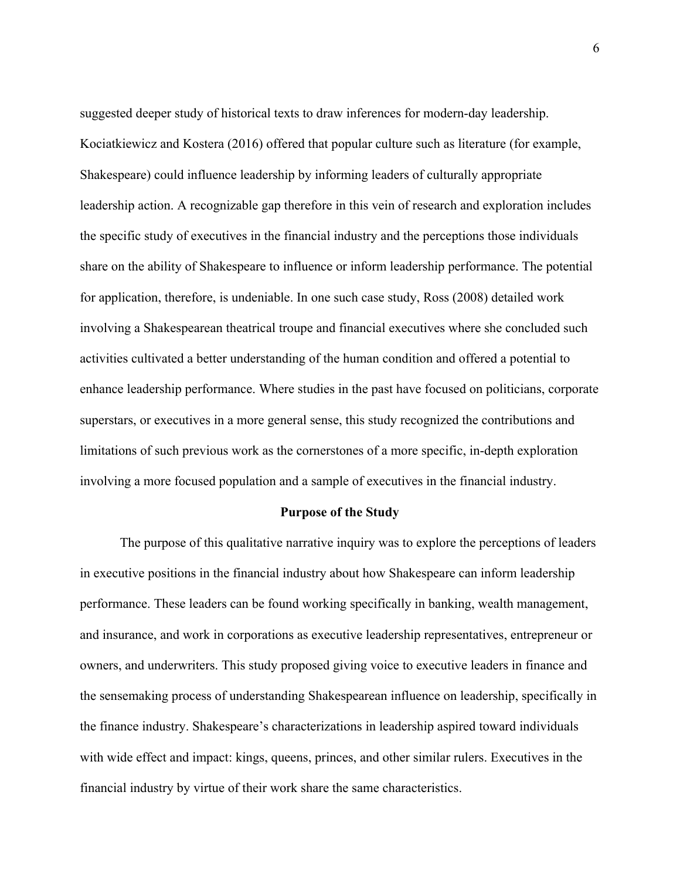suggested deeper study of historical texts to draw inferences for modern-day leadership. Kociatkiewicz and Kostera (2016) offered that popular culture such as literature (for example, Shakespeare) could influence leadership by informing leaders of culturally appropriate leadership action. A recognizable gap therefore in this vein of research and exploration includes the specific study of executives in the financial industry and the perceptions those individuals share on the ability of Shakespeare to influence or inform leadership performance. The potential for application, therefore, is undeniable. In one such case study, Ross (2008) detailed work involving a Shakespearean theatrical troupe and financial executives where she concluded such activities cultivated a better understanding of the human condition and offered a potential to enhance leadership performance. Where studies in the past have focused on politicians, corporate superstars, or executives in a more general sense, this study recognized the contributions and limitations of such previous work as the cornerstones of a more specific, in-depth exploration involving a more focused population and a sample of executives in the financial industry.

## Purpose of the Study

The purpose of this qualitative narrative inquiry was to explore the perceptions of leaders in executive positions in the financial industry about how Shakespeare can inform leadership performance. These leaders can be found working specifically in banking, wealth management, and insurance, and work in corporations as executive leadership representatives, entrepreneur or owners, and underwriters. This study proposed giving voice to executive leaders in finance and the sensemaking process of understanding Shakespearean influence on leadership, specifically in the finance industry. Shakespeare's characterizations in leadership aspired toward individuals with wide effect and impact: kings, queens, princes, and other similar rulers. Executives in the financial industry by virtue of their work share the same characteristics.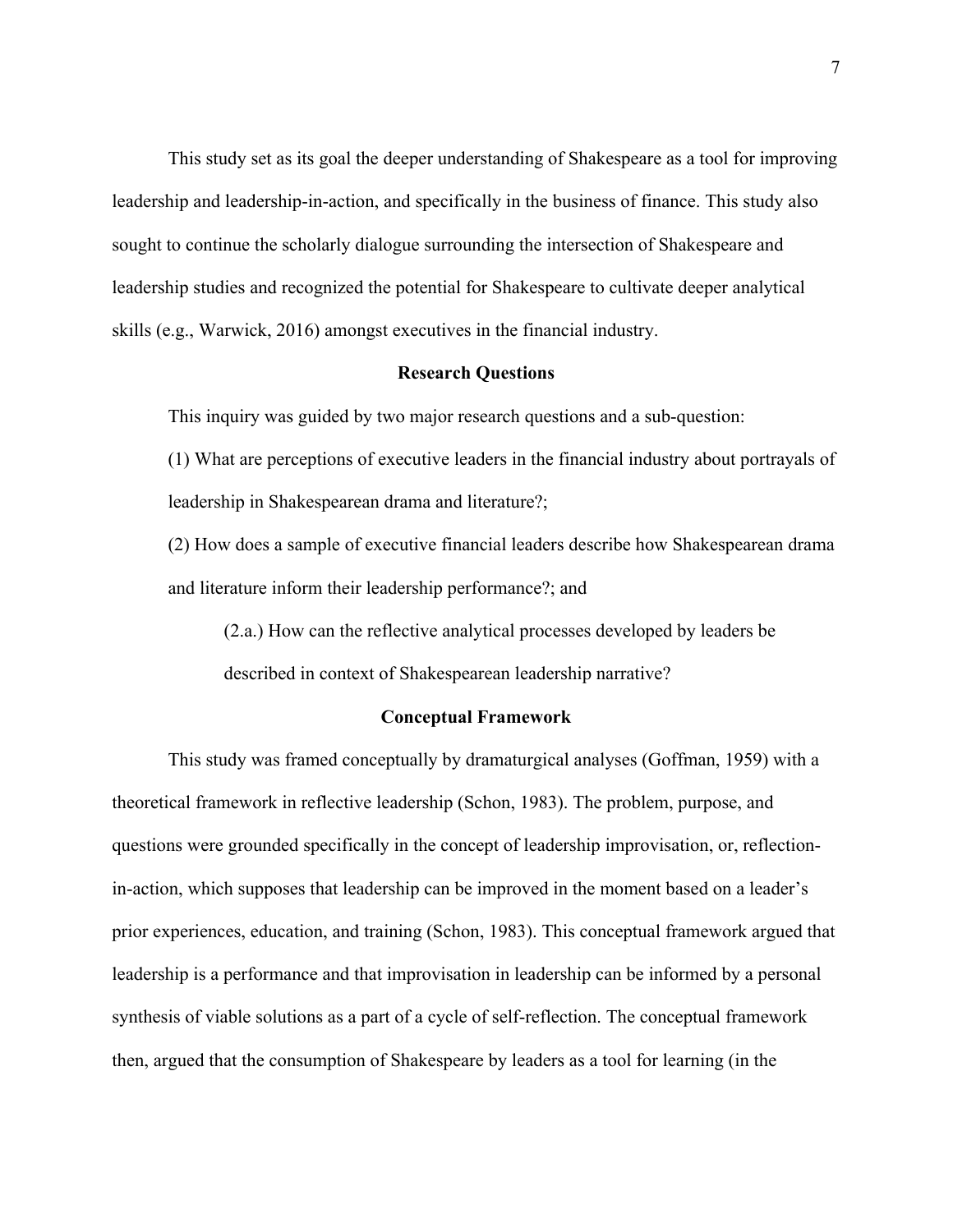This study set as its goal the deeper understanding of Shakespeare as a tool for improving leadership and leadership-in-action, and specifically in the business of finance. This study also sought to continue the scholarly dialogue surrounding the intersection of Shakespeare and leadership studies and recognized the potential for Shakespeare to cultivate deeper analytical skills (e.g., Warwick, 2016) amongst executives in the financial industry.

## Research Questions

This inquiry was guided by two major research questions and a sub-question:

(1) What are perceptions of executive leaders in the financial industry about portrayals of leadership in Shakespearean drama and literature?;

(2) How does a sample of executive financial leaders describe how Shakespearean drama and literature inform their leadership performance?; and

> (2.a.) How can the reflective analytical processes developed by leaders be described in context of Shakespearean leadership narrative?

## Conceptual Framework

This study was framed conceptually by dramaturgical analyses (Goffman, 1959) with a theoretical framework in reflective leadership (Schon, 1983). The problem, purpose, and questions were grounded specifically in the concept of leadership improvisation, or, reflection-in-action, which supposes that leadership can be improved in the moment based on a leader's prior experiences, education, and training (Schon, 1983). This conceptual framework argued that leadership is a performance and that improvisation in leadership can be informed by a personal synthesis of viable solutions as a part of a cycle of self-reflection. The conceptual framework then, argued that the consumption of Shakespeare by leaders as a tool for learning (in the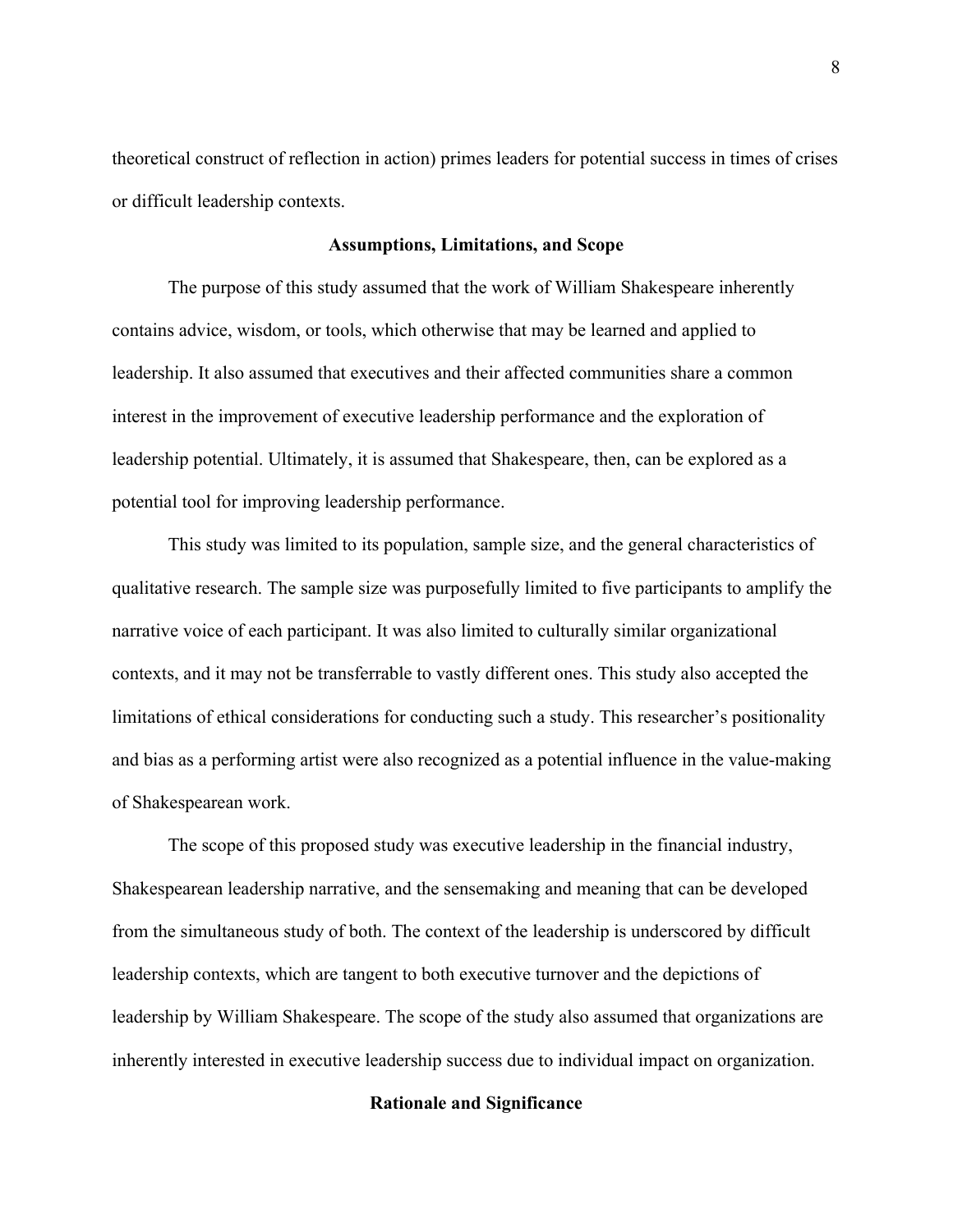theoretical construct of reflection in action) primes leaders for potential success in times of crises or difficult leadership contexts.

## Assumptions, Limitations, and Scope

The purpose of this study assumed that the work of William Shakespeare inherently contains advice, wisdom, or tools, which otherwise that may be learned and applied to leadership. It also assumed that executives and their affected communities share a common interest in the improvement of executive leadership performance and the exploration of leadership potential. Ultimately, it is assumed that Shakespeare, then, can be explored as a potential tool for improving leadership performance.

This study was limited to its population, sample size, and the general characteristics of qualitative research. The sample size was purposefully limited to five participants to amplify the narrative voice of each participant. It was also limited to culturally similar organizational contexts, and it may not be transferrable to vastly different ones. This study also accepted the limitations of ethical considerations for conducting such a study. This researcher's positionality and bias as a performing artist were also recognized as a potential influence in the value-making of Shakespearean work.

The scope of this proposed study was executive leadership in the financial industry, Shakespearean leadership narrative, and the sensemaking and meaning that can be developed from the simultaneous study of both. The context of the leadership is underscored by difficult leadership contexts, which are tangent to both executive turnover and the depictions of leadership by William Shakespeare. The scope of the study also assumed that organizations are inherently interested in executive leadership success due to individual impact on organization.

## Rationale and Significance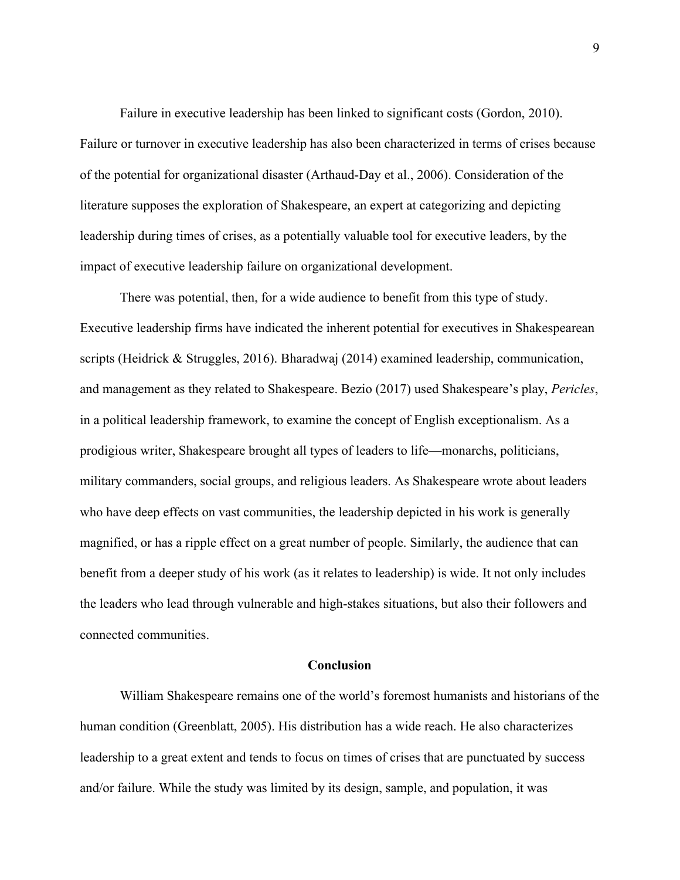Failure in executive leadership has been linked to significant costs (Gordon, 2010). Failure or turnover in executive leadership has also been characterized in terms of crises because of the potential for organizational disaster (Arthaud-Day et al., 2006). Consideration of the literature supposes the exploration of Shakespeare, an expert at categorizing and depicting leadership during times of crises, as a potentially valuable tool for executive leaders, by the impact of executive leadership failure on organizational development.

There was potential, then, for a wide audience to benefit from this type of study. Executive leadership firms have indicated the inherent potential for executives in Shakespearean scripts (Heidrick & Struggles, 2016). Bharadwaj (2014) examined leadership, communication, and management as they related to Shakespeare. Bezio (2017) used Shakespeare's play, *Pericles*, in a political leadership framework, to examine the concept of English exceptionalism. As a prodigious writer, Shakespeare brought all types of leaders to life—monarchs, politicians, military commanders, social groups, and religious leaders. As Shakespeare wrote about leaders who have deep effects on vast communities, the leadership depicted in his work is generally magnified, or has a ripple effect on a great number of people. Similarly, the audience that can benefit from a deeper study of his work (as it relates to leadership) is wide. It not only includes the leaders who lead through vulnerable and high-stakes situations, but also their followers and connected communities.

## Conclusion

William Shakespeare remains one of the world's foremost humanists and historians of the human condition (Greenblatt, 2005). His distribution has a wide reach. He also characterizes leadership to a great extent and tends to focus on times of crises that are punctuated by success and/or failure. While the study was limited by its design, sample, and population, it was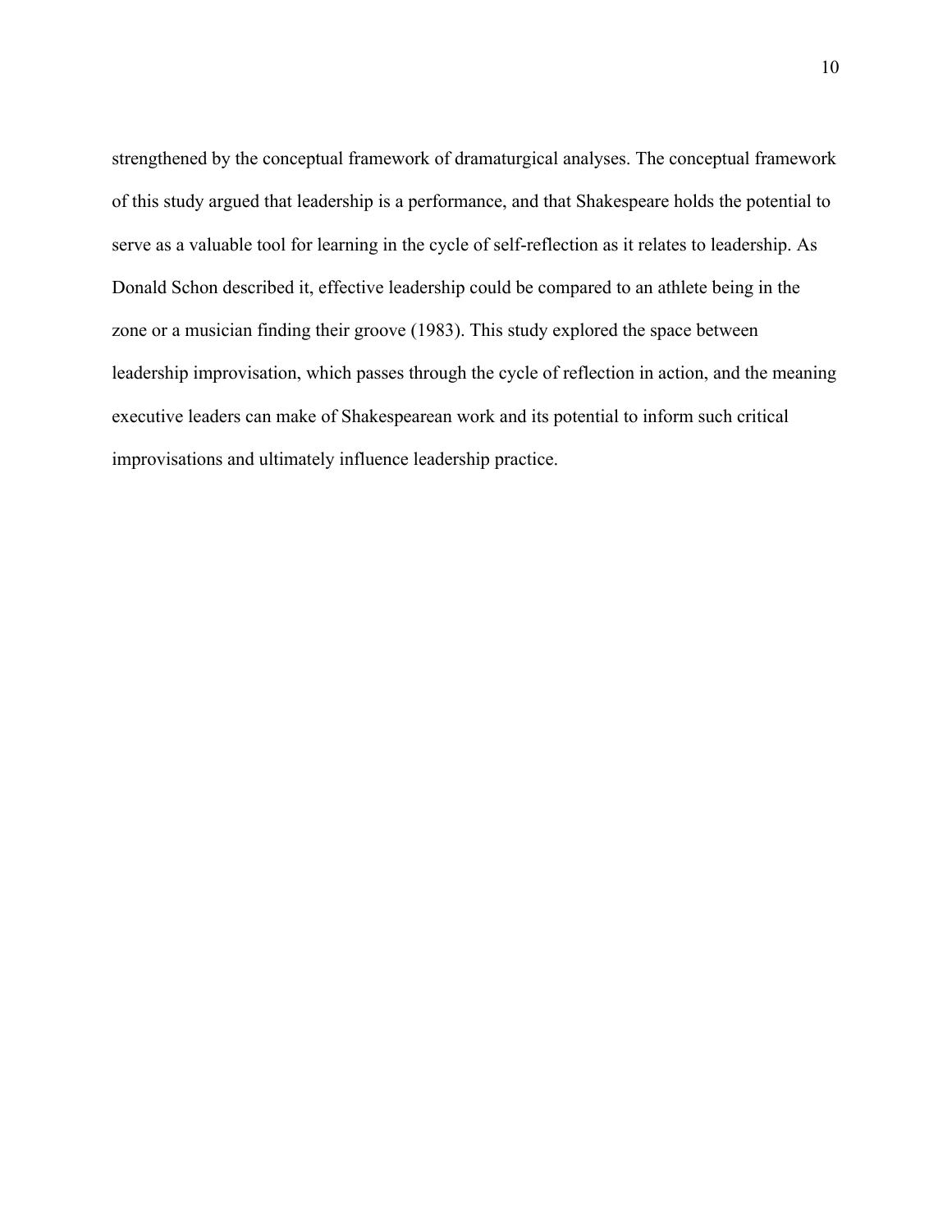strengthened by the conceptual framework of dramaturgical analyses. The conceptual framework of this study argued that leadership is a performance, and that Shakespeare holds the potential to serve as a valuable tool for learning in the cycle of self-reflection as it relates to leadership. As Donald Schon described it, effective leadership could be compared to an athlete being in the zone or a musician finding their groove (1983). This study explored the space between leadership improvisation, which passes through the cycle of reflection in action, and the meaning executive leaders can make of Shakespearean work and its potential to inform such critical improvisations and ultimately influence leadership practice.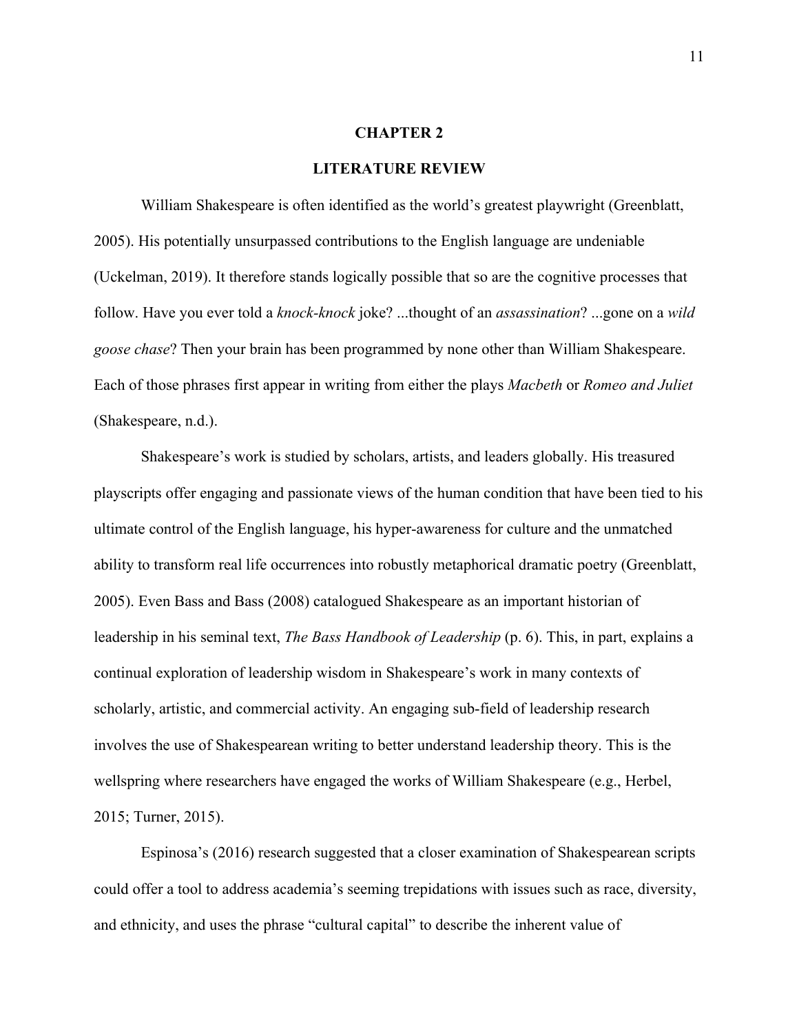# CHAPTER 2

## LITERATURE REVIEW

William Shakespeare is often identified as the world's greatest playwright (Greenblatt, 2005). His potentially unsurpassed contributions to the English language are undeniable (Uckelman, 2019). It therefore stands logically possible that so are the cognitive processes that follow. Have you ever told a *knock-knock* joke? ...thought of an *assassination*? ...gone on a *wild goose chase*? Then your brain has been programmed by none other than William Shakespeare. Each of those phrases first appear in writing from either the plays *Macbeth* or *Romeo and Juliet* (Shakespeare, n.d.).

Shakespeare's work is studied by scholars, artists, and leaders globally. His treasured playscripts offer engaging and passionate views of the human condition that have been tied to his ultimate control of the English language, his hyper-awareness for culture and the unmatched ability to transform real life occurrences into robustly metaphorical dramatic poetry (Greenblatt, 2005). Even Bass and Bass (2008) catalogued Shakespeare as an important historian of leadership in his seminal text, *The Bass Handbook of Leadership* (p. 6). This, in part, explains a continual exploration of leadership wisdom in Shakespeare's work in many contexts of scholarly, artistic, and commercial activity. An engaging sub-field of leadership research involves the use of Shakespearean writing to better understand leadership theory. This is the wellspring where researchers have engaged the works of William Shakespeare (e.g., Herbel, 2015; Turner, 2015).

Espinosa's (2016) research suggested that a closer examination of Shakespearean scripts could offer a tool to address academia's seeming trepidations with issues such as race, diversity, and ethnicity, and uses the phrase "cultural capital" to describe the inherent value of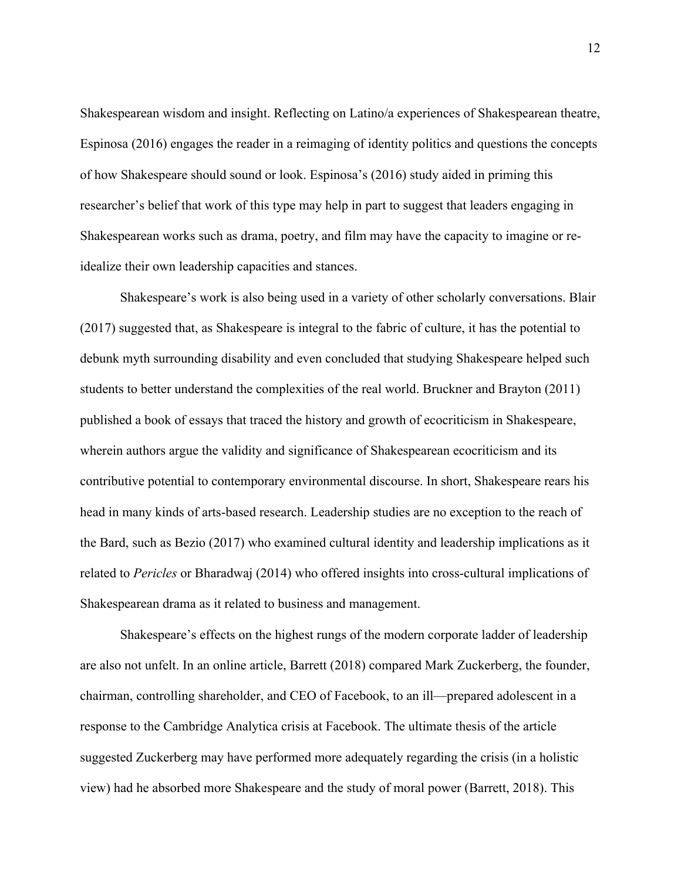Shakespearean wisdom and insight. Reflecting on Latino/a experiences of Shakespearean theatre, Espinosa (2016) engages the reader in a reimaging of identity politics and questions the concepts of how Shakespeare should sound or look. Espinosa's (2016) study aided in priming this researcher's belief that work of this type may help in part to suggest that leaders engaging in Shakespearean works such as drama, poetry, and film may have the capacity to imagine or re-idealize their own leadership capacities and stances.

Shakespeare's work is also being used in a variety of other scholarly conversations. Blair (2017) suggested that, as Shakespeare is integral to the fabric of culture, it has the potential to debunk myth surrounding disability and even concluded that studying Shakespeare helped such students to better understand the complexities of the real world. Bruckner and Brayton (2011) published a book of essays that traced the history and growth of ecocriticism in Shakespeare, wherein authors argue the validity and significance of Shakespearean ecocriticism and its contributive potential to contemporary environmental discourse. In short, Shakespeare rears his head in many kinds of arts-based research. Leadership studies are no exception to the reach of the Bard, such as Bezio (2017) who examined cultural identity and leadership implications as it related to *Pericles* or Bharadwaj (2014) who offered insights into cross-cultural implications of Shakespearean drama as it related to business and management.

Shakespeare's effects on the highest rungs of the modern corporate ladder of leadership are also not unfelt. In an online article, Barrett (2018) compared Mark Zuckerberg, the founder, chairman, controlling shareholder, and CEO of Facebook, to an ill—prepared adolescent in a response to the Cambridge Analytica crisis at Facebook. The ultimate thesis of the article suggested Zuckerberg may have performed more adequately regarding the crisis (in a holistic view) had he absorbed more Shakespeare and the study of moral power (Barrett, 2018). This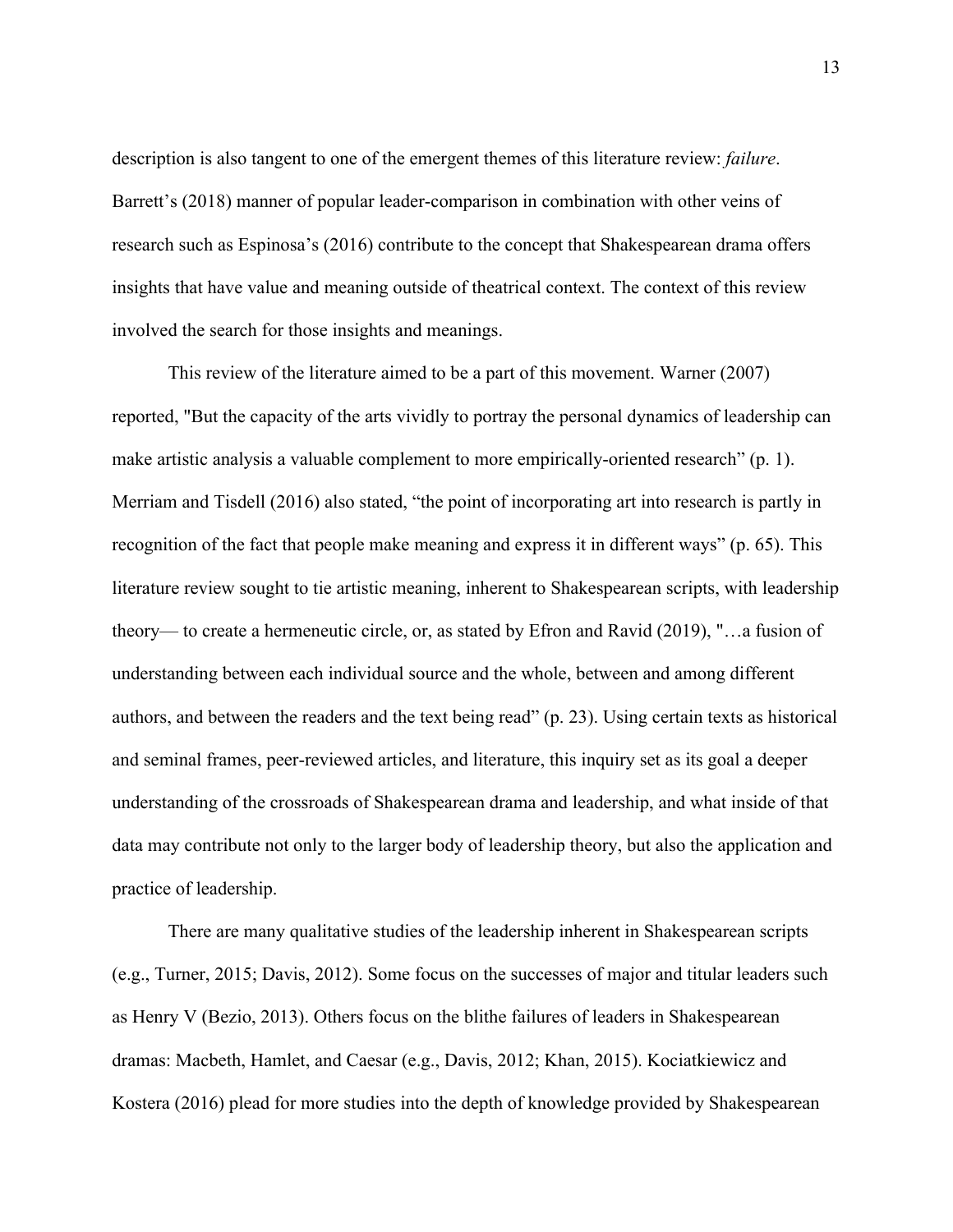description is also tangent to one of the emergent themes of this literature review: *failure*. Barrett's (2018) manner of popular leader-comparison in combination with other veins of research such as Espinosa's (2016) contribute to the concept that Shakespearean drama offers insights that have value and meaning outside of theatrical context. The context of this review involved the search for those insights and meanings.

This review of the literature aimed to be a part of this movement. Warner (2007) reported, "But the capacity of the arts vividly to portray the personal dynamics of leadership can make artistic analysis a valuable complement to more empirically-oriented research" (p. 1). Merriam and Tisdell (2016) also stated, "the point of incorporating art into research is partly in recognition of the fact that people make meaning and express it in different ways" (p. 65). This literature review sought to tie artistic meaning, inherent to Shakespearean scripts, with leadership theory— to create a hermeneutic circle, or, as stated by Efron and Ravid (2019), "…a fusion of understanding between each individual source and the whole, between and among different authors, and between the readers and the text being read" (p. 23). Using certain texts as historical and seminal frames, peer-reviewed articles, and literature, this inquiry set as its goal a deeper understanding of the crossroads of Shakespearean drama and leadership, and what inside of that data may contribute not only to the larger body of leadership theory, but also the application and practice of leadership.

There are many qualitative studies of the leadership inherent in Shakespearean scripts (e.g., Turner, 2015; Davis, 2012). Some focus on the successes of major and titular leaders such as Henry V (Bezio, 2013). Others focus on the blithe failures of leaders in Shakespearean dramas: Macbeth, Hamlet, and Caesar (e.g., Davis, 2012; Khan, 2015). Kociatkiewicz and Kostera (2016) plead for more studies into the depth of knowledge provided by Shakespearean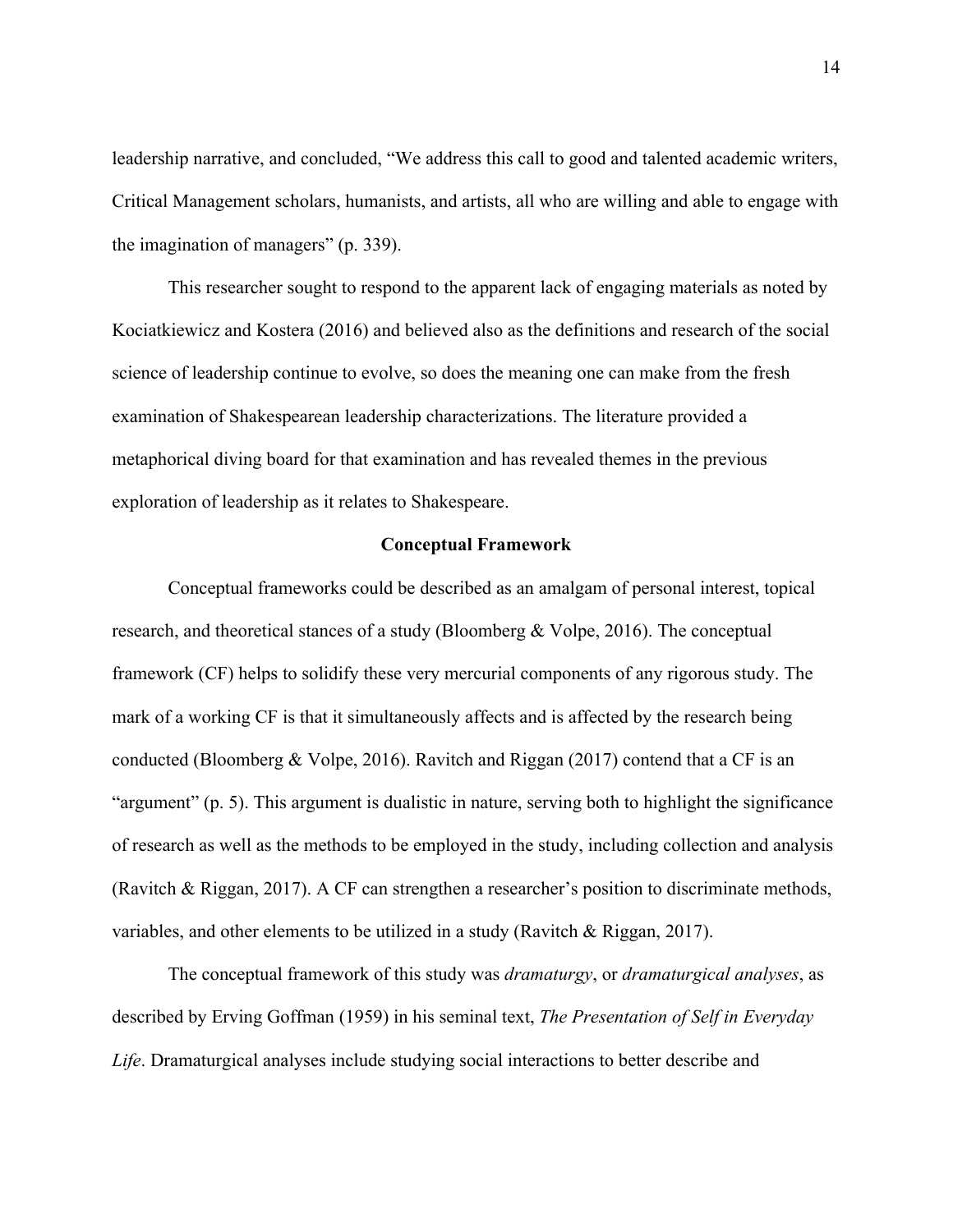leadership narrative, and concluded, "We address this call to good and talented academic writers, Critical Management scholars, humanists, and artists, all who are willing and able to engage with the imagination of managers" (p. 339).

This researcher sought to respond to the apparent lack of engaging materials as noted by Kociatkiewicz and Kostera (2016) and believed also as the definitions and research of the social science of leadership continue to evolve, so does the meaning one can make from the fresh examination of Shakespearean leadership characterizations. The literature provided a metaphorical diving board for that examination and has revealed themes in the previous exploration of leadership as it relates to Shakespeare.

## Conceptual Framework

Conceptual frameworks could be described as an amalgam of personal interest, topical research, and theoretical stances of a study (Bloomberg & Volpe, 2016). The conceptual framework (CF) helps to solidify these very mercurial components of any rigorous study. The mark of a working CF is that it simultaneously affects and is affected by the research being conducted (Bloomberg & Volpe, 2016). Ravitch and Riggan (2017) contend that a CF is an "argument" (p. 5). This argument is dualistic in nature, serving both to highlight the significance of research as well as the methods to be employed in the study, including collection and analysis (Ravitch & Riggan, 2017). A CF can strengthen a researcher's position to discriminate methods, variables, and other elements to be utilized in a study (Ravitch & Riggan, 2017).

The conceptual framework of this study was *dramaturgy*, or *dramaturgical analyses*, as described by Erving Goffman (1959) in his seminal text, *The Presentation of Self in Everyday Life*. Dramaturgical analyses include studying social interactions to better describe and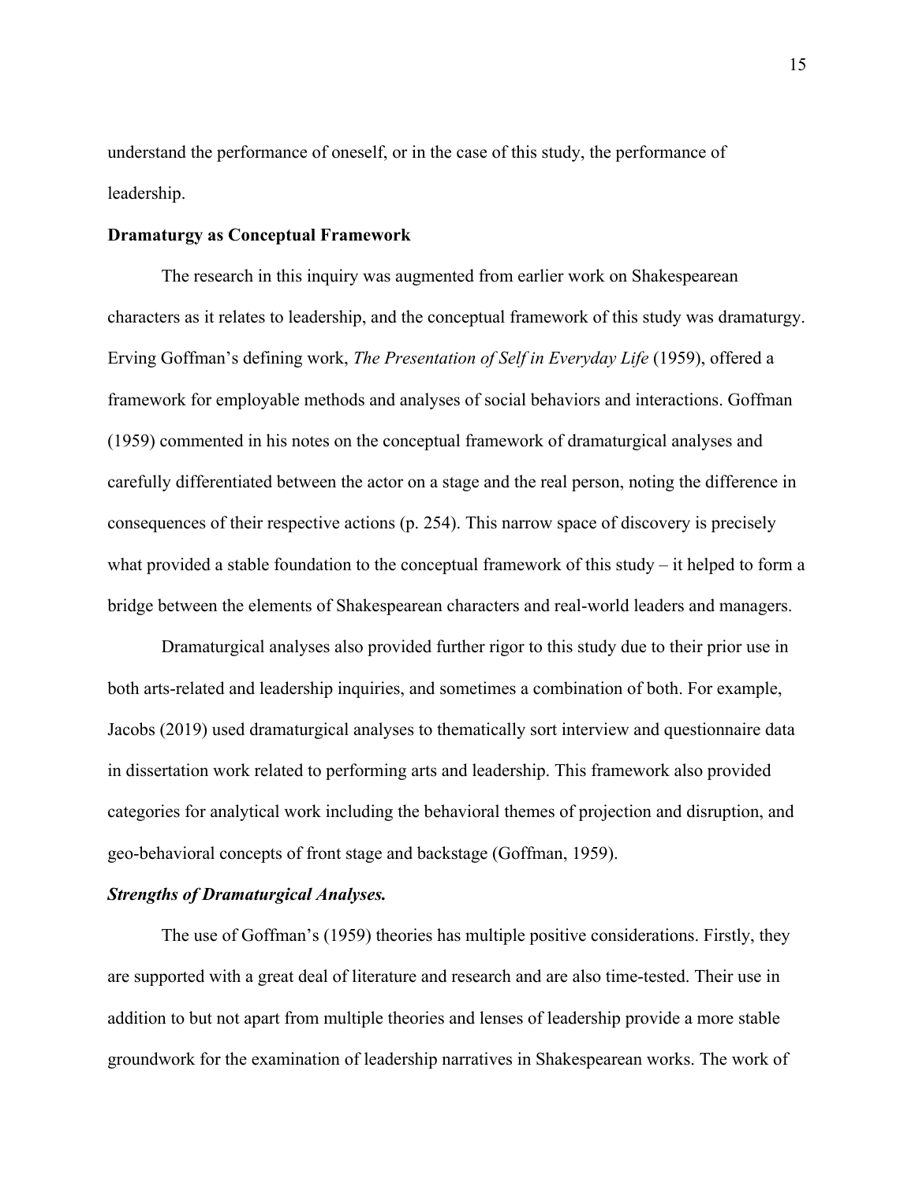understand the performance of oneself, or in the case of this study, the performance of leadership.

## Dramaturgy as Conceptual Framework

The research in this inquiry was augmented from earlier work on Shakespearean characters as it relates to leadership, and the conceptual framework of this study was dramaturgy. Erving Goffman's defining work, *The Presentation of Self in Everyday Life* (1959), offered a framework for employable methods and analyses of social behaviors and interactions. Goffman (1959) commented in his notes on the conceptual framework of dramaturgical analyses and carefully differentiated between the actor on a stage and the real person, noting the difference in consequences of their respective actions (p. 254). This narrow space of discovery is precisely what provided a stable foundation to the conceptual framework of this study – it helped to form a bridge between the elements of Shakespearean characters and real-world leaders and managers.

Dramaturgical analyses also provided further rigor to this study due to their prior use in both arts-related and leadership inquiries, and sometimes a combination of both. For example, Jacobs (2019) used dramaturgical analyses to thematically sort interview and questionnaire data in dissertation work related to performing arts and leadership. This framework also provided categories for analytical work including the behavioral themes of projection and disruption, and geo-behavioral concepts of front stage and backstage (Goffman, 1959).

### *Strengths of Dramaturgical Analyses.*

The use of Goffman's (1959) theories has multiple positive considerations. Firstly, they are supported with a great deal of literature and research and are also time-tested. Their use in addition to but not apart from multiple theories and lenses of leadership provide a more stable groundwork for the examination of leadership narratives in Shakespearean works. The work of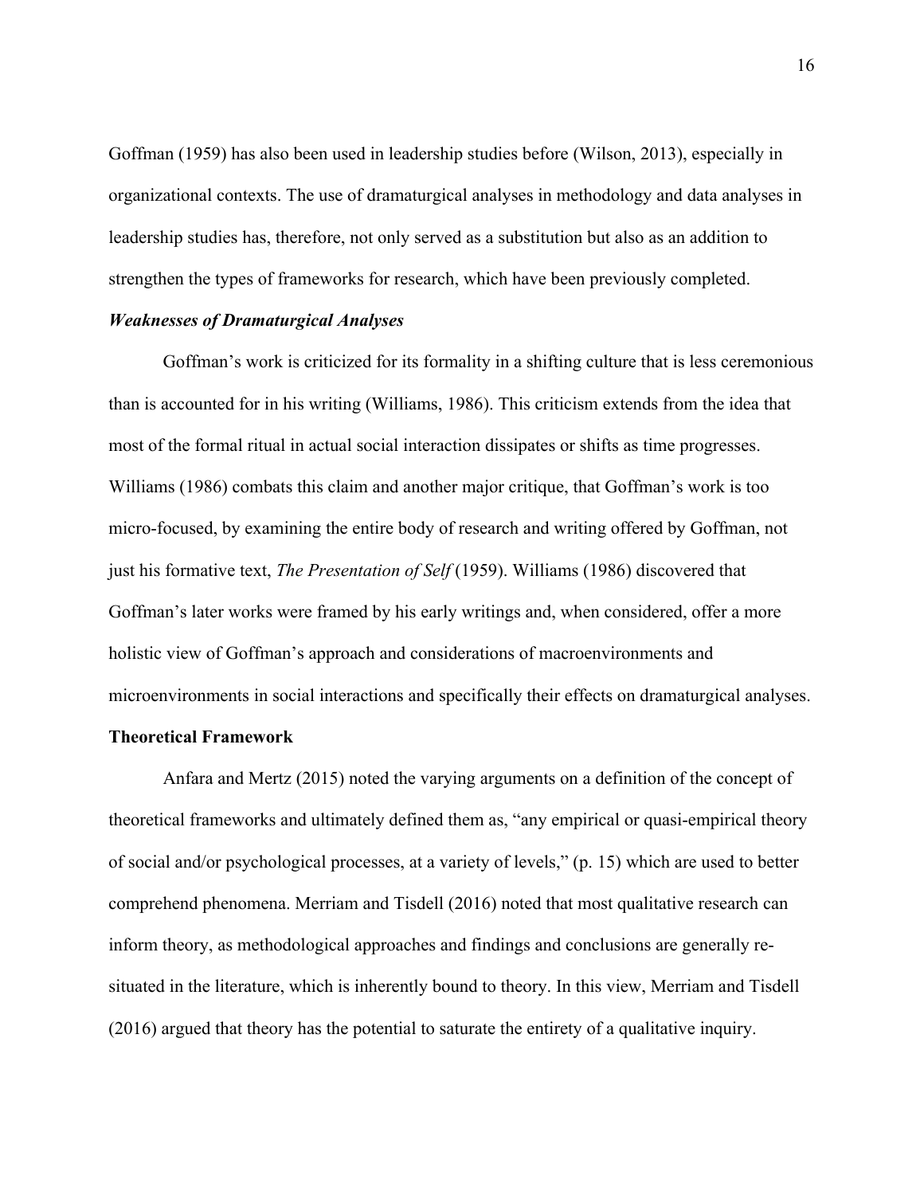Goffman (1959) has also been used in leadership studies before (Wilson, 2013), especially in organizational contexts. The use of dramaturgical analyses in methodology and data analyses in leadership studies has, therefore, not only served as a substitution but also as an addition to strengthen the types of frameworks for research, which have been previously completed.

### *Weaknesses of Dramaturgical Analyses*

Goffman's work is criticized for its formality in a shifting culture that is less ceremonious than is accounted for in his writing (Williams, 1986). This criticism extends from the idea that most of the formal ritual in actual social interaction dissipates or shifts as time progresses. Williams (1986) combats this claim and another major critique, that Goffman's work is too micro-focused, by examining the entire body of research and writing offered by Goffman, not just his formative text, *The Presentation of Self* (1959). Williams (1986) discovered that Goffman's later works were framed by his early writings and, when considered, offer a more holistic view of Goffman's approach and considerations of macroenvironments and microenvironments in social interactions and specifically their effects on dramaturgical analyses.

## Theoretical Framework

Anfara and Mertz (2015) noted the varying arguments on a definition of the concept of theoretical frameworks and ultimately defined them as, "any empirical or quasi-empirical theory of social and/or psychological processes, at a variety of levels," (p. 15) which are used to better comprehend phenomena. Merriam and Tisdell (2016) noted that most qualitative research can inform theory, as methodological approaches and findings and conclusions are generally re-situated in the literature, which is inherently bound to theory. In this view, Merriam and Tisdell (2016) argued that theory has the potential to saturate the entirety of a qualitative inquiry.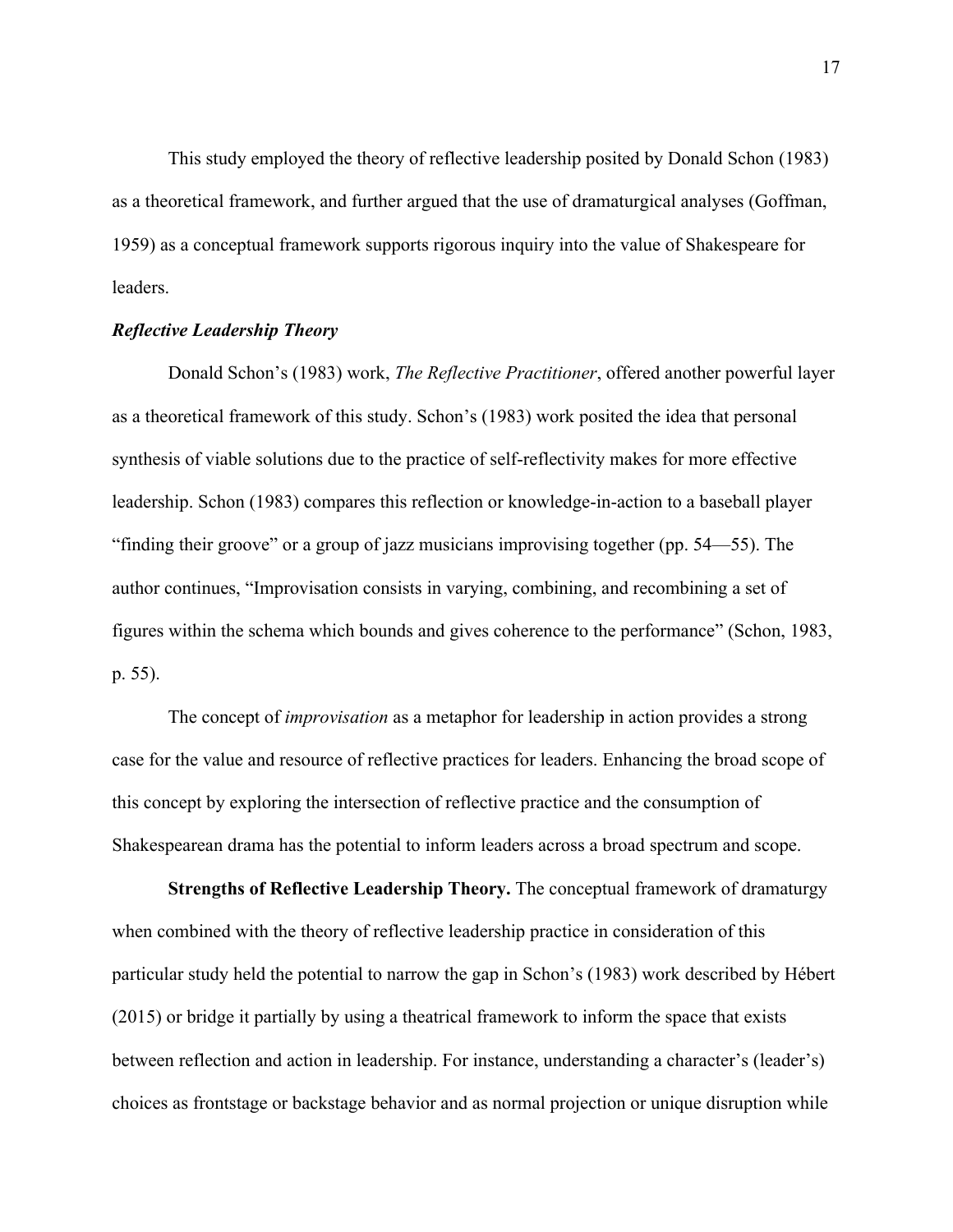This study employed the theory of reflective leadership posited by Donald Schon (1983) as a theoretical framework, and further argued that the use of dramaturgical analyses (Goffman, 1959) as a conceptual framework supports rigorous inquiry into the value of Shakespeare for leaders.

### ***Reflective Leadership Theory***

Donald Schon's (1983) work, *The Reflective Practitioner*, offered another powerful layer as a theoretical framework of this study. Schon's (1983) work posited the idea that personal synthesis of viable solutions due to the practice of self-reflectivity makes for more effective leadership. Schon (1983) compares this reflection or knowledge-in-action to a baseball player "finding their groove" or a group of jazz musicians improvising together (pp. 54—55). The author continues, "Improvisation consists in varying, combining, and recombining a set of figures within the schema which bounds and gives coherence to the performance" (Schon, 1983, p. 55).

The concept of *improvisation* as a metaphor for leadership in action provides a strong case for the value and resource of reflective practices for leaders. Enhancing the broad scope of this concept by exploring the intersection of reflective practice and the consumption of Shakespearean drama has the potential to inform leaders across a broad spectrum and scope.

**Strengths of Reflective Leadership Theory.** The conceptual framework of dramaturgy when combined with the theory of reflective leadership practice in consideration of this particular study held the potential to narrow the gap in Schon's (1983) work described by Hébert (2015) or bridge it partially by using a theatrical framework to inform the space that exists between reflection and action in leadership. For instance, understanding a character's (leader's) choices as frontstage or backstage behavior and as normal projection or unique disruption while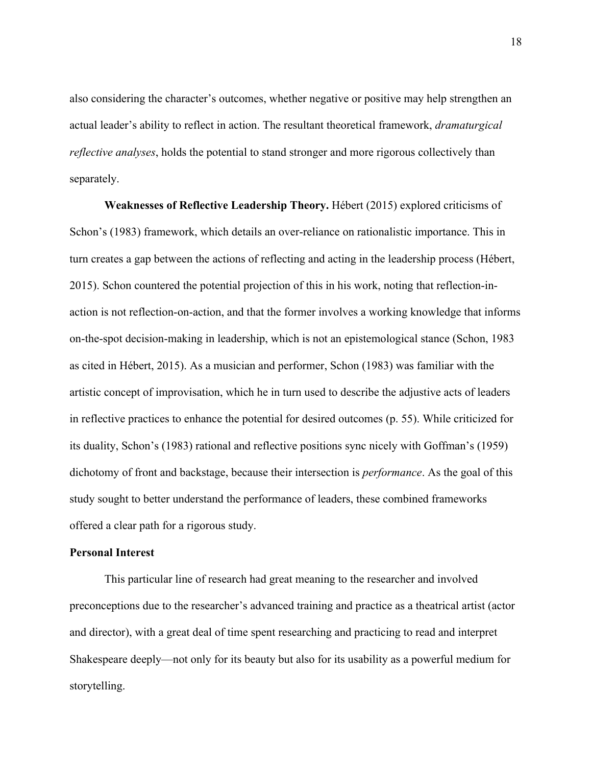also considering the character's outcomes, whether negative or positive may help strengthen an actual leader's ability to reflect in action. The resultant theoretical framework, *dramaturgical reflective analyses*, holds the potential to stand stronger and more rigorous collectively than separately.

**Weaknesses of Reflective Leadership Theory.** Hébert (2015) explored criticisms of Schon's (1983) framework, which details an over-reliance on rationalistic importance. This in turn creates a gap between the actions of reflecting and acting in the leadership process (Hébert, 2015). Schon countered the potential projection of this in his work, noting that reflection-in-action is not reflection-on-action, and that the former involves a working knowledge that informs on-the-spot decision-making in leadership, which is not an epistemological stance (Schon, 1983 as cited in Hébert, 2015). As a musician and performer, Schon (1983) was familiar with the artistic concept of improvisation, which he in turn used to describe the adjustive acts of leaders in reflective practices to enhance the potential for desired outcomes (p. 55). While criticized for its duality, Schon's (1983) rational and reflective positions sync nicely with Goffman's (1959) dichotomy of front and backstage, because their intersection is *performance*. As the goal of this study sought to better understand the performance of leaders, these combined frameworks offered a clear path for a rigorous study.

## Personal Interest

This particular line of research had great meaning to the researcher and involved preconceptions due to the researcher's advanced training and practice as a theatrical artist (actor and director), with a great deal of time spent researching and practicing to read and interpret Shakespeare deeply—not only for its beauty but also for its usability as a powerful medium for storytelling.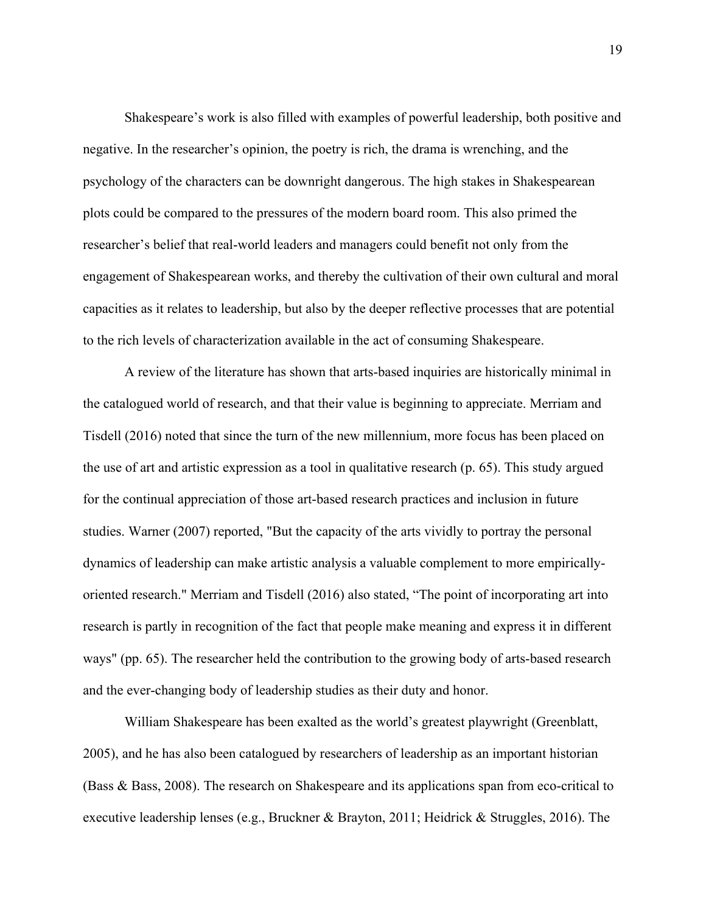Shakespeare's work is also filled with examples of powerful leadership, both positive and negative. In the researcher's opinion, the poetry is rich, the drama is wrenching, and the psychology of the characters can be downright dangerous. The high stakes in Shakespearean plots could be compared to the pressures of the modern board room. This also primed the researcher's belief that real-world leaders and managers could benefit not only from the engagement of Shakespearean works, and thereby the cultivation of their own cultural and moral capacities as it relates to leadership, but also by the deeper reflective processes that are potential to the rich levels of characterization available in the act of consuming Shakespeare.

A review of the literature has shown that arts-based inquiries are historically minimal in the catalogued world of research, and that their value is beginning to appreciate. Merriam and Tisdell (2016) noted that since the turn of the new millennium, more focus has been placed on the use of art and artistic expression as a tool in qualitative research (p. 65). This study argued for the continual appreciation of those art-based research practices and inclusion in future studies. Warner (2007) reported, "But the capacity of the arts vividly to portray the personal dynamics of leadership can make artistic analysis a valuable complement to more empirically-oriented research." Merriam and Tisdell (2016) also stated, "The point of incorporating art into research is partly in recognition of the fact that people make meaning and express it in different ways" (pp. 65). The researcher held the contribution to the growing body of arts-based research and the ever-changing body of leadership studies as their duty and honor.

William Shakespeare has been exalted as the world's greatest playwright (Greenblatt, 2005), and he has also been catalogued by researchers of leadership as an important historian (Bass & Bass, 2008). The research on Shakespeare and its applications span from eco-critical to executive leadership lenses (e.g., Bruckner & Brayton, 2011; Heidrick & Struggles, 2016). The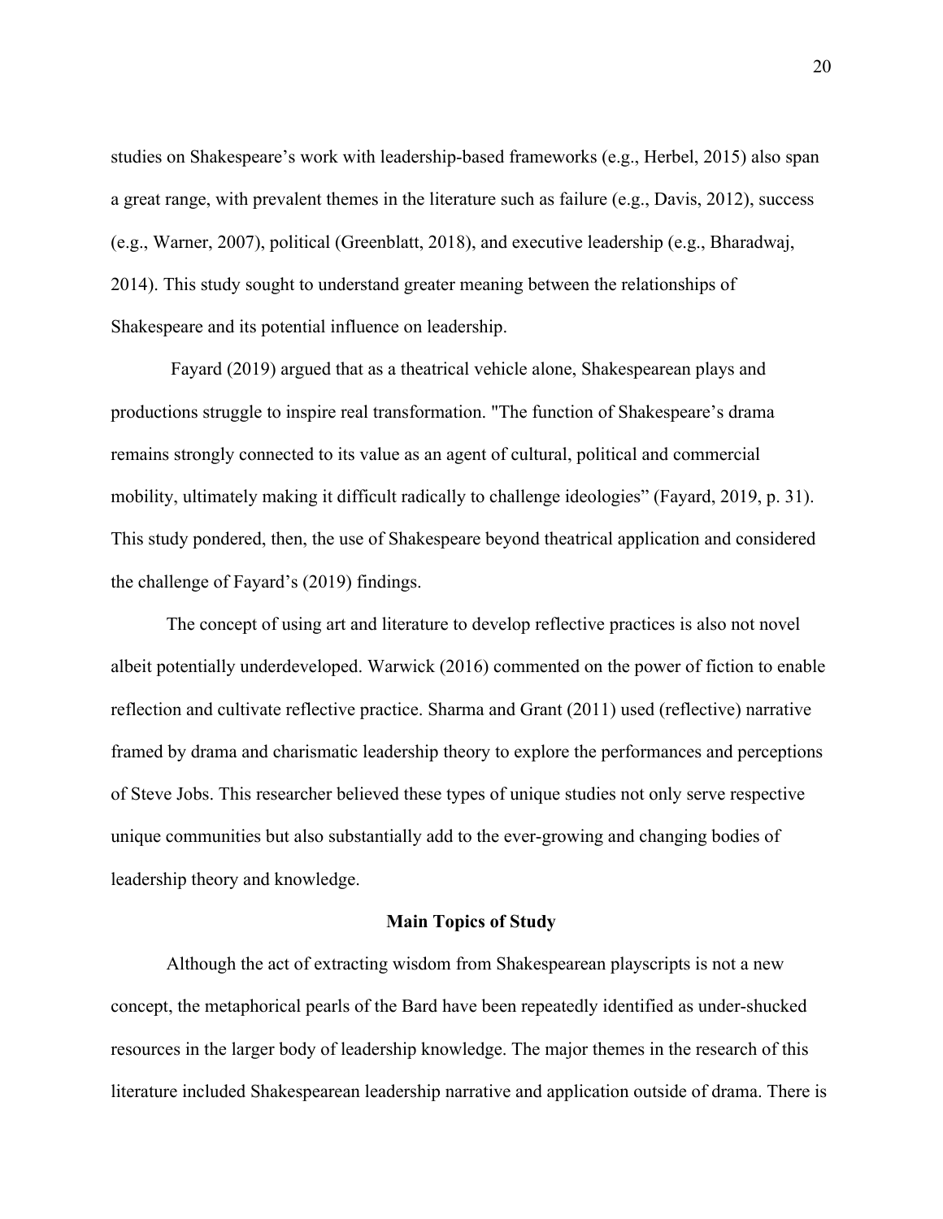studies on Shakespeare's work with leadership-based frameworks (e.g., Herbel, 2015) also span a great range, with prevalent themes in the literature such as failure (e.g., Davis, 2012), success (e.g., Warner, 2007), political (Greenblatt, 2018), and executive leadership (e.g., Bharadwaj, 2014). This study sought to understand greater meaning between the relationships of Shakespeare and its potential influence on leadership.

Fayard (2019) argued that as a theatrical vehicle alone, Shakespearean plays and productions struggle to inspire real transformation. "The function of Shakespeare's drama remains strongly connected to its value as an agent of cultural, political and commercial mobility, ultimately making it difficult radically to challenge ideologies" (Fayard, 2019, p. 31). This study pondered, then, the use of Shakespeare beyond theatrical application and considered the challenge of Fayard's (2019) findings.

The concept of using art and literature to develop reflective practices is also not novel albeit potentially underdeveloped. Warwick (2016) commented on the power of fiction to enable reflection and cultivate reflective practice. Sharma and Grant (2011) used (reflective) narrative framed by drama and charismatic leadership theory to explore the performances and perceptions of Steve Jobs. This researcher believed these types of unique studies not only serve respective unique communities but also substantially add to the ever-growing and changing bodies of leadership theory and knowledge.

## Main Topics of Study

Although the act of extracting wisdom from Shakespearean playscripts is not a new concept, the metaphorical pearls of the Bard have been repeatedly identified as under-shucked resources in the larger body of leadership knowledge. The major themes in the research of this literature included Shakespearean leadership narrative and application outside of drama. There is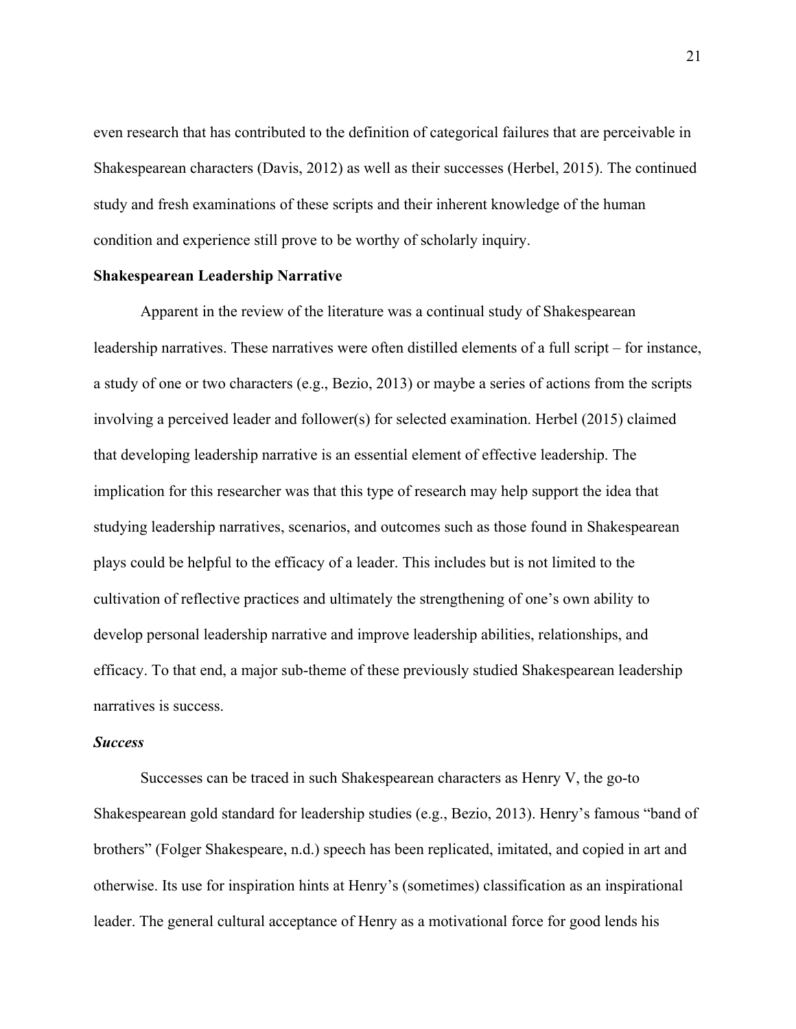even research that has contributed to the definition of categorical failures that are perceivable in Shakespearean characters (Davis, 2012) as well as their successes (Herbel, 2015). The continued study and fresh examinations of these scripts and their inherent knowledge of the human condition and experience still prove to be worthy of scholarly inquiry.

**Shakespearean Leadership Narrative**

Apparent in the review of the literature was a continual study of Shakespearean leadership narratives. These narratives were often distilled elements of a full script – for instance, a study of one or two characters (e.g., Bezio, 2013) or maybe a series of actions from the scripts involving a perceived leader and follower(s) for selected examination. Herbel (2015) claimed that developing leadership narrative is an essential element of effective leadership. The implication for this researcher was that this type of research may help support the idea that studying leadership narratives, scenarios, and outcomes such as those found in Shakespearean plays could be helpful to the efficacy of a leader. This includes but is not limited to the cultivation of reflective practices and ultimately the strengthening of one's own ability to develop personal leadership narrative and improve leadership abilities, relationships, and efficacy. To that end, a major sub-theme of these previously studied Shakespearean leadership narratives is success.

***Success***

Successes can be traced in such Shakespearean characters as Henry V, the go-to Shakespearean gold standard for leadership studies (e.g., Bezio, 2013). Henry's famous "band of brothers" (Folger Shakespeare, n.d.) speech has been replicated, imitated, and copied in art and otherwise. Its use for inspiration hints at Henry's (sometimes) classification as an inspirational leader. The general cultural acceptance of Henry as a motivational force for good lends his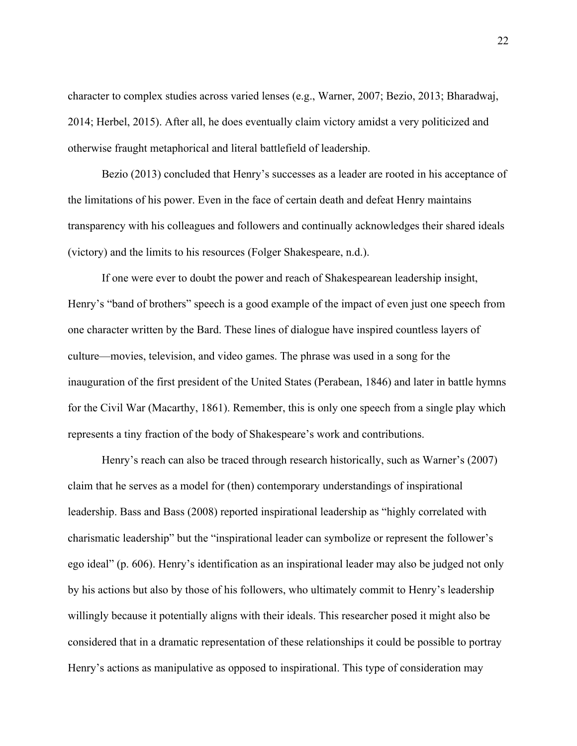character to complex studies across varied lenses (e.g., Warner, 2007; Bezio, 2013; Bharadwaj, 2014; Herbel, 2015). After all, he does eventually claim victory amidst a very politicized and otherwise fraught metaphorical and literal battlefield of leadership.

Bezio (2013) concluded that Henry's successes as a leader are rooted in his acceptance of the limitations of his power. Even in the face of certain death and defeat Henry maintains transparency with his colleagues and followers and continually acknowledges their shared ideals (victory) and the limits to his resources (Folger Shakespeare, n.d.).

If one were ever to doubt the power and reach of Shakespearean leadership insight, Henry's "band of brothers" speech is a good example of the impact of even just one speech from one character written by the Bard. These lines of dialogue have inspired countless layers of culture—movies, television, and video games. The phrase was used in a song for the inauguration of the first president of the United States (Perabean, 1846) and later in battle hymns for the Civil War (Macarthy, 1861). Remember, this is only one speech from a single play which represents a tiny fraction of the body of Shakespeare's work and contributions.

Henry's reach can also be traced through research historically, such as Warner's (2007) claim that he serves as a model for (then) contemporary understandings of inspirational leadership. Bass and Bass (2008) reported inspirational leadership as "highly correlated with charismatic leadership" but the "inspirational leader can symbolize or represent the follower's ego ideal" (p. 606). Henry's identification as an inspirational leader may also be judged not only by his actions but also by those of his followers, who ultimately commit to Henry's leadership willingly because it potentially aligns with their ideals. This researcher posed it might also be considered that in a dramatic representation of these relationships it could be possible to portray Henry's actions as manipulative as opposed to inspirational. This type of consideration may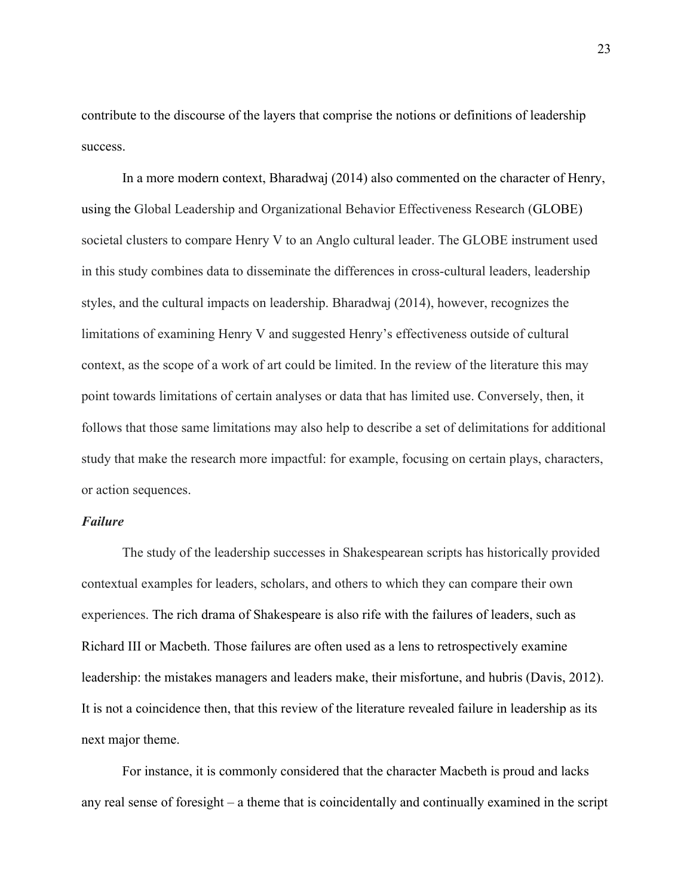contribute to the discourse of the layers that comprise the notions or definitions of leadership success.

In a more modern context, Bharadwaj (2014) also commented on the character of Henry, using the Global Leadership and Organizational Behavior Effectiveness Research (GLOBE) societal clusters to compare Henry V to an Anglo cultural leader. The GLOBE instrument used in this study combines data to disseminate the differences in cross-cultural leaders, leadership styles, and the cultural impacts on leadership. Bharadwaj (2014), however, recognizes the limitations of examining Henry V and suggested Henry's effectiveness outside of cultural context, as the scope of a work of art could be limited. In the review of the literature this may point towards limitations of certain analyses or data that has limited use. Conversely, then, it follows that those same limitations may also help to describe a set of delimitations for additional study that make the research more impactful: for example, focusing on certain plays, characters, or action sequences.

### *Failure*

The study of the leadership successes in Shakespearean scripts has historically provided contextual examples for leaders, scholars, and others to which they can compare their own experiences. The rich drama of Shakespeare is also rife with the failures of leaders, such as Richard III or Macbeth. Those failures are often used as a lens to retrospectively examine leadership: the mistakes managers and leaders make, their misfortune, and hubris (Davis, 2012). It is not a coincidence then, that this review of the literature revealed failure in leadership as its next major theme.

For instance, it is commonly considered that the character Macbeth is proud and lacks any real sense of foresight – a theme that is coincidentally and continually examined in the script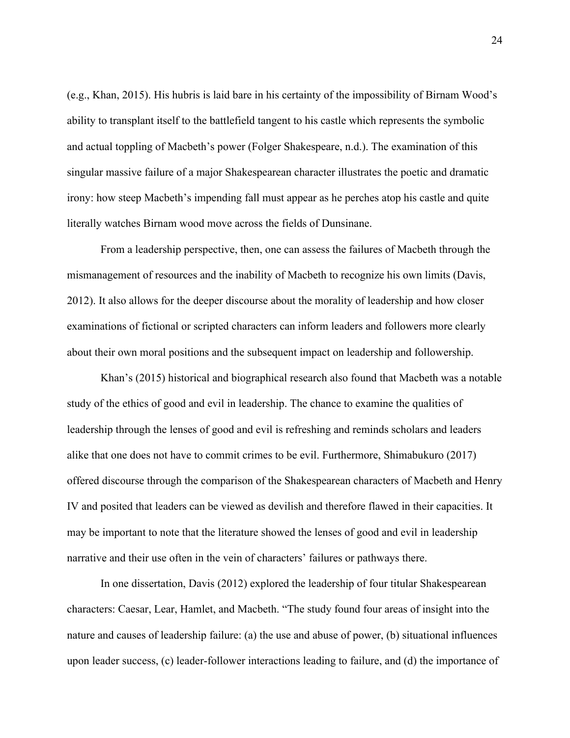(e.g., Khan, 2015). His hubris is laid bare in his certainty of the impossibility of Birnam Wood's ability to transplant itself to the battlefield tangent to his castle which represents the symbolic and actual toppling of Macbeth's power (Folger Shakespeare, n.d.). The examination of this singular massive failure of a major Shakespearean character illustrates the poetic and dramatic irony: how steep Macbeth's impending fall must appear as he perches atop his castle and quite literally watches Birnam wood move across the fields of Dunsinane.

From a leadership perspective, then, one can assess the failures of Macbeth through the mismanagement of resources and the inability of Macbeth to recognize his own limits (Davis, 2012). It also allows for the deeper discourse about the morality of leadership and how closer examinations of fictional or scripted characters can inform leaders and followers more clearly about their own moral positions and the subsequent impact on leadership and followership.

Khan's (2015) historical and biographical research also found that Macbeth was a notable study of the ethics of good and evil in leadership. The chance to examine the qualities of leadership through the lenses of good and evil is refreshing and reminds scholars and leaders alike that one does not have to commit crimes to be evil. Furthermore, Shimabukuro (2017) offered discourse through the comparison of the Shakespearean characters of Macbeth and Henry IV and posited that leaders can be viewed as devilish and therefore flawed in their capacities. It may be important to note that the literature showed the lenses of good and evil in leadership narrative and their use often in the vein of characters' failures or pathways there.

In one dissertation, Davis (2012) explored the leadership of four titular Shakespearean characters: Caesar, Lear, Hamlet, and Macbeth. "The study found four areas of insight into the nature and causes of leadership failure: (a) the use and abuse of power, (b) situational influences upon leader success, (c) leader-follower interactions leading to failure, and (d) the importance of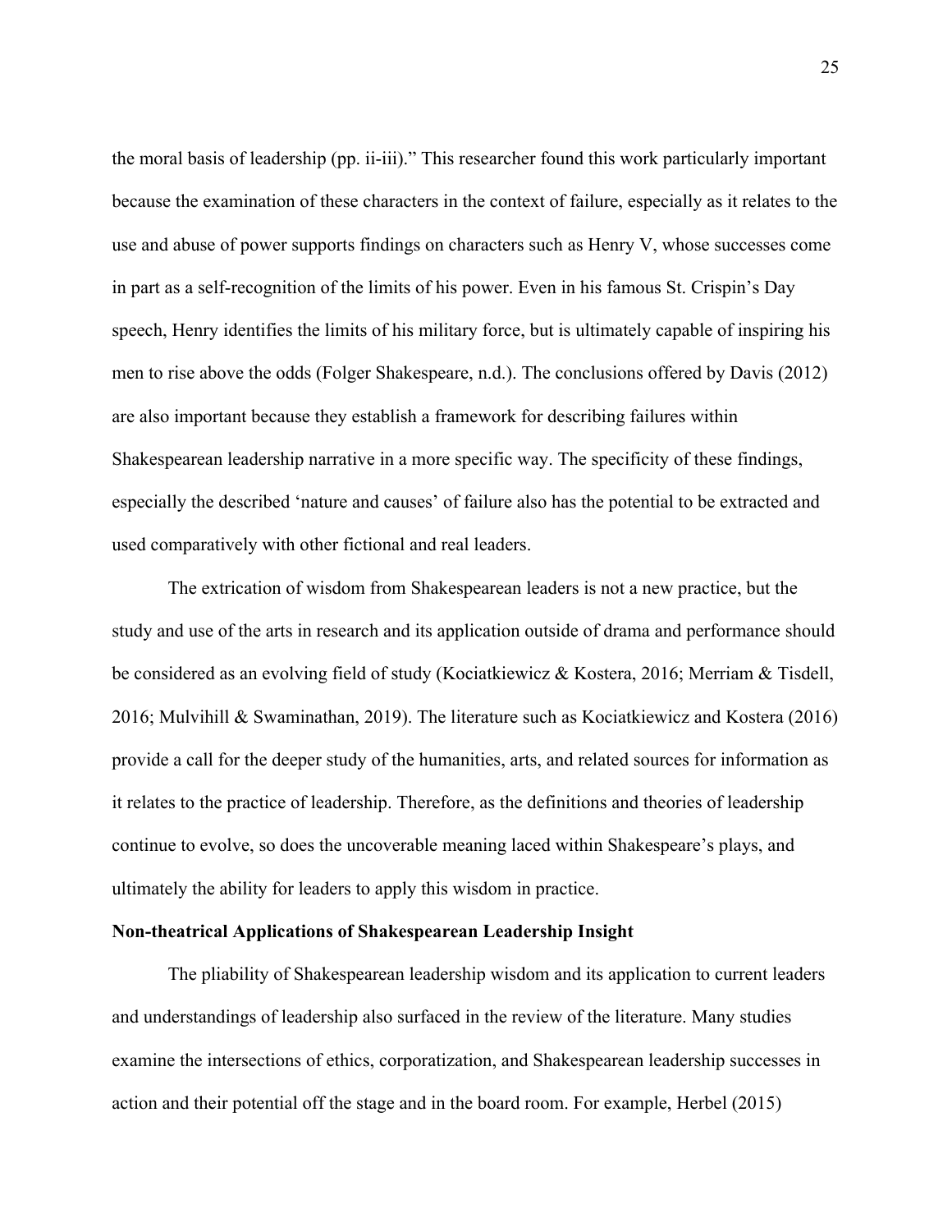the moral basis of leadership (pp. ii-iii)." This researcher found this work particularly important because the examination of these characters in the context of failure, especially as it relates to the use and abuse of power supports findings on characters such as Henry V, whose successes come in part as a self-recognition of the limits of his power. Even in his famous St. Crispin's Day speech, Henry identifies the limits of his military force, but is ultimately capable of inspiring his men to rise above the odds (Folger Shakespeare, n.d.). The conclusions offered by Davis (2012) are also important because they establish a framework for describing failures within Shakespearean leadership narrative in a more specific way. The specificity of these findings, especially the described 'nature and causes' of failure also has the potential to be extracted and used comparatively with other fictional and real leaders.

The extrication of wisdom from Shakespearean leaders is not a new practice, but the study and use of the arts in research and its application outside of drama and performance should be considered as an evolving field of study (Kociatkiewicz & Kostera, 2016; Merriam & Tisdell, 2016; Mulvihill & Swaminathan, 2019). The literature such as Kociatkiewicz and Kostera (2016) provide a call for the deeper study of the humanities, arts, and related sources for information as it relates to the practice of leadership. Therefore, as the definitions and theories of leadership continue to evolve, so does the uncoverable meaning laced within Shakespeare's plays, and ultimately the ability for leaders to apply this wisdom in practice.

**Non-theatrical Applications of Shakespearean Leadership Insight**

The pliability of Shakespearean leadership wisdom and its application to current leaders and understandings of leadership also surfaced in the review of the literature. Many studies examine the intersections of ethics, corporatization, and Shakespearean leadership successes in action and their potential off the stage and in the board room. For example, Herbel (2015)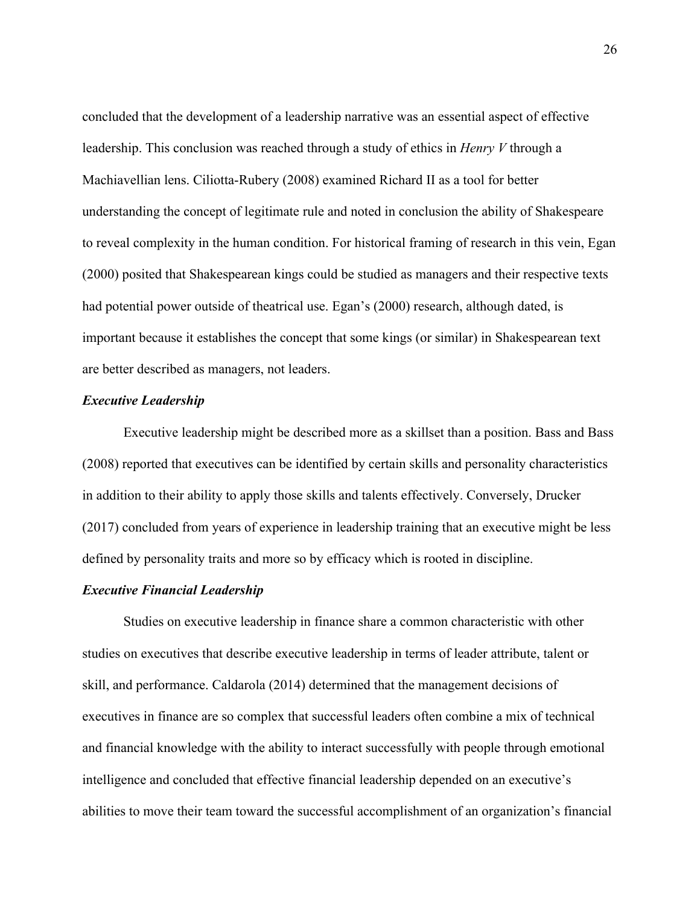concluded that the development of a leadership narrative was an essential aspect of effective leadership. This conclusion was reached through a study of ethics in *Henry V* through a Machiavellian lens. Ciliotta-Rubery (2008) examined Richard II as a tool for better understanding the concept of legitimate rule and noted in conclusion the ability of Shakespeare to reveal complexity in the human condition. For historical framing of research in this vein, Egan (2000) posited that Shakespearean kings could be studied as managers and their respective texts had potential power outside of theatrical use. Egan's (2000) research, although dated, is important because it establishes the concept that some kings (or similar) in Shakespearean text are better described as managers, not leaders.

### *Executive Leadership*

Executive leadership might be described more as a skillset than a position. Bass and Bass (2008) reported that executives can be identified by certain skills and personality characteristics in addition to their ability to apply those skills and talents effectively. Conversely, Drucker (2017) concluded from years of experience in leadership training that an executive might be less defined by personality traits and more so by efficacy which is rooted in discipline.

### *Executive Financial Leadership*

Studies on executive leadership in finance share a common characteristic with other studies on executives that describe executive leadership in terms of leader attribute, talent or skill, and performance. Caldarola (2014) determined that the management decisions of executives in finance are so complex that successful leaders often combine a mix of technical and financial knowledge with the ability to interact successfully with people through emotional intelligence and concluded that effective financial leadership depended on an executive's abilities to move their team toward the successful accomplishment of an organization's financial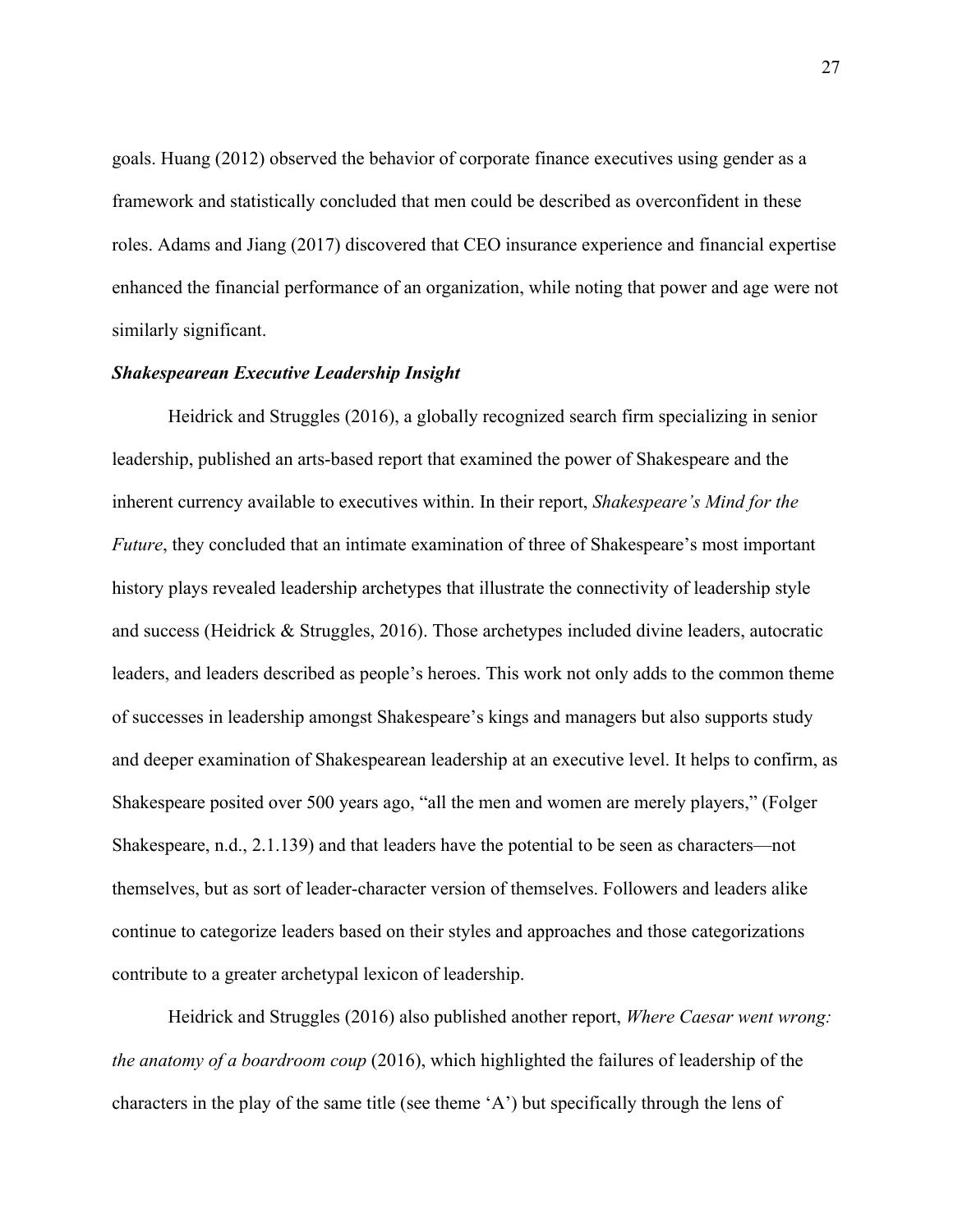goals. Huang (2012) observed the behavior of corporate finance executives using gender as a framework and statistically concluded that men could be described as overconfident in these roles. Adams and Jiang (2017) discovered that CEO insurance experience and financial expertise enhanced the financial performance of an organization, while noting that power and age were not similarly significant.

### *Shakespearean Executive Leadership Insight*

Heidrick and Struggles (2016), a globally recognized search firm specializing in senior leadership, published an arts-based report that examined the power of Shakespeare and the inherent currency available to executives within. In their report, *Shakespeare's Mind for the Future*, they concluded that an intimate examination of three of Shakespeare's most important history plays revealed leadership archetypes that illustrate the connectivity of leadership style and success (Heidrick & Struggles, 2016). Those archetypes included divine leaders, autocratic leaders, and leaders described as people's heroes. This work not only adds to the common theme of successes in leadership amongst Shakespeare's kings and managers but also supports study and deeper examination of Shakespearean leadership at an executive level. It helps to confirm, as Shakespeare posited over 500 years ago, "all the men and women are merely players," (Folger Shakespeare, n.d., 2.1.139) and that leaders have the potential to be seen as characters—not themselves, but as sort of leader-character version of themselves. Followers and leaders alike continue to categorize leaders based on their styles and approaches and those categorizations contribute to a greater archetypal lexicon of leadership.

Heidrick and Struggles (2016) also published another report, *Where Caesar went wrong: the anatomy of a boardroom coup* (2016), which highlighted the failures of leadership of the characters in the play of the same title (see theme 'A') but specifically through the lens of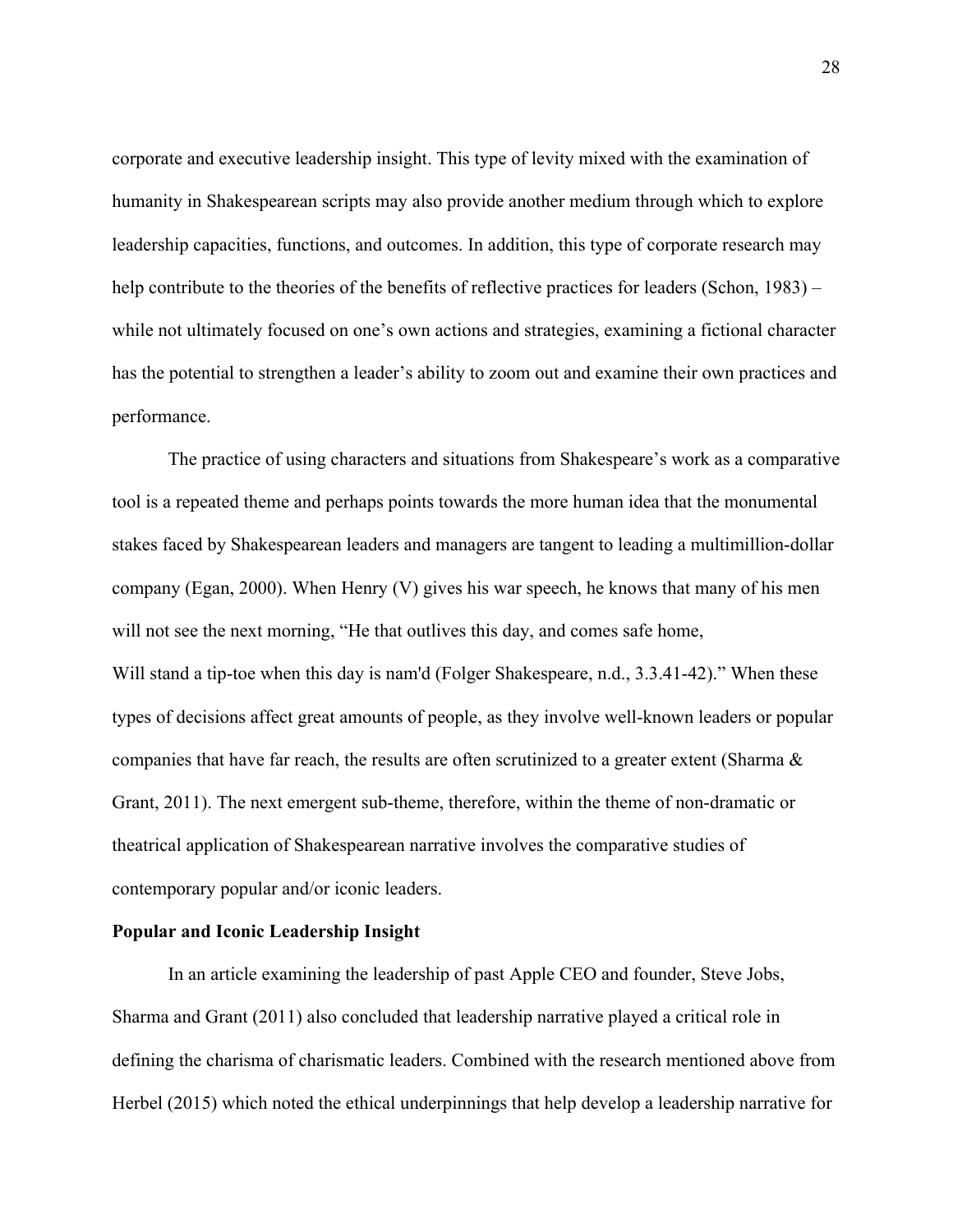corporate and executive leadership insight. This type of levity mixed with the examination of humanity in Shakespearean scripts may also provide another medium through which to explore leadership capacities, functions, and outcomes. In addition, this type of corporate research may help contribute to the theories of the benefits of reflective practices for leaders (Schon, 1983) – while not ultimately focused on one's own actions and strategies, examining a fictional character has the potential to strengthen a leader's ability to zoom out and examine their own practices and performance.

The practice of using characters and situations from Shakespeare's work as a comparative tool is a repeated theme and perhaps points towards the more human idea that the monumental stakes faced by Shakespearean leaders and managers are tangent to leading a multimillion-dollar company (Egan, 2000). When Henry (V) gives his war speech, he knows that many of his men will not see the next morning, "He that outlives this day, and comes safe home,
Will stand a tip-toe when this day is nam'd (Folger Shakespeare, n.d., 3.3.41-42)." When these types of decisions affect great amounts of people, as they involve well-known leaders or popular companies that have far reach, the results are often scrutinized to a greater extent (Sharma & Grant, 2011). The next emergent sub-theme, therefore, within the theme of non-dramatic or theatrical application of Shakespearean narrative involves the comparative studies of contemporary popular and/or iconic leaders.

**Popular and Iconic Leadership Insight**

In an article examining the leadership of past Apple CEO and founder, Steve Jobs, Sharma and Grant (2011) also concluded that leadership narrative played a critical role in defining the charisma of charismatic leaders. Combined with the research mentioned above from Herbel (2015) which noted the ethical underpinnings that help develop a leadership narrative for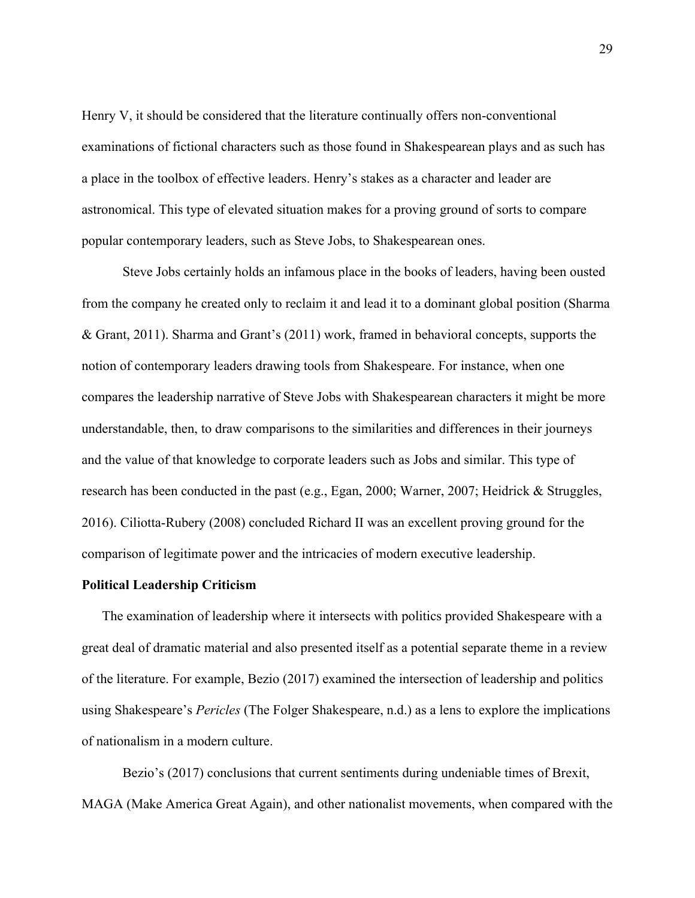Henry V, it should be considered that the literature continually offers non-conventional examinations of fictional characters such as those found in Shakespearean plays and as such has a place in the toolbox of effective leaders. Henry's stakes as a character and leader are astronomical. This type of elevated situation makes for a proving ground of sorts to compare popular contemporary leaders, such as Steve Jobs, to Shakespearean ones.

Steve Jobs certainly holds an infamous place in the books of leaders, having been ousted from the company he created only to reclaim it and lead it to a dominant global position (Sharma & Grant, 2011). Sharma and Grant's (2011) work, framed in behavioral concepts, supports the notion of contemporary leaders drawing tools from Shakespeare. For instance, when one compares the leadership narrative of Steve Jobs with Shakespearean characters it might be more understandable, then, to draw comparisons to the similarities and differences in their journeys and the value of that knowledge to corporate leaders such as Jobs and similar. This type of research has been conducted in the past (e.g., Egan, 2000; Warner, 2007; Heidrick & Struggles, 2016). Ciliotta-Rubery (2008) concluded Richard II was an excellent proving ground for the comparison of legitimate power and the intricacies of modern executive leadership.

**Political Leadership Criticism**

The examination of leadership where it intersects with politics provided Shakespeare with a great deal of dramatic material and also presented itself as a potential separate theme in a review of the literature. For example, Bezio (2017) examined the intersection of leadership and politics using Shakespeare's *Pericles* (The Folger Shakespeare, n.d.) as a lens to explore the implications of nationalism in a modern culture.

Bezio's (2017) conclusions that current sentiments during undeniable times of Brexit, MAGA (Make America Great Again), and other nationalist movements, when compared with the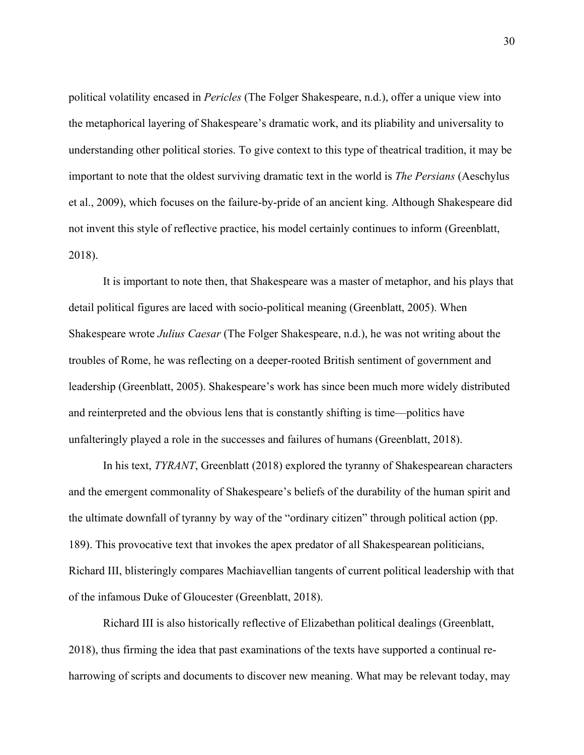political volatility encased in *Pericles* (The Folger Shakespeare, n.d.), offer a unique view into the metaphorical layering of Shakespeare's dramatic work, and its pliability and universality to understanding other political stories. To give context to this type of theatrical tradition, it may be important to note that the oldest surviving dramatic text in the world is *The Persians* (Aeschylus et al., 2009), which focuses on the failure-by-pride of an ancient king. Although Shakespeare did not invent this style of reflective practice, his model certainly continues to inform (Greenblatt, 2018).

It is important to note then, that Shakespeare was a master of metaphor, and his plays that detail political figures are laced with socio-political meaning (Greenblatt, 2005). When Shakespeare wrote *Julius Caesar* (The Folger Shakespeare, n.d.), he was not writing about the troubles of Rome, he was reflecting on a deeper-rooted British sentiment of government and leadership (Greenblatt, 2005). Shakespeare's work has since been much more widely distributed and reinterpreted and the obvious lens that is constantly shifting is time—politics have unfalteringly played a role in the successes and failures of humans (Greenblatt, 2018).

In his text, *TYRANT*, Greenblatt (2018) explored the tyranny of Shakespearean characters and the emergent commonality of Shakespeare's beliefs of the durability of the human spirit and the ultimate downfall of tyranny by way of the "ordinary citizen" through political action (pp. 189). This provocative text that invokes the apex predator of all Shakespearean politicians, Richard III, blisteringly compares Machiavellian tangents of current political leadership with that of the infamous Duke of Gloucester (Greenblatt, 2018).

Richard III is also historically reflective of Elizabethan political dealings (Greenblatt, 2018), thus firming the idea that past examinations of the texts have supported a continual re-harrowing of scripts and documents to discover new meaning. What may be relevant today, may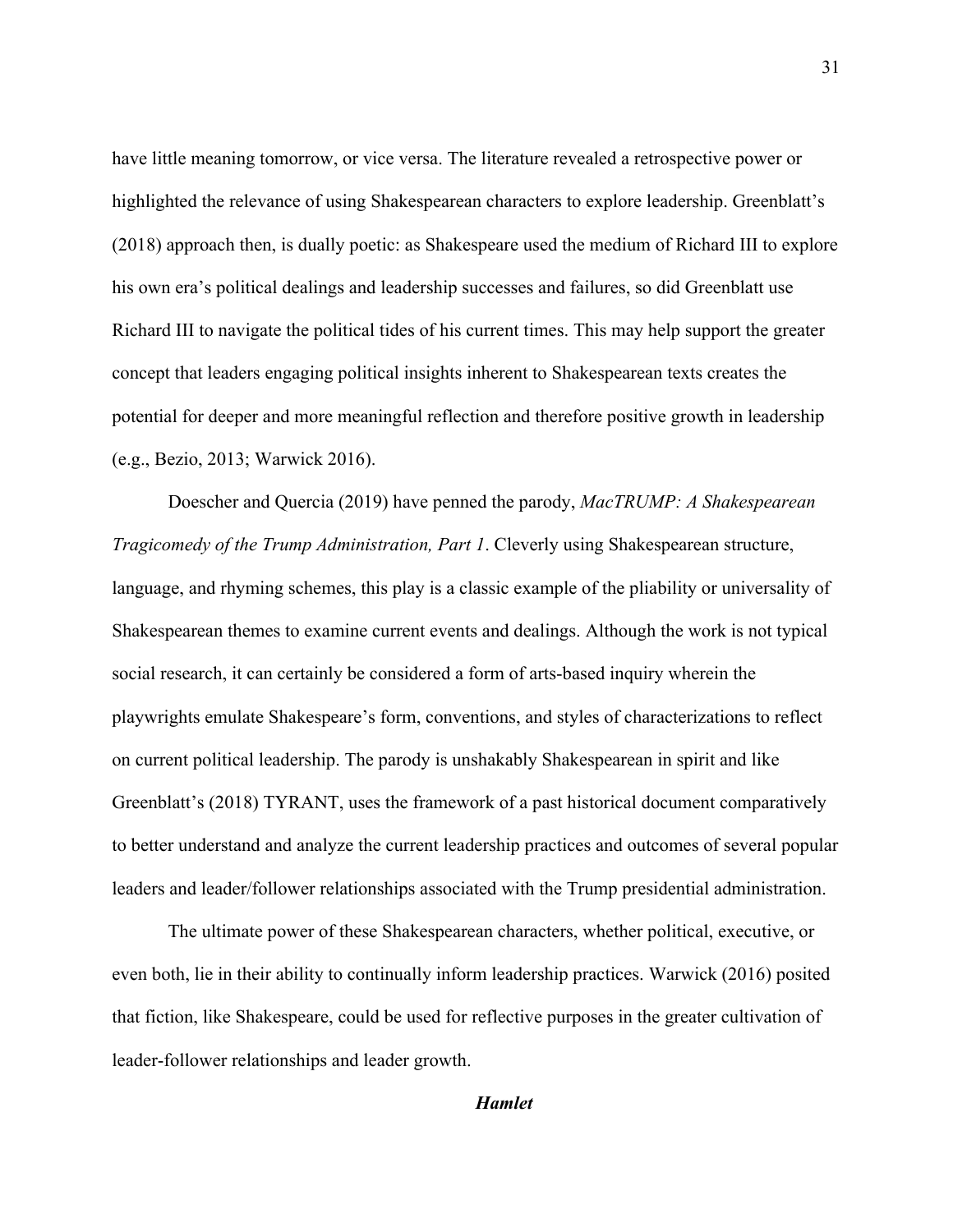have little meaning tomorrow, or vice versa. The literature revealed a retrospective power or highlighted the relevance of using Shakespearean characters to explore leadership. Greenblatt's (2018) approach then, is dually poetic: as Shakespeare used the medium of Richard III to explore his own era's political dealings and leadership successes and failures, so did Greenblatt use Richard III to navigate the political tides of his current times. This may help support the greater concept that leaders engaging political insights inherent to Shakespearean texts creates the potential for deeper and more meaningful reflection and therefore positive growth in leadership (e.g., Bezio, 2013; Warwick 2016).

Doescher and Quercia (2019) have penned the parody, *MacTRUMP: A Shakespearean Tragicomedy of the Trump Administration, Part 1*. Cleverly using Shakespearean structure, language, and rhyming schemes, this play is a classic example of the pliability or universality of Shakespearean themes to examine current events and dealings. Although the work is not typical social research, it can certainly be considered a form of arts-based inquiry wherein the playwrights emulate Shakespeare's form, conventions, and styles of characterizations to reflect on current political leadership. The parody is unshakably Shakespearean in spirit and like Greenblatt's (2018) TYRANT, uses the framework of a past historical document comparatively to better understand and analyze the current leadership practices and outcomes of several popular leaders and leader/follower relationships associated with the Trump presidential administration.

The ultimate power of these Shakespearean characters, whether political, executive, or even both, lie in their ability to continually inform leadership practices. Warwick (2016) posited that fiction, like Shakespeare, could be used for reflective purposes in the greater cultivation of leader-follower relationships and leader growth.

### *Hamlet*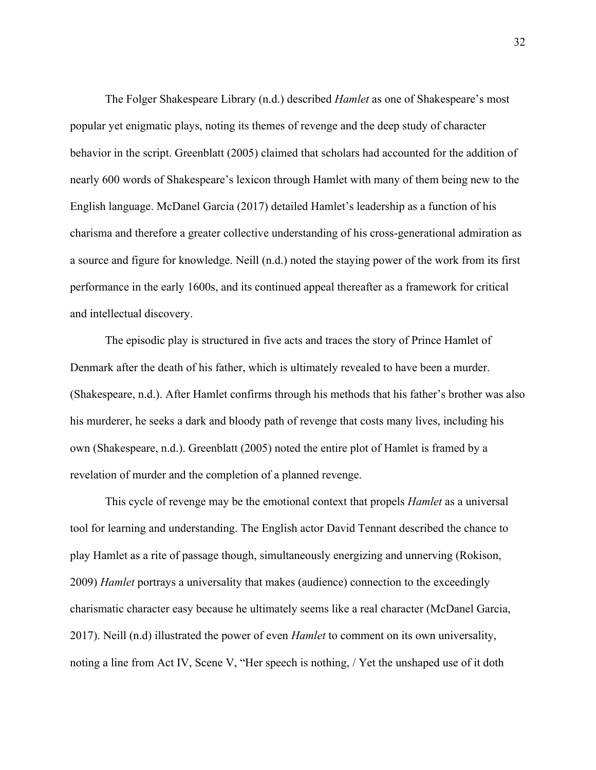The Folger Shakespeare Library (n.d.) described *Hamlet* as one of Shakespeare's most popular yet enigmatic plays, noting its themes of revenge and the deep study of character behavior in the script. Greenblatt (2005) claimed that scholars had accounted for the addition of nearly 600 words of Shakespeare's lexicon through Hamlet with many of them being new to the English language. McDanel Garcia (2017) detailed Hamlet's leadership as a function of his charisma and therefore a greater collective understanding of his cross-generational admiration as a source and figure for knowledge. Neill (n.d.) noted the staying power of the work from its first performance in the early 1600s, and its continued appeal thereafter as a framework for critical and intellectual discovery.

The episodic play is structured in five acts and traces the story of Prince Hamlet of Denmark after the death of his father, which is ultimately revealed to have been a murder. (Shakespeare, n.d.). After Hamlet confirms through his methods that his father's brother was also his murderer, he seeks a dark and bloody path of revenge that costs many lives, including his own (Shakespeare, n.d.). Greenblatt (2005) noted the entire plot of Hamlet is framed by a revelation of murder and the completion of a planned revenge.

This cycle of revenge may be the emotional context that propels *Hamlet* as a universal tool for learning and understanding. The English actor David Tennant described the chance to play Hamlet as a rite of passage though, simultaneously energizing and unnerving (Rokison, 2009) *Hamlet* portrays a universality that makes (audience) connection to the exceedingly charismatic character easy because he ultimately seems like a real character (McDanel Garcia, 2017). Neill (n.d) illustrated the power of even *Hamlet* to comment on its own universality, noting a line from Act IV, Scene V, "Her speech is nothing, / Yet the unshaped use of it doth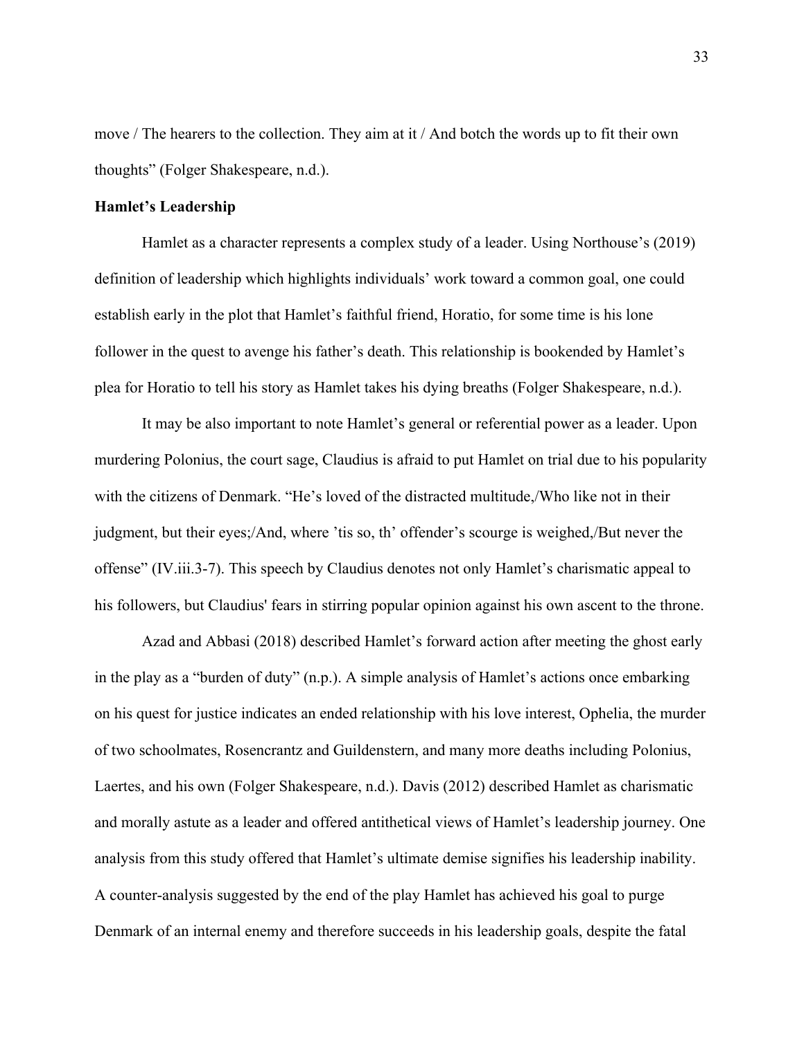move / The hearers to the collection. They aim at it / And botch the words up to fit their own thoughts" (Folger Shakespeare, n.d.).

**Hamlet's Leadership**

Hamlet as a character represents a complex study of a leader. Using Northouse's (2019) definition of leadership which highlights individuals' work toward a common goal, one could establish early in the plot that Hamlet's faithful friend, Horatio, for some time is his lone follower in the quest to avenge his father's death. This relationship is bookended by Hamlet's plea for Horatio to tell his story as Hamlet takes his dying breaths (Folger Shakespeare, n.d.).

It may be also important to note Hamlet's general or referential power as a leader. Upon murdering Polonius, the court sage, Claudius is afraid to put Hamlet on trial due to his popularity with the citizens of Denmark. "He's loved of the distracted multitude,/Who like not in their judgment, but their eyes;/And, where 'tis so, th' offender's scourge is weighed,/But never the offense" (IV.iii.3-7). This speech by Claudius denotes not only Hamlet's charismatic appeal to his followers, but Claudius' fears in stirring popular opinion against his own ascent to the throne.

Azad and Abbasi (2018) described Hamlet's forward action after meeting the ghost early in the play as a "burden of duty" (n.p.). A simple analysis of Hamlet's actions once embarking on his quest for justice indicates an ended relationship with his love interest, Ophelia, the murder of two schoolmates, Rosencrantz and Guildenstern, and many more deaths including Polonius, Laertes, and his own (Folger Shakespeare, n.d.). Davis (2012) described Hamlet as charismatic and morally astute as a leader and offered antithetical views of Hamlet's leadership journey. One analysis from this study offered that Hamlet's ultimate demise signifies his leadership inability. A counter-analysis suggested by the end of the play Hamlet has achieved his goal to purge Denmark of an internal enemy and therefore succeeds in his leadership goals, despite the fatal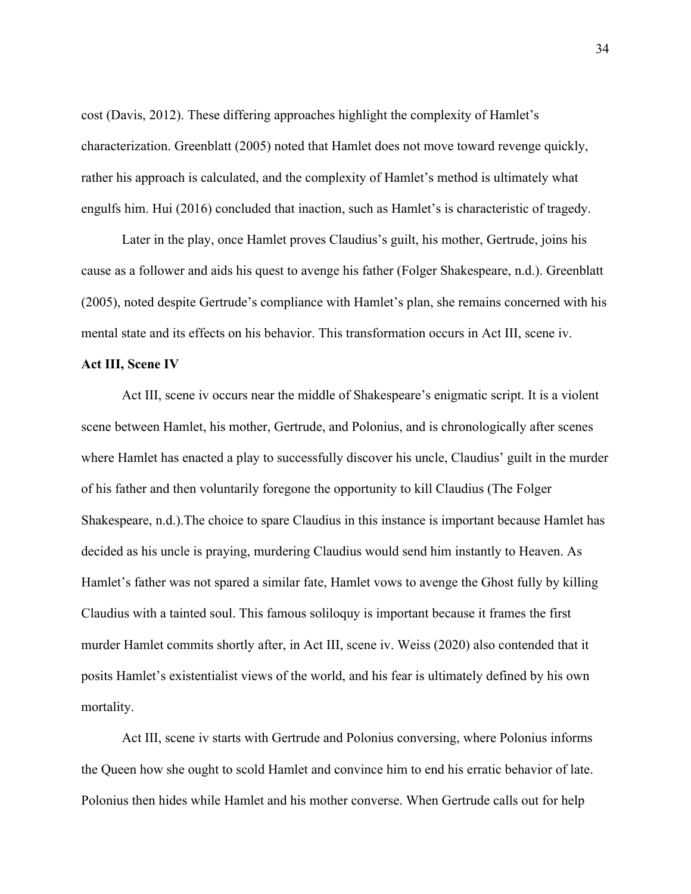cost (Davis, 2012). These differing approaches highlight the complexity of Hamlet's characterization. Greenblatt (2005) noted that Hamlet does not move toward revenge quickly, rather his approach is calculated, and the complexity of Hamlet's method is ultimately what engulfs him. Hui (2016) concluded that inaction, such as Hamlet's is characteristic of tragedy.

Later in the play, once Hamlet proves Claudius's guilt, his mother, Gertrude, joins his cause as a follower and aids his quest to avenge his father (Folger Shakespeare, n.d.). Greenblatt (2005), noted despite Gertrude's compliance with Hamlet's plan, she remains concerned with his mental state and its effects on his behavior. This transformation occurs in Act III, scene iv.

**Act III, Scene IV**

Act III, scene iv occurs near the middle of Shakespeare's enigmatic script. It is a violent scene between Hamlet, his mother, Gertrude, and Polonius, and is chronologically after scenes where Hamlet has enacted a play to successfully discover his uncle, Claudius' guilt in the murder of his father and then voluntarily foregone the opportunity to kill Claudius (The Folger Shakespeare, n.d.).The choice to spare Claudius in this instance is important because Hamlet has decided as his uncle is praying, murdering Claudius would send him instantly to Heaven. As Hamlet's father was not spared a similar fate, Hamlet vows to avenge the Ghost fully by killing Claudius with a tainted soul. This famous soliloquy is important because it frames the first murder Hamlet commits shortly after, in Act III, scene iv. Weiss (2020) also contended that it posits Hamlet's existentialist views of the world, and his fear is ultimately defined by his own mortality.

Act III, scene iv starts with Gertrude and Polonius conversing, where Polonius informs the Queen how she ought to scold Hamlet and convince him to end his erratic behavior of late. Polonius then hides while Hamlet and his mother converse. When Gertrude calls out for help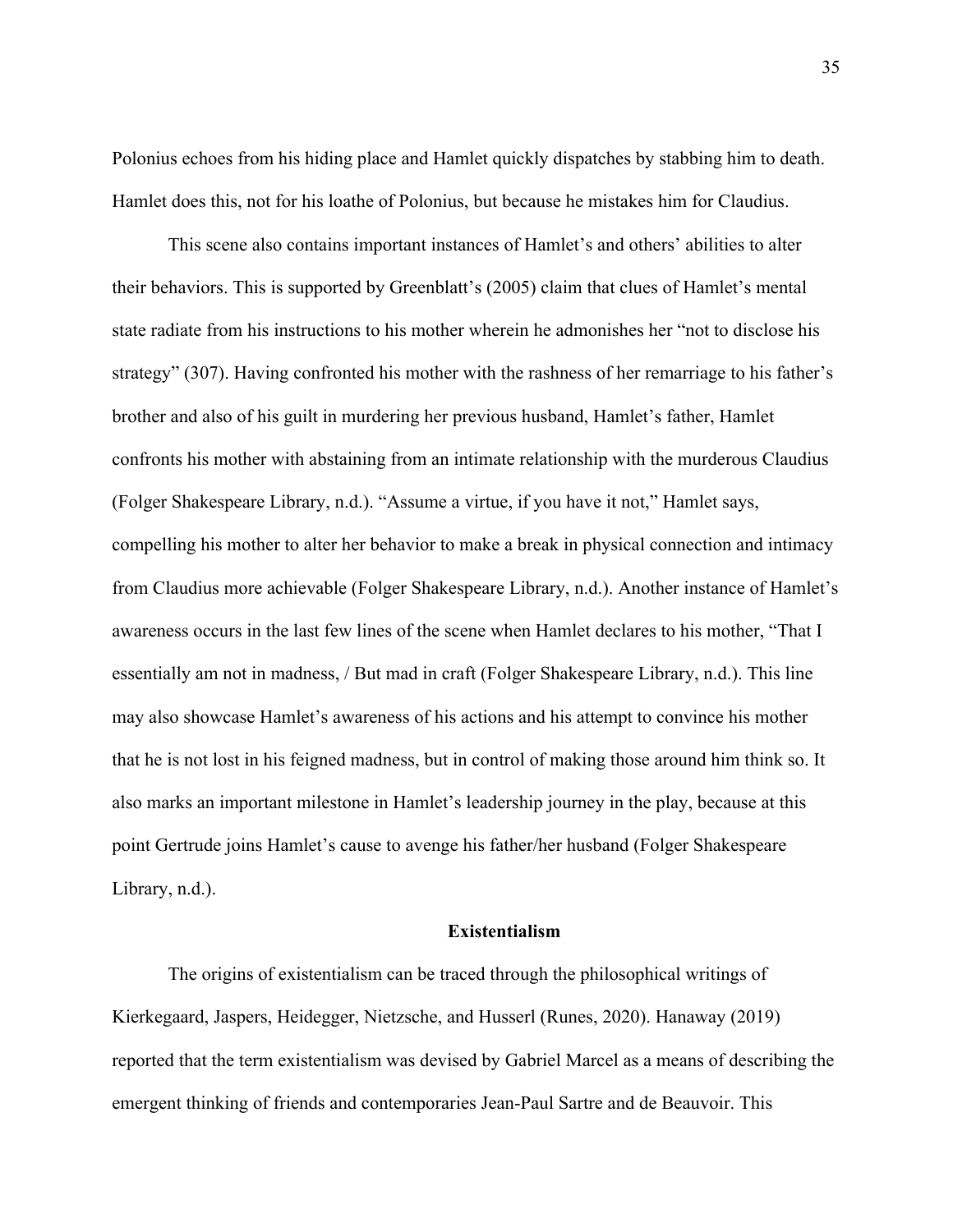Polonius echoes from his hiding place and Hamlet quickly dispatches by stabbing him to death. Hamlet does this, not for his loathe of Polonius, but because he mistakes him for Claudius.

This scene also contains important instances of Hamlet's and others' abilities to alter their behaviors. This is supported by Greenblatt's (2005) claim that clues of Hamlet's mental state radiate from his instructions to his mother wherein he admonishes her "not to disclose his strategy" (307). Having confronted his mother with the rashness of her remarriage to his father's brother and also of his guilt in murdering her previous husband, Hamlet's father, Hamlet confronts his mother with abstaining from an intimate relationship with the murderous Claudius (Folger Shakespeare Library, n.d.). "Assume a virtue, if you have it not," Hamlet says, compelling his mother to alter her behavior to make a break in physical connection and intimacy from Claudius more achievable (Folger Shakespeare Library, n.d.). Another instance of Hamlet's awareness occurs in the last few lines of the scene when Hamlet declares to his mother, "That I essentially am not in madness, / But mad in craft (Folger Shakespeare Library, n.d.). This line may also showcase Hamlet's awareness of his actions and his attempt to convince his mother that he is not lost in his feigned madness, but in control of making those around him think so. It also marks an important milestone in Hamlet's leadership journey in the play, because at this point Gertrude joins Hamlet's cause to avenge his father/her husband (Folger Shakespeare Library, n.d.).

## Existentialism

The origins of existentialism can be traced through the philosophical writings of Kierkegaard, Jaspers, Heidegger, Nietzsche, and Husserl (Runes, 2020). Hanaway (2019) reported that the term existentialism was devised by Gabriel Marcel as a means of describing the emergent thinking of friends and contemporaries Jean-Paul Sartre and de Beauvoir. This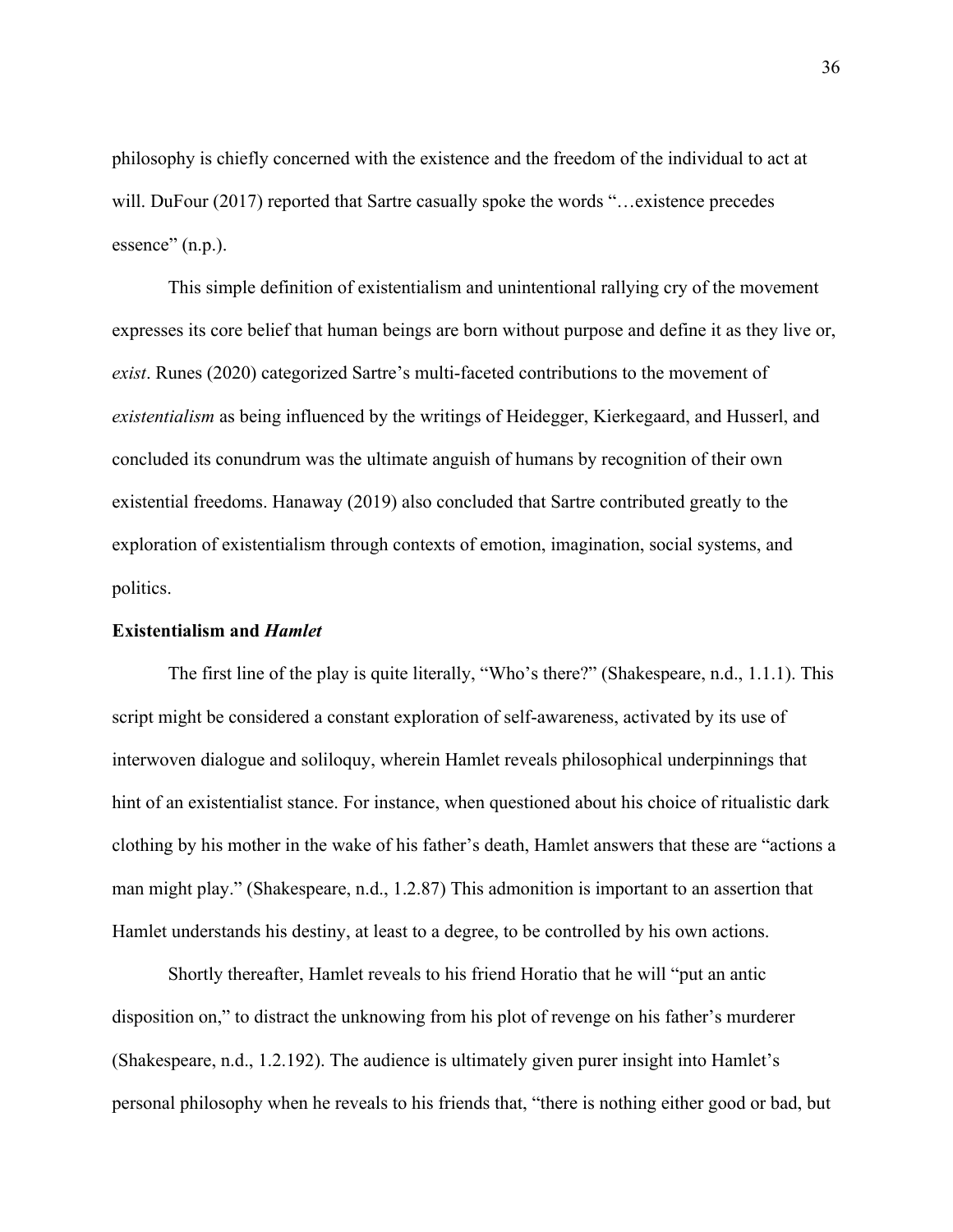philosophy is chiefly concerned with the existence and the freedom of the individual to act at will. DuFour (2017) reported that Sartre casually spoke the words "…existence precedes essence" (n.p.).

This simple definition of existentialism and unintentional rallying cry of the movement expresses its core belief that human beings are born without purpose and define it as they live or, *exist*. Runes (2020) categorized Sartre's multi-faceted contributions to the movement of *existentialism* as being influenced by the writings of Heidegger, Kierkegaard, and Husserl, and concluded its conundrum was the ultimate anguish of humans by recognition of their own existential freedoms. Hanaway (2019) also concluded that Sartre contributed greatly to the exploration of existentialism through contexts of emotion, imagination, social systems, and politics.

### Existentialism and *Hamlet*

The first line of the play is quite literally, "Who's there?" (Shakespeare, n.d., 1.1.1). This script might be considered a constant exploration of self-awareness, activated by its use of interwoven dialogue and soliloquy, wherein Hamlet reveals philosophical underpinnings that hint of an existentialist stance. For instance, when questioned about his choice of ritualistic dark clothing by his mother in the wake of his father's death, Hamlet answers that these are "actions a man might play." (Shakespeare, n.d., 1.2.87) This admonition is important to an assertion that Hamlet understands his destiny, at least to a degree, to be controlled by his own actions.

Shortly thereafter, Hamlet reveals to his friend Horatio that he will "put an antic disposition on," to distract the unknowing from his plot of revenge on his father's murderer (Shakespeare, n.d., 1.2.192). The audience is ultimately given purer insight into Hamlet's personal philosophy when he reveals to his friends that, "there is nothing either good or bad, but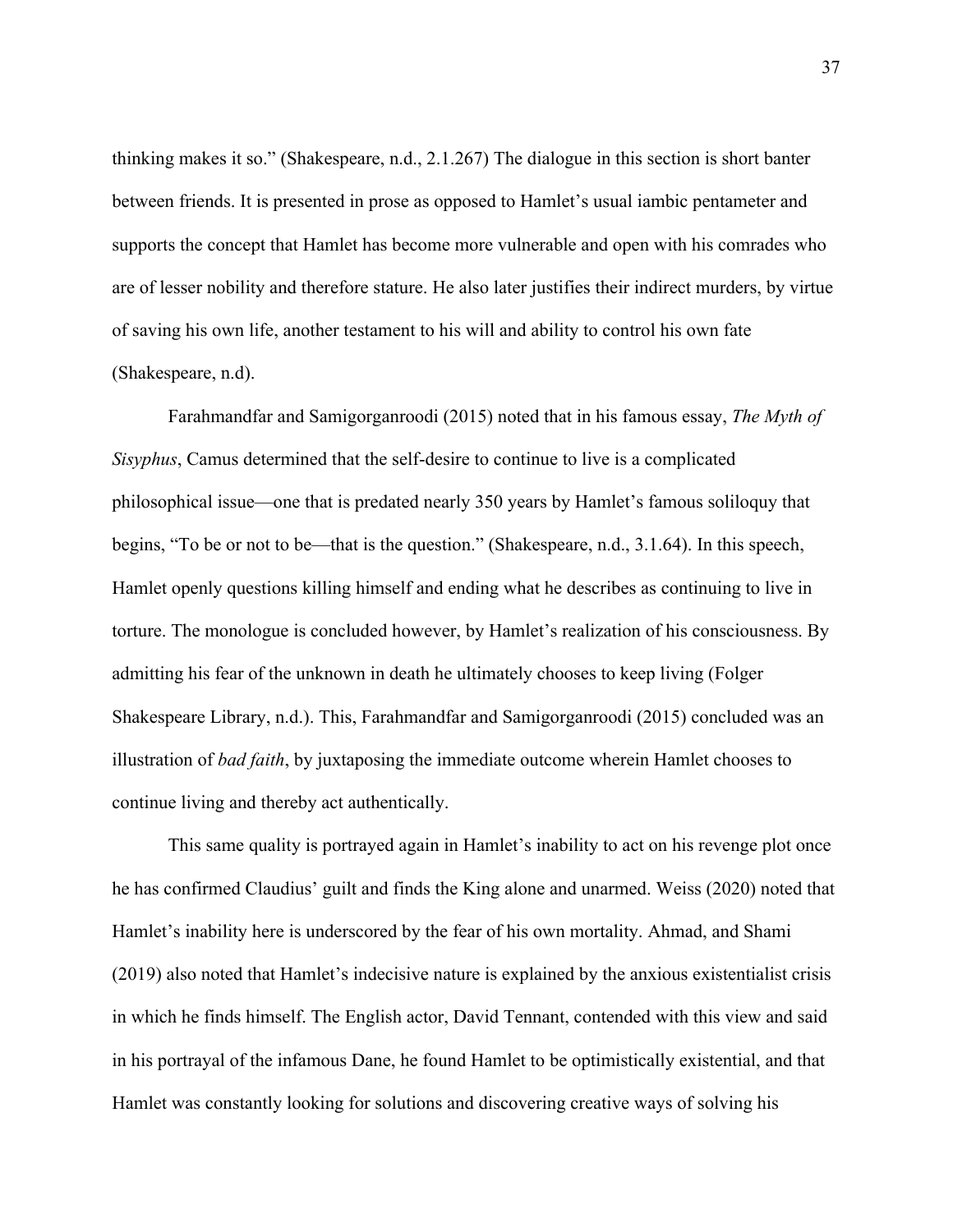thinking makes it so." (Shakespeare, n.d., 2.1.267) The dialogue in this section is short banter between friends. It is presented in prose as opposed to Hamlet's usual iambic pentameter and supports the concept that Hamlet has become more vulnerable and open with his comrades who are of lesser nobility and therefore stature. He also later justifies their indirect murders, by virtue of saving his own life, another testament to his will and ability to control his own fate (Shakespeare, n.d).

Farahmandfar and Samigorganroodi (2015) noted that in his famous essay, *The Myth of Sisyphus*, Camus determined that the self-desire to continue to live is a complicated philosophical issue—one that is predated nearly 350 years by Hamlet's famous soliloquy that begins, "To be or not to be—that is the question." (Shakespeare, n.d., 3.1.64). In this speech, Hamlet openly questions killing himself and ending what he describes as continuing to live in torture. The monologue is concluded however, by Hamlet's realization of his consciousness. By admitting his fear of the unknown in death he ultimately chooses to keep living (Folger Shakespeare Library, n.d.). This, Farahmandfar and Samigorganroodi (2015) concluded was an illustration of *bad faith*, by juxtaposing the immediate outcome wherein Hamlet chooses to continue living and thereby act authentically.

This same quality is portrayed again in Hamlet's inability to act on his revenge plot once he has confirmed Claudius' guilt and finds the King alone and unarmed. Weiss (2020) noted that Hamlet's inability here is underscored by the fear of his own mortality. Ahmad, and Shami (2019) also noted that Hamlet's indecisive nature is explained by the anxious existentialist crisis in which he finds himself. The English actor, David Tennant, contended with this view and said in his portrayal of the infamous Dane, he found Hamlet to be optimistically existential, and that Hamlet was constantly looking for solutions and discovering creative ways of solving his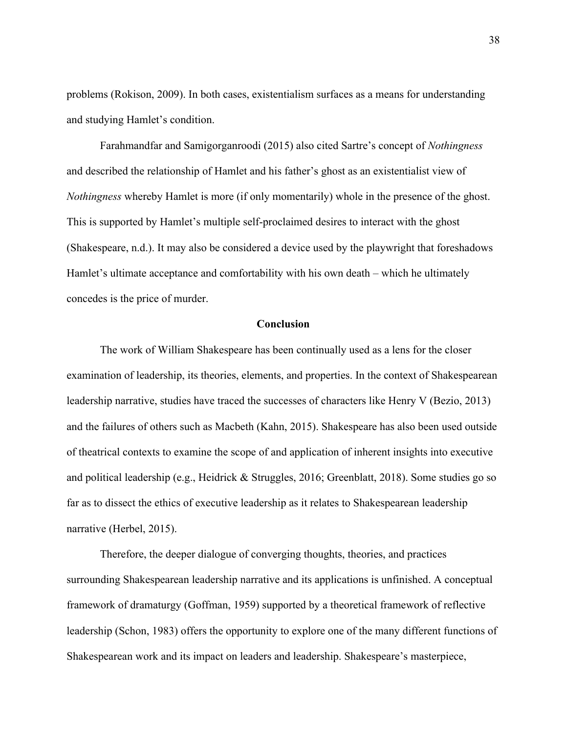problems (Rokison, 2009). In both cases, existentialism surfaces as a means for understanding and studying Hamlet's condition.

Farahmandfar and Samigorganroodi (2015) also cited Sartre's concept of *Nothingness* and described the relationship of Hamlet and his father's ghost as an existentialist view of *Nothingness* whereby Hamlet is more (if only momentarily) whole in the presence of the ghost. This is supported by Hamlet's multiple self-proclaimed desires to interact with the ghost (Shakespeare, n.d.). It may also be considered a device used by the playwright that foreshadows Hamlet's ultimate acceptance and comfortability with his own death – which he ultimately concedes is the price of murder.

## Conclusion

The work of William Shakespeare has been continually used as a lens for the closer examination of leadership, its theories, elements, and properties. In the context of Shakespearean leadership narrative, studies have traced the successes of characters like Henry V (Bezio, 2013) and the failures of others such as Macbeth (Kahn, 2015). Shakespeare has also been used outside of theatrical contexts to examine the scope of and application of inherent insights into executive and political leadership (e.g., Heidrick & Struggles, 2016; Greenblatt, 2018). Some studies go so far as to dissect the ethics of executive leadership as it relates to Shakespearean leadership narrative (Herbel, 2015).

Therefore, the deeper dialogue of converging thoughts, theories, and practices surrounding Shakespearean leadership narrative and its applications is unfinished. A conceptual framework of dramaturgy (Goffman, 1959) supported by a theoretical framework of reflective leadership (Schon, 1983) offers the opportunity to explore one of the many different functions of Shakespearean work and its impact on leaders and leadership. Shakespeare's masterpiece,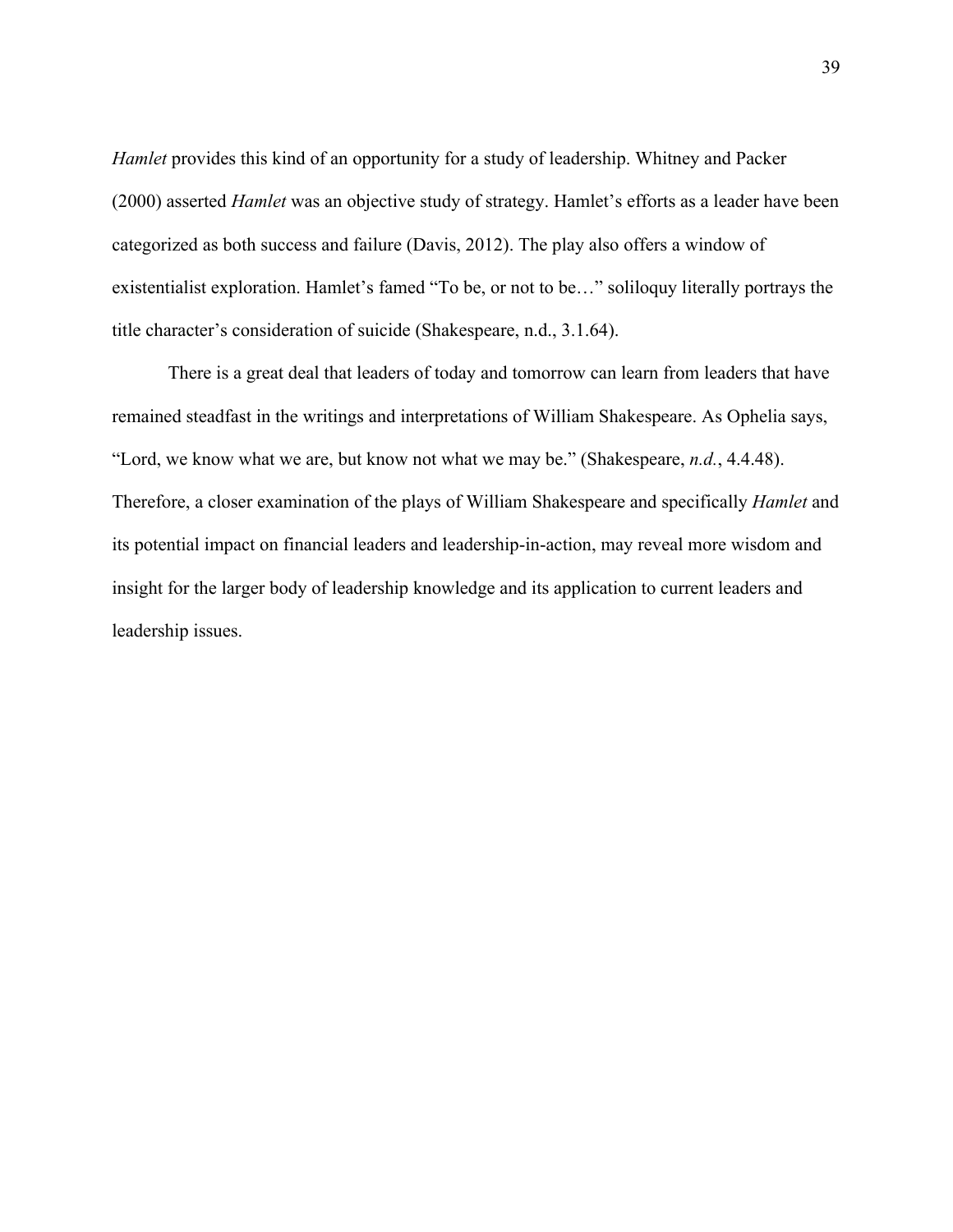*Hamlet* provides this kind of an opportunity for a study of leadership. Whitney and Packer (2000) asserted *Hamlet* was an objective study of strategy. Hamlet's efforts as a leader have been categorized as both success and failure (Davis, 2012). The play also offers a window of existentialist exploration. Hamlet's famed "To be, or not to be…" soliloquy literally portrays the title character's consideration of suicide (Shakespeare, n.d., 3.1.64).

There is a great deal that leaders of today and tomorrow can learn from leaders that have remained steadfast in the writings and interpretations of William Shakespeare. As Ophelia says, "Lord, we know what we are, but know not what we may be." (Shakespeare, *n.d.*, 4.4.48). Therefore, a closer examination of the plays of William Shakespeare and specifically *Hamlet* and its potential impact on financial leaders and leadership-in-action, may reveal more wisdom and insight for the larger body of leadership knowledge and its application to current leaders and leadership issues.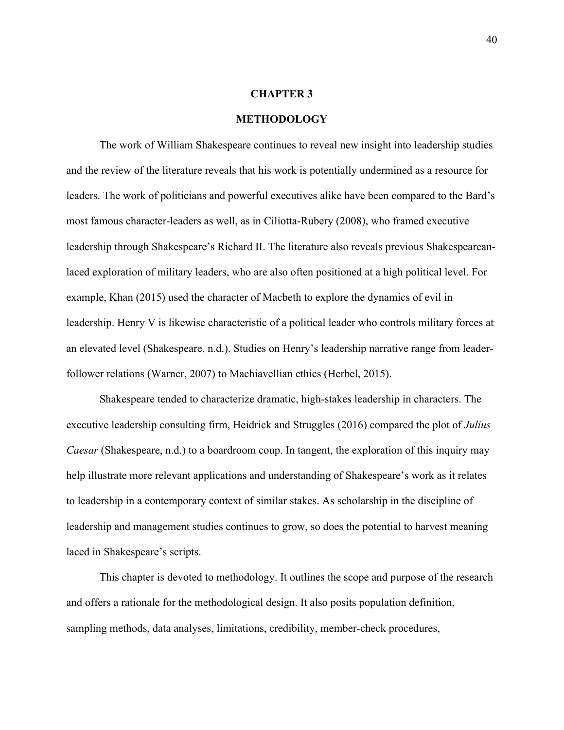# CHAPTER 3

# METHODOLOGY

The work of William Shakespeare continues to reveal new insight into leadership studies and the review of the literature reveals that his work is potentially undermined as a resource for leaders. The work of politicians and powerful executives alike have been compared to the Bard's most famous character-leaders as well, as in Ciliotta-Rubery (2008), who framed executive leadership through Shakespeare's Richard II. The literature also reveals previous Shakespearean-laced exploration of military leaders, who are also often positioned at a high political level. For example, Khan (2015) used the character of Macbeth to explore the dynamics of evil in leadership. Henry V is likewise characteristic of a political leader who controls military forces at an elevated level (Shakespeare, n.d.). Studies on Henry's leadership narrative range from leader-follower relations (Warner, 2007) to Machiavellian ethics (Herbel, 2015).

Shakespeare tended to characterize dramatic, high-stakes leadership in characters. The executive leadership consulting firm, Heidrick and Struggles (2016) compared the plot of *Julius Caesar* (Shakespeare, n.d.) to a boardroom coup. In tangent, the exploration of this inquiry may help illustrate more relevant applications and understanding of Shakespeare's work as it relates to leadership in a contemporary context of similar stakes. As scholarship in the discipline of leadership and management studies continues to grow, so does the potential to harvest meaning laced in Shakespeare's scripts.

This chapter is devoted to methodology. It outlines the scope and purpose of the research and offers a rationale for the methodological design. It also posits population definition, sampling methods, data analyses, limitations, credibility, member-check procedures,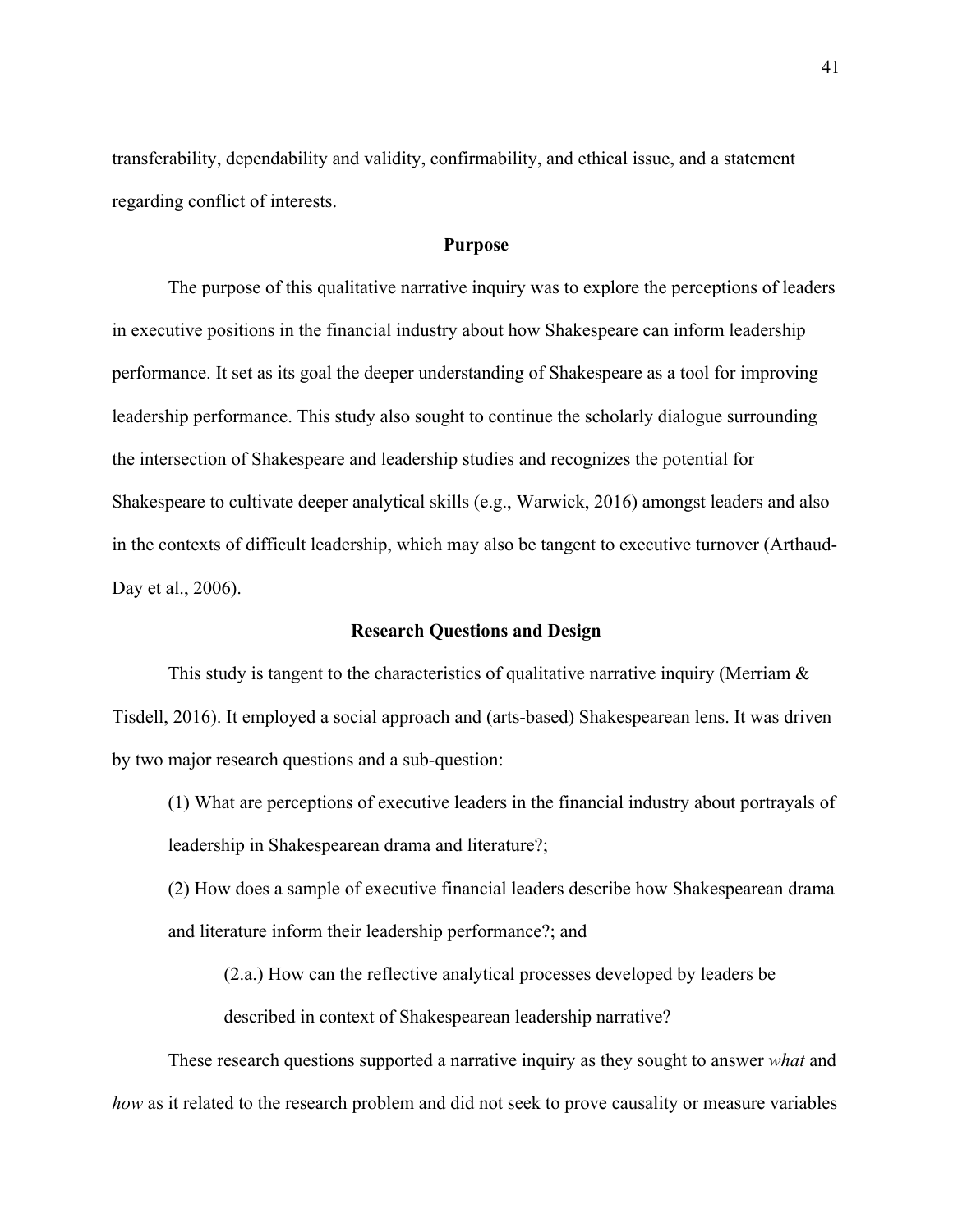transferability, dependability and validity, confirmability, and ethical issue, and a statement regarding conflict of interests.

## Purpose

The purpose of this qualitative narrative inquiry was to explore the perceptions of leaders in executive positions in the financial industry about how Shakespeare can inform leadership performance. It set as its goal the deeper understanding of Shakespeare as a tool for improving leadership performance. This study also sought to continue the scholarly dialogue surrounding the intersection of Shakespeare and leadership studies and recognizes the potential for Shakespeare to cultivate deeper analytical skills (e.g., Warwick, 2016) amongst leaders and also in the contexts of difficult leadership, which may also be tangent to executive turnover (Arthaud-Day et al., 2006).

## Research Questions and Design

This study is tangent to the characteristics of qualitative narrative inquiry (Merriam & Tisdell, 2016). It employed a social approach and (arts-based) Shakespearean lens. It was driven by two major research questions and a sub-question:

(1) What are perceptions of executive leaders in the financial industry about portrayals of leadership in Shakespearean drama and literature?;

(2) How does a sample of executive financial leaders describe how Shakespearean drama and literature inform their leadership performance?; and

> (2.a.) How can the reflective analytical processes developed by leaders be described in context of Shakespearean leadership narrative?

These research questions supported a narrative inquiry as they sought to answer *what* and *how* as it related to the research problem and did not seek to prove causality or measure variables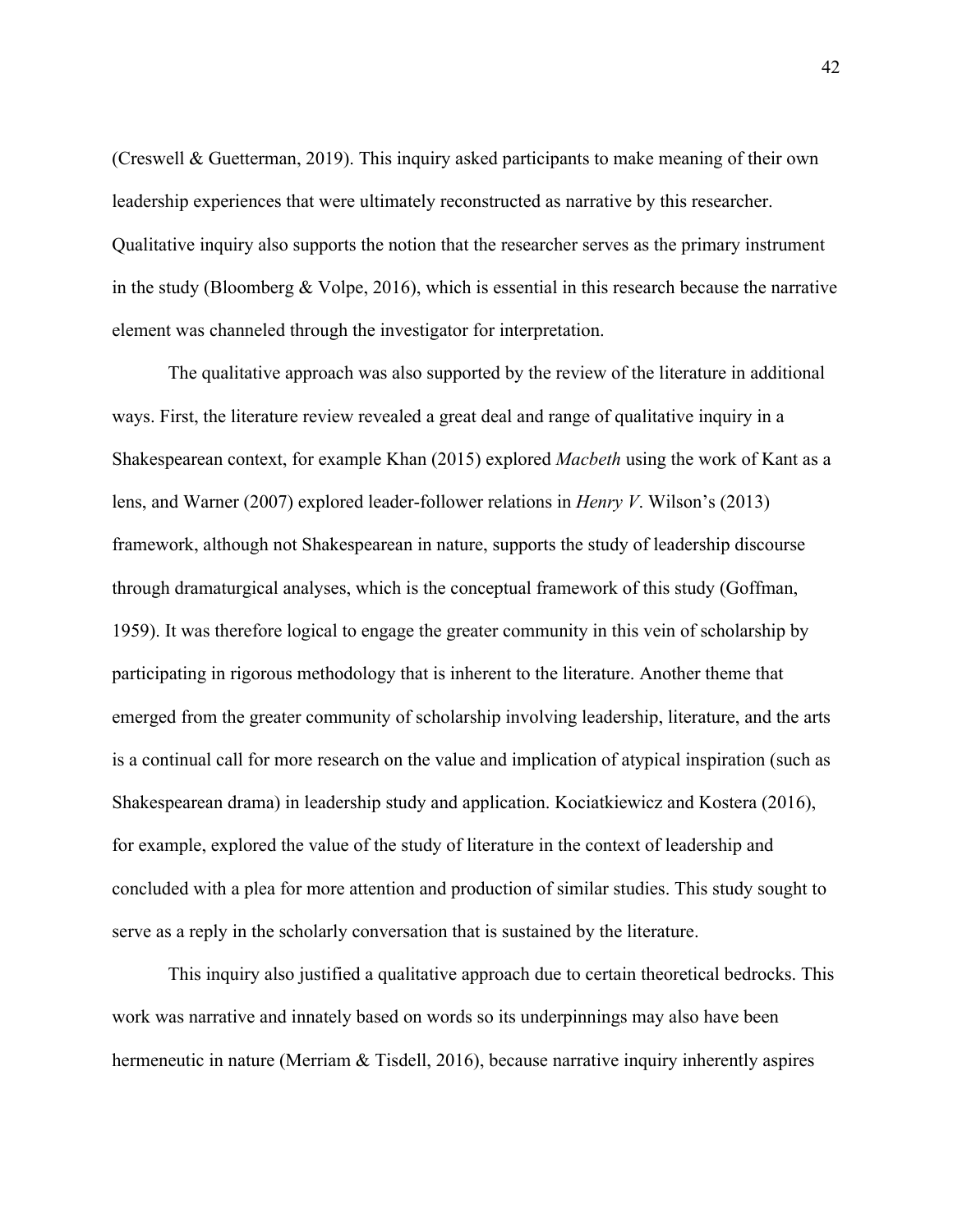(Creswell & Guetterman, 2019). This inquiry asked participants to make meaning of their own leadership experiences that were ultimately reconstructed as narrative by this researcher. Qualitative inquiry also supports the notion that the researcher serves as the primary instrument in the study (Bloomberg & Volpe, 2016), which is essential in this research because the narrative element was channeled through the investigator for interpretation.

The qualitative approach was also supported by the review of the literature in additional ways. First, the literature review revealed a great deal and range of qualitative inquiry in a Shakespearean context, for example Khan (2015) explored *Macbeth* using the work of Kant as a lens, and Warner (2007) explored leader-follower relations in *Henry V*. Wilson's (2013) framework, although not Shakespearean in nature, supports the study of leadership discourse through dramaturgical analyses, which is the conceptual framework of this study (Goffman, 1959). It was therefore logical to engage the greater community in this vein of scholarship by participating in rigorous methodology that is inherent to the literature. Another theme that emerged from the greater community of scholarship involving leadership, literature, and the arts is a continual call for more research on the value and implication of atypical inspiration (such as Shakespearean drama) in leadership study and application. Kociatkiewicz and Kostera (2016), for example, explored the value of the study of literature in the context of leadership and concluded with a plea for more attention and production of similar studies. This study sought to serve as a reply in the scholarly conversation that is sustained by the literature.

This inquiry also justified a qualitative approach due to certain theoretical bedrocks. This work was narrative and innately based on words so its underpinnings may also have been hermeneutic in nature (Merriam & Tisdell, 2016), because narrative inquiry inherently aspires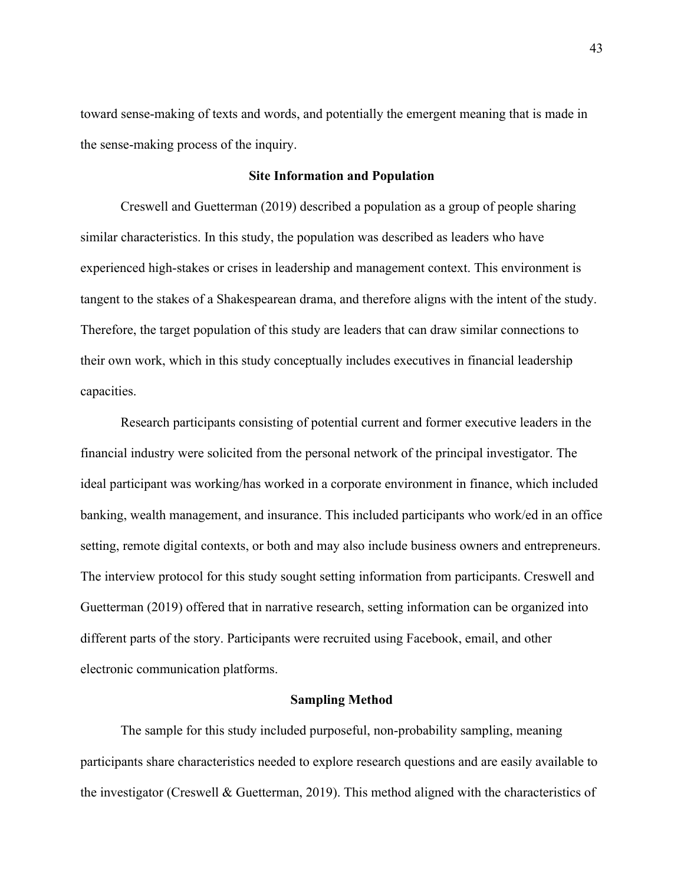toward sense-making of texts and words, and potentially the emergent meaning that is made in the sense-making process of the inquiry.

## Site Information and Population

Creswell and Guetterman (2019) described a population as a group of people sharing similar characteristics. In this study, the population was described as leaders who have experienced high-stakes or crises in leadership and management context. This environment is tangent to the stakes of a Shakespearean drama, and therefore aligns with the intent of the study. Therefore, the target population of this study are leaders that can draw similar connections to their own work, which in this study conceptually includes executives in financial leadership capacities.

Research participants consisting of potential current and former executive leaders in the financial industry were solicited from the personal network of the principal investigator. The ideal participant was working/has worked in a corporate environment in finance, which included banking, wealth management, and insurance. This included participants who work/ed in an office setting, remote digital contexts, or both and may also include business owners and entrepreneurs. The interview protocol for this study sought setting information from participants. Creswell and Guetterman (2019) offered that in narrative research, setting information can be organized into different parts of the story. Participants were recruited using Facebook, email, and other electronic communication platforms.

## Sampling Method

The sample for this study included purposeful, non-probability sampling, meaning participants share characteristics needed to explore research questions and are easily available to the investigator (Creswell & Guetterman, 2019). This method aligned with the characteristics of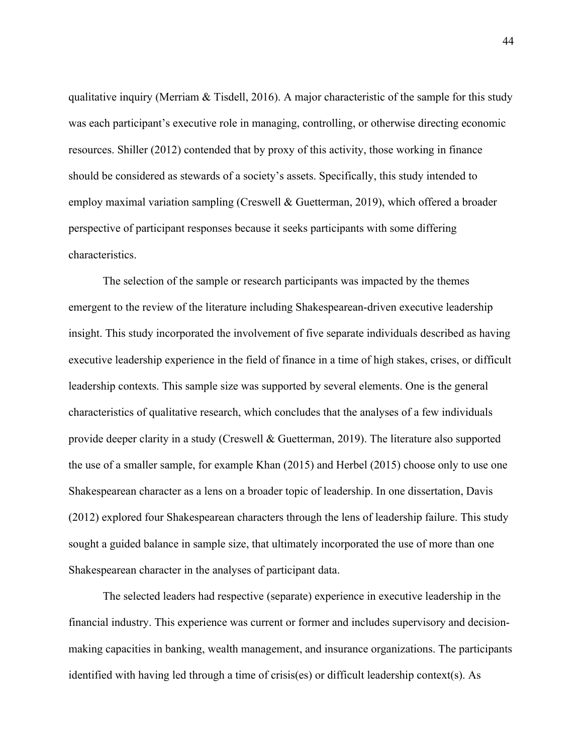qualitative inquiry (Merriam & Tisdell, 2016). A major characteristic of the sample for this study was each participant's executive role in managing, controlling, or otherwise directing economic resources. Shiller (2012) contended that by proxy of this activity, those working in finance should be considered as stewards of a society's assets. Specifically, this study intended to employ maximal variation sampling (Creswell & Guetterman, 2019), which offered a broader perspective of participant responses because it seeks participants with some differing characteristics.

The selection of the sample or research participants was impacted by the themes emergent to the review of the literature including Shakespearean-driven executive leadership insight. This study incorporated the involvement of five separate individuals described as having executive leadership experience in the field of finance in a time of high stakes, crises, or difficult leadership contexts. This sample size was supported by several elements. One is the general characteristics of qualitative research, which concludes that the analyses of a few individuals provide deeper clarity in a study (Creswell & Guetterman, 2019). The literature also supported the use of a smaller sample, for example Khan (2015) and Herbel (2015) choose only to use one Shakespearean character as a lens on a broader topic of leadership. In one dissertation, Davis (2012) explored four Shakespearean characters through the lens of leadership failure. This study sought a guided balance in sample size, that ultimately incorporated the use of more than one Shakespearean character in the analyses of participant data.

The selected leaders had respective (separate) experience in executive leadership in the financial industry. This experience was current or former and includes supervisory and decision-making capacities in banking, wealth management, and insurance organizations. The participants identified with having led through a time of crisis(es) or difficult leadership context(s). As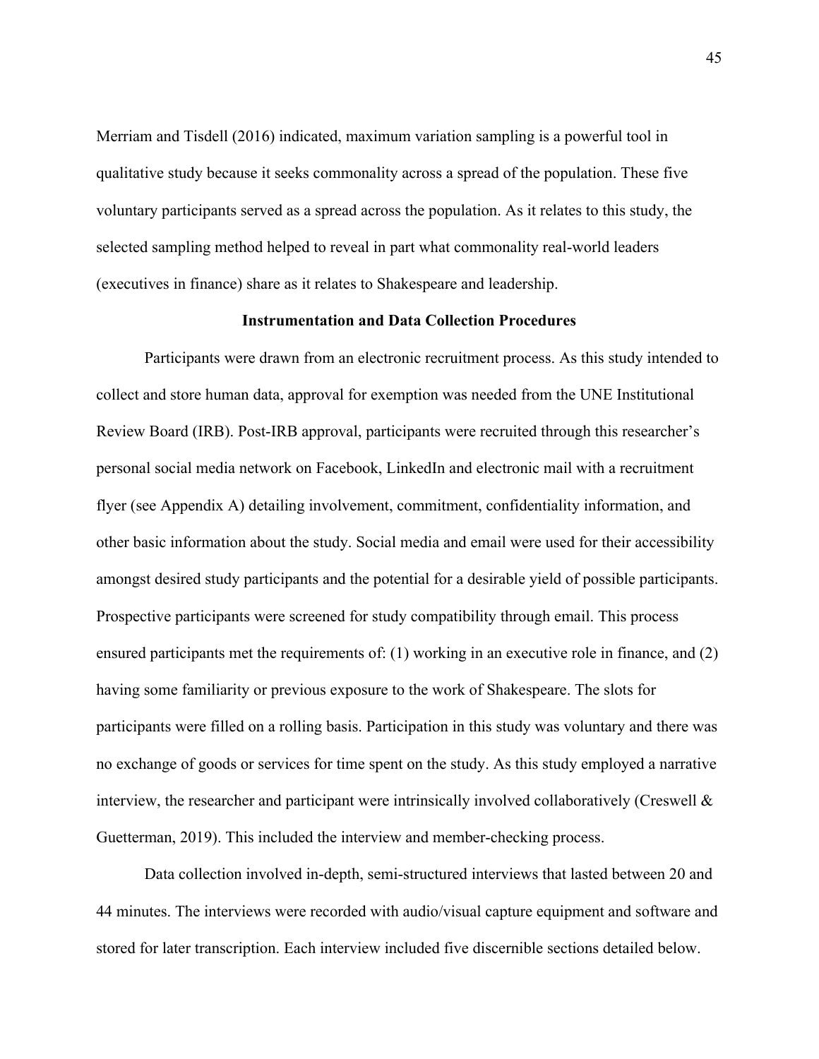Merriam and Tisdell (2016) indicated, maximum variation sampling is a powerful tool in qualitative study because it seeks commonality across a spread of the population. These five voluntary participants served as a spread across the population. As it relates to this study, the selected sampling method helped to reveal in part what commonality real-world leaders (executives in finance) share as it relates to Shakespeare and leadership.

## Instrumentation and Data Collection Procedures

Participants were drawn from an electronic recruitment process. As this study intended to collect and store human data, approval for exemption was needed from the UNE Institutional Review Board (IRB). Post-IRB approval, participants were recruited through this researcher's personal social media network on Facebook, LinkedIn and electronic mail with a recruitment flyer (see Appendix A) detailing involvement, commitment, confidentiality information, and other basic information about the study. Social media and email were used for their accessibility amongst desired study participants and the potential for a desirable yield of possible participants. Prospective participants were screened for study compatibility through email. This process ensured participants met the requirements of: (1) working in an executive role in finance, and (2) having some familiarity or previous exposure to the work of Shakespeare. The slots for participants were filled on a rolling basis. Participation in this study was voluntary and there was no exchange of goods or services for time spent on the study. As this study employed a narrative interview, the researcher and participant were intrinsically involved collaboratively (Creswell & Guetterman, 2019). This included the interview and member-checking process.

Data collection involved in-depth, semi-structured interviews that lasted between 20 and 44 minutes. The interviews were recorded with audio/visual capture equipment and software and stored for later transcription. Each interview included five discernible sections detailed below.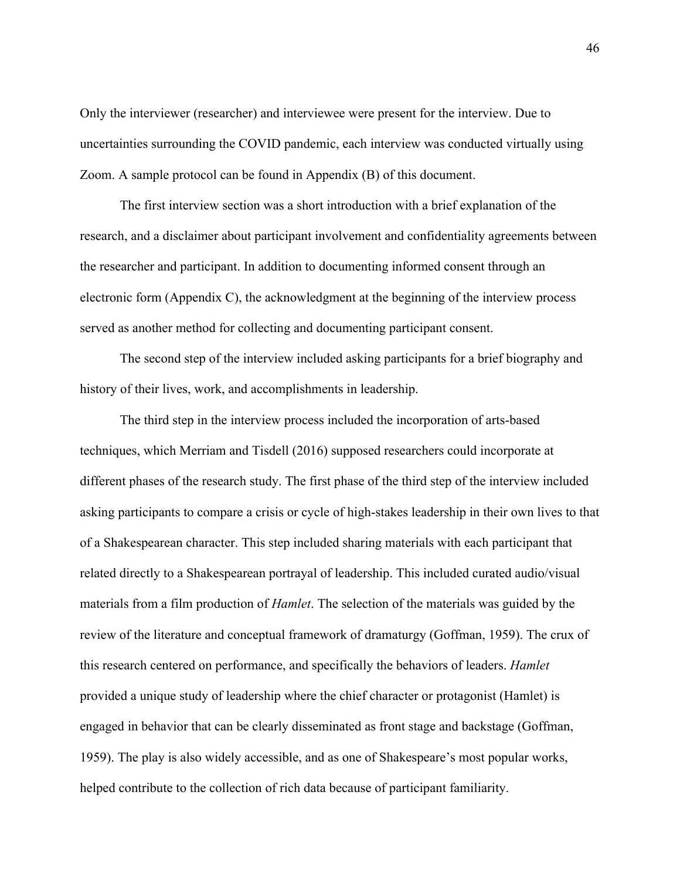Only the interviewer (researcher) and interviewee were present for the interview. Due to uncertainties surrounding the COVID pandemic, each interview was conducted virtually using Zoom. A sample protocol can be found in Appendix (B) of this document.

The first interview section was a short introduction with a brief explanation of the research, and a disclaimer about participant involvement and confidentiality agreements between the researcher and participant. In addition to documenting informed consent through an electronic form (Appendix C), the acknowledgment at the beginning of the interview process served as another method for collecting and documenting participant consent.

The second step of the interview included asking participants for a brief biography and history of their lives, work, and accomplishments in leadership.

The third step in the interview process included the incorporation of arts-based techniques, which Merriam and Tisdell (2016) supposed researchers could incorporate at different phases of the research study. The first phase of the third step of the interview included asking participants to compare a crisis or cycle of high-stakes leadership in their own lives to that of a Shakespearean character. This step included sharing materials with each participant that related directly to a Shakespearean portrayal of leadership. This included curated audio/visual materials from a film production of *Hamlet*. The selection of the materials was guided by the review of the literature and conceptual framework of dramaturgy (Goffman, 1959). The crux of this research centered on performance, and specifically the behaviors of leaders. *Hamlet* provided a unique study of leadership where the chief character or protagonist (Hamlet) is engaged in behavior that can be clearly disseminated as front stage and backstage (Goffman, 1959). The play is also widely accessible, and as one of Shakespeare's most popular works, helped contribute to the collection of rich data because of participant familiarity.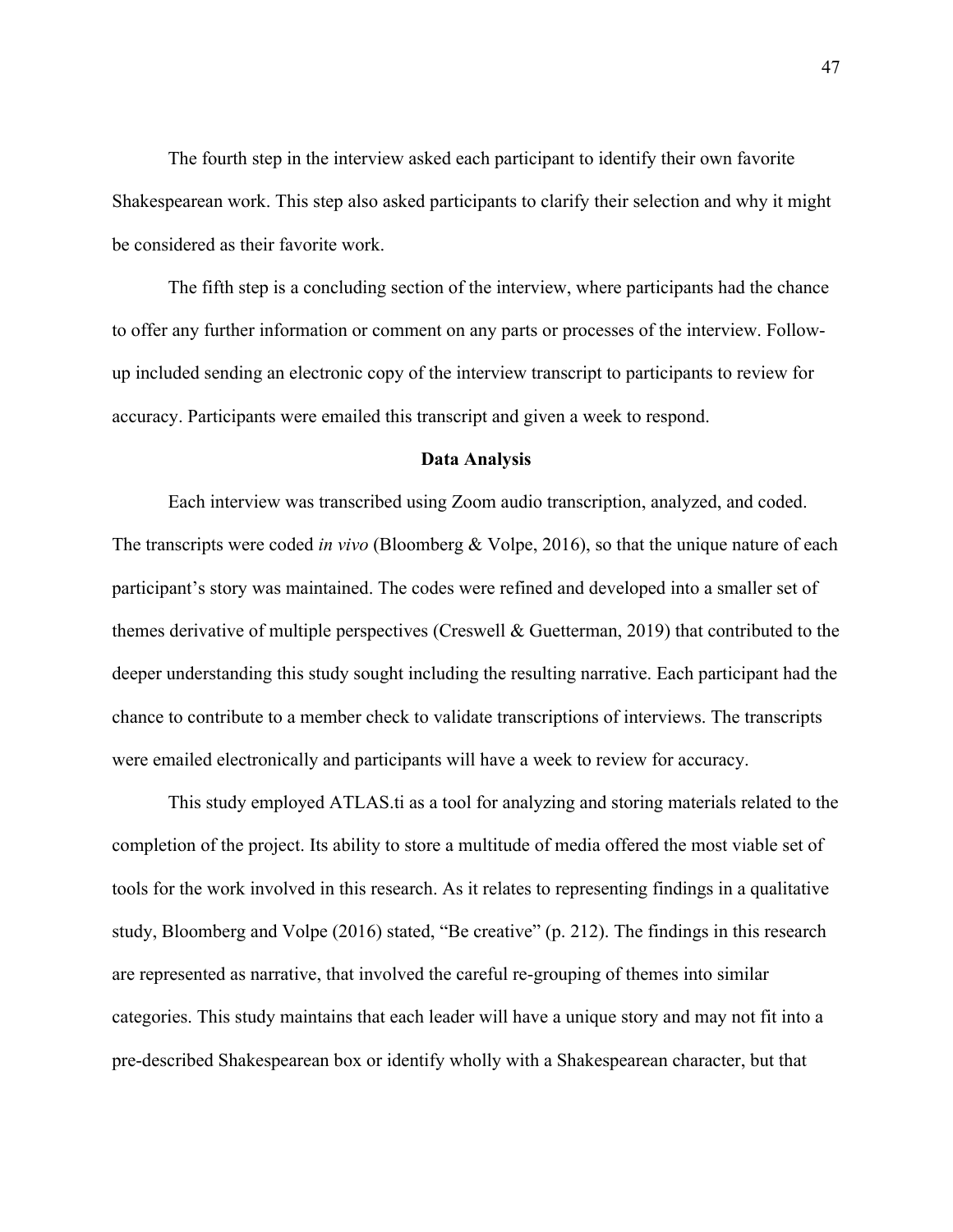The fourth step in the interview asked each participant to identify their own favorite Shakespearean work. This step also asked participants to clarify their selection and why it might be considered as their favorite work.

The fifth step is a concluding section of the interview, where participants had the chance to offer any further information or comment on any parts or processes of the interview. Follow-up included sending an electronic copy of the interview transcript to participants to review for accuracy. Participants were emailed this transcript and given a week to respond.

## Data Analysis

Each interview was transcribed using Zoom audio transcription, analyzed, and coded. The transcripts were coded *in vivo* (Bloomberg & Volpe, 2016), so that the unique nature of each participant's story was maintained. The codes were refined and developed into a smaller set of themes derivative of multiple perspectives (Creswell & Guetterman, 2019) that contributed to the deeper understanding this study sought including the resulting narrative. Each participant had the chance to contribute to a member check to validate transcriptions of interviews. The transcripts were emailed electronically and participants will have a week to review for accuracy.

This study employed ATLAS.ti as a tool for analyzing and storing materials related to the completion of the project. Its ability to store a multitude of media offered the most viable set of tools for the work involved in this research. As it relates to representing findings in a qualitative study, Bloomberg and Volpe (2016) stated, "Be creative" (p. 212). The findings in this research are represented as narrative, that involved the careful re-grouping of themes into similar categories. This study maintains that each leader will have a unique story and may not fit into a pre-described Shakespearean box or identify wholly with a Shakespearean character, but that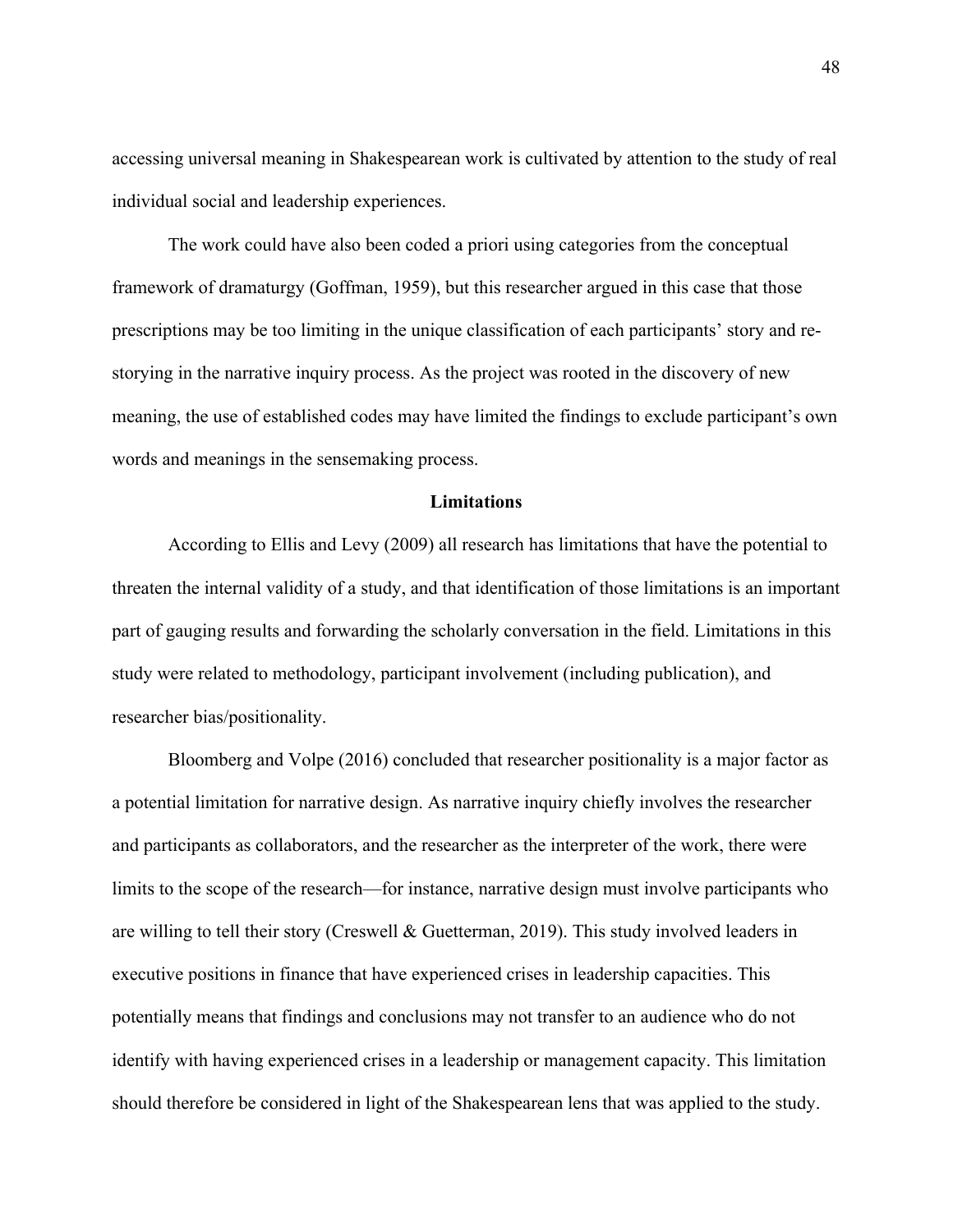accessing universal meaning in Shakespearean work is cultivated by attention to the study of real individual social and leadership experiences.

The work could have also been coded a priori using categories from the conceptual framework of dramaturgy (Goffman, 1959), but this researcher argued in this case that those prescriptions may be too limiting in the unique classification of each participants' story and re-storying in the narrative inquiry process. As the project was rooted in the discovery of new meaning, the use of established codes may have limited the findings to exclude participant's own words and meanings in the sensemaking process.

## Limitations

According to Ellis and Levy (2009) all research has limitations that have the potential to threaten the internal validity of a study, and that identification of those limitations is an important part of gauging results and forwarding the scholarly conversation in the field. Limitations in this study were related to methodology, participant involvement (including publication), and researcher bias/positionality.

Bloomberg and Volpe (2016) concluded that researcher positionality is a major factor as a potential limitation for narrative design. As narrative inquiry chiefly involves the researcher and participants as collaborators, and the researcher as the interpreter of the work, there were limits to the scope of the research—for instance, narrative design must involve participants who are willing to tell their story (Creswell & Guetterman, 2019). This study involved leaders in executive positions in finance that have experienced crises in leadership capacities. This potentially means that findings and conclusions may not transfer to an audience who do not identify with having experienced crises in a leadership or management capacity. This limitation should therefore be considered in light of the Shakespearean lens that was applied to the study.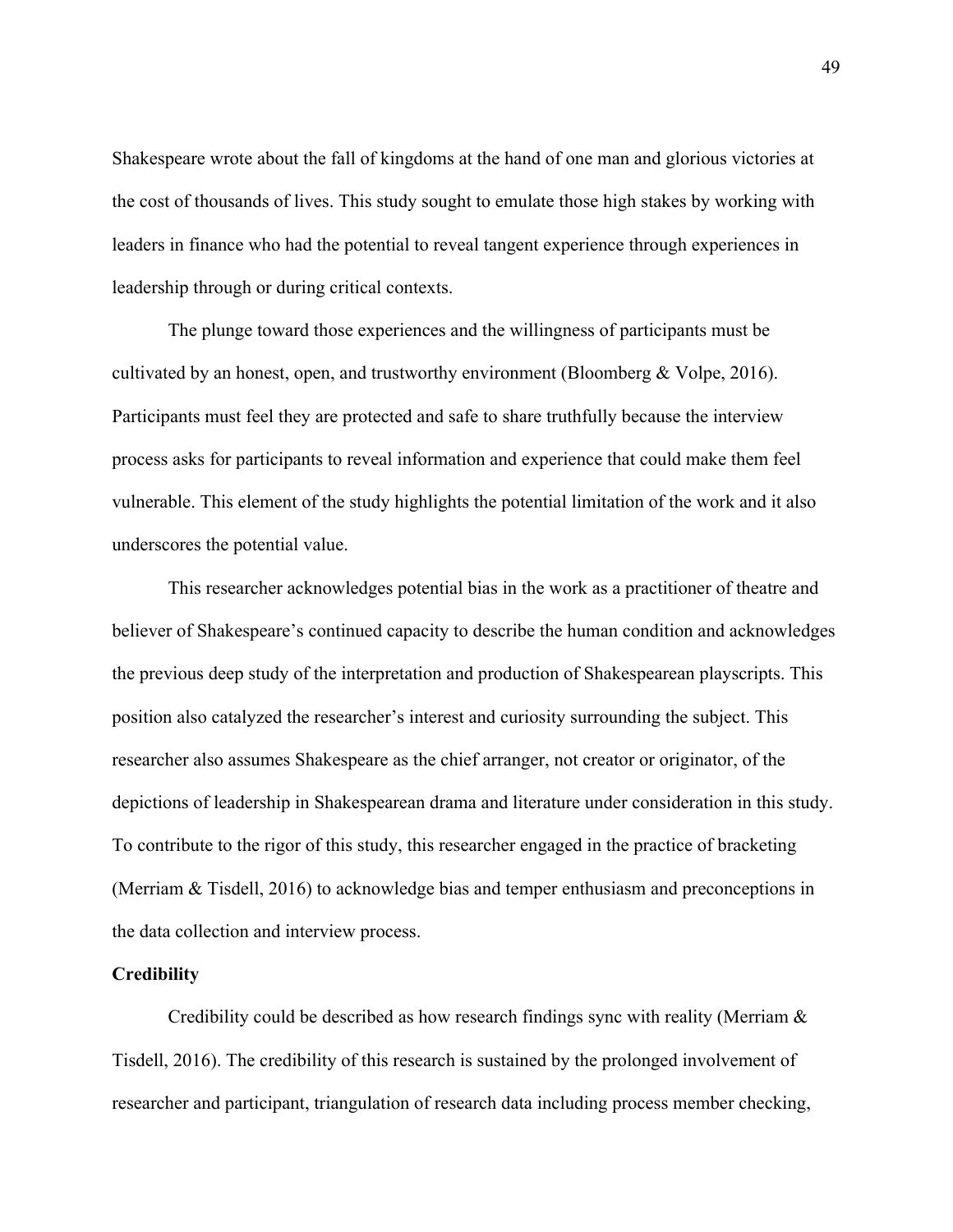Shakespeare wrote about the fall of kingdoms at the hand of one man and glorious victories at the cost of thousands of lives. This study sought to emulate those high stakes by working with leaders in finance who had the potential to reveal tangent experience through experiences in leadership through or during critical contexts.

The plunge toward those experiences and the willingness of participants must be cultivated by an honest, open, and trustworthy environment (Bloomberg & Volpe, 2016). Participants must feel they are protected and safe to share truthfully because the interview process asks for participants to reveal information and experience that could make them feel vulnerable. This element of the study highlights the potential limitation of the work and it also underscores the potential value.

This researcher acknowledges potential bias in the work as a practitioner of theatre and believer of Shakespeare's continued capacity to describe the human condition and acknowledges the previous deep study of the interpretation and production of Shakespearean playscripts. This position also catalyzed the researcher's interest and curiosity surrounding the subject. This researcher also assumes Shakespeare as the chief arranger, not creator or originator, of the depictions of leadership in Shakespearean drama and literature under consideration in this study. To contribute to the rigor of this study, this researcher engaged in the practice of bracketing (Merriam & Tisdell, 2016) to acknowledge bias and temper enthusiasm and preconceptions in the data collection and interview process.

**Credibility**

Credibility could be described as how research findings sync with reality (Merriam & Tisdell, 2016). The credibility of this research is sustained by the prolonged involvement of researcher and participant, triangulation of research data including process member checking,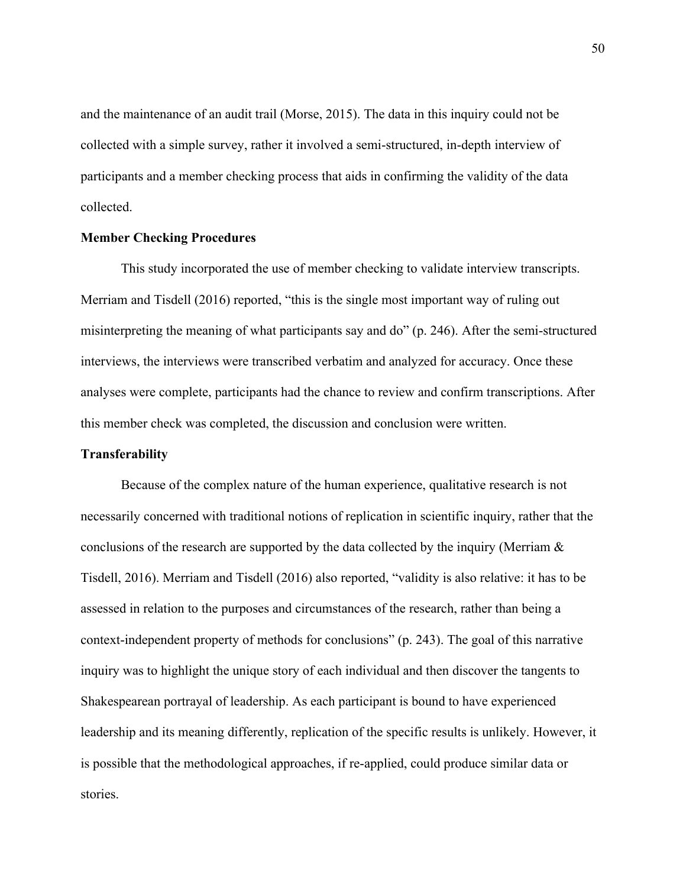and the maintenance of an audit trail (Morse, 2015). The data in this inquiry could not be collected with a simple survey, rather it involved a semi-structured, in-depth interview of participants and a member checking process that aids in confirming the validity of the data collected.

**Member Checking Procedures**

This study incorporated the use of member checking to validate interview transcripts. Merriam and Tisdell (2016) reported, "this is the single most important way of ruling out misinterpreting the meaning of what participants say and do" (p. 246). After the semi-structured interviews, the interviews were transcribed verbatim and analyzed for accuracy. Once these analyses were complete, participants had the chance to review and confirm transcriptions. After this member check was completed, the discussion and conclusion were written.

**Transferability**

Because of the complex nature of the human experience, qualitative research is not necessarily concerned with traditional notions of replication in scientific inquiry, rather that the conclusions of the research are supported by the data collected by the inquiry (Merriam & Tisdell, 2016). Merriam and Tisdell (2016) also reported, "validity is also relative: it has to be assessed in relation to the purposes and circumstances of the research, rather than being a context-independent property of methods for conclusions" (p. 243). The goal of this narrative inquiry was to highlight the unique story of each individual and then discover the tangents to Shakespearean portrayal of leadership. As each participant is bound to have experienced leadership and its meaning differently, replication of the specific results is unlikely. However, it is possible that the methodological approaches, if re-applied, could produce similar data or stories.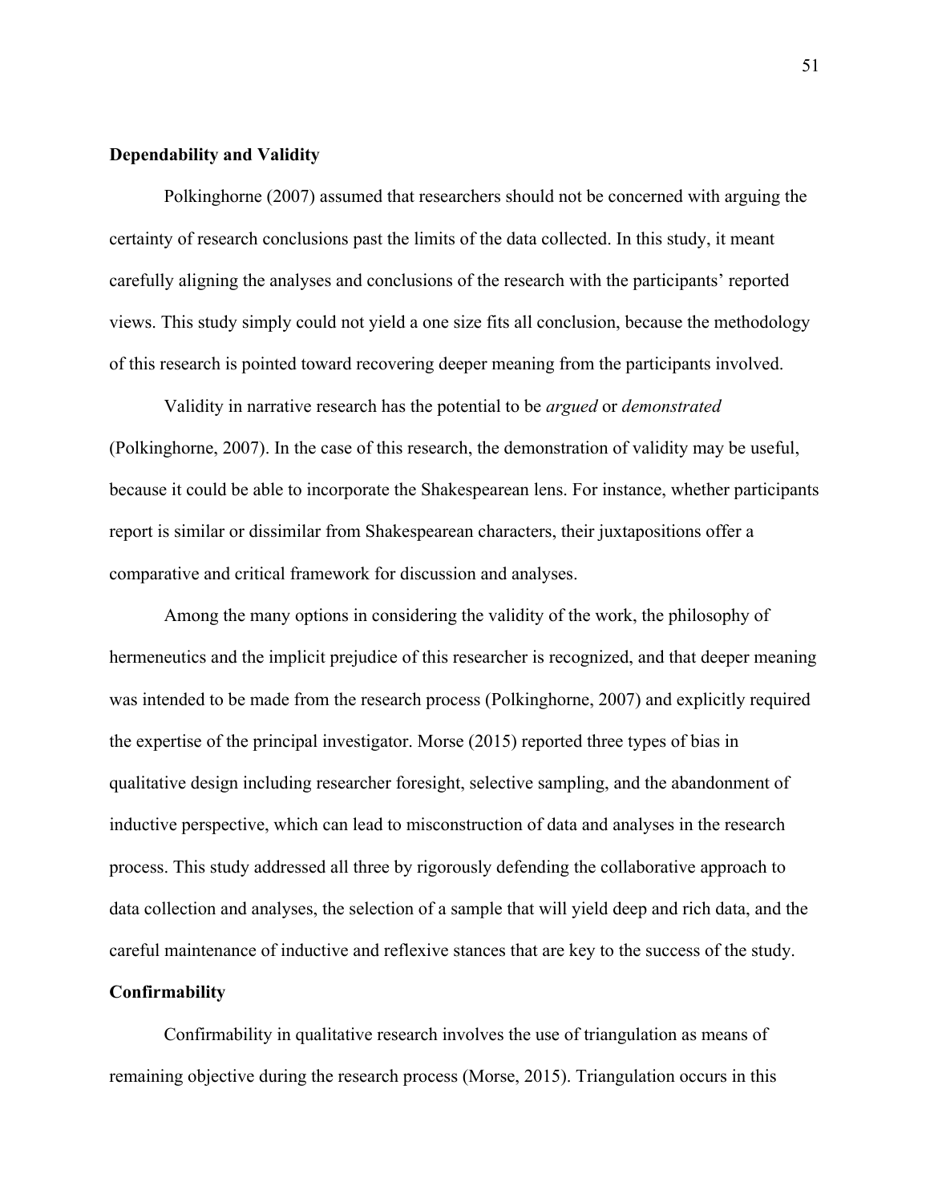**Dependability and Validity**

Polkinghorne (2007) assumed that researchers should not be concerned with arguing the certainty of research conclusions past the limits of the data collected. In this study, it meant carefully aligning the analyses and conclusions of the research with the participants' reported views. This study simply could not yield a one size fits all conclusion, because the methodology of this research is pointed toward recovering deeper meaning from the participants involved.

Validity in narrative research has the potential to be *argued* or *demonstrated* (Polkinghorne, 2007). In the case of this research, the demonstration of validity may be useful, because it could be able to incorporate the Shakespearean lens. For instance, whether participants report is similar or dissimilar from Shakespearean characters, their juxtapositions offer a comparative and critical framework for discussion and analyses.

Among the many options in considering the validity of the work, the philosophy of hermeneutics and the implicit prejudice of this researcher is recognized, and that deeper meaning was intended to be made from the research process (Polkinghorne, 2007) and explicitly required the expertise of the principal investigator. Morse (2015) reported three types of bias in qualitative design including researcher foresight, selective sampling, and the abandonment of inductive perspective, which can lead to misconstruction of data and analyses in the research process. This study addressed all three by rigorously defending the collaborative approach to data collection and analyses, the selection of a sample that will yield deep and rich data, and the careful maintenance of inductive and reflexive stances that are key to the success of the study.

**Confirmability**

Confirmability in qualitative research involves the use of triangulation as means of remaining objective during the research process (Morse, 2015). Triangulation occurs in this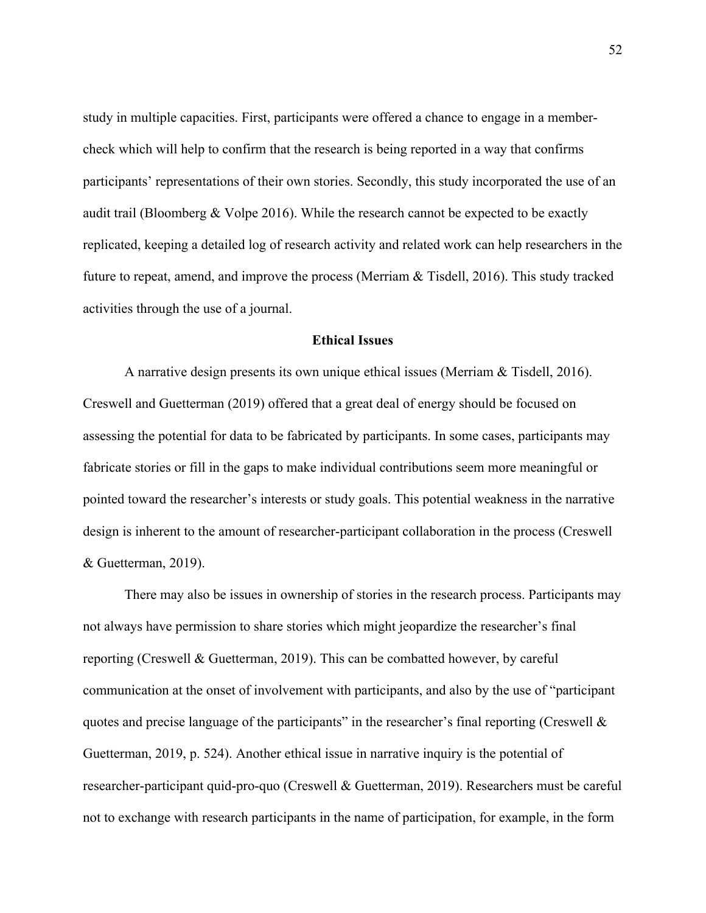study in multiple capacities. First, participants were offered a chance to engage in a member-check which will help to confirm that the research is being reported in a way that confirms participants' representations of their own stories. Secondly, this study incorporated the use of an audit trail (Bloomberg & Volpe 2016). While the research cannot be expected to be exactly replicated, keeping a detailed log of research activity and related work can help researchers in the future to repeat, amend, and improve the process (Merriam & Tisdell, 2016). This study tracked activities through the use of a journal.

## Ethical Issues

A narrative design presents its own unique ethical issues (Merriam & Tisdell, 2016). Creswell and Guetterman (2019) offered that a great deal of energy should be focused on assessing the potential for data to be fabricated by participants. In some cases, participants may fabricate stories or fill in the gaps to make individual contributions seem more meaningful or pointed toward the researcher's interests or study goals. This potential weakness in the narrative design is inherent to the amount of researcher-participant collaboration in the process (Creswell & Guetterman, 2019).

There may also be issues in ownership of stories in the research process. Participants may not always have permission to share stories which might jeopardize the researcher's final reporting (Creswell & Guetterman, 2019). This can be combatted however, by careful communication at the onset of involvement with participants, and also by the use of "participant quotes and precise language of the participants" in the researcher's final reporting (Creswell & Guetterman, 2019, p. 524). Another ethical issue in narrative inquiry is the potential of researcher-participant quid-pro-quo (Creswell & Guetterman, 2019). Researchers must be careful not to exchange with research participants in the name of participation, for example, in the form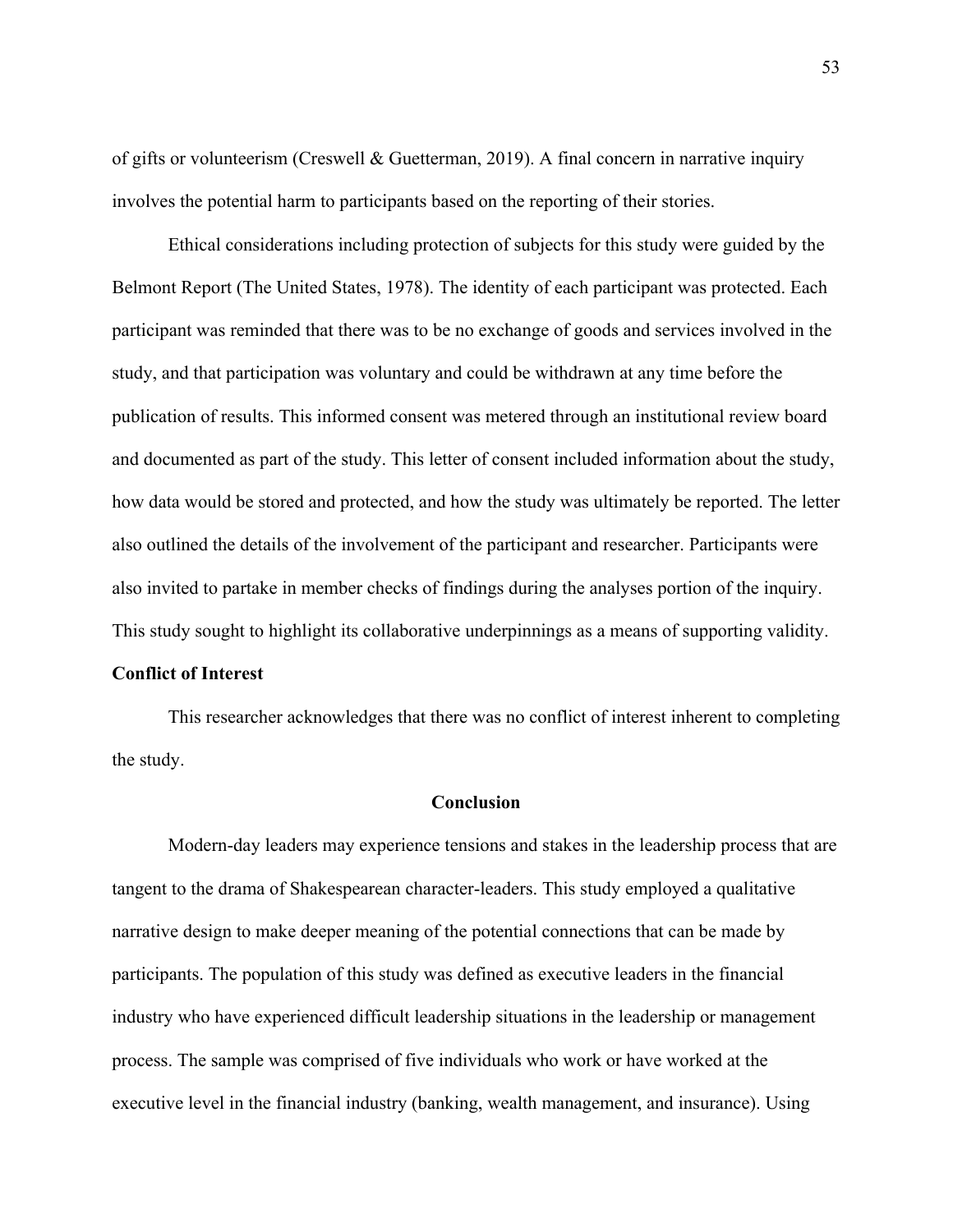of gifts or volunteerism (Creswell & Guetterman, 2019). A final concern in narrative inquiry involves the potential harm to participants based on the reporting of their stories.

Ethical considerations including protection of subjects for this study were guided by the Belmont Report (The United States, 1978). The identity of each participant was protected. Each participant was reminded that there was to be no exchange of goods and services involved in the study, and that participation was voluntary and could be withdrawn at any time before the publication of results. This informed consent was metered through an institutional review board and documented as part of the study. This letter of consent included information about the study, how data would be stored and protected, and how the study was ultimately be reported. The letter also outlined the details of the involvement of the participant and researcher. Participants were also invited to partake in member checks of findings during the analyses portion of the inquiry. This study sought to highlight its collaborative underpinnings as a means of supporting validity.

### Conflict of Interest

This researcher acknowledges that there was no conflict of interest inherent to completing the study.

## Conclusion

Modern-day leaders may experience tensions and stakes in the leadership process that are tangent to the drama of Shakespearean character-leaders. This study employed a qualitative narrative design to make deeper meaning of the potential connections that can be made by participants. The population of this study was defined as executive leaders in the financial industry who have experienced difficult leadership situations in the leadership or management process. The sample was comprised of five individuals who work or have worked at the executive level in the financial industry (banking, wealth management, and insurance). Using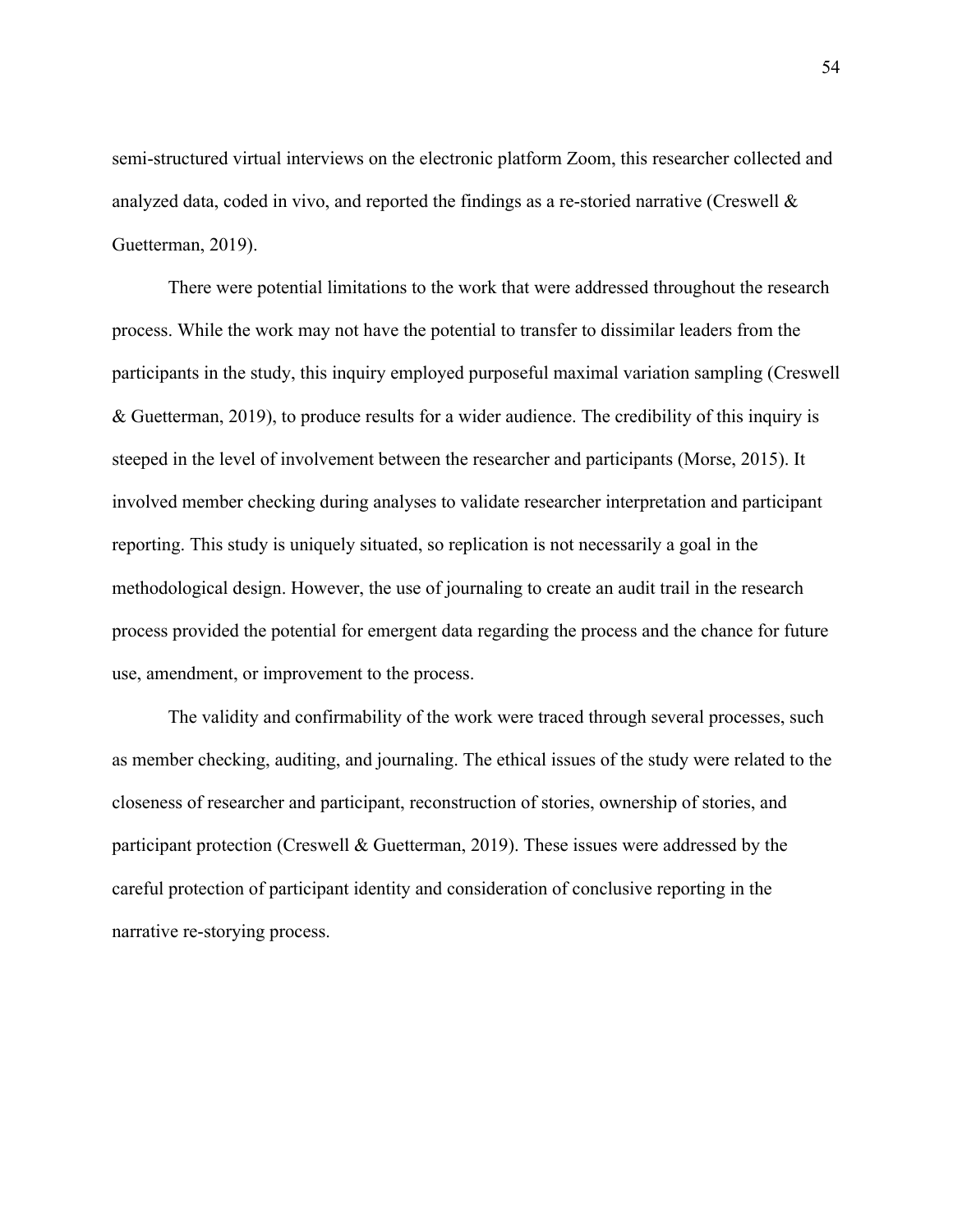semi-structured virtual interviews on the electronic platform Zoom, this researcher collected and analyzed data, coded in vivo, and reported the findings as a re-storied narrative (Creswell & Guetterman, 2019).

There were potential limitations to the work that were addressed throughout the research process. While the work may not have the potential to transfer to dissimilar leaders from the participants in the study, this inquiry employed purposeful maximal variation sampling (Creswell & Guetterman, 2019), to produce results for a wider audience. The credibility of this inquiry is steeped in the level of involvement between the researcher and participants (Morse, 2015). It involved member checking during analyses to validate researcher interpretation and participant reporting. This study is uniquely situated, so replication is not necessarily a goal in the methodological design. However, the use of journaling to create an audit trail in the research process provided the potential for emergent data regarding the process and the chance for future use, amendment, or improvement to the process.

The validity and confirmability of the work were traced through several processes, such as member checking, auditing, and journaling. The ethical issues of the study were related to the closeness of researcher and participant, reconstruction of stories, ownership of stories, and participant protection (Creswell & Guetterman, 2019). These issues were addressed by the careful protection of participant identity and consideration of conclusive reporting in the narrative re-storying process.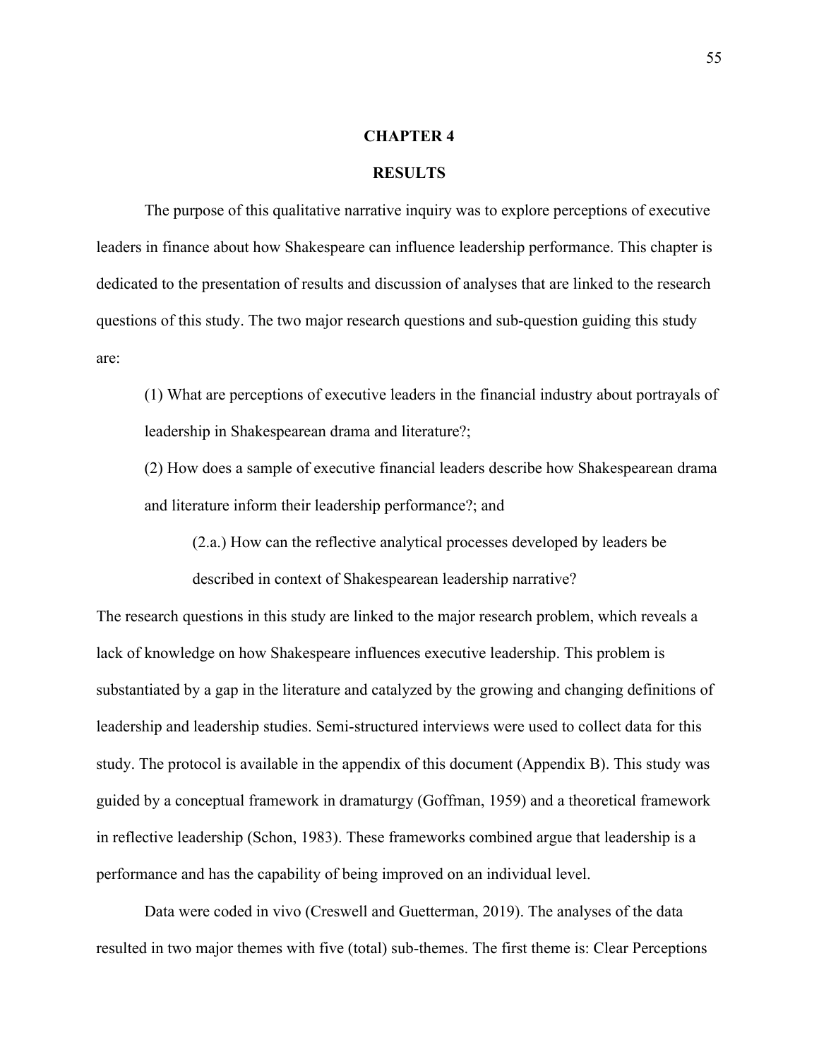# CHAPTER 4

## RESULTS

The purpose of this qualitative narrative inquiry was to explore perceptions of executive leaders in finance about how Shakespeare can influence leadership performance. This chapter is dedicated to the presentation of results and discussion of analyses that are linked to the research questions of this study. The two major research questions and sub-question guiding this study are:

> (1) What are perceptions of executive leaders in the financial industry about portrayals of leadership in Shakespearean drama and literature?;
>
> (2) How does a sample of executive financial leaders describe how Shakespearean drama and literature inform their leadership performance?; and
>
> > (2.a.) How can the reflective analytical processes developed by leaders be described in context of Shakespearean leadership narrative?

The research questions in this study are linked to the major research problem, which reveals a lack of knowledge on how Shakespeare influences executive leadership. This problem is substantiated by a gap in the literature and catalyzed by the growing and changing definitions of leadership and leadership studies. Semi-structured interviews were used to collect data for this study. The protocol is available in the appendix of this document (Appendix B). This study was guided by a conceptual framework in dramaturgy (Goffman, 1959) and a theoretical framework in reflective leadership (Schon, 1983). These frameworks combined argue that leadership is a performance and has the capability of being improved on an individual level.

Data were coded in vivo (Creswell and Guetterman, 2019). The analyses of the data resulted in two major themes with five (total) sub-themes. The first theme is: Clear Perceptions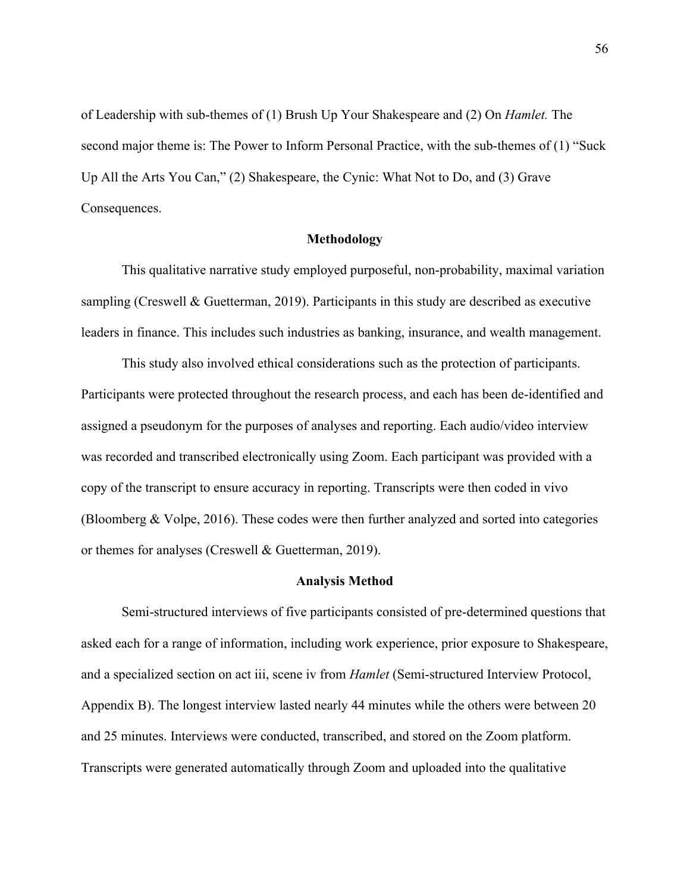of Leadership with sub-themes of (1) Brush Up Your Shakespeare and (2) On *Hamlet.* The second major theme is: The Power to Inform Personal Practice, with the sub-themes of (1) "Suck Up All the Arts You Can," (2) Shakespeare, the Cynic: What Not to Do, and (3) Grave Consequences.

## Methodology

This qualitative narrative study employed purposeful, non-probability, maximal variation sampling (Creswell & Guetterman, 2019). Participants in this study are described as executive leaders in finance. This includes such industries as banking, insurance, and wealth management.

This study also involved ethical considerations such as the protection of participants. Participants were protected throughout the research process, and each has been de-identified and assigned a pseudonym for the purposes of analyses and reporting. Each audio/video interview was recorded and transcribed electronically using Zoom. Each participant was provided with a copy of the transcript to ensure accuracy in reporting. Transcripts were then coded in vivo (Bloomberg & Volpe, 2016). These codes were then further analyzed and sorted into categories or themes for analyses (Creswell & Guetterman, 2019).

## Analysis Method

Semi-structured interviews of five participants consisted of pre-determined questions that asked each for a range of information, including work experience, prior exposure to Shakespeare, and a specialized section on act iii, scene iv from *Hamlet* (Semi-structured Interview Protocol, Appendix B). The longest interview lasted nearly 44 minutes while the others were between 20 and 25 minutes. Interviews were conducted, transcribed, and stored on the Zoom platform. Transcripts were generated automatically through Zoom and uploaded into the qualitative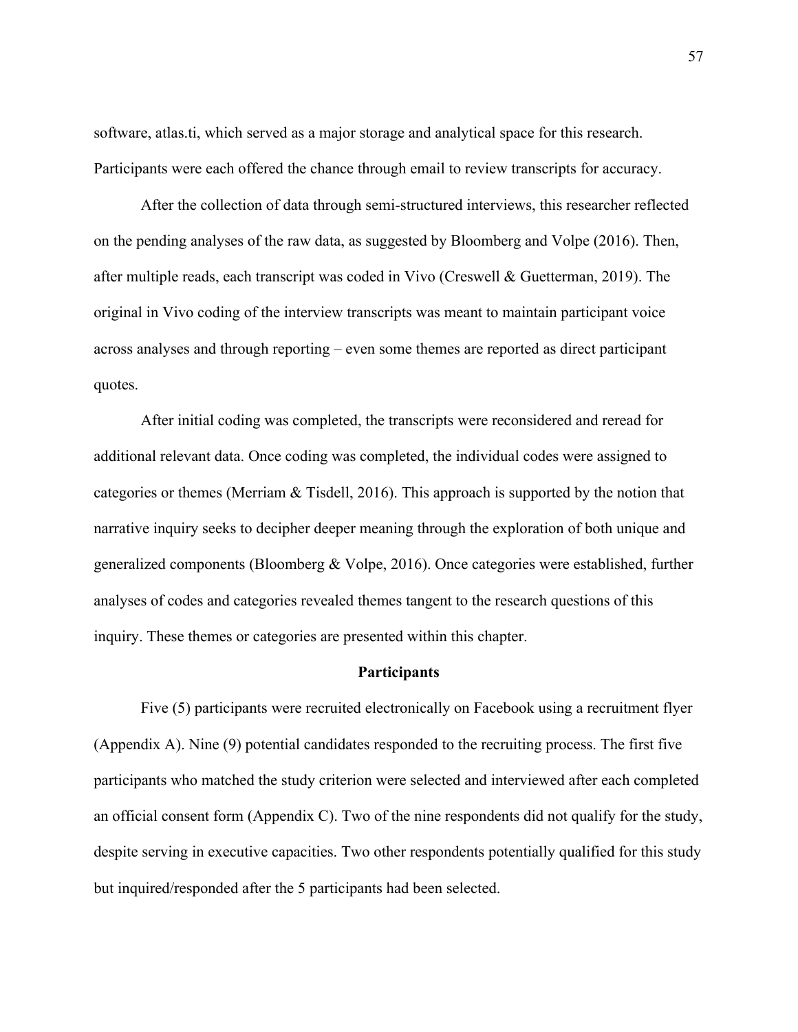software, atlas.ti, which served as a major storage and analytical space for this research. Participants were each offered the chance through email to review transcripts for accuracy.

After the collection of data through semi-structured interviews, this researcher reflected on the pending analyses of the raw data, as suggested by Bloomberg and Volpe (2016). Then, after multiple reads, each transcript was coded in Vivo (Creswell & Guetterman, 2019). The original in Vivo coding of the interview transcripts was meant to maintain participant voice across analyses and through reporting – even some themes are reported as direct participant quotes.

After initial coding was completed, the transcripts were reconsidered and reread for additional relevant data. Once coding was completed, the individual codes were assigned to categories or themes (Merriam & Tisdell, 2016). This approach is supported by the notion that narrative inquiry seeks to decipher deeper meaning through the exploration of both unique and generalized components (Bloomberg & Volpe, 2016). Once categories were established, further analyses of codes and categories revealed themes tangent to the research questions of this inquiry. These themes or categories are presented within this chapter.

## Participants

Five (5) participants were recruited electronically on Facebook using a recruitment flyer (Appendix A). Nine (9) potential candidates responded to the recruiting process. The first five participants who matched the study criterion were selected and interviewed after each completed an official consent form (Appendix C). Two of the nine respondents did not qualify for the study, despite serving in executive capacities. Two other respondents potentially qualified for this study but inquired/responded after the 5 participants had been selected.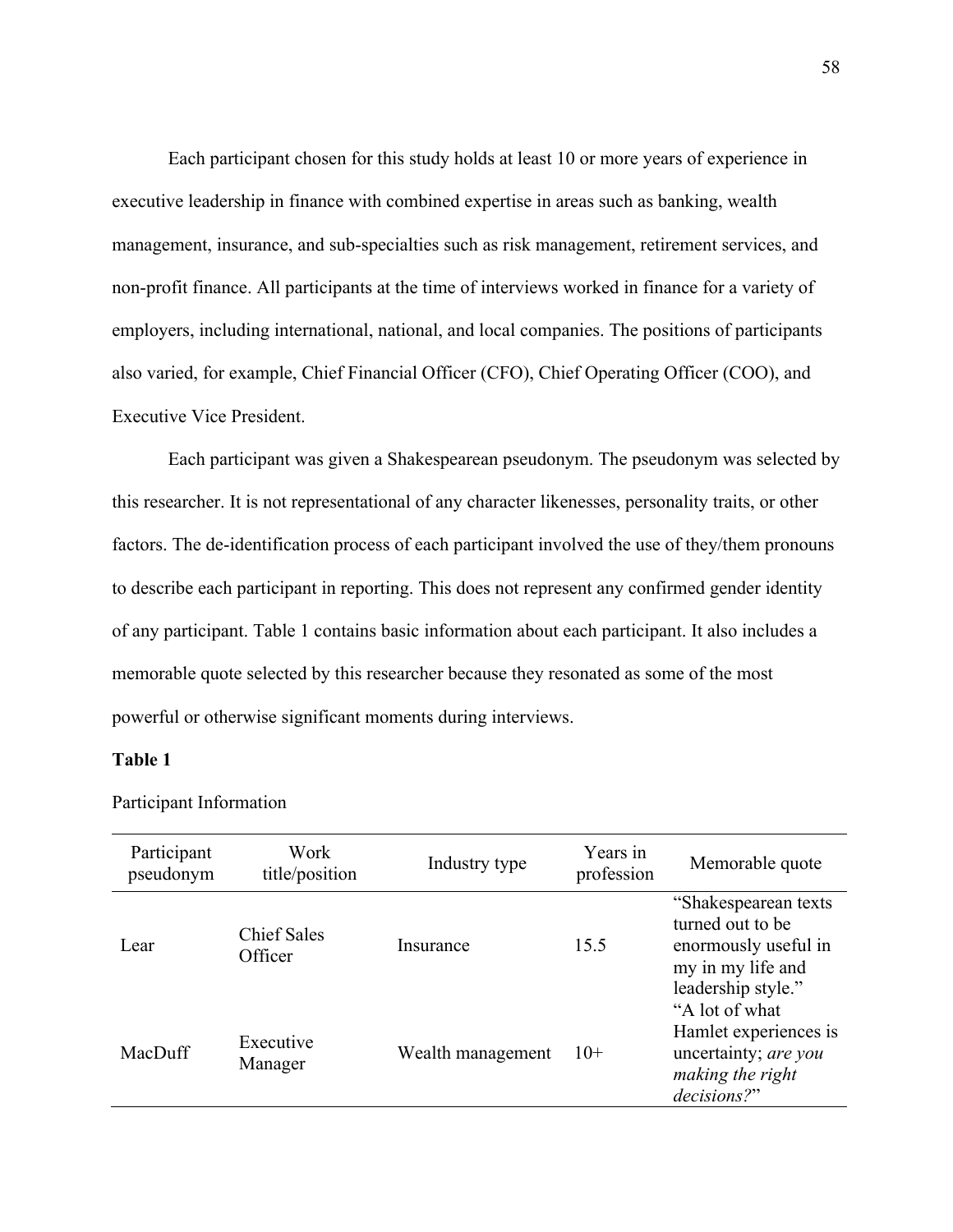Each participant chosen for this study holds at least 10 or more years of experience in executive leadership in finance with combined expertise in areas such as banking, wealth management, insurance, and sub-specialties such as risk management, retirement services, and non-profit finance. All participants at the time of interviews worked in finance for a variety of employers, including international, national, and local companies. The positions of participants also varied, for example, Chief Financial Officer (CFO), Chief Operating Officer (COO), and Executive Vice President.

Each participant was given a Shakespearean pseudonym. The pseudonym was selected by this researcher. It is not representational of any character likenesses, personality traits, or other factors. The de-identification process of each participant involved the use of they/them pronouns to describe each participant in reporting. This does not represent any confirmed gender identity of any participant. Table 1 contains basic information about each participant. It also includes a memorable quote selected by this researcher because they resonated as some of the most powerful or otherwise significant moments during interviews.

**Table 1**

Participant Information

| Participant pseudonym | Work title/position | Industry type | Years in profession | Memorable quote |
|---|---|---|---|---|
| Lear | Chief Sales Officer | Insurance | 15.5 | "Shakespearean texts turned out to be enormously useful in my in my life and leadership style." |
| MacDuff | Executive Manager | Wealth management | 10+ | "A lot of what Hamlet experiences is uncertainty; *are you making the right decisions?*" |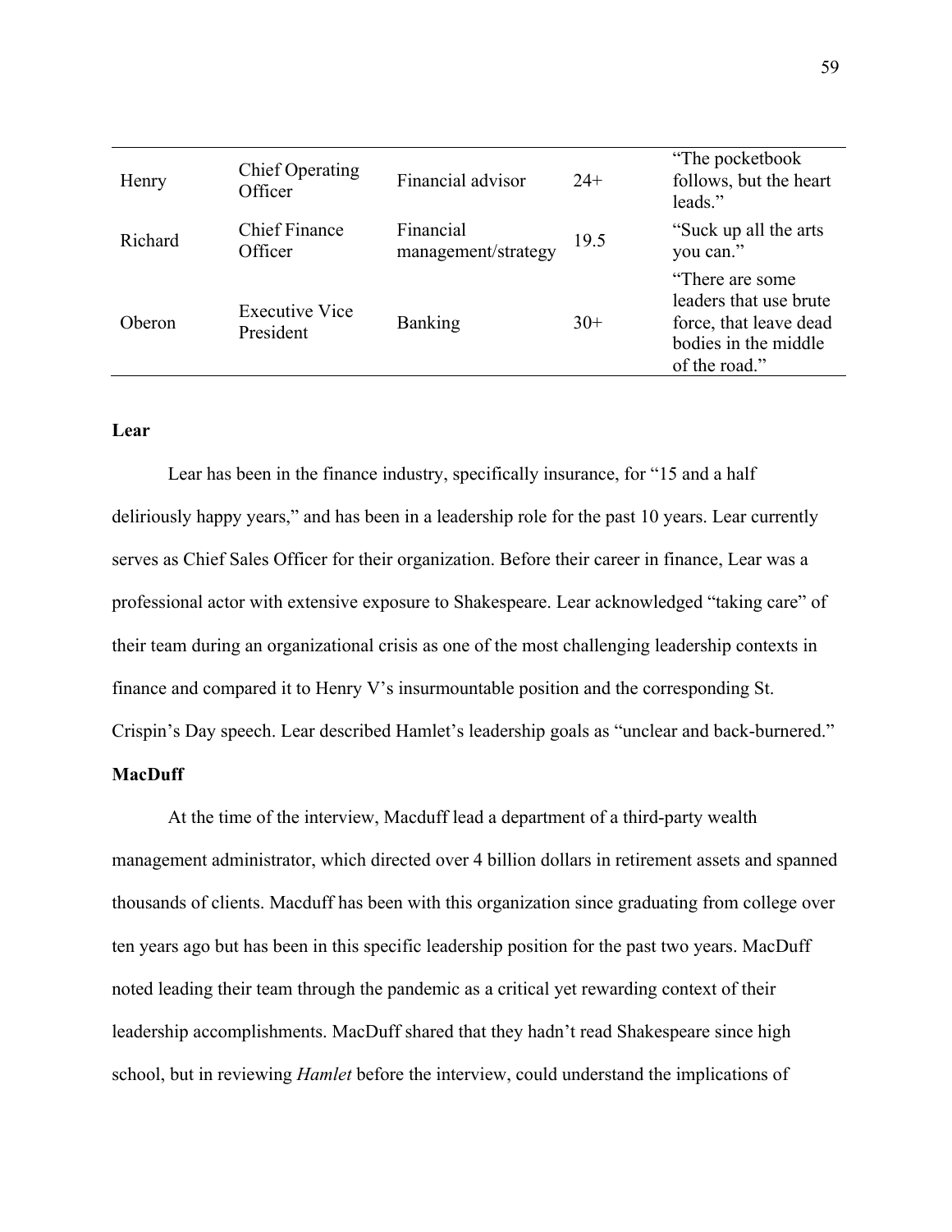| | | | | |
|---|---|---|---|---|
| Henry | Chief Operating Officer | Financial advisor | 24+ | "The pocketbook follows, but the heart leads." |
| Richard | Chief Finance Officer | Financial management/strategy | 19.5 | "Suck up all the arts you can." |
| Oberon | Executive Vice President | Banking | 30+ | "There are some leaders that use brute force, that leave dead bodies in the middle of the road." |

**Lear**

Lear has been in the finance industry, specifically insurance, for "15 and a half deliriously happy years," and has been in a leadership role for the past 10 years. Lear currently serves as Chief Sales Officer for their organization. Before their career in finance, Lear was a professional actor with extensive exposure to Shakespeare. Lear acknowledged "taking care" of their team during an organizational crisis as one of the most challenging leadership contexts in finance and compared it to Henry V's insurmountable position and the corresponding St. Crispin's Day speech. Lear described Hamlet's leadership goals as "unclear and back-burnered."

**MacDuff**

At the time of the interview, Macduff lead a department of a third-party wealth management administrator, which directed over 4 billion dollars in retirement assets and spanned thousands of clients. Macduff has been with this organization since graduating from college over ten years ago but has been in this specific leadership position for the past two years. MacDuff noted leading their team through the pandemic as a critical yet rewarding context of their leadership accomplishments. MacDuff shared that they hadn't read Shakespeare since high school, but in reviewing *Hamlet* before the interview, could understand the implications of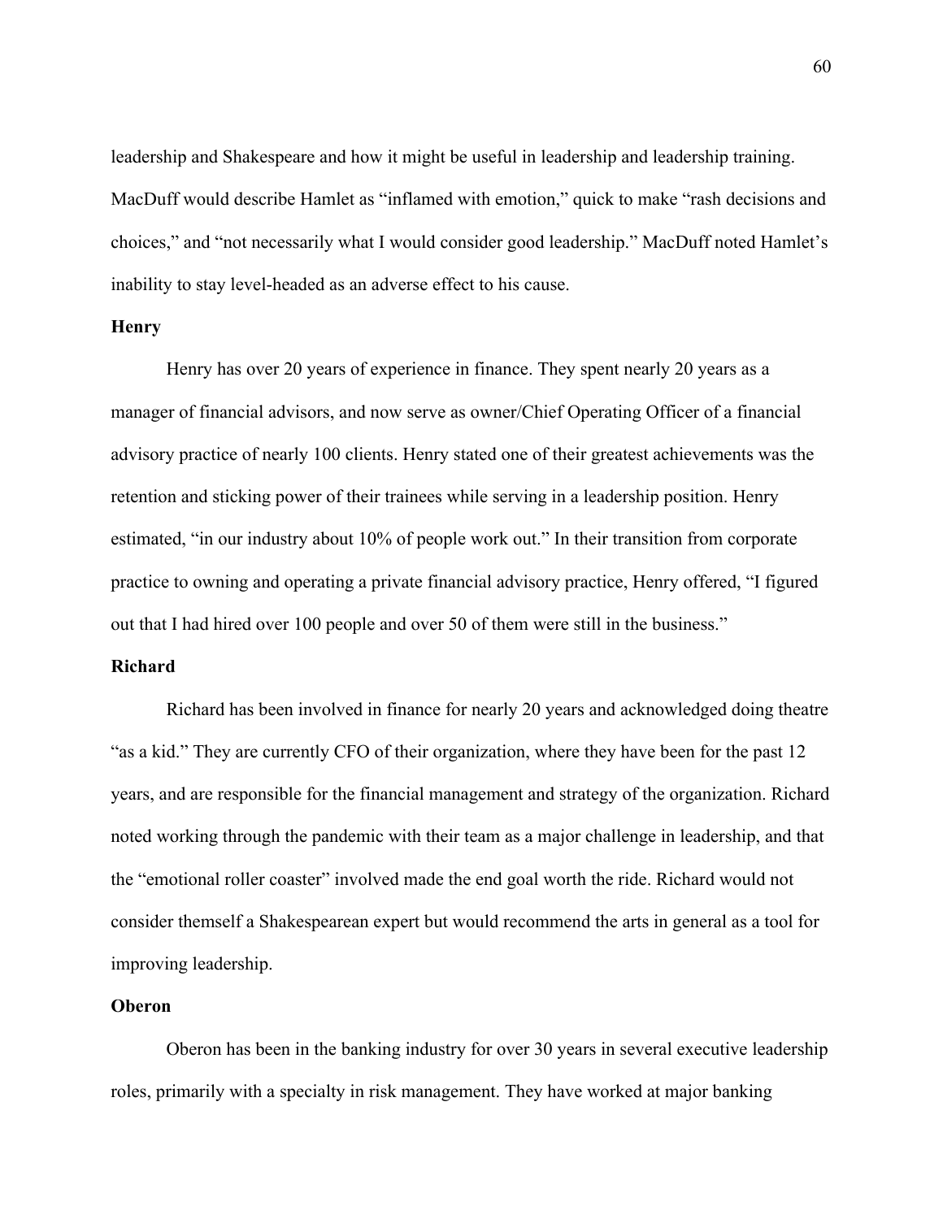leadership and Shakespeare and how it might be useful in leadership and leadership training. MacDuff would describe Hamlet as "inflamed with emotion," quick to make "rash decisions and choices," and "not necessarily what I would consider good leadership." MacDuff noted Hamlet's inability to stay level-headed as an adverse effect to his cause.

**Henry**

Henry has over 20 years of experience in finance. They spent nearly 20 years as a manager of financial advisors, and now serve as owner/Chief Operating Officer of a financial advisory practice of nearly 100 clients. Henry stated one of their greatest achievements was the retention and sticking power of their trainees while serving in a leadership position. Henry estimated, "in our industry about 10% of people work out." In their transition from corporate practice to owning and operating a private financial advisory practice, Henry offered, "I figured out that I had hired over 100 people and over 50 of them were still in the business."

**Richard**

Richard has been involved in finance for nearly 20 years and acknowledged doing theatre "as a kid." They are currently CFO of their organization, where they have been for the past 12 years, and are responsible for the financial management and strategy of the organization. Richard noted working through the pandemic with their team as a major challenge in leadership, and that the "emotional roller coaster" involved made the end goal worth the ride. Richard would not consider themself a Shakespearean expert but would recommend the arts in general as a tool for improving leadership.

**Oberon**

Oberon has been in the banking industry for over 30 years in several executive leadership roles, primarily with a specialty in risk management. They have worked at major banking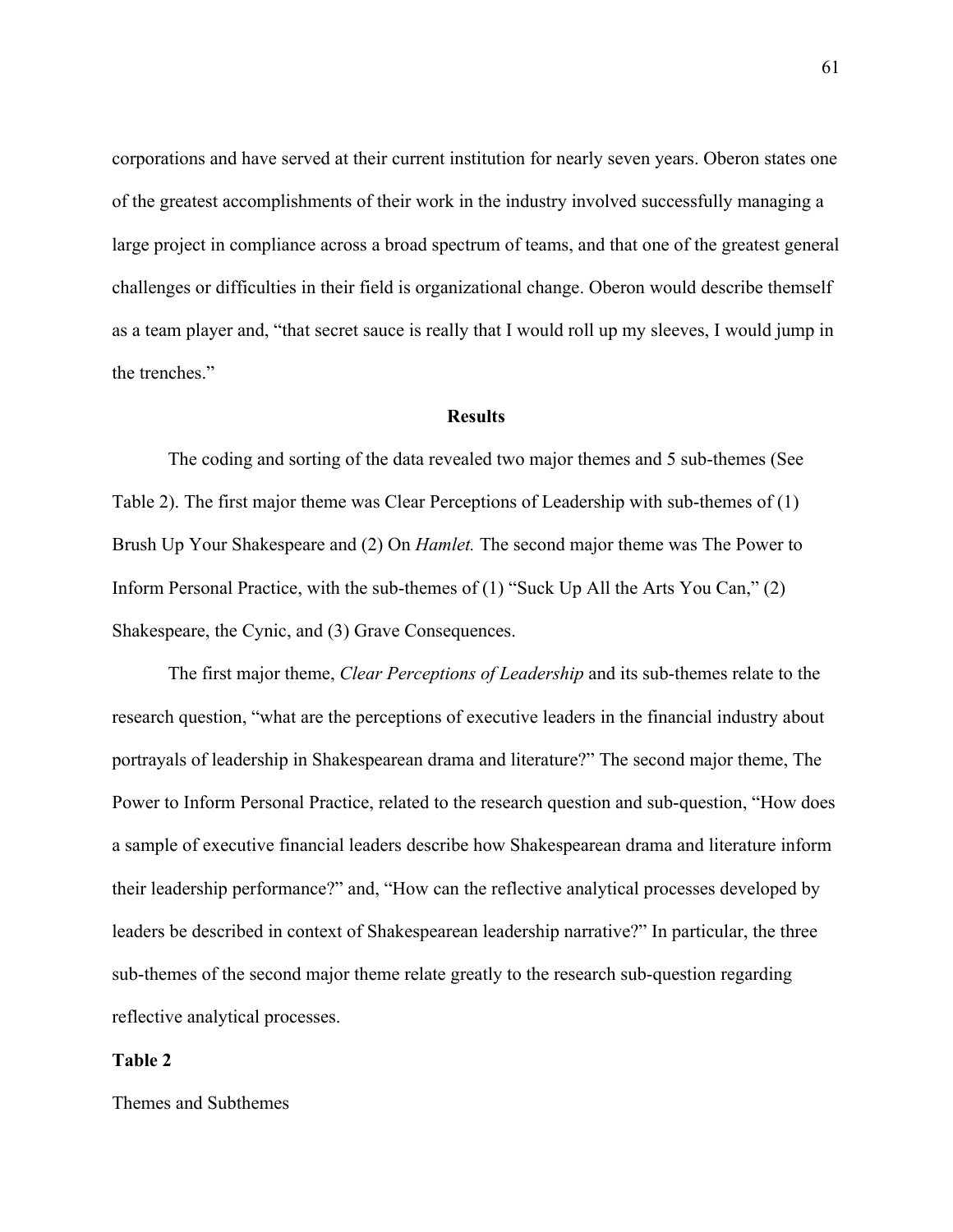corporations and have served at their current institution for nearly seven years. Oberon states one of the greatest accomplishments of their work in the industry involved successfully managing a large project in compliance across a broad spectrum of teams, and that one of the greatest general challenges or difficulties in their field is organizational change. Oberon would describe themself as a team player and, "that secret sauce is really that I would roll up my sleeves, I would jump in the trenches."

## Results

The coding and sorting of the data revealed two major themes and 5 sub-themes (See Table 2). The first major theme was Clear Perceptions of Leadership with sub-themes of (1) Brush Up Your Shakespeare and (2) On *Hamlet.* The second major theme was The Power to Inform Personal Practice, with the sub-themes of (1) "Suck Up All the Arts You Can," (2) Shakespeare, the Cynic, and (3) Grave Consequences.

The first major theme, *Clear Perceptions of Leadership* and its sub-themes relate to the research question, "what are the perceptions of executive leaders in the financial industry about portrayals of leadership in Shakespearean drama and literature?" The second major theme, The Power to Inform Personal Practice, related to the research question and sub-question, "How does a sample of executive financial leaders describe how Shakespearean drama and literature inform their leadership performance?" and, "How can the reflective analytical processes developed by leaders be described in context of Shakespearean leadership narrative?" In particular, the three sub-themes of the second major theme relate greatly to the research sub-question regarding reflective analytical processes.

**Table 2**

Themes and Subthemes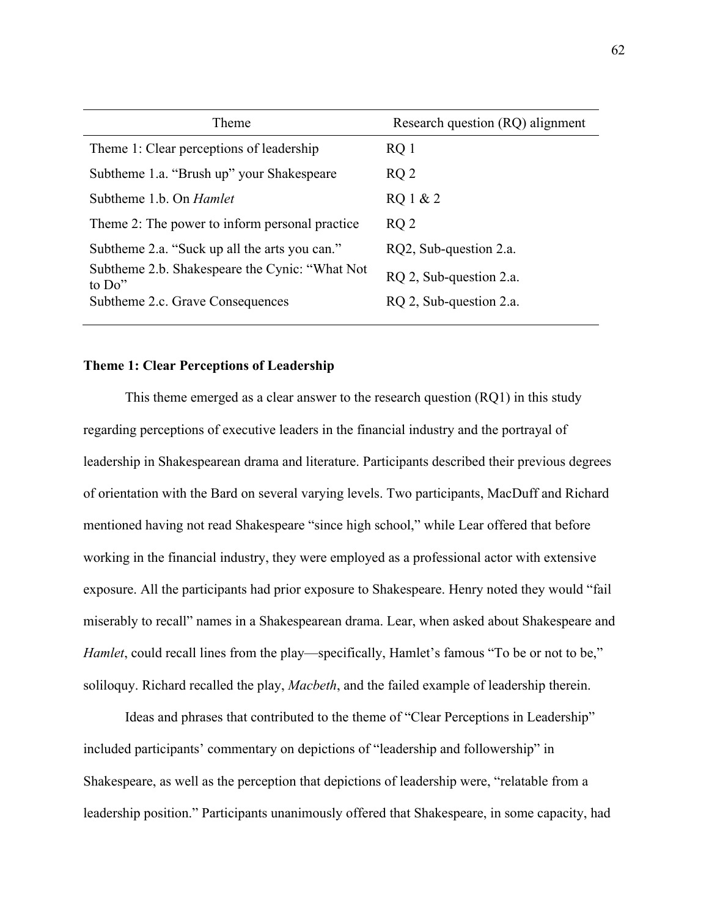| Theme | Research question (RQ) alignment |
| --- | --- |
| Theme 1: Clear perceptions of leadership | RQ 1 |
| Subtheme 1.a. "Brush up" your Shakespeare | RQ 2 |
| Subtheme 1.b. On *Hamlet* | RQ 1 & 2 |
| Theme 2: The power to inform personal practice | RQ 2 |
| Subtheme 2.a. "Suck up all the arts you can." | RQ2, Sub-question 2.a. |
| Subtheme 2.b. Shakespeare the Cynic: "What Not to Do" | RQ 2, Sub-question 2.a. |
| Subtheme 2.c. Grave Consequences | RQ 2, Sub-question 2.a. |

### Theme 1: Clear Perceptions of Leadership

This theme emerged as a clear answer to the research question (RQ1) in this study regarding perceptions of executive leaders in the financial industry and the portrayal of leadership in Shakespearean drama and literature. Participants described their previous degrees of orientation with the Bard on several varying levels. Two participants, MacDuff and Richard mentioned having not read Shakespeare "since high school," while Lear offered that before working in the financial industry, they were employed as a professional actor with extensive exposure. All the participants had prior exposure to Shakespeare. Henry noted they would "fail miserably to recall" names in a Shakespearean drama. Lear, when asked about Shakespeare and *Hamlet*, could recall lines from the play—specifically, Hamlet's famous "To be or not to be," soliloquy. Richard recalled the play, *Macbeth*, and the failed example of leadership therein.

Ideas and phrases that contributed to the theme of "Clear Perceptions in Leadership" included participants' commentary on depictions of "leadership and followership" in Shakespeare, as well as the perception that depictions of leadership were, "relatable from a leadership position." Participants unanimously offered that Shakespeare, in some capacity, had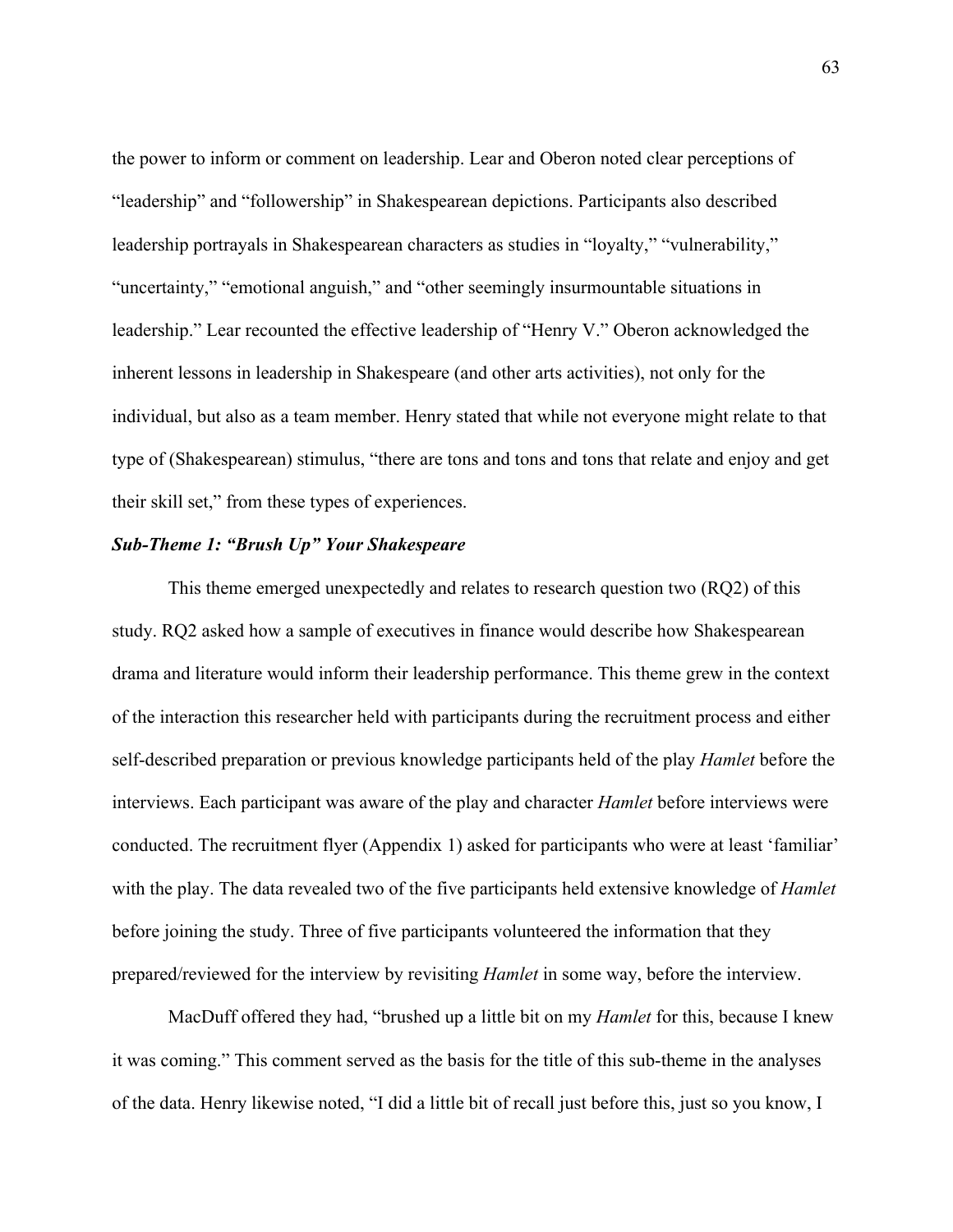the power to inform or comment on leadership. Lear and Oberon noted clear perceptions of "leadership" and "followership" in Shakespearean depictions. Participants also described leadership portrayals in Shakespearean characters as studies in "loyalty," "vulnerability," "uncertainty," "emotional anguish," and "other seemingly insurmountable situations in leadership." Lear recounted the effective leadership of "Henry V." Oberon acknowledged the inherent lessons in leadership in Shakespeare (and other arts activities), not only for the individual, but also as a team member. Henry stated that while not everyone might relate to that type of (Shakespearean) stimulus, "there are tons and tons and tons that relate and enjoy and get their skill set," from these types of experiences.

### *Sub-Theme 1: "Brush Up" Your Shakespeare*

This theme emerged unexpectedly and relates to research question two (RQ2) of this study. RQ2 asked how a sample of executives in finance would describe how Shakespearean drama and literature would inform their leadership performance. This theme grew in the context of the interaction this researcher held with participants during the recruitment process and either self-described preparation or previous knowledge participants held of the play *Hamlet* before the interviews. Each participant was aware of the play and character *Hamlet* before interviews were conducted. The recruitment flyer (Appendix 1) asked for participants who were at least 'familiar' with the play. The data revealed two of the five participants held extensive knowledge of *Hamlet* before joining the study. Three of five participants volunteered the information that they prepared/reviewed for the interview by revisiting *Hamlet* in some way, before the interview.

MacDuff offered they had, "brushed up a little bit on my *Hamlet* for this, because I knew it was coming." This comment served as the basis for the title of this sub-theme in the analyses of the data. Henry likewise noted, "I did a little bit of recall just before this, just so you know, I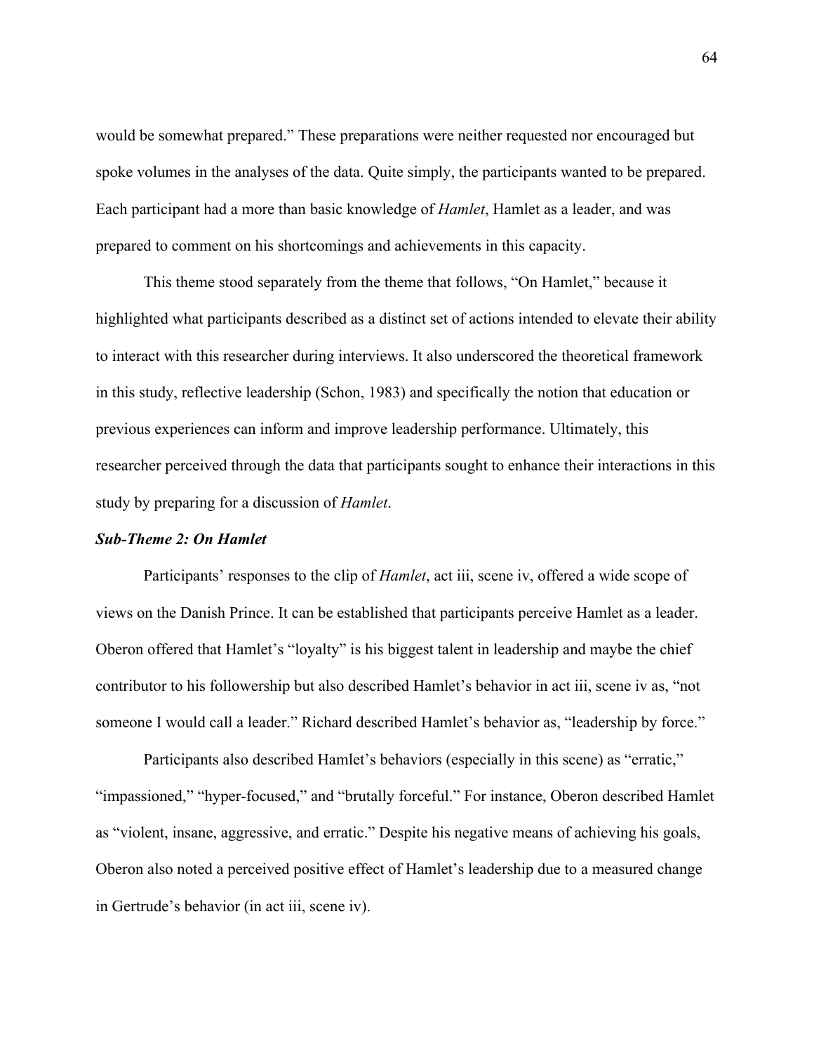would be somewhat prepared." These preparations were neither requested nor encouraged but spoke volumes in the analyses of the data. Quite simply, the participants wanted to be prepared. Each participant had a more than basic knowledge of *Hamlet*, Hamlet as a leader, and was prepared to comment on his shortcomings and achievements in this capacity.

This theme stood separately from the theme that follows, "On Hamlet," because it highlighted what participants described as a distinct set of actions intended to elevate their ability to interact with this researcher during interviews. It also underscored the theoretical framework in this study, reflective leadership (Schon, 1983) and specifically the notion that education or previous experiences can inform and improve leadership performance. Ultimately, this researcher perceived through the data that participants sought to enhance their interactions in this study by preparing for a discussion of *Hamlet*.

***Sub-Theme 2: On Hamlet***

Participants' responses to the clip of *Hamlet*, act iii, scene iv, offered a wide scope of views on the Danish Prince. It can be established that participants perceive Hamlet as a leader. Oberon offered that Hamlet's "loyalty" is his biggest talent in leadership and maybe the chief contributor to his followership but also described Hamlet's behavior in act iii, scene iv as, "not someone I would call a leader." Richard described Hamlet's behavior as, "leadership by force."

Participants also described Hamlet's behaviors (especially in this scene) as "erratic," "impassioned," "hyper-focused," and "brutally forceful." For instance, Oberon described Hamlet as "violent, insane, aggressive, and erratic." Despite his negative means of achieving his goals, Oberon also noted a perceived positive effect of Hamlet's leadership due to a measured change in Gertrude's behavior (in act iii, scene iv).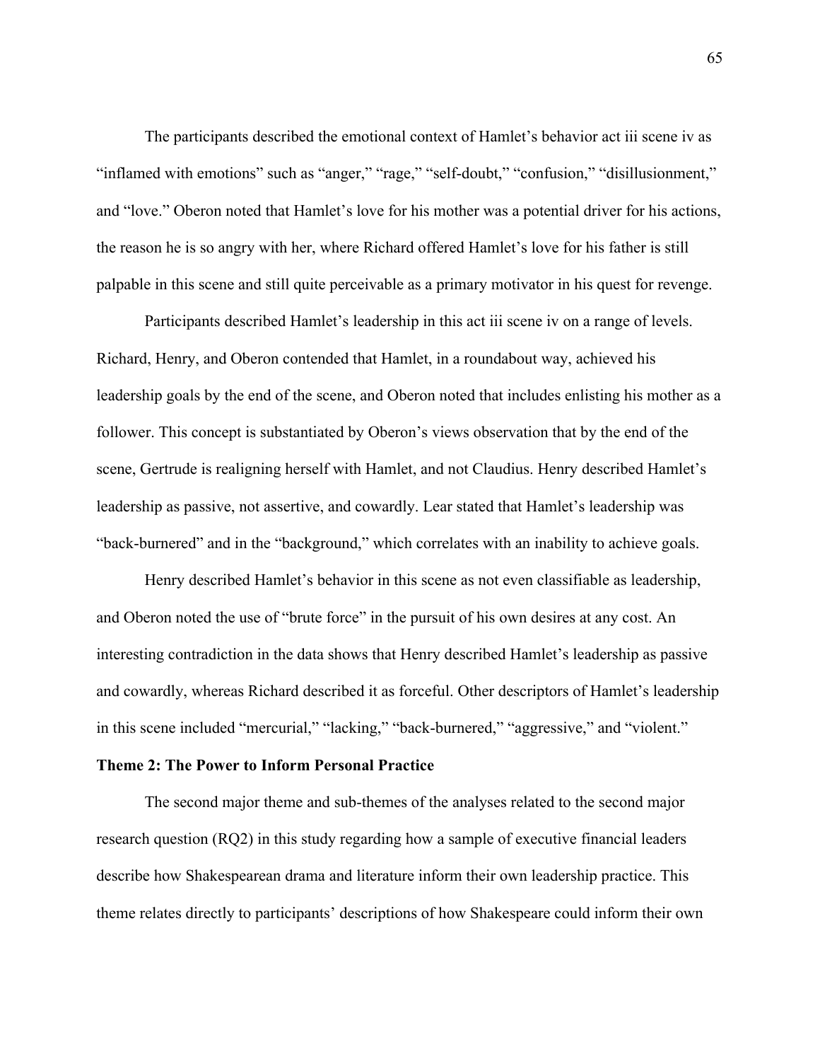The participants described the emotional context of Hamlet's behavior act iii scene iv as "inflamed with emotions" such as "anger," "rage," "self-doubt," "confusion," "disillusionment," and "love." Oberon noted that Hamlet's love for his mother was a potential driver for his actions, the reason he is so angry with her, where Richard offered Hamlet's love for his father is still palpable in this scene and still quite perceivable as a primary motivator in his quest for revenge.

Participants described Hamlet's leadership in this act iii scene iv on a range of levels. Richard, Henry, and Oberon contended that Hamlet, in a roundabout way, achieved his leadership goals by the end of the scene, and Oberon noted that includes enlisting his mother as a follower. This concept is substantiated by Oberon's views observation that by the end of the scene, Gertrude is realigning herself with Hamlet, and not Claudius. Henry described Hamlet's leadership as passive, not assertive, and cowardly. Lear stated that Hamlet's leadership was "back-burnered" and in the "background," which correlates with an inability to achieve goals.

Henry described Hamlet's behavior in this scene as not even classifiable as leadership, and Oberon noted the use of "brute force" in the pursuit of his own desires at any cost. An interesting contradiction in the data shows that Henry described Hamlet's leadership as passive and cowardly, whereas Richard described it as forceful. Other descriptors of Hamlet's leadership in this scene included "mercurial," "lacking," "back-burnered," "aggressive," and "violent."

**Theme 2: The Power to Inform Personal Practice**

The second major theme and sub-themes of the analyses related to the second major research question (RQ2) in this study regarding how a sample of executive financial leaders describe how Shakespearean drama and literature inform their own leadership practice. This theme relates directly to participants' descriptions of how Shakespeare could inform their own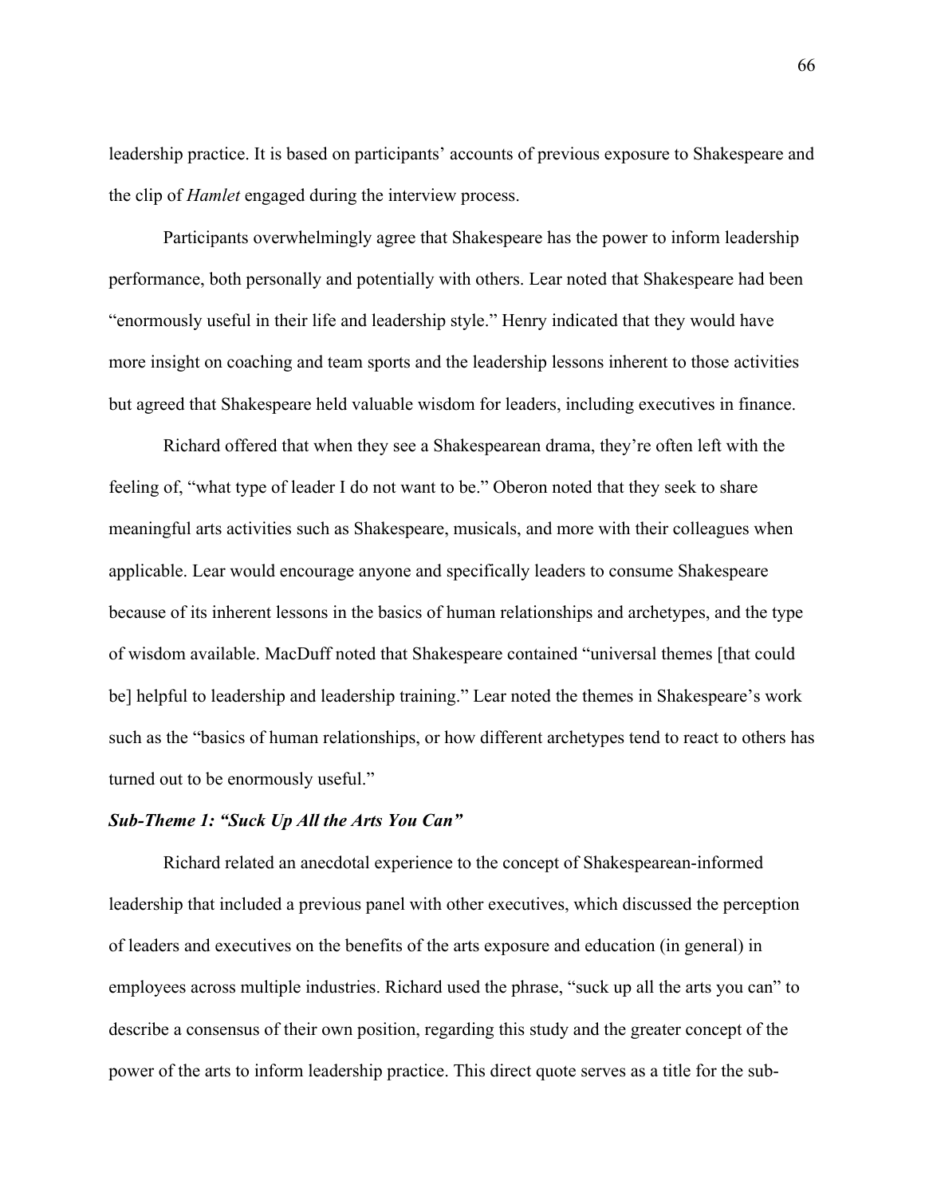leadership practice. It is based on participants' accounts of previous exposure to Shakespeare and the clip of *Hamlet* engaged during the interview process.

Participants overwhelmingly agree that Shakespeare has the power to inform leadership performance, both personally and potentially with others. Lear noted that Shakespeare had been "enormously useful in their life and leadership style." Henry indicated that they would have more insight on coaching and team sports and the leadership lessons inherent to those activities but agreed that Shakespeare held valuable wisdom for leaders, including executives in finance.

Richard offered that when they see a Shakespearean drama, they're often left with the feeling of, "what type of leader I do not want to be." Oberon noted that they seek to share meaningful arts activities such as Shakespeare, musicals, and more with their colleagues when applicable. Lear would encourage anyone and specifically leaders to consume Shakespeare because of its inherent lessons in the basics of human relationships and archetypes, and the type of wisdom available. MacDuff noted that Shakespeare contained "universal themes [that could be] helpful to leadership and leadership training." Lear noted the themes in Shakespeare's work such as the "basics of human relationships, or how different archetypes tend to react to others has turned out to be enormously useful."

### *Sub-Theme 1: "Suck Up All the Arts You Can"*

Richard related an anecdotal experience to the concept of Shakespearean-informed leadership that included a previous panel with other executives, which discussed the perception of leaders and executives on the benefits of the arts exposure and education (in general) in employees across multiple industries. Richard used the phrase, "suck up all the arts you can" to describe a consensus of their own position, regarding this study and the greater concept of the power of the arts to inform leadership practice. This direct quote serves as a title for the sub-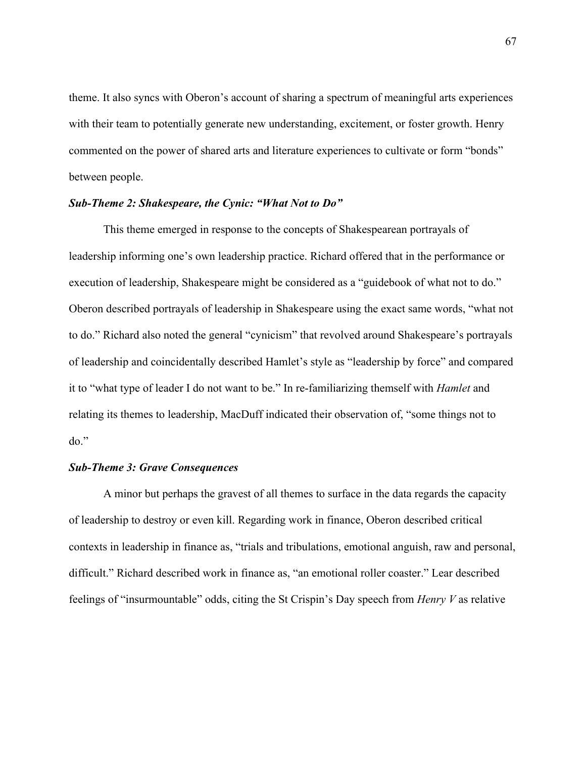theme. It also syncs with Oberon's account of sharing a spectrum of meaningful arts experiences with their team to potentially generate new understanding, excitement, or foster growth. Henry commented on the power of shared arts and literature experiences to cultivate or form "bonds" between people.

### *Sub-Theme 2: Shakespeare, the Cynic: "What Not to Do"*

This theme emerged in response to the concepts of Shakespearean portrayals of leadership informing one's own leadership practice. Richard offered that in the performance or execution of leadership, Shakespeare might be considered as a "guidebook of what not to do." Oberon described portrayals of leadership in Shakespeare using the exact same words, "what not to do." Richard also noted the general "cynicism" that revolved around Shakespeare's portrayals of leadership and coincidentally described Hamlet's style as "leadership by force" and compared it to "what type of leader I do not want to be." In re-familiarizing themself with *Hamlet* and relating its themes to leadership, MacDuff indicated their observation of, "some things not to do."

### *Sub-Theme 3: Grave Consequences*

A minor but perhaps the gravest of all themes to surface in the data regards the capacity of leadership to destroy or even kill. Regarding work in finance, Oberon described critical contexts in leadership in finance as, "trials and tribulations, emotional anguish, raw and personal, difficult." Richard described work in finance as, "an emotional roller coaster." Lear described feelings of "insurmountable" odds, citing the St Crispin's Day speech from *Henry V* as relative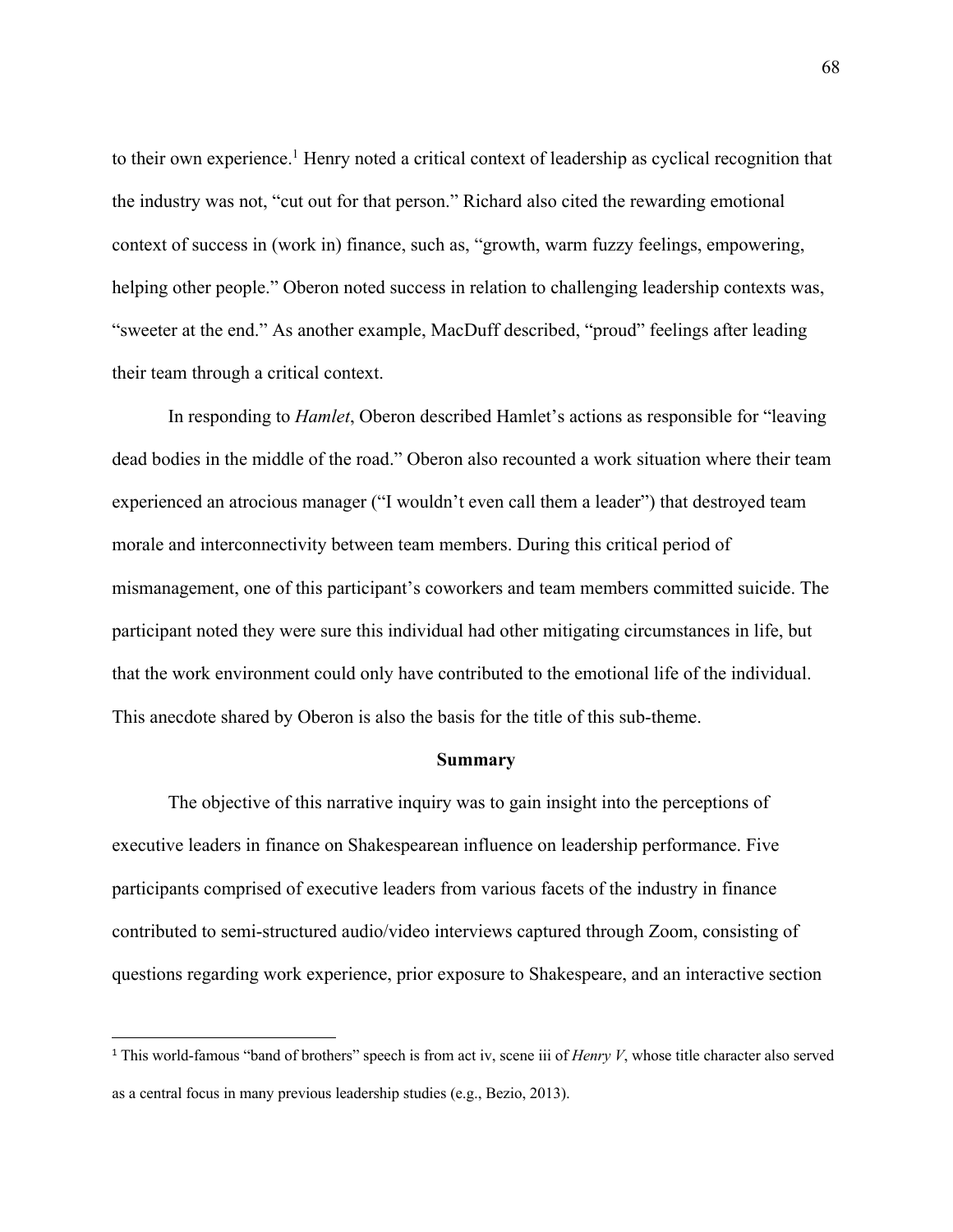to their own experience.[1] Henry noted a critical context of leadership as cyclical recognition that the industry was not, "cut out for that person." Richard also cited the rewarding emotional context of success in (work in) finance, such as, "growth, warm fuzzy feelings, empowering, helping other people." Oberon noted success in relation to challenging leadership contexts was, "sweeter at the end." As another example, MacDuff described, "proud" feelings after leading their team through a critical context.

In responding to *Hamlet*, Oberon described Hamlet's actions as responsible for "leaving dead bodies in the middle of the road." Oberon also recounted a work situation where their team experienced an atrocious manager ("I wouldn't even call them a leader") that destroyed team morale and interconnectivity between team members. During this critical period of mismanagement, one of this participant's coworkers and team members committed suicide. The participant noted they were sure this individual had other mitigating circumstances in life, but that the work environment could only have contributed to the emotional life of the individual. This anecdote shared by Oberon is also the basis for the title of this sub-theme.

**Summary**

The objective of this narrative inquiry was to gain insight into the perceptions of executive leaders in finance on Shakespearean influence on leadership performance. Five participants comprised of executive leaders from various facets of the industry in finance contributed to semi-structured audio/video interviews captured through Zoom, consisting of questions regarding work experience, prior exposure to Shakespeare, and an interactive section

[1] This world-famous "band of brothers" speech is from act iv, scene iii of *Henry V*, whose title character also served as a central focus in many previous leadership studies (e.g., Bezio, 2013).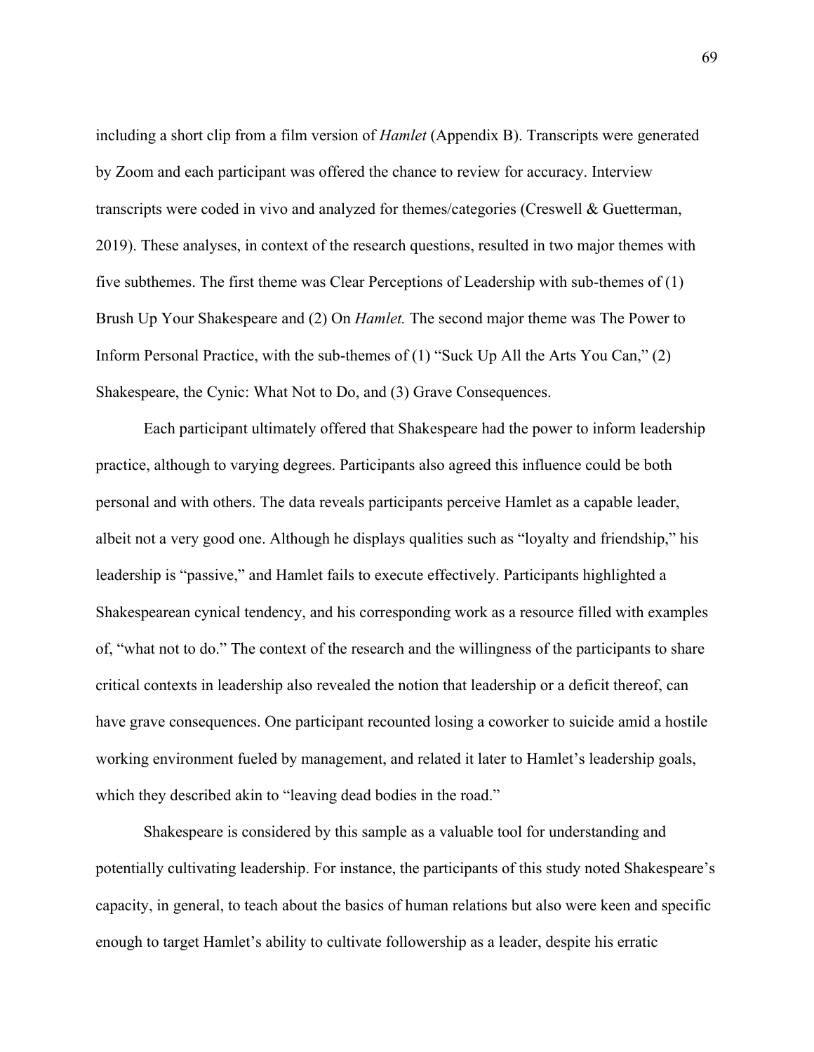including a short clip from a film version of *Hamlet* (Appendix B). Transcripts were generated by Zoom and each participant was offered the chance to review for accuracy. Interview transcripts were coded in vivo and analyzed for themes/categories (Creswell & Guetterman, 2019). These analyses, in context of the research questions, resulted in two major themes with five subthemes. The first theme was Clear Perceptions of Leadership with sub-themes of (1) Brush Up Your Shakespeare and (2) On *Hamlet.* The second major theme was The Power to Inform Personal Practice, with the sub-themes of (1) "Suck Up All the Arts You Can," (2) Shakespeare, the Cynic: What Not to Do, and (3) Grave Consequences.

Each participant ultimately offered that Shakespeare had the power to inform leadership practice, although to varying degrees. Participants also agreed this influence could be both personal and with others. The data reveals participants perceive Hamlet as a capable leader, albeit not a very good one. Although he displays qualities such as "loyalty and friendship," his leadership is "passive," and Hamlet fails to execute effectively. Participants highlighted a Shakespearean cynical tendency, and his corresponding work as a resource filled with examples of, "what not to do." The context of the research and the willingness of the participants to share critical contexts in leadership also revealed the notion that leadership or a deficit thereof, can have grave consequences. One participant recounted losing a coworker to suicide amid a hostile working environment fueled by management, and related it later to Hamlet's leadership goals, which they described akin to "leaving dead bodies in the road."

Shakespeare is considered by this sample as a valuable tool for understanding and potentially cultivating leadership. For instance, the participants of this study noted Shakespeare's capacity, in general, to teach about the basics of human relations but also were keen and specific enough to target Hamlet's ability to cultivate followership as a leader, despite his erratic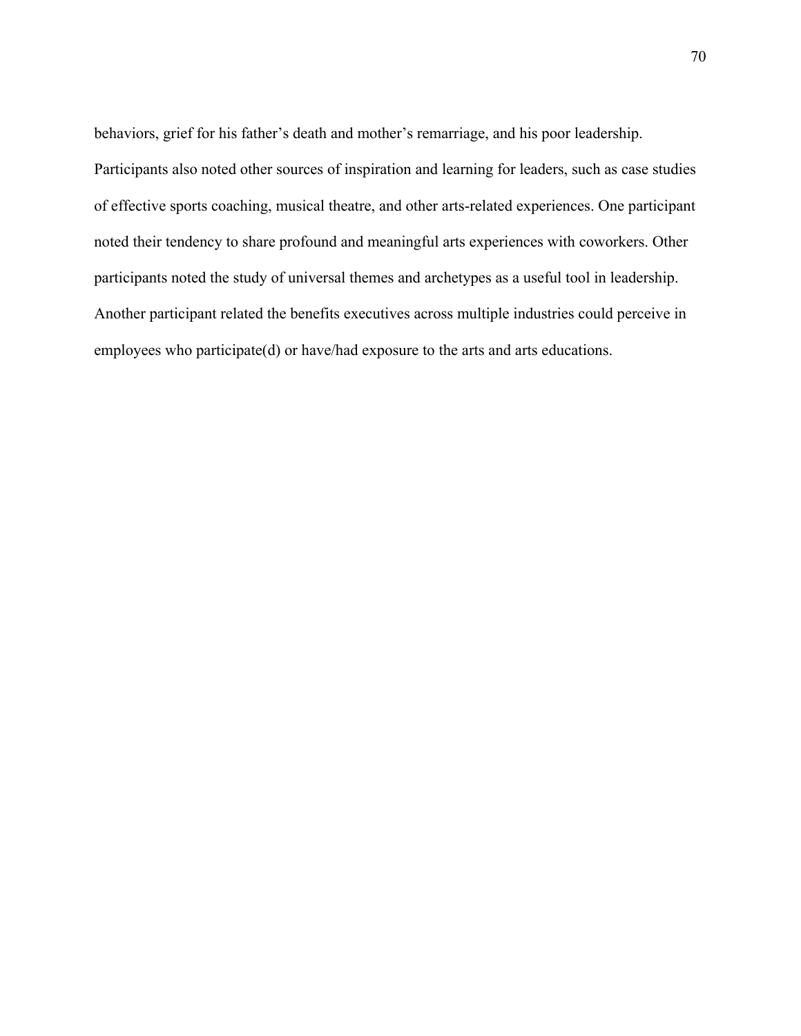behaviors, grief for his father's death and mother's remarriage, and his poor leadership. Participants also noted other sources of inspiration and learning for leaders, such as case studies of effective sports coaching, musical theatre, and other arts-related experiences. One participant noted their tendency to share profound and meaningful arts experiences with coworkers. Other participants noted the study of universal themes and archetypes as a useful tool in leadership. Another participant related the benefits executives across multiple industries could perceive in employees who participate(d) or have/had exposure to the arts and arts educations.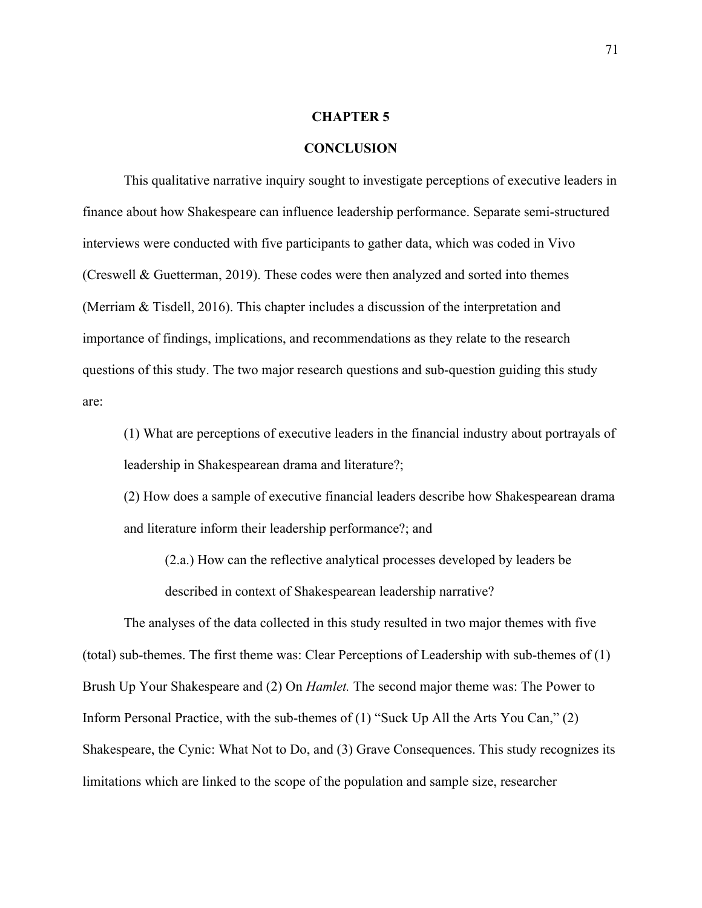# CHAPTER 5

# CONCLUSION

This qualitative narrative inquiry sought to investigate perceptions of executive leaders in finance about how Shakespeare can influence leadership performance. Separate semi-structured interviews were conducted with five participants to gather data, which was coded in Vivo (Creswell & Guetterman, 2019). These codes were then analyzed and sorted into themes (Merriam & Tisdell, 2016). This chapter includes a discussion of the interpretation and importance of findings, implications, and recommendations as they relate to the research questions of this study. The two major research questions and sub-question guiding this study are:

> (1) What are perceptions of executive leaders in the financial industry about portrayals of leadership in Shakespearean drama and literature?;
>
> (2) How does a sample of executive financial leaders describe how Shakespearean drama and literature inform their leadership performance?; and
>
>> (2.a.) How can the reflective analytical processes developed by leaders be described in context of Shakespearean leadership narrative?

The analyses of the data collected in this study resulted in two major themes with five (total) sub-themes. The first theme was: Clear Perceptions of Leadership with sub-themes of (1) Brush Up Your Shakespeare and (2) On *Hamlet.* The second major theme was: The Power to Inform Personal Practice, with the sub-themes of (1) "Suck Up All the Arts You Can," (2) Shakespeare, the Cynic: What Not to Do, and (3) Grave Consequences. This study recognizes its limitations which are linked to the scope of the population and sample size, researcher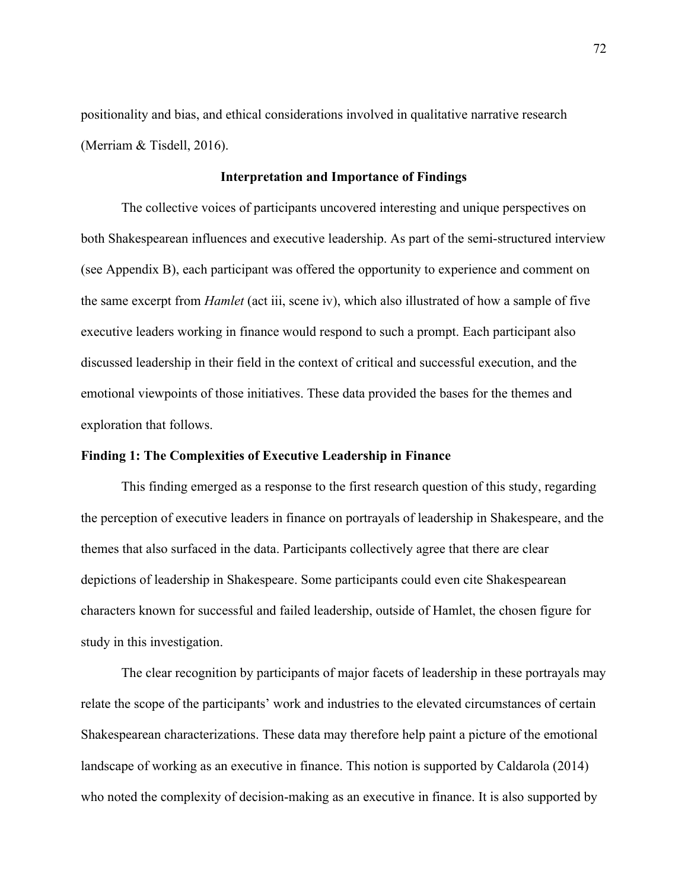positionality and bias, and ethical considerations involved in qualitative narrative research (Merriam & Tisdell, 2016).

## Interpretation and Importance of Findings

The collective voices of participants uncovered interesting and unique perspectives on both Shakespearean influences and executive leadership. As part of the semi-structured interview (see Appendix B), each participant was offered the opportunity to experience and comment on the same excerpt from *Hamlet* (act iii, scene iv), which also illustrated of how a sample of five executive leaders working in finance would respond to such a prompt. Each participant also discussed leadership in their field in the context of critical and successful execution, and the emotional viewpoints of those initiatives. These data provided the bases for the themes and exploration that follows.

### Finding 1: The Complexities of Executive Leadership in Finance

This finding emerged as a response to the first research question of this study, regarding the perception of executive leaders in finance on portrayals of leadership in Shakespeare, and the themes that also surfaced in the data. Participants collectively agree that there are clear depictions of leadership in Shakespeare. Some participants could even cite Shakespearean characters known for successful and failed leadership, outside of Hamlet, the chosen figure for study in this investigation.

The clear recognition by participants of major facets of leadership in these portrayals may relate the scope of the participants' work and industries to the elevated circumstances of certain Shakespearean characterizations. These data may therefore help paint a picture of the emotional landscape of working as an executive in finance. This notion is supported by Caldarola (2014) who noted the complexity of decision-making as an executive in finance. It is also supported by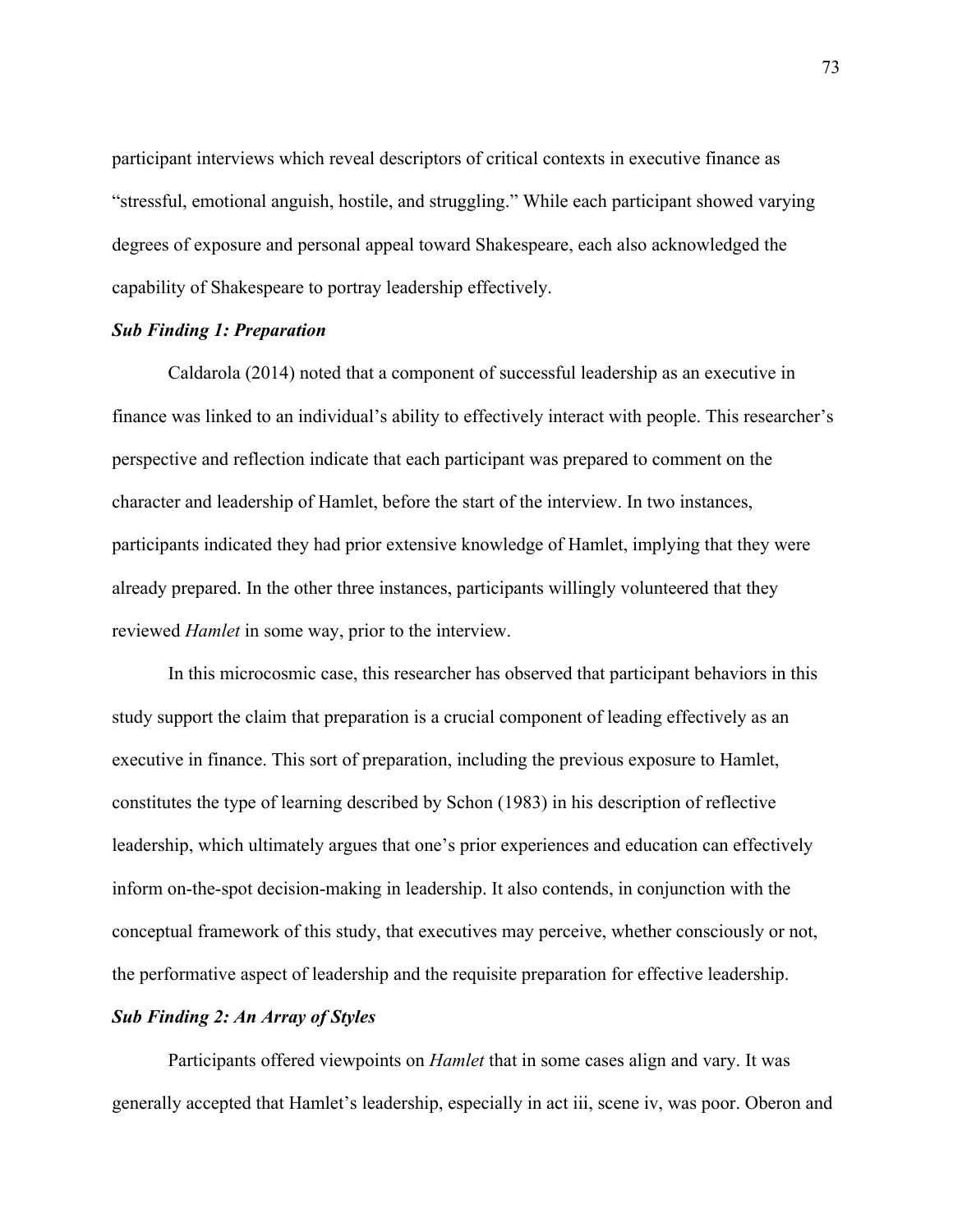participant interviews which reveal descriptors of critical contexts in executive finance as "stressful, emotional anguish, hostile, and struggling." While each participant showed varying degrees of exposure and personal appeal toward Shakespeare, each also acknowledged the capability of Shakespeare to portray leadership effectively.

### *Sub Finding 1: Preparation*

Caldarola (2014) noted that a component of successful leadership as an executive in finance was linked to an individual's ability to effectively interact with people. This researcher's perspective and reflection indicate that each participant was prepared to comment on the character and leadership of Hamlet, before the start of the interview. In two instances, participants indicated they had prior extensive knowledge of Hamlet, implying that they were already prepared. In the other three instances, participants willingly volunteered that they reviewed *Hamlet* in some way, prior to the interview.

In this microcosmic case, this researcher has observed that participant behaviors in this study support the claim that preparation is a crucial component of leading effectively as an executive in finance. This sort of preparation, including the previous exposure to Hamlet, constitutes the type of learning described by Schon (1983) in his description of reflective leadership, which ultimately argues that one's prior experiences and education can effectively inform on-the-spot decision-making in leadership. It also contends, in conjunction with the conceptual framework of this study, that executives may perceive, whether consciously or not, the performative aspect of leadership and the requisite preparation for effective leadership.

### *Sub Finding 2: An Array of Styles*

Participants offered viewpoints on *Hamlet* that in some cases align and vary. It was generally accepted that Hamlet's leadership, especially in act iii, scene iv, was poor. Oberon and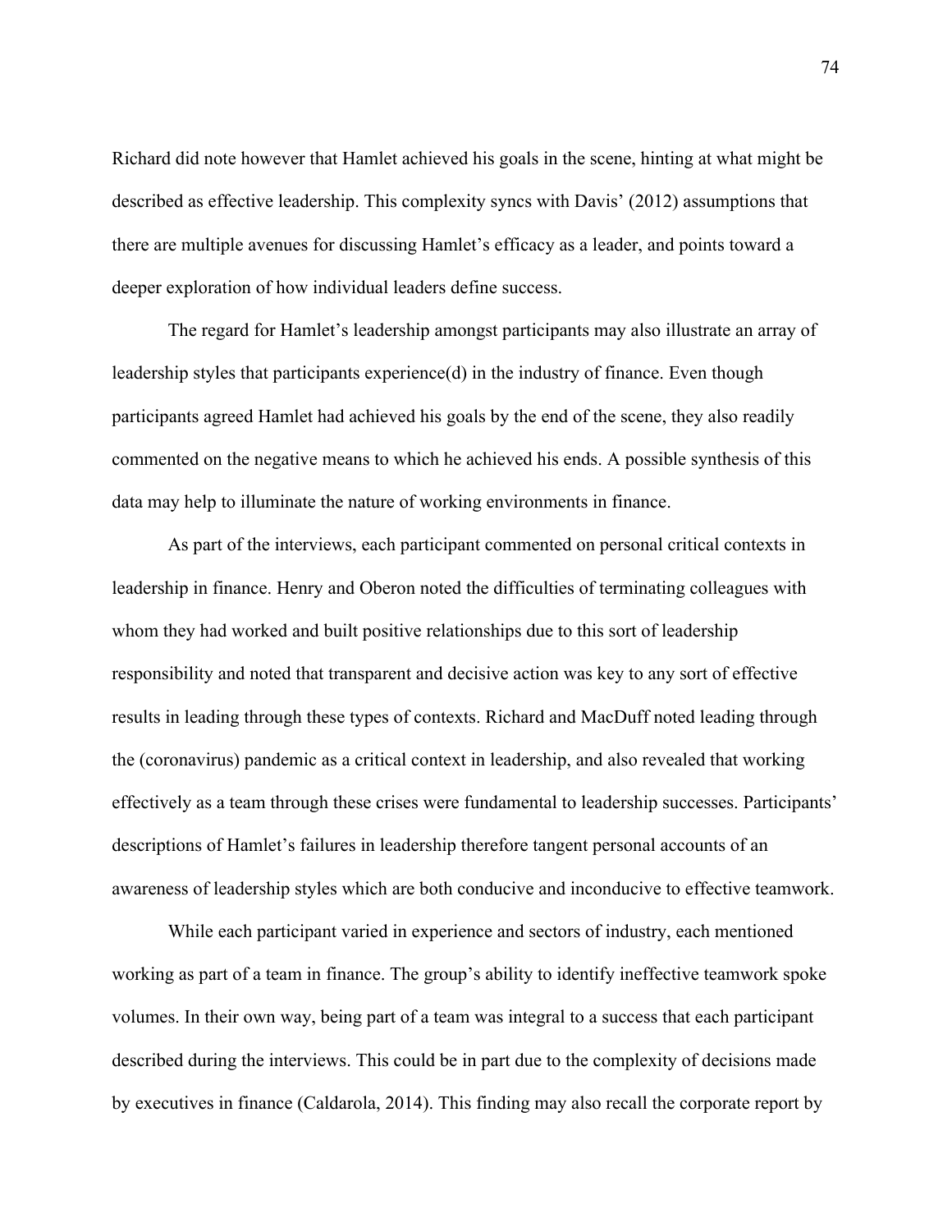Richard did note however that Hamlet achieved his goals in the scene, hinting at what might be described as effective leadership. This complexity syncs with Davis' (2012) assumptions that there are multiple avenues for discussing Hamlet's efficacy as a leader, and points toward a deeper exploration of how individual leaders define success.

The regard for Hamlet's leadership amongst participants may also illustrate an array of leadership styles that participants experience(d) in the industry of finance. Even though participants agreed Hamlet had achieved his goals by the end of the scene, they also readily commented on the negative means to which he achieved his ends. A possible synthesis of this data may help to illuminate the nature of working environments in finance.

As part of the interviews, each participant commented on personal critical contexts in leadership in finance. Henry and Oberon noted the difficulties of terminating colleagues with whom they had worked and built positive relationships due to this sort of leadership responsibility and noted that transparent and decisive action was key to any sort of effective results in leading through these types of contexts. Richard and MacDuff noted leading through the (coronavirus) pandemic as a critical context in leadership, and also revealed that working effectively as a team through these crises were fundamental to leadership successes. Participants' descriptions of Hamlet's failures in leadership therefore tangent personal accounts of an awareness of leadership styles which are both conducive and inconducive to effective teamwork.

While each participant varied in experience and sectors of industry, each mentioned working as part of a team in finance. The group's ability to identify ineffective teamwork spoke volumes. In their own way, being part of a team was integral to a success that each participant described during the interviews. This could be in part due to the complexity of decisions made by executives in finance (Caldarola, 2014). This finding may also recall the corporate report by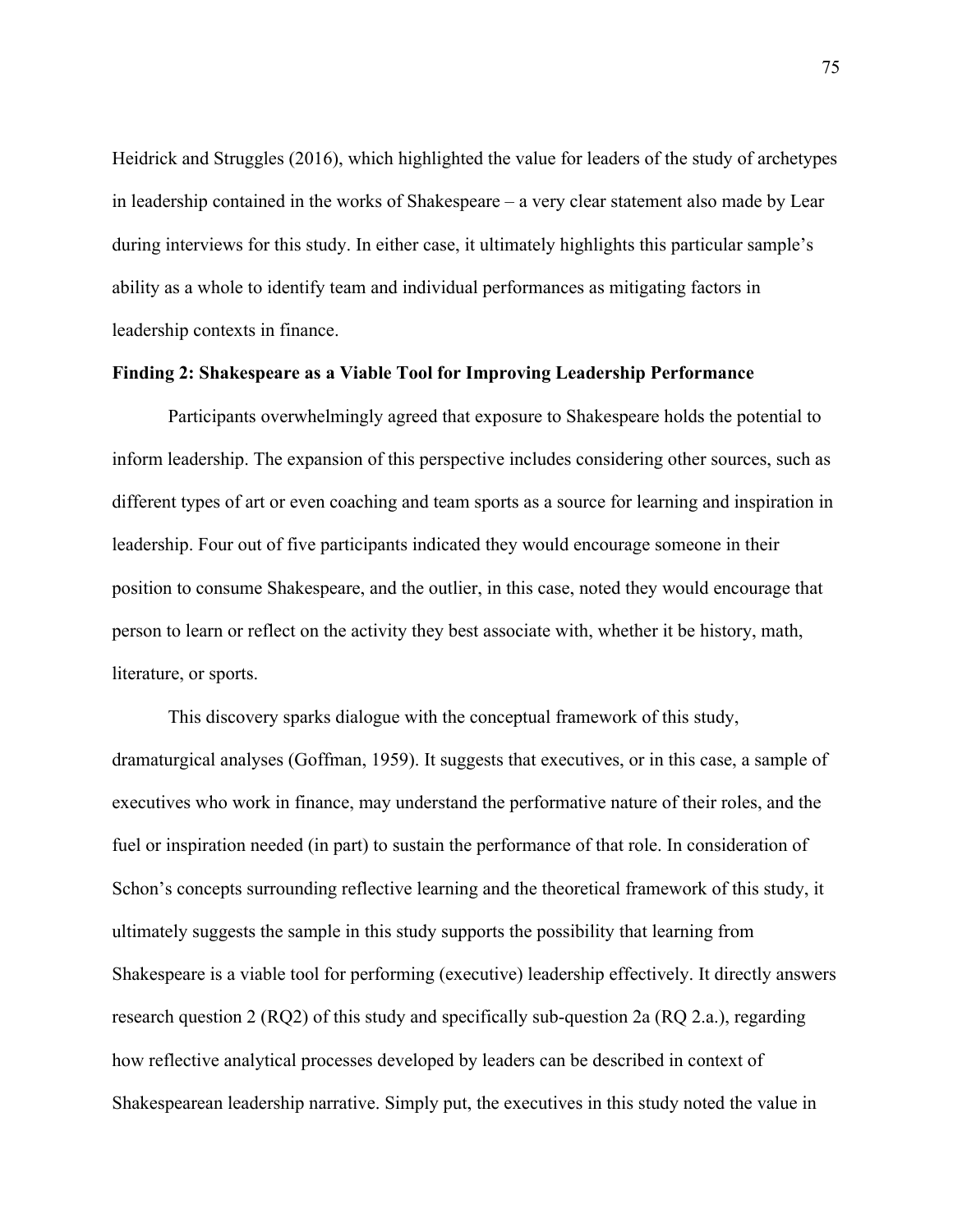Heidrick and Struggles (2016), which highlighted the value for leaders of the study of archetypes in leadership contained in the works of Shakespeare – a very clear statement also made by Lear during interviews for this study. In either case, it ultimately highlights this particular sample's ability as a whole to identify team and individual performances as mitigating factors in leadership contexts in finance.

**Finding 2: Shakespeare as a Viable Tool for Improving Leadership Performance**

Participants overwhelmingly agreed that exposure to Shakespeare holds the potential to inform leadership. The expansion of this perspective includes considering other sources, such as different types of art or even coaching and team sports as a source for learning and inspiration in leadership. Four out of five participants indicated they would encourage someone in their position to consume Shakespeare, and the outlier, in this case, noted they would encourage that person to learn or reflect on the activity they best associate with, whether it be history, math, literature, or sports.

This discovery sparks dialogue with the conceptual framework of this study, dramaturgical analyses (Goffman, 1959). It suggests that executives, or in this case, a sample of executives who work in finance, may understand the performative nature of their roles, and the fuel or inspiration needed (in part) to sustain the performance of that role. In consideration of Schon's concepts surrounding reflective learning and the theoretical framework of this study, it ultimately suggests the sample in this study supports the possibility that learning from Shakespeare is a viable tool for performing (executive) leadership effectively. It directly answers research question 2 (RQ2) of this study and specifically sub-question 2a (RQ 2.a.), regarding how reflective analytical processes developed by leaders can be described in context of Shakespearean leadership narrative. Simply put, the executives in this study noted the value in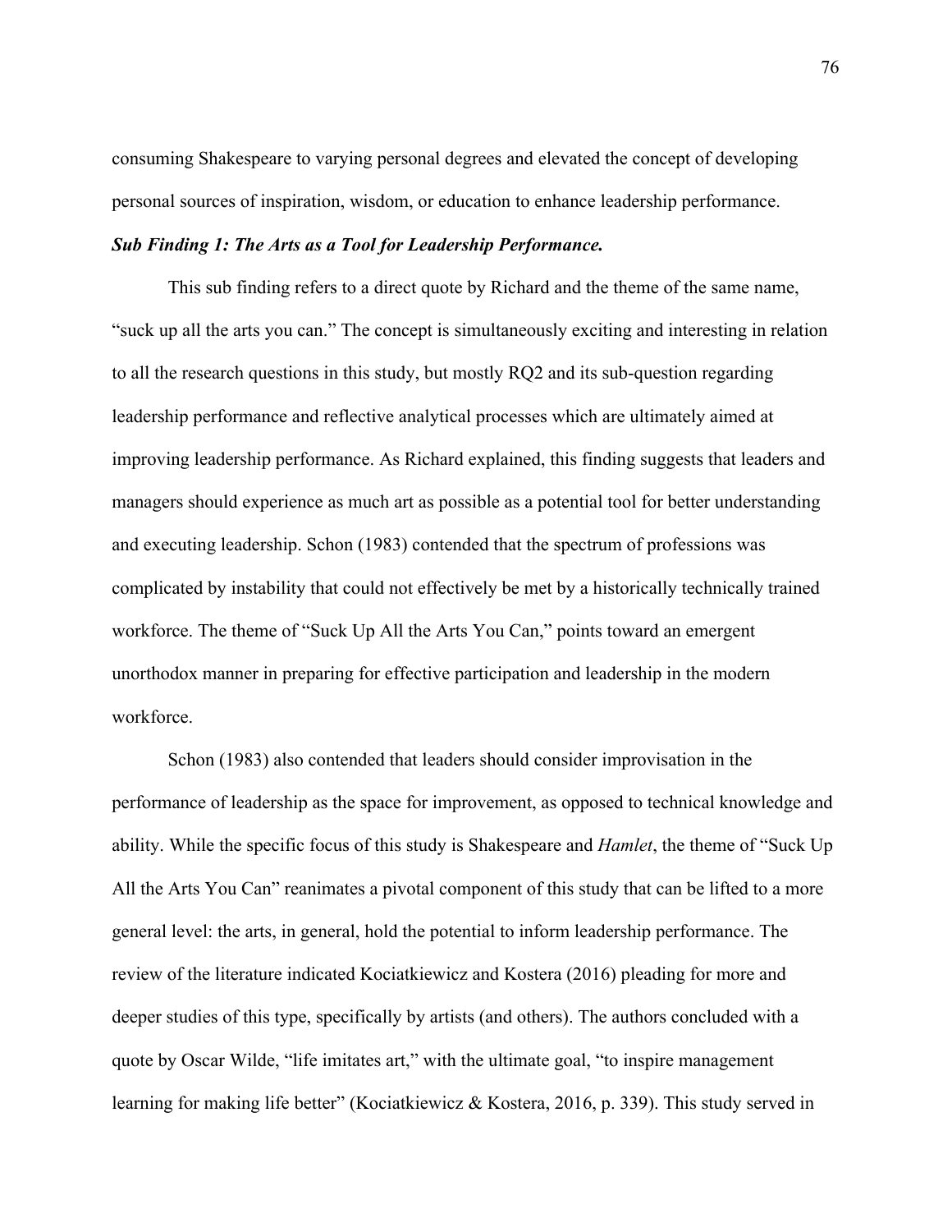consuming Shakespeare to varying personal degrees and elevated the concept of developing personal sources of inspiration, wisdom, or education to enhance leadership performance.

***Sub Finding 1: The Arts as a Tool for Leadership Performance.***

This sub finding refers to a direct quote by Richard and the theme of the same name, "suck up all the arts you can." The concept is simultaneously exciting and interesting in relation to all the research questions in this study, but mostly RQ2 and its sub-question regarding leadership performance and reflective analytical processes which are ultimately aimed at improving leadership performance. As Richard explained, this finding suggests that leaders and managers should experience as much art as possible as a potential tool for better understanding and executing leadership. Schon (1983) contended that the spectrum of professions was complicated by instability that could not effectively be met by a historically technically trained workforce. The theme of "Suck Up All the Arts You Can," points toward an emergent unorthodox manner in preparing for effective participation and leadership in the modern workforce.

Schon (1983) also contended that leaders should consider improvisation in the performance of leadership as the space for improvement, as opposed to technical knowledge and ability. While the specific focus of this study is Shakespeare and *Hamlet*, the theme of "Suck Up All the Arts You Can" reanimates a pivotal component of this study that can be lifted to a more general level: the arts, in general, hold the potential to inform leadership performance. The review of the literature indicated Kociatkiewicz and Kostera (2016) pleading for more and deeper studies of this type, specifically by artists (and others). The authors concluded with a quote by Oscar Wilde, "life imitates art," with the ultimate goal, "to inspire management learning for making life better" (Kociatkiewicz & Kostera, 2016, p. 339). This study served in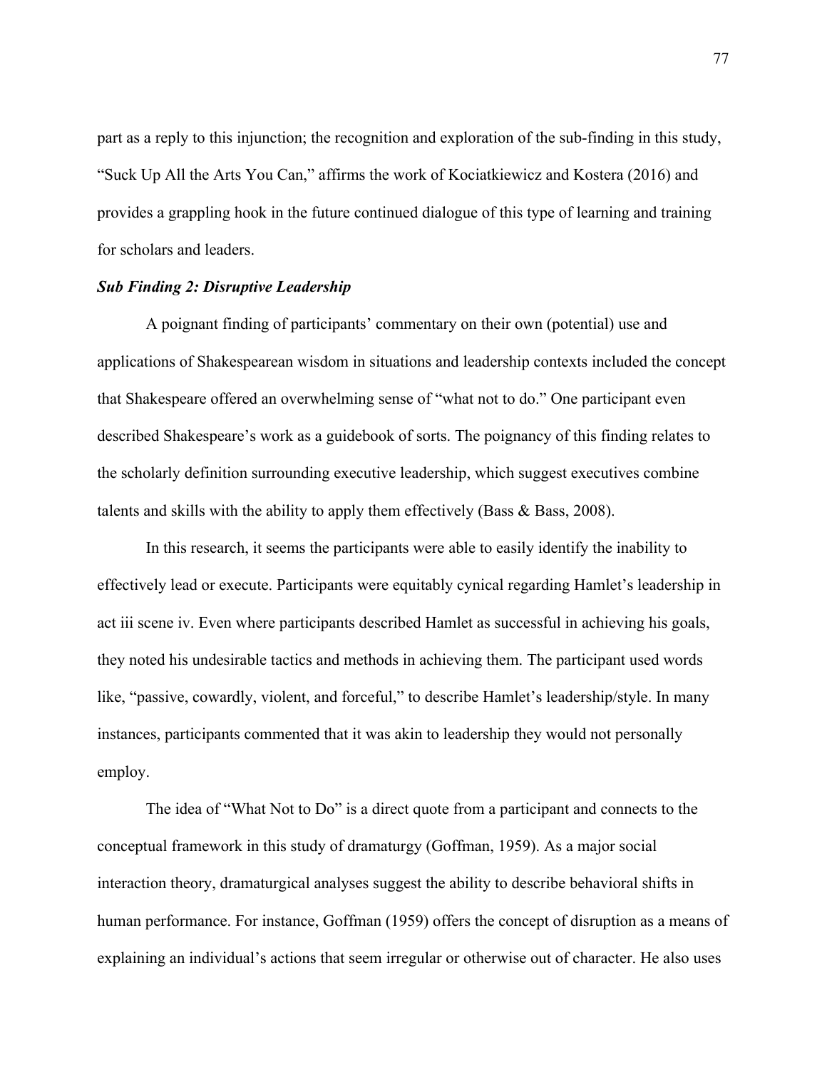part as a reply to this injunction; the recognition and exploration of the sub-finding in this study, "Suck Up All the Arts You Can," affirms the work of Kociatkiewicz and Kostera (2016) and provides a grappling hook in the future continued dialogue of this type of learning and training for scholars and leaders.

### *Sub Finding 2: Disruptive Leadership*

A poignant finding of participants' commentary on their own (potential) use and applications of Shakespearean wisdom in situations and leadership contexts included the concept that Shakespeare offered an overwhelming sense of "what not to do." One participant even described Shakespeare's work as a guidebook of sorts. The poignancy of this finding relates to the scholarly definition surrounding executive leadership, which suggest executives combine talents and skills with the ability to apply them effectively (Bass & Bass, 2008).

In this research, it seems the participants were able to easily identify the inability to effectively lead or execute. Participants were equitably cynical regarding Hamlet's leadership in act iii scene iv. Even where participants described Hamlet as successful in achieving his goals, they noted his undesirable tactics and methods in achieving them. The participant used words like, "passive, cowardly, violent, and forceful," to describe Hamlet's leadership/style. In many instances, participants commented that it was akin to leadership they would not personally employ.

The idea of "What Not to Do" is a direct quote from a participant and connects to the conceptual framework in this study of dramaturgy (Goffman, 1959). As a major social interaction theory, dramaturgical analyses suggest the ability to describe behavioral shifts in human performance. For instance, Goffman (1959) offers the concept of disruption as a means of explaining an individual's actions that seem irregular or otherwise out of character. He also uses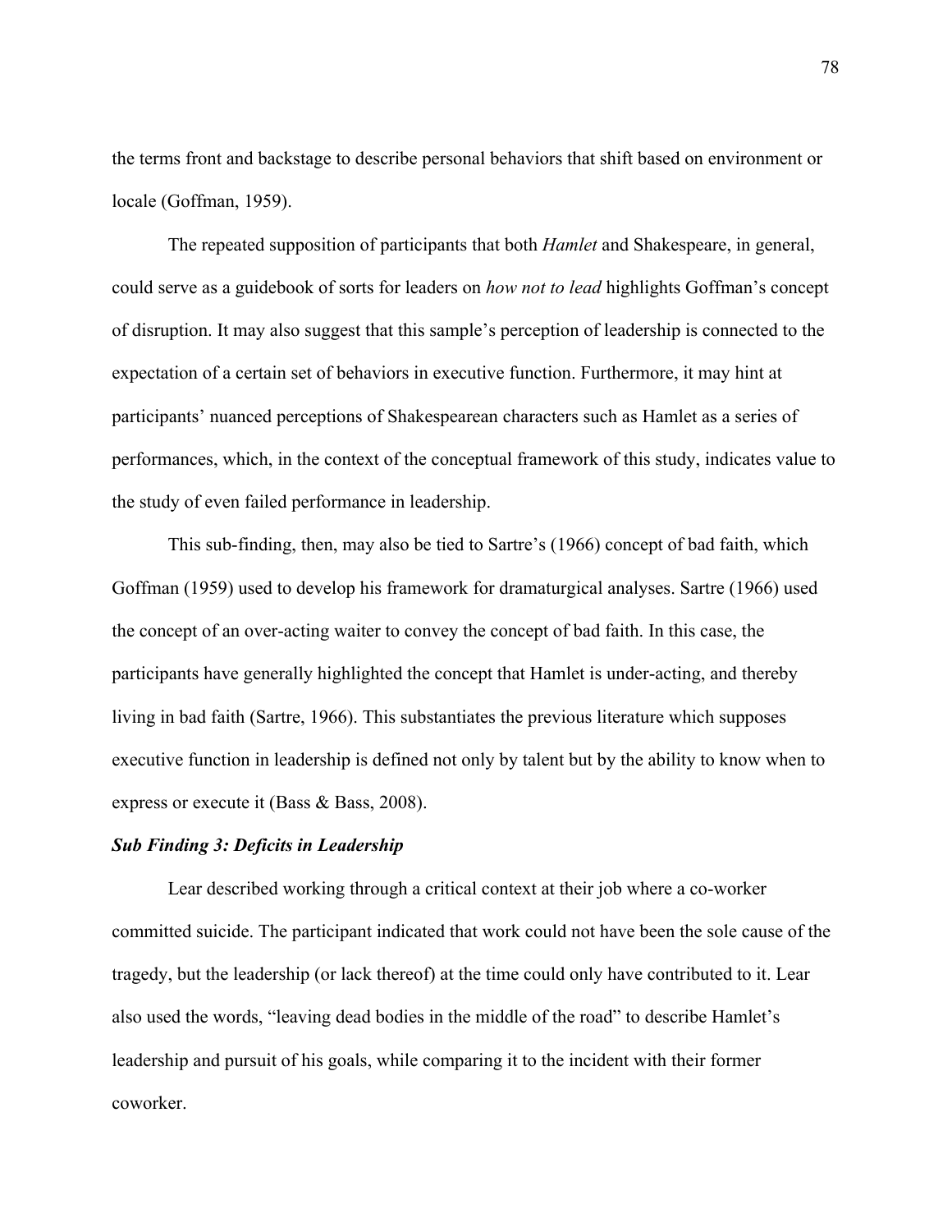the terms front and backstage to describe personal behaviors that shift based on environment or locale (Goffman, 1959).

The repeated supposition of participants that both *Hamlet* and Shakespeare, in general, could serve as a guidebook of sorts for leaders on *how not to lead* highlights Goffman's concept of disruption. It may also suggest that this sample's perception of leadership is connected to the expectation of a certain set of behaviors in executive function. Furthermore, it may hint at participants' nuanced perceptions of Shakespearean characters such as Hamlet as a series of performances, which, in the context of the conceptual framework of this study, indicates value to the study of even failed performance in leadership.

This sub-finding, then, may also be tied to Sartre's (1966) concept of bad faith, which Goffman (1959) used to develop his framework for dramaturgical analyses. Sartre (1966) used the concept of an over-acting waiter to convey the concept of bad faith. In this case, the participants have generally highlighted the concept that Hamlet is under-acting, and thereby living in bad faith (Sartre, 1966). This substantiates the previous literature which supposes executive function in leadership is defined not only by talent but by the ability to know when to express or execute it (Bass & Bass, 2008).

### *Sub Finding 3: Deficits in Leadership*

Lear described working through a critical context at their job where a co-worker committed suicide. The participant indicated that work could not have been the sole cause of the tragedy, but the leadership (or lack thereof) at the time could only have contributed to it. Lear also used the words, "leaving dead bodies in the middle of the road" to describe Hamlet's leadership and pursuit of his goals, while comparing it to the incident with their former coworker.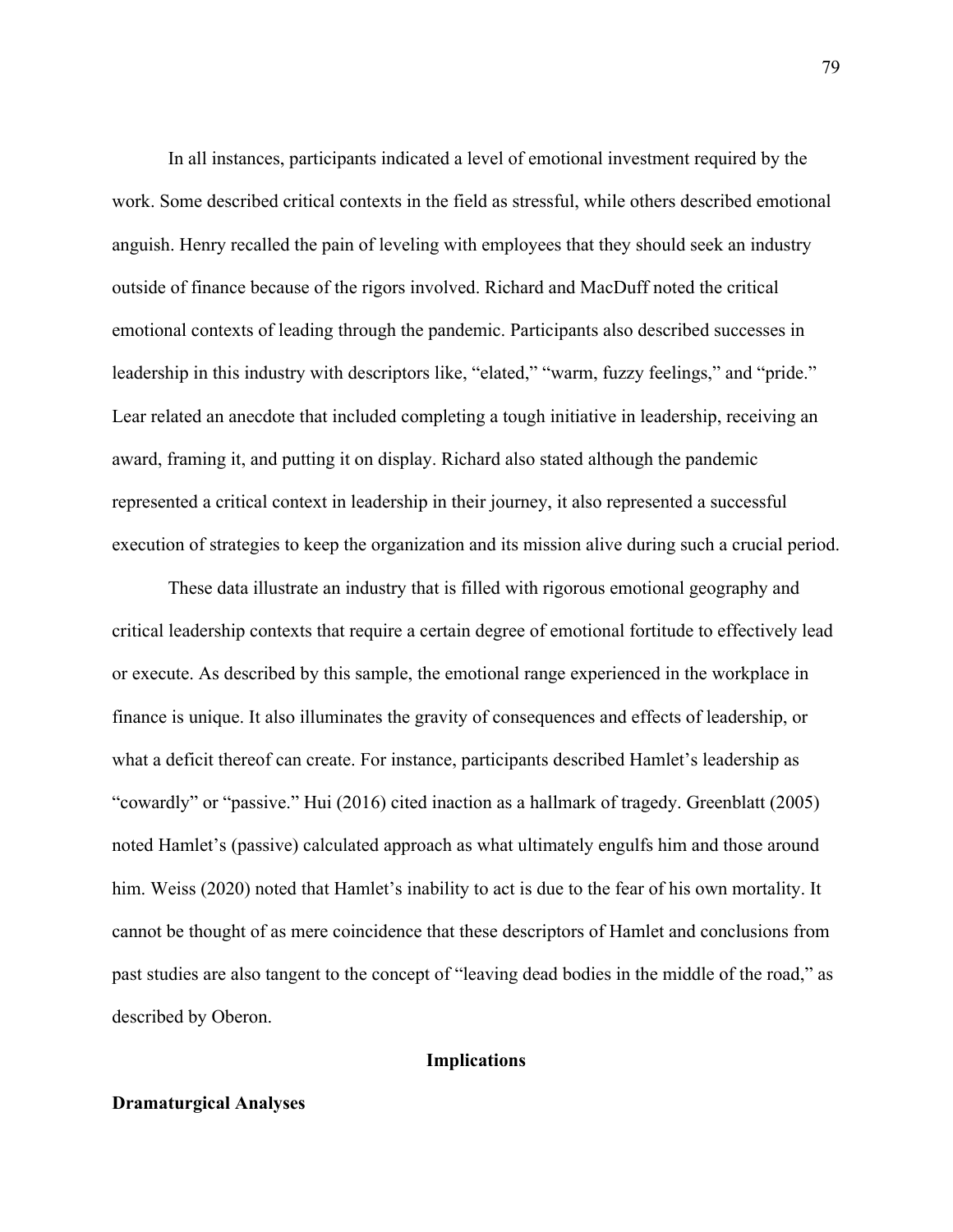In all instances, participants indicated a level of emotional investment required by the work. Some described critical contexts in the field as stressful, while others described emotional anguish. Henry recalled the pain of leveling with employees that they should seek an industry outside of finance because of the rigors involved. Richard and MacDuff noted the critical emotional contexts of leading through the pandemic. Participants also described successes in leadership in this industry with descriptors like, "elated," "warm, fuzzy feelings," and "pride." Lear related an anecdote that included completing a tough initiative in leadership, receiving an award, framing it, and putting it on display. Richard also stated although the pandemic represented a critical context in leadership in their journey, it also represented a successful execution of strategies to keep the organization and its mission alive during such a crucial period.

These data illustrate an industry that is filled with rigorous emotional geography and critical leadership contexts that require a certain degree of emotional fortitude to effectively lead or execute. As described by this sample, the emotional range experienced in the workplace in finance is unique. It also illuminates the gravity of consequences and effects of leadership, or what a deficit thereof can create. For instance, participants described Hamlet's leadership as "cowardly" or "passive." Hui (2016) cited inaction as a hallmark of tragedy. Greenblatt (2005) noted Hamlet's (passive) calculated approach as what ultimately engulfs him and those around him. Weiss (2020) noted that Hamlet's inability to act is due to the fear of his own mortality. It cannot be thought of as mere coincidence that these descriptors of Hamlet and conclusions from past studies are also tangent to the concept of "leaving dead bodies in the middle of the road," as described by Oberon.

## Implications

### Dramaturgical Analyses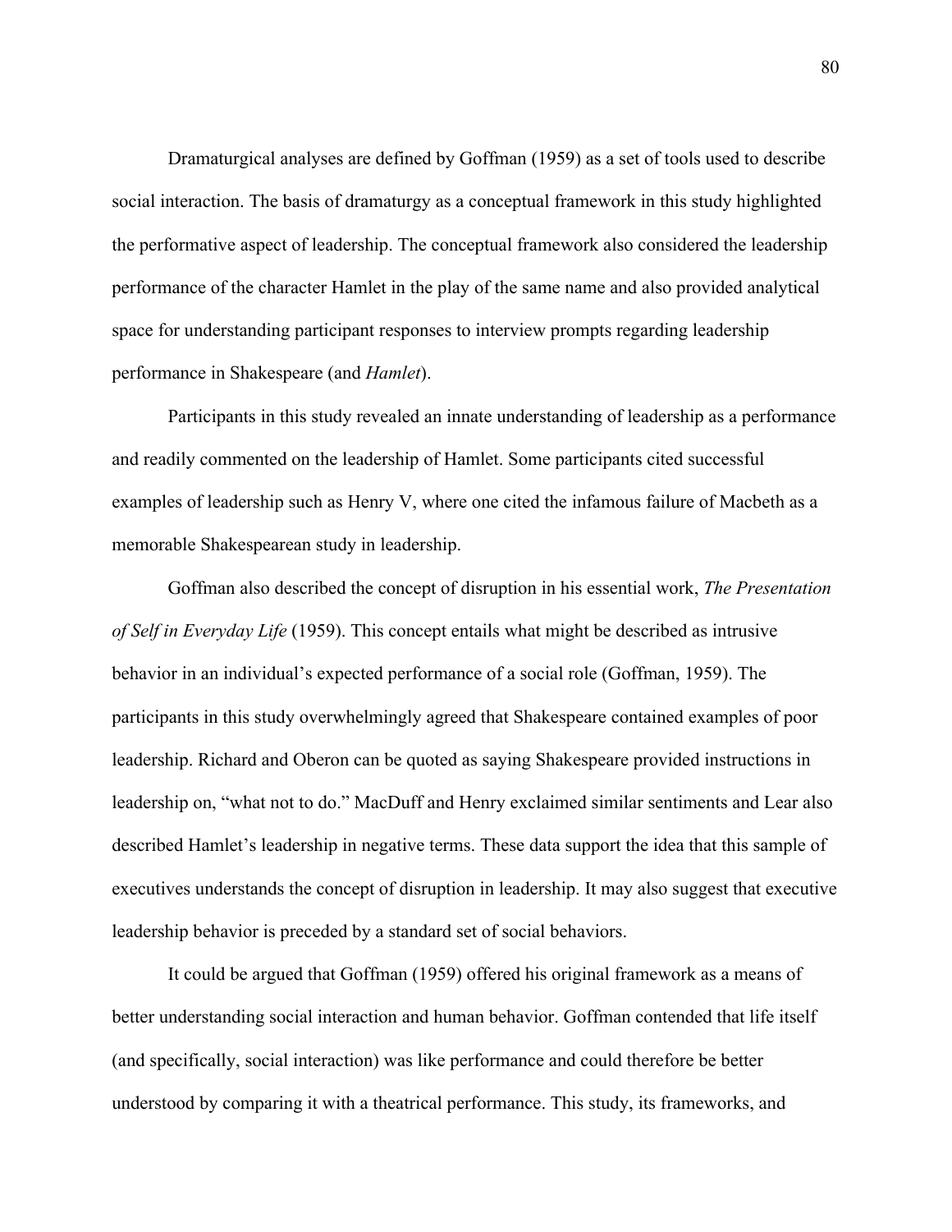Dramaturgical analyses are defined by Goffman (1959) as a set of tools used to describe social interaction. The basis of dramaturgy as a conceptual framework in this study highlighted the performative aspect of leadership. The conceptual framework also considered the leadership performance of the character Hamlet in the play of the same name and also provided analytical space for understanding participant responses to interview prompts regarding leadership performance in Shakespeare (and *Hamlet*).

Participants in this study revealed an innate understanding of leadership as a performance and readily commented on the leadership of Hamlet. Some participants cited successful examples of leadership such as Henry V, where one cited the infamous failure of Macbeth as a memorable Shakespearean study in leadership.

Goffman also described the concept of disruption in his essential work, *The Presentation of Self in Everyday Life* (1959). This concept entails what might be described as intrusive behavior in an individual's expected performance of a social role (Goffman, 1959). The participants in this study overwhelmingly agreed that Shakespeare contained examples of poor leadership. Richard and Oberon can be quoted as saying Shakespeare provided instructions in leadership on, "what not to do." MacDuff and Henry exclaimed similar sentiments and Lear also described Hamlet's leadership in negative terms. These data support the idea that this sample of executives understands the concept of disruption in leadership. It may also suggest that executive leadership behavior is preceded by a standard set of social behaviors.

It could be argued that Goffman (1959) offered his original framework as a means of better understanding social interaction and human behavior. Goffman contended that life itself (and specifically, social interaction) was like performance and could therefore be better understood by comparing it with a theatrical performance. This study, its frameworks, and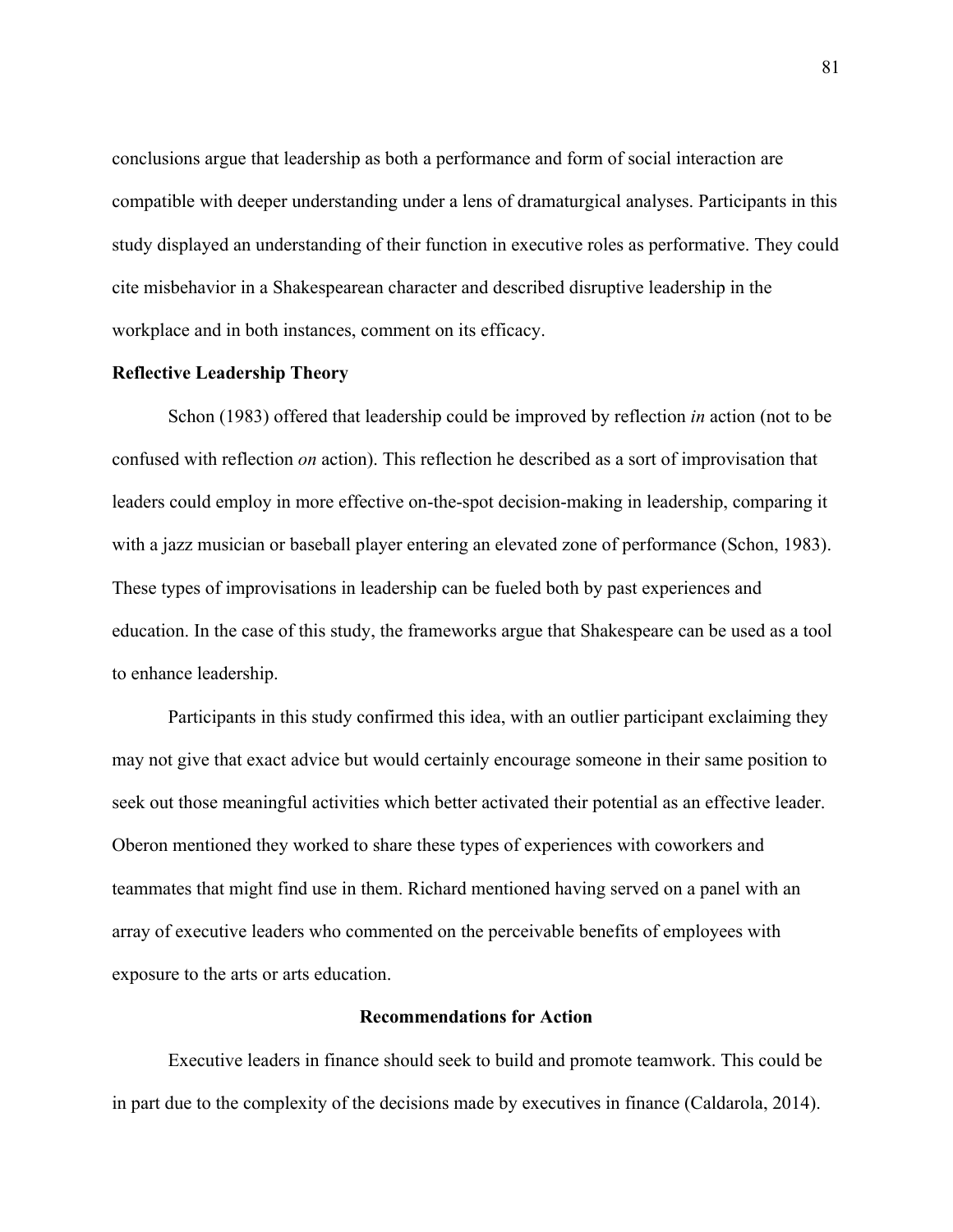conclusions argue that leadership as both a performance and form of social interaction are compatible with deeper understanding under a lens of dramaturgical analyses. Participants in this study displayed an understanding of their function in executive roles as performative. They could cite misbehavior in a Shakespearean character and described disruptive leadership in the workplace and in both instances, comment on its efficacy.

### Reflective Leadership Theory

Schon (1983) offered that leadership could be improved by reflection *in* action (not to be confused with reflection *on* action). This reflection he described as a sort of improvisation that leaders could employ in more effective on-the-spot decision-making in leadership, comparing it with a jazz musician or baseball player entering an elevated zone of performance (Schon, 1983). These types of improvisations in leadership can be fueled both by past experiences and education. In the case of this study, the frameworks argue that Shakespeare can be used as a tool to enhance leadership.

Participants in this study confirmed this idea, with an outlier participant exclaiming they may not give that exact advice but would certainly encourage someone in their same position to seek out those meaningful activities which better activated their potential as an effective leader. Oberon mentioned they worked to share these types of experiences with coworkers and teammates that might find use in them. Richard mentioned having served on a panel with an array of executive leaders who commented on the perceivable benefits of employees with exposure to the arts or arts education.

## Recommendations for Action

Executive leaders in finance should seek to build and promote teamwork. This could be in part due to the complexity of the decisions made by executives in finance (Caldarola, 2014).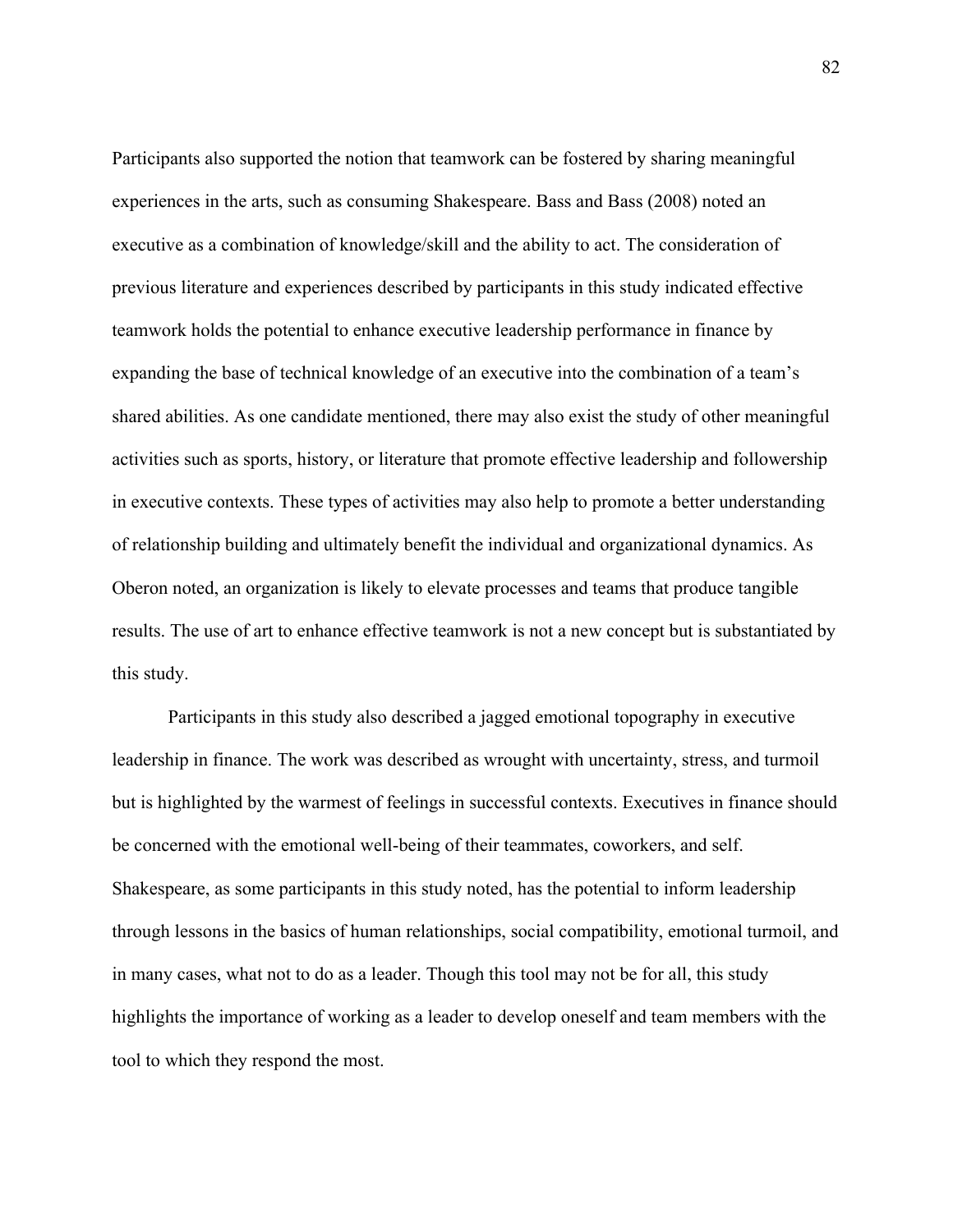Participants also supported the notion that teamwork can be fostered by sharing meaningful experiences in the arts, such as consuming Shakespeare. Bass and Bass (2008) noted an executive as a combination of knowledge/skill and the ability to act. The consideration of previous literature and experiences described by participants in this study indicated effective teamwork holds the potential to enhance executive leadership performance in finance by expanding the base of technical knowledge of an executive into the combination of a team's shared abilities. As one candidate mentioned, there may also exist the study of other meaningful activities such as sports, history, or literature that promote effective leadership and followership in executive contexts. These types of activities may also help to promote a better understanding of relationship building and ultimately benefit the individual and organizational dynamics. As Oberon noted, an organization is likely to elevate processes and teams that produce tangible results. The use of art to enhance effective teamwork is not a new concept but is substantiated by this study.

Participants in this study also described a jagged emotional topography in executive leadership in finance. The work was described as wrought with uncertainty, stress, and turmoil but is highlighted by the warmest of feelings in successful contexts. Executives in finance should be concerned with the emotional well-being of their teammates, coworkers, and self. Shakespeare, as some participants in this study noted, has the potential to inform leadership through lessons in the basics of human relationships, social compatibility, emotional turmoil, and in many cases, what not to do as a leader. Though this tool may not be for all, this study highlights the importance of working as a leader to develop oneself and team members with the tool to which they respond the most.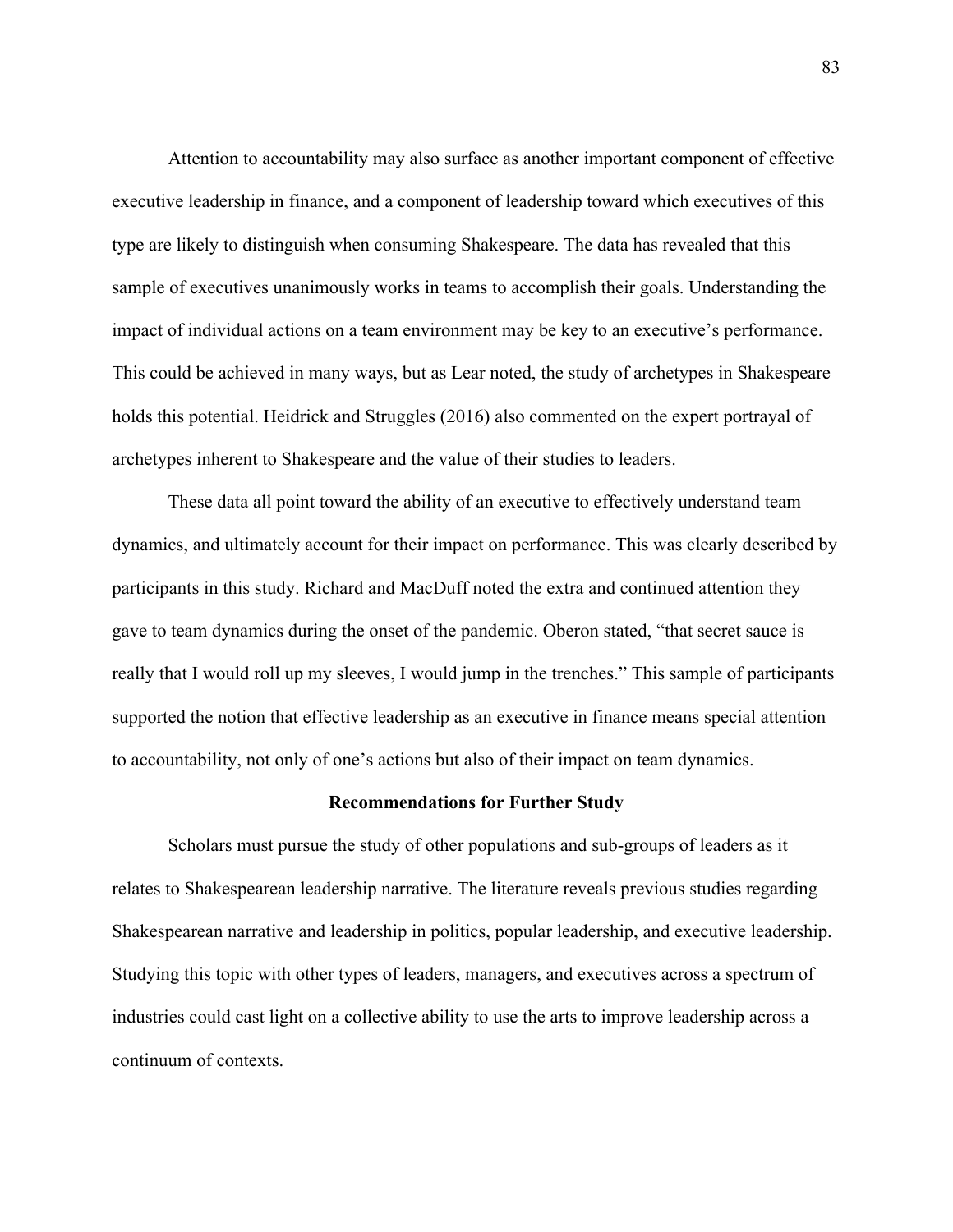Attention to accountability may also surface as another important component of effective executive leadership in finance, and a component of leadership toward which executives of this type are likely to distinguish when consuming Shakespeare. The data has revealed that this sample of executives unanimously works in teams to accomplish their goals. Understanding the impact of individual actions on a team environment may be key to an executive's performance. This could be achieved in many ways, but as Lear noted, the study of archetypes in Shakespeare holds this potential. Heidrick and Struggles (2016) also commented on the expert portrayal of archetypes inherent to Shakespeare and the value of their studies to leaders.

These data all point toward the ability of an executive to effectively understand team dynamics, and ultimately account for their impact on performance. This was clearly described by participants in this study. Richard and MacDuff noted the extra and continued attention they gave to team dynamics during the onset of the pandemic. Oberon stated, "that secret sauce is really that I would roll up my sleeves, I would jump in the trenches." This sample of participants supported the notion that effective leadership as an executive in finance means special attention to accountability, not only of one's actions but also of their impact on team dynamics.

## Recommendations for Further Study

Scholars must pursue the study of other populations and sub-groups of leaders as it relates to Shakespearean leadership narrative. The literature reveals previous studies regarding Shakespearean narrative and leadership in politics, popular leadership, and executive leadership. Studying this topic with other types of leaders, managers, and executives across a spectrum of industries could cast light on a collective ability to use the arts to improve leadership across a continuum of contexts.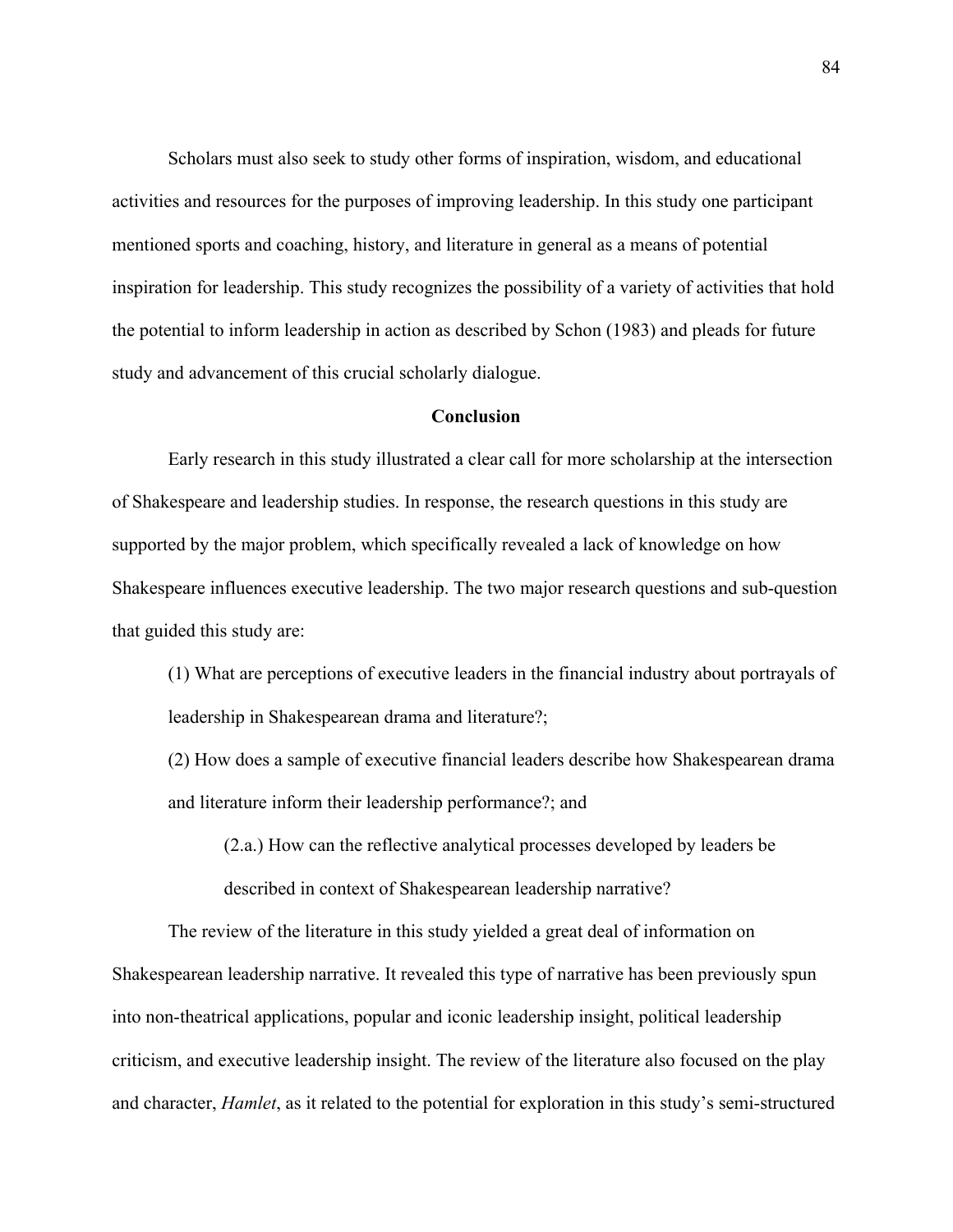Scholars must also seek to study other forms of inspiration, wisdom, and educational activities and resources for the purposes of improving leadership. In this study one participant mentioned sports and coaching, history, and literature in general as a means of potential inspiration for leadership. This study recognizes the possibility of a variety of activities that hold the potential to inform leadership in action as described by Schon (1983) and pleads for future study and advancement of this crucial scholarly dialogue.

## Conclusion

Early research in this study illustrated a clear call for more scholarship at the intersection of Shakespeare and leadership studies. In response, the research questions in this study are supported by the major problem, which specifically revealed a lack of knowledge on how Shakespeare influences executive leadership. The two major research questions and sub-question that guided this study are:

(1) What are perceptions of executive leaders in the financial industry about portrayals of leadership in Shakespearean drama and literature?;

(2) How does a sample of executive financial leaders describe how Shakespearean drama and literature inform their leadership performance?; and

> (2.a.) How can the reflective analytical processes developed by leaders be described in context of Shakespearean leadership narrative?

The review of the literature in this study yielded a great deal of information on Shakespearean leadership narrative. It revealed this type of narrative has been previously spun into non-theatrical applications, popular and iconic leadership insight, political leadership criticism, and executive leadership insight. The review of the literature also focused on the play and character, *Hamlet*, as it related to the potential for exploration in this study's semi-structured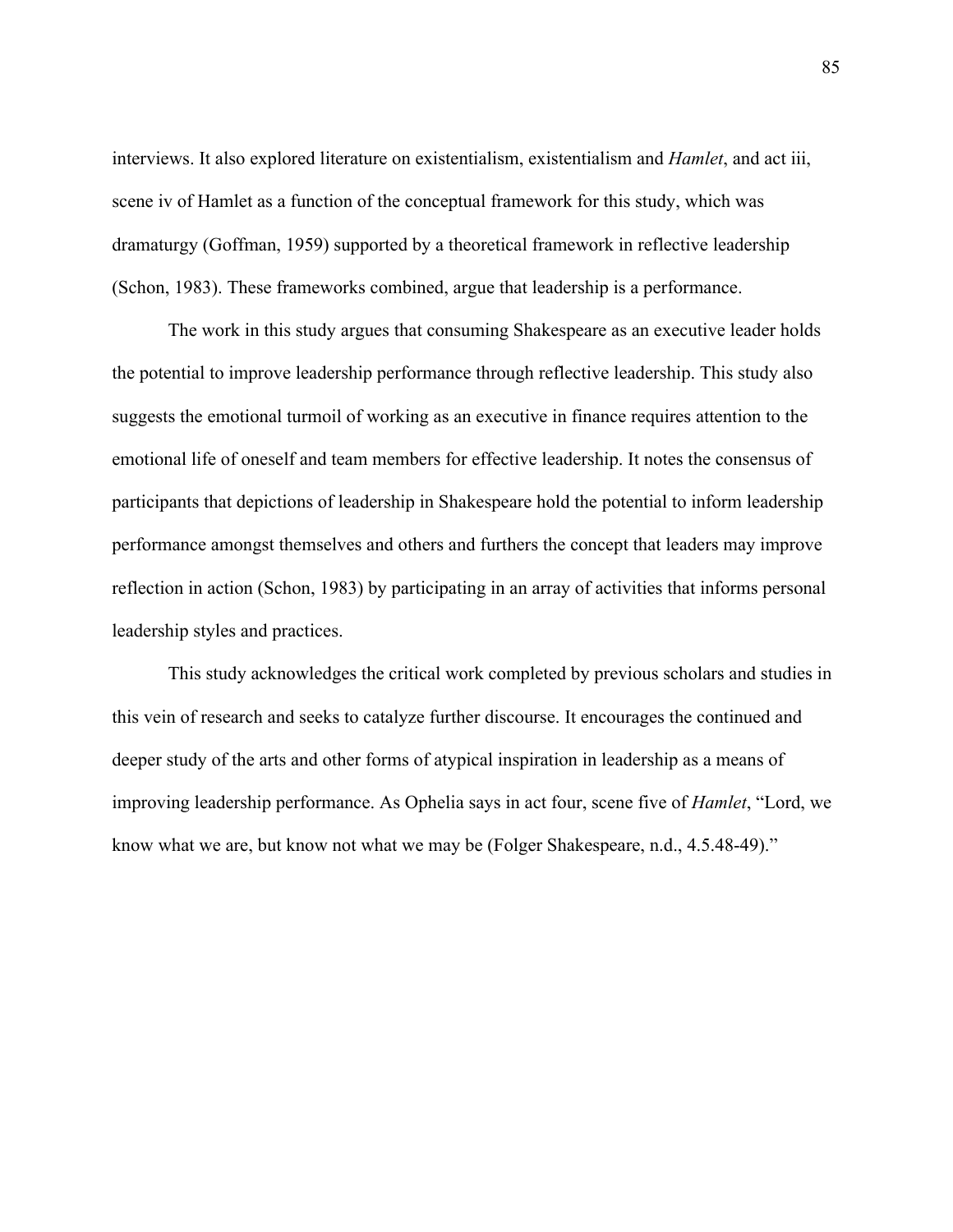interviews. It also explored literature on existentialism, existentialism and *Hamlet*, and act iii, scene iv of Hamlet as a function of the conceptual framework for this study, which was dramaturgy (Goffman, 1959) supported by a theoretical framework in reflective leadership (Schon, 1983). These frameworks combined, argue that leadership is a performance.

The work in this study argues that consuming Shakespeare as an executive leader holds the potential to improve leadership performance through reflective leadership. This study also suggests the emotional turmoil of working as an executive in finance requires attention to the emotional life of oneself and team members for effective leadership. It notes the consensus of participants that depictions of leadership in Shakespeare hold the potential to inform leadership performance amongst themselves and others and furthers the concept that leaders may improve reflection in action (Schon, 1983) by participating in an array of activities that informs personal leadership styles and practices.

This study acknowledges the critical work completed by previous scholars and studies in this vein of research and seeks to catalyze further discourse. It encourages the continued and deeper study of the arts and other forms of atypical inspiration in leadership as a means of improving leadership performance. As Ophelia says in act four, scene five of *Hamlet*, "Lord, we know what we are, but know not what we may be (Folger Shakespeare, n.d., 4.5.48-49)."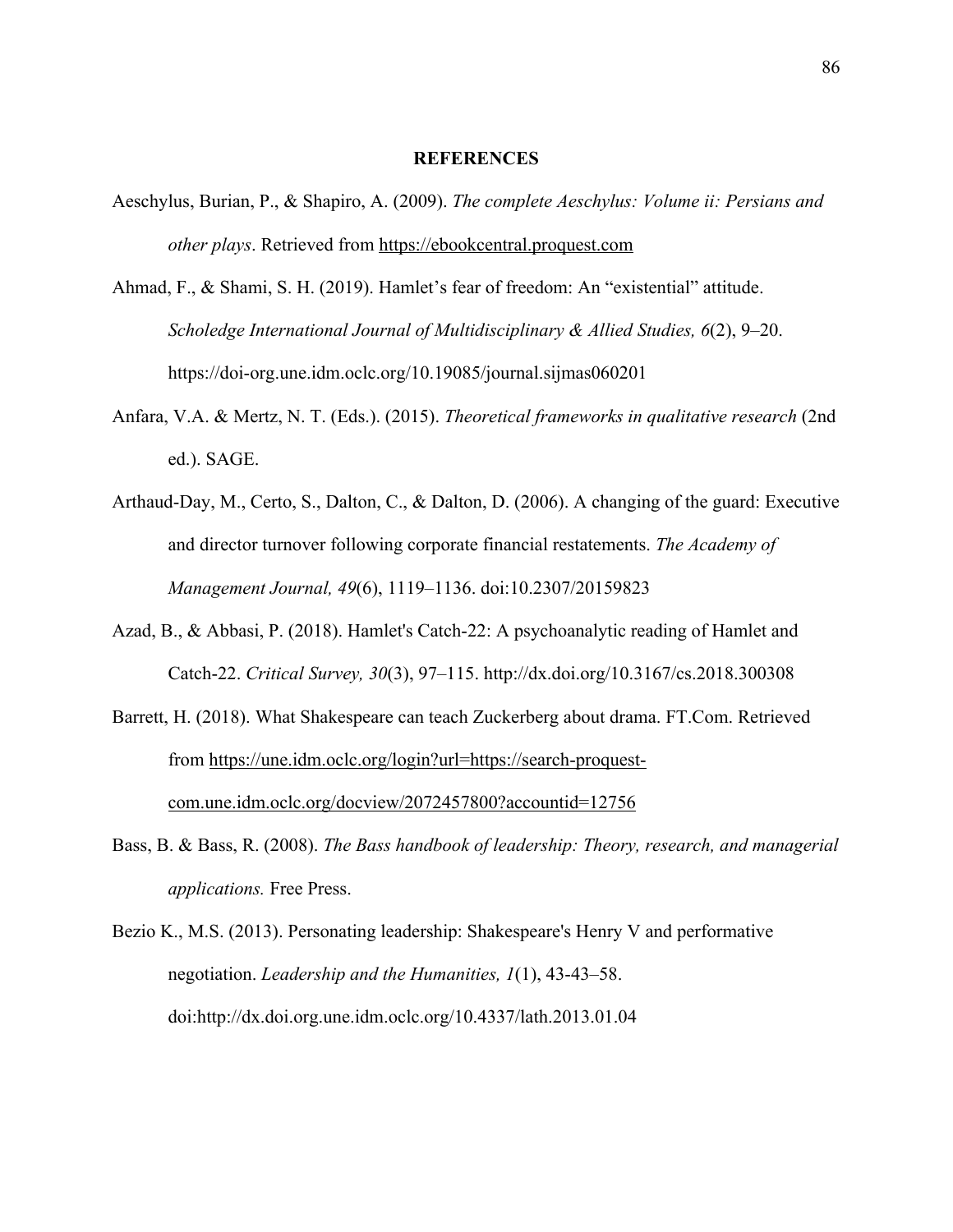**REFERENCES**

Aeschylus, Burian, P., & Shapiro, A. (2009). *The complete Aeschylus: Volume ii: Persians and other plays*. Retrieved from https://ebookcentral.proquest.com

Ahmad, F., & Shami, S. H. (2019). Hamlet's fear of freedom: An "existential" attitude. *Scholedge International Journal of Multidisciplinary & Allied Studies, 6*(2), 9–20. https://doi-org.une.idm.oclc.org/10.19085/journal.sijmas060201

Anfara, V.A. & Mertz, N. T. (Eds.). (2015). *Theoretical frameworks in qualitative research* (2nd ed.). SAGE.

Arthaud-Day, M., Certo, S., Dalton, C., & Dalton, D. (2006). A changing of the guard: Executive and director turnover following corporate financial restatements. *The Academy of Management Journal, 49*(6), 1119–1136. doi:10.2307/20159823

Azad, B., & Abbasi, P. (2018). Hamlet's Catch-22: A psychoanalytic reading of Hamlet and Catch-22. *Critical Survey, 30*(3), 97–115. http://dx.doi.org/10.3167/cs.2018.300308

Barrett, H. (2018). What Shakespeare can teach Zuckerberg about drama. FT.Com. Retrieved from https://une.idm.oclc.org/login?url=https://search-proquest-com.une.idm.oclc.org/docview/2072457800?accountid=12756

Bass, B. & Bass, R. (2008). *The Bass handbook of leadership: Theory, research, and managerial applications.* Free Press.

Bezio K., M.S. (2013). Personating leadership: Shakespeare's Henry V and performative negotiation. *Leadership and the Humanities, 1*(1), 43-43–58. doi:http://dx.doi.org.une.idm.oclc.org/10.4337/lath.2013.01.04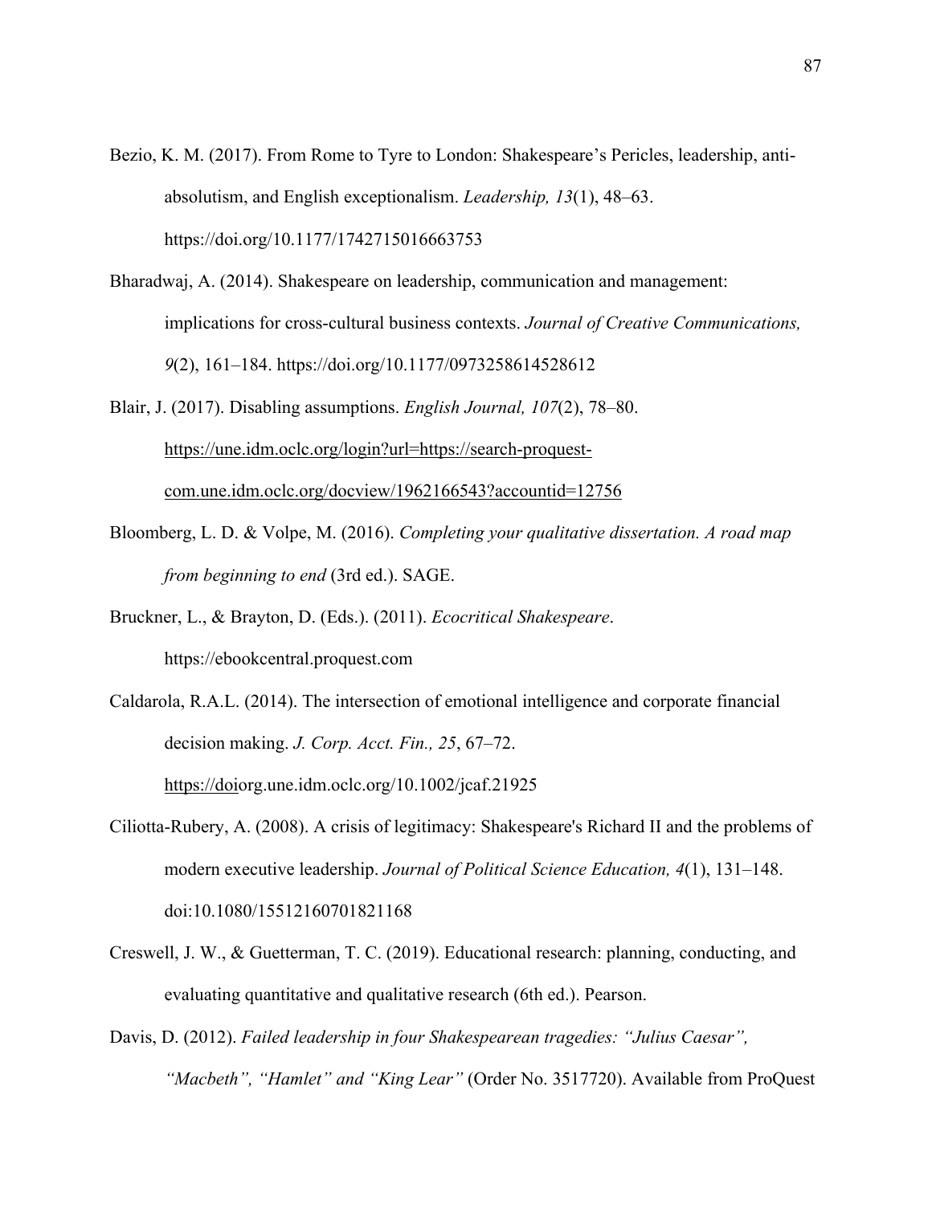Bezio, K. M. (2017). From Rome to Tyre to London: Shakespeare's Pericles, leadership, anti-absolutism, and English exceptionalism. *Leadership, 13*(1), 48–63. https://doi.org/10.1177/1742715016663753

Bharadwaj, A. (2014). Shakespeare on leadership, communication and management: implications for cross-cultural business contexts. *Journal of Creative Communications, 9*(2), 161–184. https://doi.org/10.1177/0973258614528612

Blair, J. (2017). Disabling assumptions. *English Journal, 107*(2), 78–80. https://une.idm.oclc.org/login?url=https://search-proquest-com.une.idm.oclc.org/docview/1962166543?accountid=12756

Bloomberg, L. D. & Volpe, M. (2016). *Completing your qualitative dissertation. A road map from beginning to end* (3rd ed.). SAGE.

Bruckner, L., & Brayton, D. (Eds.). (2011). *Ecocritical Shakespeare*. https://ebookcentral.proquest.com

Caldarola, R.A.L. (2014). The intersection of emotional intelligence and corporate financial decision making. *J. Corp. Acct. Fin., 25*, 67–72. https://doiorg.une.idm.oclc.org/10.1002/jcaf.21925

Ciliotta-Rubery, A. (2008). A crisis of legitimacy: Shakespeare's Richard II and the problems of modern executive leadership. *Journal of Political Science Education, 4*(1), 131–148. doi:10.1080/15512160701821168

Creswell, J. W., & Guetterman, T. C. (2019). Educational research: planning, conducting, and evaluating quantitative and qualitative research (6th ed.). Pearson.

Davis, D. (2012). *Failed leadership in four Shakespearean tragedies: "Julius Caesar", "Macbeth", "Hamlet" and "King Lear"* (Order No. 3517720). Available from ProQuest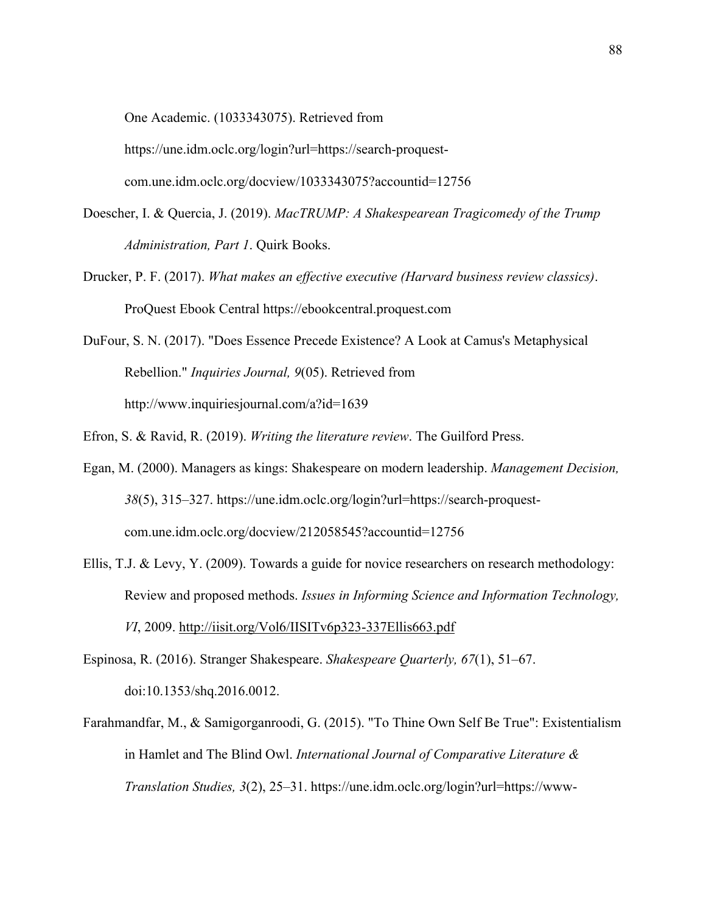One Academic. (1033343075). Retrieved from https://une.idm.oclc.org/login?url=https://search-proquest-com.une.idm.oclc.org/docview/1033343075?accountid=12756

Doescher, I. & Quercia, J. (2019). *MacTRUMP: A Shakespearean Tragicomedy of the Trump Administration, Part 1*. Quirk Books.

Drucker, P. F. (2017). *What makes an effective executive (Harvard business review classics)*. ProQuest Ebook Central https://ebookcentral.proquest.com

DuFour, S. N. (2017). "Does Essence Precede Existence? A Look at Camus's Metaphysical Rebellion." *Inquiries Journal, 9*(05). Retrieved from http://www.inquiriesjournal.com/a?id=1639

Efron, S. & Ravid, R. (2019). *Writing the literature review*. The Guilford Press.

Egan, M. (2000). Managers as kings: Shakespeare on modern leadership. *Management Decision, 38*(5), 315–327. https://une.idm.oclc.org/login?url=https://search-proquest-com.une.idm.oclc.org/docview/212058545?accountid=12756

Ellis, T.J. & Levy, Y. (2009). Towards a guide for novice researchers on research methodology: Review and proposed methods. *Issues in Informing Science and Information Technology, VI*, 2009. http://iisit.org/Vol6/IISITv6p323-337Ellis663.pdf

Espinosa, R. (2016). Stranger Shakespeare. *Shakespeare Quarterly, 67*(1), 51–67. doi:10.1353/shq.2016.0012.

Farahmandfar, M., & Samigorganroodi, G. (2015). "To Thine Own Self Be True": Existentialism in Hamlet and The Blind Owl. *International Journal of Comparative Literature & Translation Studies, 3*(2), 25–31. https://une.idm.oclc.org/login?url=https://www-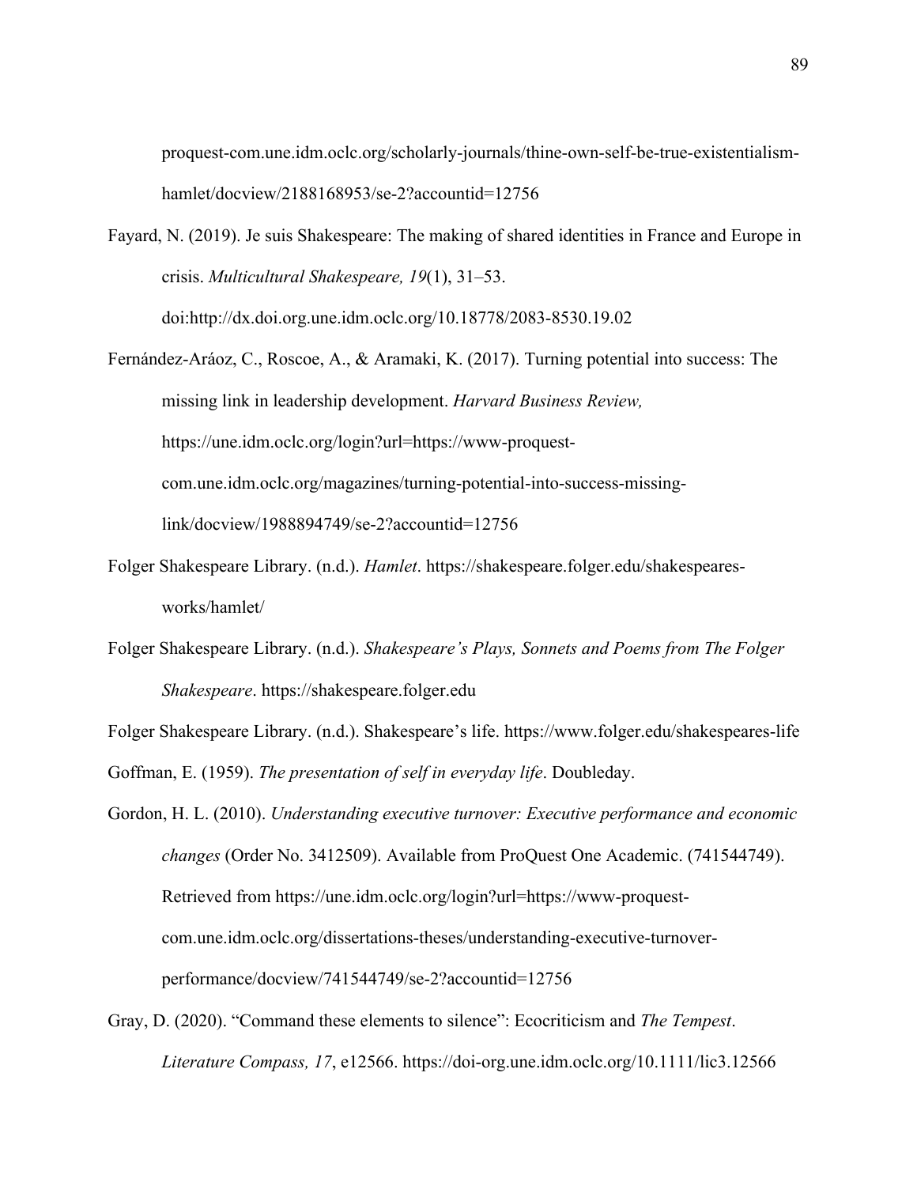proquest-com.une.idm.oclc.org/scholarly-journals/thine-own-self-be-true-existentialism-hamlet/docview/2188168953/se-2?accountid=12756

Fayard, N. (2019). Je suis Shakespeare: The making of shared identities in France and Europe in crisis. *Multicultural Shakespeare, 19*(1), 31–53. doi:http://dx.doi.org.une.idm.oclc.org/10.18778/2083-8530.19.02

Fernández-Aráoz, C., Roscoe, A., & Aramaki, K. (2017). Turning potential into success: The missing link in leadership development. *Harvard Business Review,* https://une.idm.oclc.org/login?url=https://www-proquest-com.une.idm.oclc.org/magazines/turning-potential-into-success-missing-link/docview/1988894749/se-2?accountid=12756

Folger Shakespeare Library. (n.d.). *Hamlet*. https://shakespeare.folger.edu/shakespeares-works/hamlet/

Folger Shakespeare Library. (n.d.). *Shakespeare's Plays, Sonnets and Poems from The Folger Shakespeare*. https://shakespeare.folger.edu

Folger Shakespeare Library. (n.d.). Shakespeare's life. https://www.folger.edu/shakespeares-life

Goffman, E. (1959). *The presentation of self in everyday life*. Doubleday.

Gordon, H. L. (2010). *Understanding executive turnover: Executive performance and economic changes* (Order No. 3412509). Available from ProQuest One Academic. (741544749). Retrieved from https://une.idm.oclc.org/login?url=https://www-proquest-com.une.idm.oclc.org/dissertations-theses/understanding-executive-turnover-performance/docview/741544749/se-2?accountid=12756

Gray, D. (2020). "Command these elements to silence": Ecocriticism and *The Tempest*. *Literature Compass, 17*, e12566. https://doi-org.une.idm.oclc.org/10.1111/lic3.12566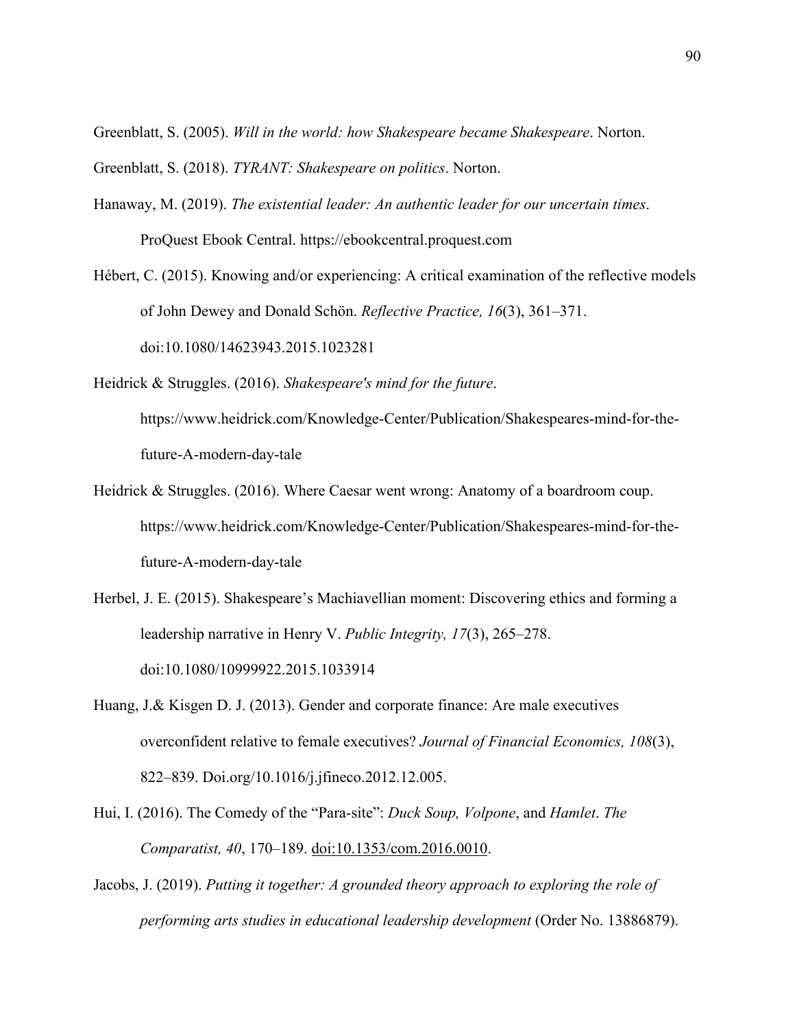Greenblatt, S. (2005). *Will in the world: how Shakespeare became Shakespeare*. Norton.

Greenblatt, S. (2018). *TYRANT: Shakespeare on politics*. Norton.

Hanaway, M. (2019). *The existential leader: An authentic leader for our uncertain times*. ProQuest Ebook Central. https://ebookcentral.proquest.com

Hébert, C. (2015). Knowing and/or experiencing: A critical examination of the reflective models of John Dewey and Donald Schön. *Reflective Practice, 16*(3), 361–371. doi:10.1080/14623943.2015.1023281

Heidrick & Struggles. (2016). *Shakespeare's mind for the future*. https://www.heidrick.com/Knowledge-Center/Publication/Shakespeares-mind-for-the-future-A-modern-day-tale

Heidrick & Struggles. (2016). Where Caesar went wrong: Anatomy of a boardroom coup. https://www.heidrick.com/Knowledge-Center/Publication/Shakespeares-mind-for-the-future-A-modern-day-tale

Herbel, J. E. (2015). Shakespeare's Machiavellian moment: Discovering ethics and forming a leadership narrative in Henry V. *Public Integrity, 17*(3), 265–278. doi:10.1080/10999922.2015.1033914

Huang, J.& Kisgen D. J. (2013). Gender and corporate finance: Are male executives overconfident relative to female executives? *Journal of Financial Economics, 108*(3), 822–839. Doi.org/10.1016/j.jfineco.2012.12.005.

Hui, I. (2016). The Comedy of the "Para-site": *Duck Soup, Volpone*, and *Hamlet*. *The Comparatist, 40*, 170–189. doi:10.1353/com.2016.0010.

Jacobs, J. (2019). *Putting it together: A grounded theory approach to exploring the role of performing arts studies in educational leadership development* (Order No. 13886879).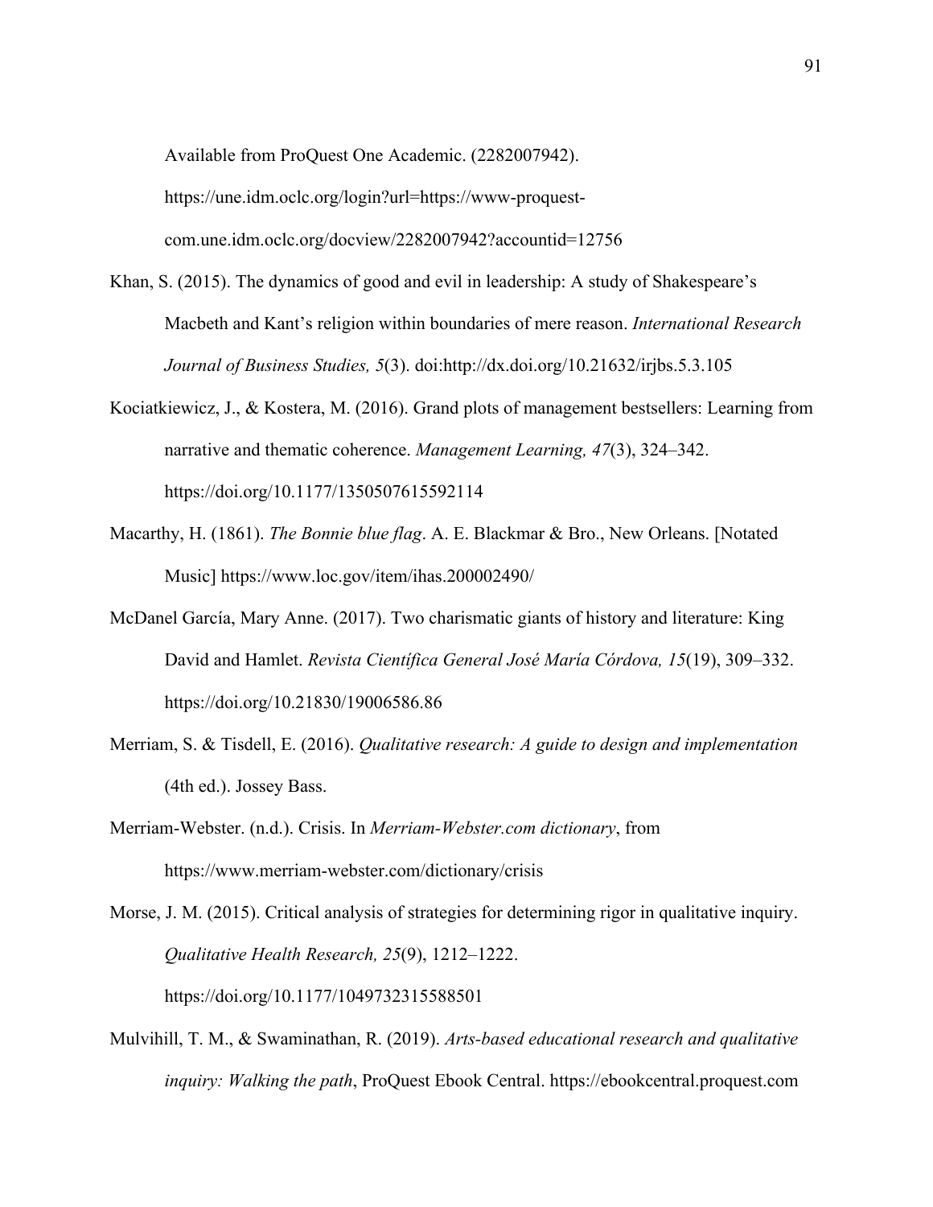Available from ProQuest One Academic. (2282007942). https://une.idm.oclc.org/login?url=https://www-proquest-com.une.idm.oclc.org/docview/2282007942?accountid=12756

Khan, S. (2015). The dynamics of good and evil in leadership: A study of Shakespeare's Macbeth and Kant's religion within boundaries of mere reason. *International Research Journal of Business Studies, 5*(3). doi:http://dx.doi.org/10.21632/irjbs.5.3.105

Kociatkiewicz, J., & Kostera, M. (2016). Grand plots of management bestsellers: Learning from narrative and thematic coherence. *Management Learning, 47*(3), 324–342. https://doi.org/10.1177/1350507615592114

Macarthy, H. (1861). *The Bonnie blue flag*. A. E. Blackmar & Bro., New Orleans. [Notated Music] https://www.loc.gov/item/ihas.200002490/

McDanel García, Mary Anne. (2017). Two charismatic giants of history and literature: King David and Hamlet. *Revista Científica General José María Córdova, 15*(19), 309–332. https://doi.org/10.21830/19006586.86

Merriam, S. & Tisdell, E. (2016). *Qualitative research: A guide to design and implementation* (4th ed.). Jossey Bass.

Merriam-Webster. (n.d.). Crisis. In *Merriam-Webster.com dictionary*, from https://www.merriam-webster.com/dictionary/crisis

Morse, J. M. (2015). Critical analysis of strategies for determining rigor in qualitative inquiry. *Qualitative Health Research, 25*(9), 1212–1222. https://doi.org/10.1177/1049732315588501

Mulvihill, T. M., & Swaminathan, R. (2019). *Arts-based educational research and qualitative inquiry: Walking the path*, ProQuest Ebook Central. https://ebookcentral.proquest.com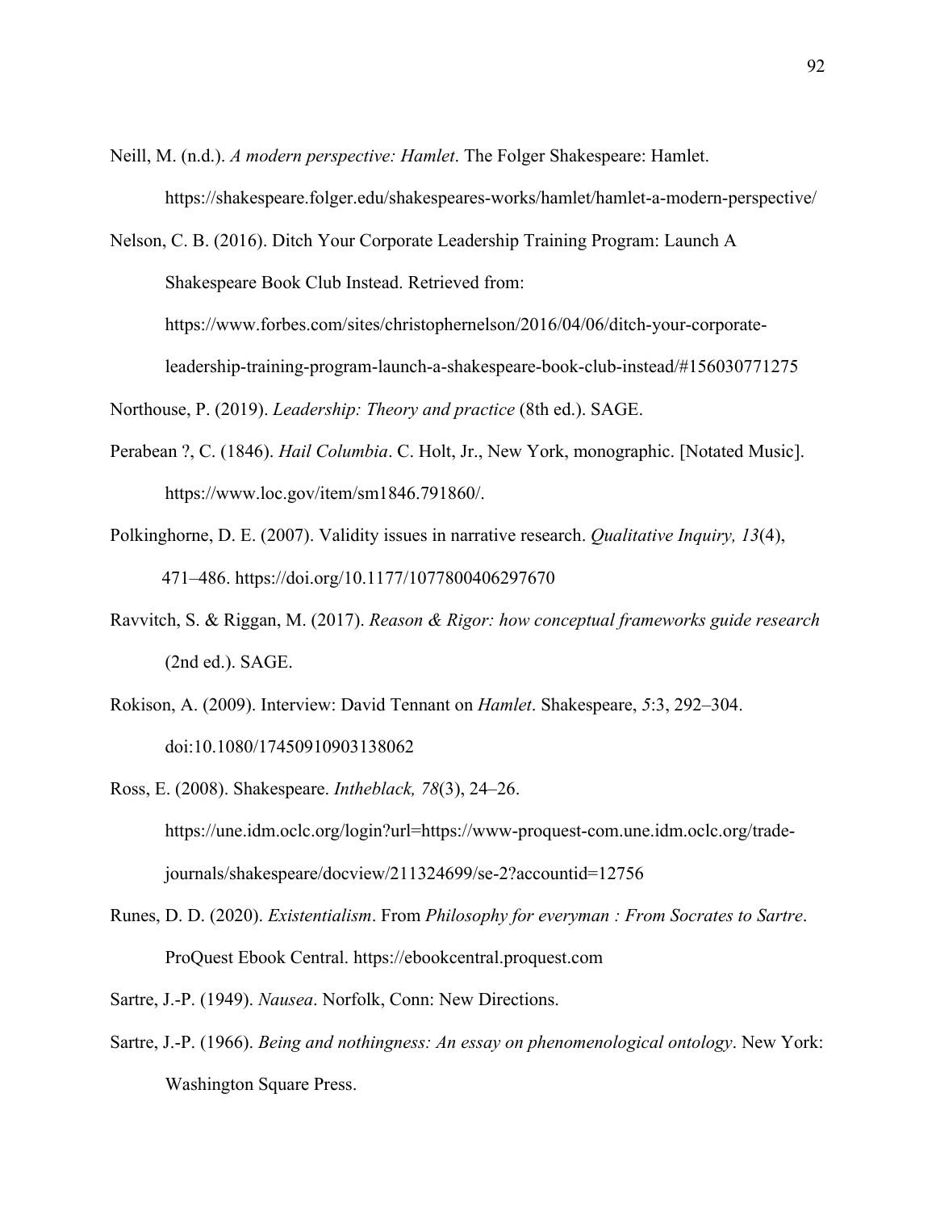Neill, M. (n.d.). *A modern perspective: Hamlet*. The Folger Shakespeare: Hamlet. https://shakespeare.folger.edu/shakespeares-works/hamlet/hamlet-a-modern-perspective/

Nelson, C. B. (2016). Ditch Your Corporate Leadership Training Program: Launch A Shakespeare Book Club Instead. Retrieved from: https://www.forbes.com/sites/christophernelson/2016/04/06/ditch-your-corporate-leadership-training-program-launch-a-shakespeare-book-club-instead/#156030771275

Northouse, P. (2019). *Leadership: Theory and practice* (8th ed.). SAGE.

Perabean ?, C. (1846). *Hail Columbia*. C. Holt, Jr., New York, monographic. [Notated Music]. https://www.loc.gov/item/sm1846.791860/.

Polkinghorne, D. E. (2007). Validity issues in narrative research. *Qualitative Inquiry, 13*(4), 471–486. https://doi.org/10.1177/1077800406297670

Ravvitch, S. & Riggan, M. (2017). *Reason & Rigor: how conceptual frameworks guide research* (2nd ed.). SAGE.

Rokison, A. (2009). Interview: David Tennant on *Hamlet*. Shakespeare, *5*:3, 292–304. doi:10.1080/17450910903138062

Ross, E. (2008). Shakespeare. *Intheblack, 78*(3), 24–26. https://une.idm.oclc.org/login?url=https://www-proquest-com.une.idm.oclc.org/trade-journals/shakespeare/docview/211324699/se-2?accountid=12756

Runes, D. D. (2020). *Existentialism*. From *Philosophy for everyman : From Socrates to Sartre*. ProQuest Ebook Central. https://ebookcentral.proquest.com

Sartre, J.-P. (1949). *Nausea*. Norfolk, Conn: New Directions.

Sartre, J.-P. (1966). *Being and nothingness: An essay on phenomenological ontology*. New York: Washington Square Press.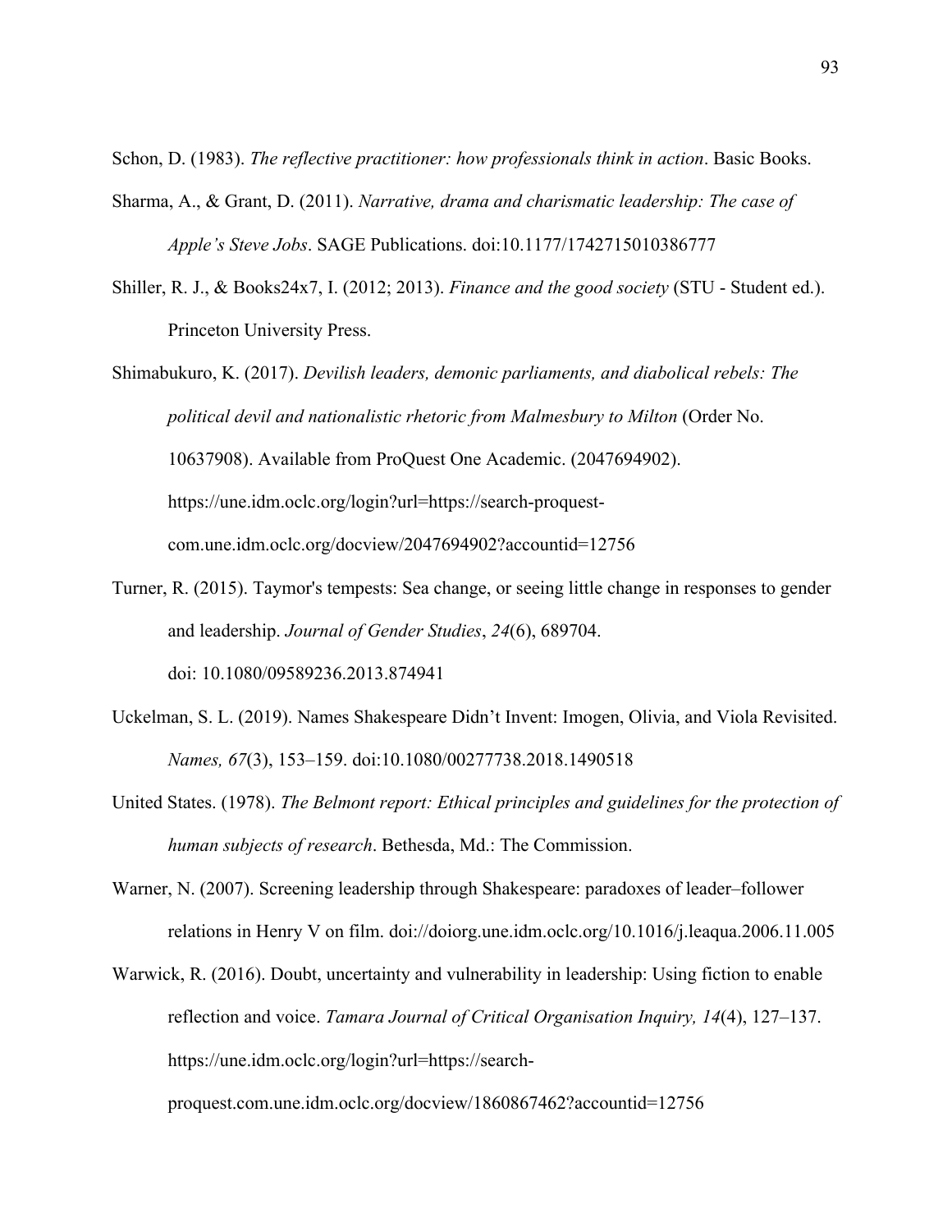Schon, D. (1983). *The reflective practitioner: how professionals think in action*. Basic Books.

Sharma, A., & Grant, D. (2011). *Narrative, drama and charismatic leadership: The case of Apple's Steve Jobs*. SAGE Publications. doi:10.1177/1742715010386777

Shiller, R. J., & Books24x7, I. (2012; 2013). *Finance and the good society* (STU - Student ed.). Princeton University Press.

Shimabukuro, K. (2017). *Devilish leaders, demonic parliaments, and diabolical rebels: The political devil and nationalistic rhetoric from Malmesbury to Milton* (Order No. 10637908). Available from ProQuest One Academic. (2047694902). https://une.idm.oclc.org/login?url=https://search-proquest-com.une.idm.oclc.org/docview/2047694902?accountid=12756

Turner, R. (2015). Taymor's tempests: Sea change, or seeing little change in responses to gender and leadership. *Journal of Gender Studies*, *24*(6), 689704. doi: 10.1080/09589236.2013.874941

Uckelman, S. L. (2019). Names Shakespeare Didn't Invent: Imogen, Olivia, and Viola Revisited. *Names, 67*(3), 153–159. doi:10.1080/00277738.2018.1490518

United States. (1978). *The Belmont report: Ethical principles and guidelines for the protection of human subjects of research*. Bethesda, Md.: The Commission.

Warner, N. (2007). Screening leadership through Shakespeare: paradoxes of leader–follower relations in Henry V on film. doi://doiorg.une.idm.oclc.org/10.1016/j.leaqua.2006.11.005

Warwick, R. (2016). Doubt, uncertainty and vulnerability in leadership: Using fiction to enable reflection and voice. *Tamara Journal of Critical Organisation Inquiry, 14*(4), 127–137. https://une.idm.oclc.org/login?url=https://search-proquest.com.une.idm.oclc.org/docview/1860867462?accountid=12756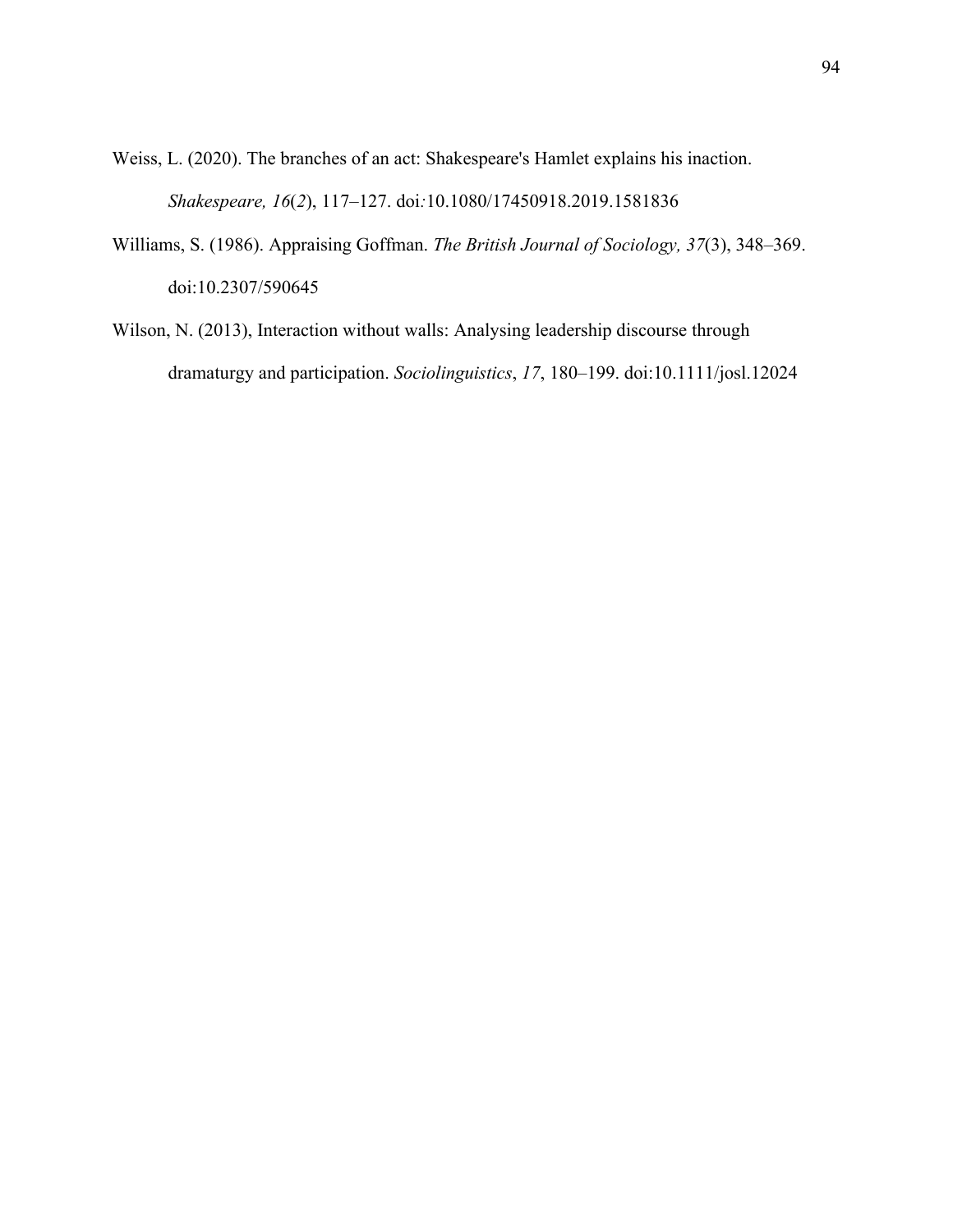Weiss, L. (2020). The branches of an act: Shakespeare's Hamlet explains his inaction. *Shakespeare, 16*(*2*), 117–127. doi*:*10.1080/17450918.2019.1581836

Williams, S. (1986). Appraising Goffman. *The British Journal of Sociology, 37*(3), 348–369. doi:10.2307/590645

Wilson, N. (2013), Interaction without walls: Analysing leadership discourse through dramaturgy and participation. *Sociolinguistics*, *17*, 180–199. doi:10.1111/josl.12024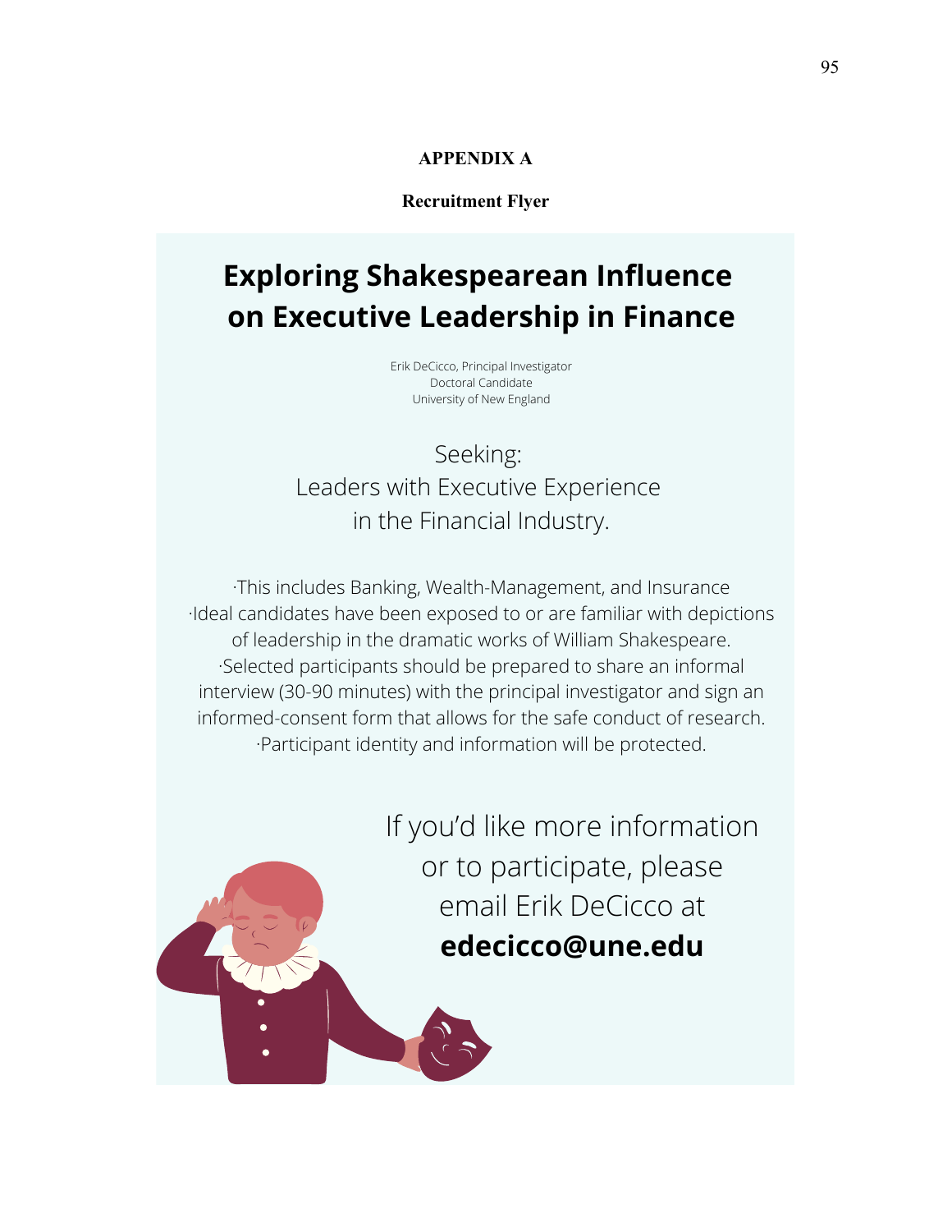## APPENDIX A

### Recruitment Flyer

# Exploring Shakespearean Influence on Executive Leadership in Finance

Erik DeCicco, Principal Investigator
Doctoral Candidate
University of New England

Seeking:
Leaders with Executive Experience
in the Financial Industry.

·This includes Banking, Wealth-Management, and Insurance
·Ideal candidates have been exposed to or are familiar with depictions of leadership in the dramatic works of William Shakespeare.
·Selected participants should be prepared to share an informal interview (30-90 minutes) with the principal investigator and sign an informed-consent form that allows for the safe conduct of research.
·Participant identity and information will be protected.

If you'd like more information or to participate, please email Erik DeCicco at **edecicco@une.edu**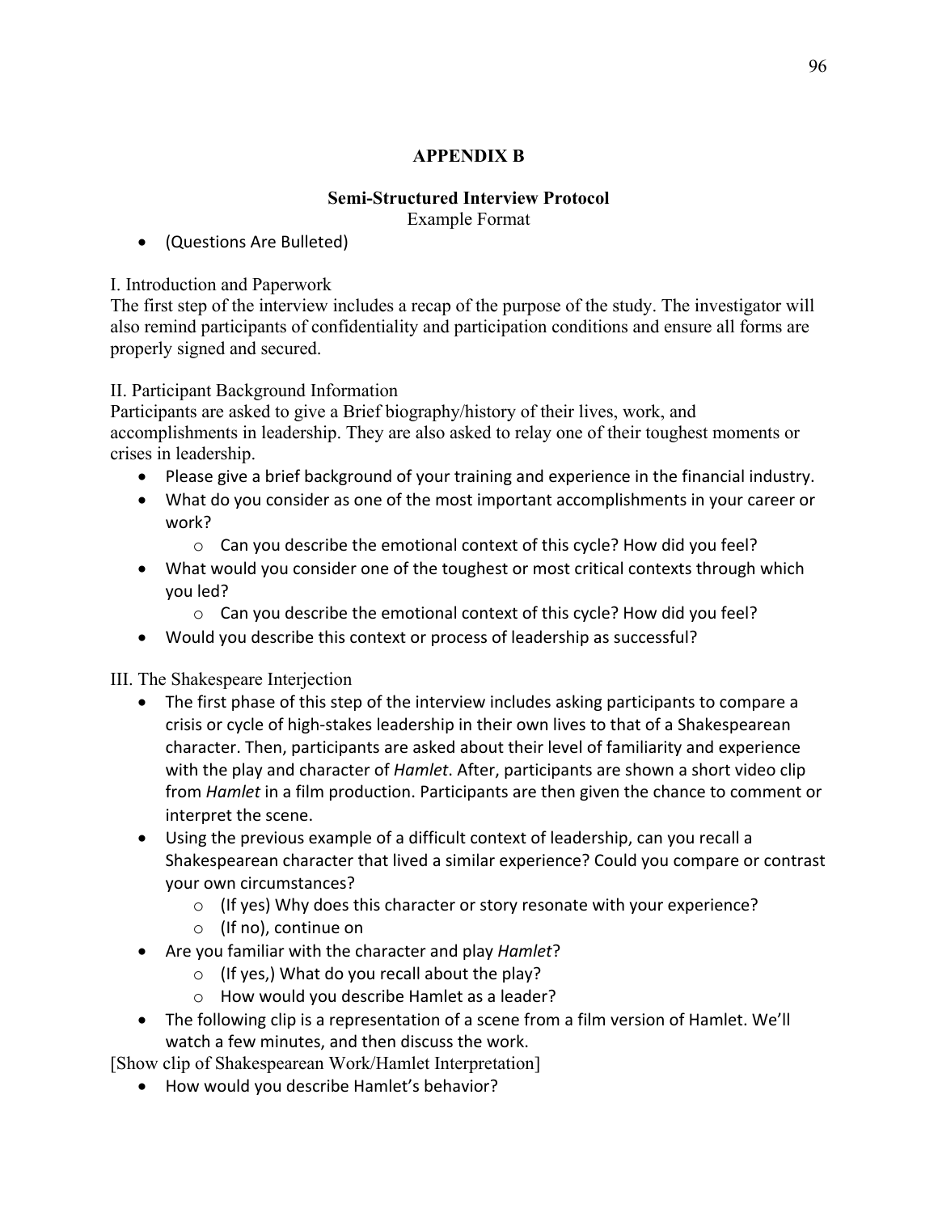## APPENDIX B

### Semi-Structured Interview Protocol

Example Format

- (Questions Are Bulleted)

I. Introduction and Paperwork

The first step of the interview includes a recap of the purpose of the study. The investigator will also remind participants of confidentiality and participation conditions and ensure all forms are properly signed and secured.

II. Participant Background Information

Participants are asked to give a Brief biography/history of their lives, work, and accomplishments in leadership. They are also asked to relay one of their toughest moments or crises in leadership.

- Please give a brief background of your training and experience in the financial industry.
- What do you consider as one of the most important accomplishments in your career or work?
    - Can you describe the emotional context of this cycle? How did you feel?
- What would you consider one of the toughest or most critical contexts through which you led?
    - Can you describe the emotional context of this cycle? How did you feel?
- Would you describe this context or process of leadership as successful?

III. The Shakespeare Interjection

- The first phase of this step of the interview includes asking participants to compare a crisis or cycle of high-stakes leadership in their own lives to that of a Shakespearean character. Then, participants are asked about their level of familiarity and experience with the play and character of *Hamlet*. After, participants are shown a short video clip from *Hamlet* in a film production. Participants are then given the chance to comment or interpret the scene.
- Using the previous example of a difficult context of leadership, can you recall a Shakespearean character that lived a similar experience? Could you compare or contrast your own circumstances?
    - (If yes) Why does this character or story resonate with your experience?
    - (If no), continue on
- Are you familiar with the character and play *Hamlet*?
    - (If yes,) What do you recall about the play?
    - How would you describe Hamlet as a leader?
- The following clip is a representation of a scene from a film version of Hamlet. We'll watch a few minutes, and then discuss the work.

[Show clip of Shakespearean Work/Hamlet Interpretation]

- How would you describe Hamlet's behavior?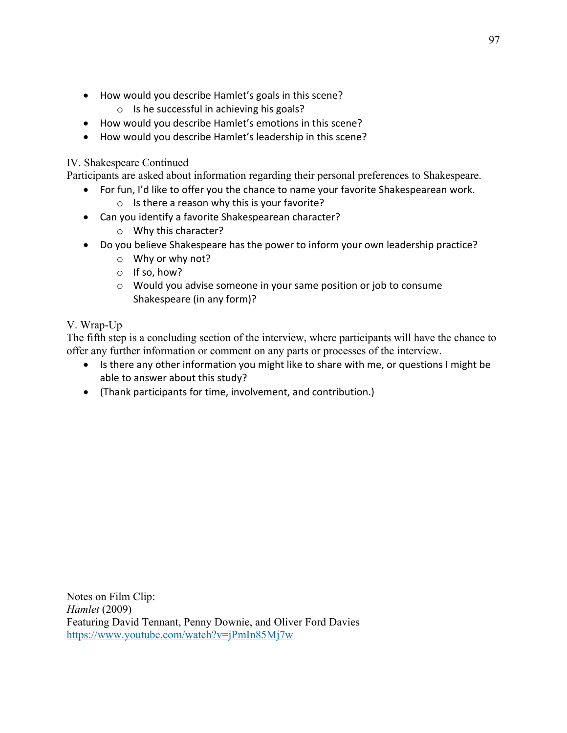- How would you describe Hamlet's goals in this scene?
    - Is he successful in achieving his goals?
- How would you describe Hamlet's emotions in this scene?
- How would you describe Hamlet's leadership in this scene?

IV. Shakespeare Continued

Participants are asked about information regarding their personal preferences to Shakespeare.

- For fun, I'd like to offer you the chance to name your favorite Shakespearean work.
    - Is there a reason why this is your favorite?
- Can you identify a favorite Shakespearean character?
    - Why this character?
- Do you believe Shakespeare has the power to inform your own leadership practice?
    - Why or why not?
    - If so, how?
    - Would you advise someone in your same position or job to consume Shakespeare (in any form)?

V. Wrap-Up

The fifth step is a concluding section of the interview, where participants will have the chance to offer any further information or comment on any parts or processes of the interview.

- Is there any other information you might like to share with me, or questions I might be able to answer about this study?
- (Thank participants for time, involvement, and contribution.)

Notes on Film Clip:
*Hamlet* (2009)
Featuring David Tennant, Penny Downie, and Oliver Ford Davies
https://www.youtube.com/watch?v=jPmIn85Mj7w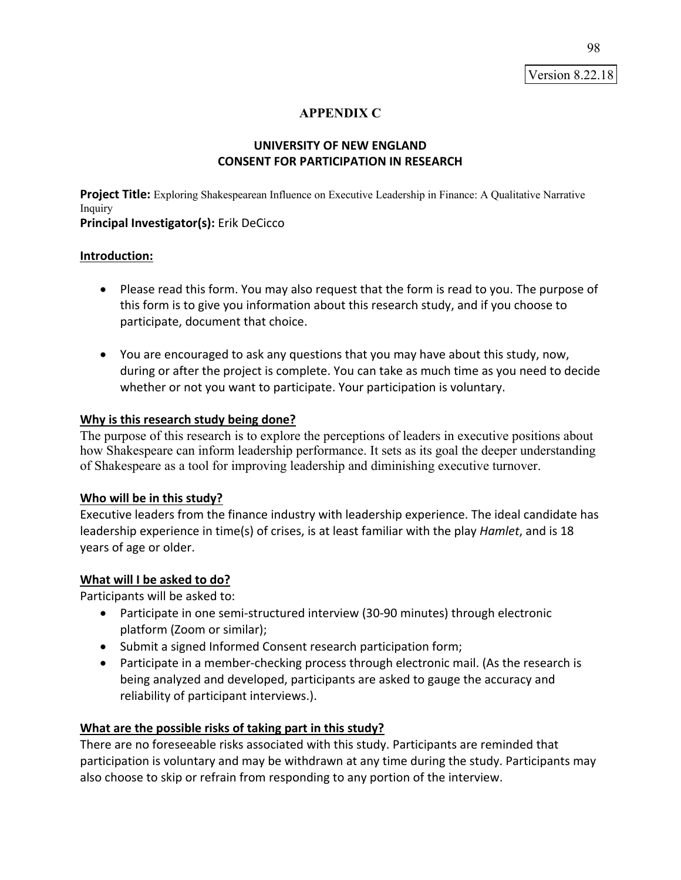Version 8.22.18

# APPENDIX C

## UNIVERSITY OF NEW ENGLAND
## CONSENT FOR PARTICIPATION IN RESEARCH

**Project Title:** Exploring Shakespearean Influence on Executive Leadership in Finance: A Qualitative Narrative Inquiry
**Principal Investigator(s):** Erik DeCicco

**Introduction:**

- Please read this form. You may also request that the form is read to you. The purpose of this form is to give you information about this research study, and if you choose to participate, document that choice.

- You are encouraged to ask any questions that you may have about this study, now, during or after the project is complete. You can take as much time as you need to decide whether or not you want to participate. Your participation is voluntary.

**Why is this research study being done?**

The purpose of this research is to explore the perceptions of leaders in executive positions about how Shakespeare can inform leadership performance. It sets as its goal the deeper understanding of Shakespeare as a tool for improving leadership and diminishing executive turnover.

**Who will be in this study?**

Executive leaders from the finance industry with leadership experience. The ideal candidate has leadership experience in time(s) of crises, is at least familiar with the play *Hamlet*, and is 18 years of age or older.

**What will I be asked to do?**

Participants will be asked to:

- Participate in one semi-structured interview (30-90 minutes) through electronic platform (Zoom or similar);
- Submit a signed Informed Consent research participation form;
- Participate in a member-checking process through electronic mail. (As the research is being analyzed and developed, participants are asked to gauge the accuracy and reliability of participant interviews.).

**What are the possible risks of taking part in this study?**

There are no foreseeable risks associated with this study. Participants are reminded that participation is voluntary and may be withdrawn at any time during the study. Participants may also choose to skip or refrain from responding to any portion of the interview.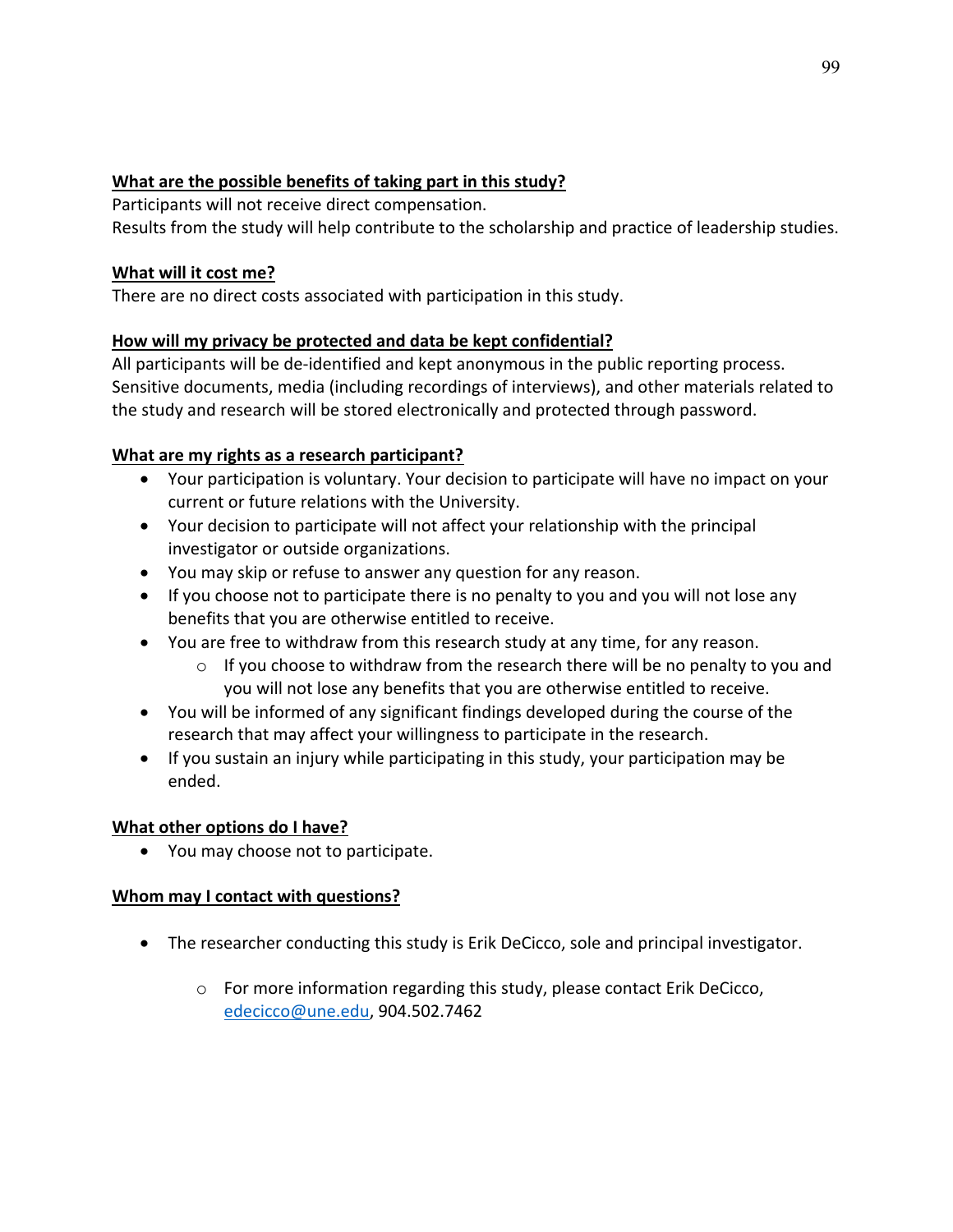**What are the possible benefits of taking part in this study?**

Participants will not receive direct compensation.
Results from the study will help contribute to the scholarship and practice of leadership studies.

**What will it cost me?**

There are no direct costs associated with participation in this study.

**How will my privacy be protected and data be kept confidential?**

All participants will be de-identified and kept anonymous in the public reporting process. Sensitive documents, media (including recordings of interviews), and other materials related to the study and research will be stored electronically and protected through password.

**What are my rights as a research participant?**

- Your participation is voluntary. Your decision to participate will have no impact on your current or future relations with the University.
- Your decision to participate will not affect your relationship with the principal investigator or outside organizations.
- You may skip or refuse to answer any question for any reason.
- If you choose not to participate there is no penalty to you and you will not lose any benefits that you are otherwise entitled to receive.
- You are free to withdraw from this research study at any time, for any reason.
  - If you choose to withdraw from the research there will be no penalty to you and you will not lose any benefits that you are otherwise entitled to receive.
- You will be informed of any significant findings developed during the course of the research that may affect your willingness to participate in the research.
- If you sustain an injury while participating in this study, your participation may be ended.

**What other options do I have?**

- You may choose not to participate.

**Whom may I contact with questions?**

- The researcher conducting this study is Erik DeCicco, sole and principal investigator.
  - For more information regarding this study, please contact Erik DeCicco, edecicco@une.edu, 904.502.7462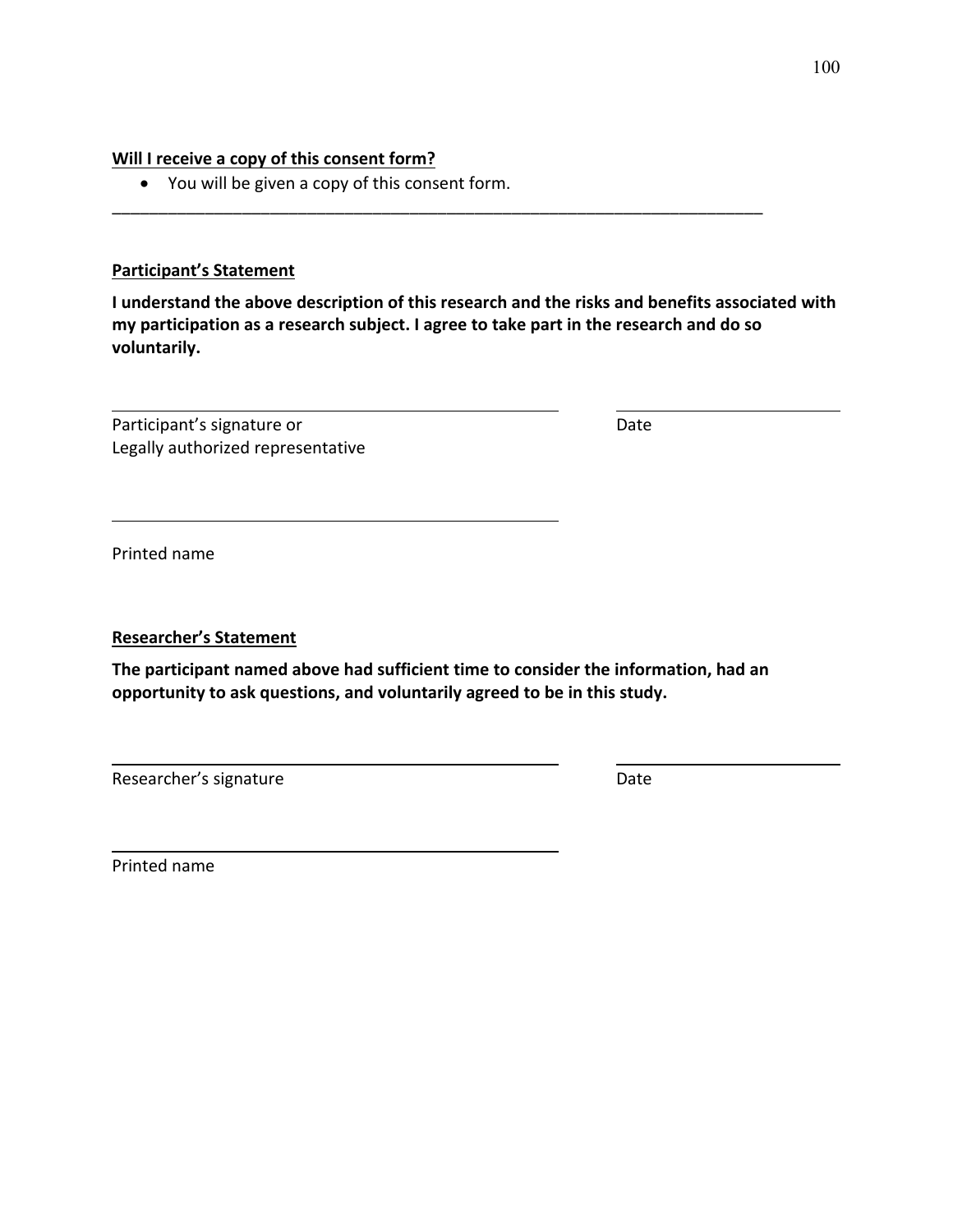**Will I receive a copy of this consent form?**

- You will be given a copy of this consent form.

---

**Participant's Statement**

**I understand the above description of this research and the risks and benefits associated with my participation as a research subject. I agree to take part in the research and do so voluntarily.**

\_\_\_\_\_\_\_\_\_\_\_\_\_\_\_\_\_\_\_\_\_\_\_\_\_\_\_\_\_\_\_\_\_\_\_\_\_\_\_\_ \_\_\_\_\_\_\_\_\_\_\_\_\_\_\_\_\_\_\_\_

Participant's signature or
Legally authorized representative

Date

\_\_\_\_\_\_\_\_\_\_\_\_\_\_\_\_\_\_\_\_\_\_\_\_\_\_\_\_\_\_\_\_\_\_\_\_\_\_\_\_

Printed name

**Researcher's Statement**

**The participant named above had sufficient time to consider the information, had an opportunity to ask questions, and voluntarily agreed to be in this study.**

\_\_\_\_\_\_\_\_\_\_\_\_\_\_\_\_\_\_\_\_\_\_\_\_\_\_\_\_\_\_\_\_\_\_\_\_\_\_\_\_ \_\_\_\_\_\_\_\_\_\_\_\_\_\_\_\_\_\_\_\_

Researcher's signature

Date

\_\_\_\_\_\_\_\_\_\_\_\_\_\_\_\_\_\_\_\_\_\_\_\_\_\_\_\_\_\_\_\_\_\_\_\_\_\_\_\_

Printed name